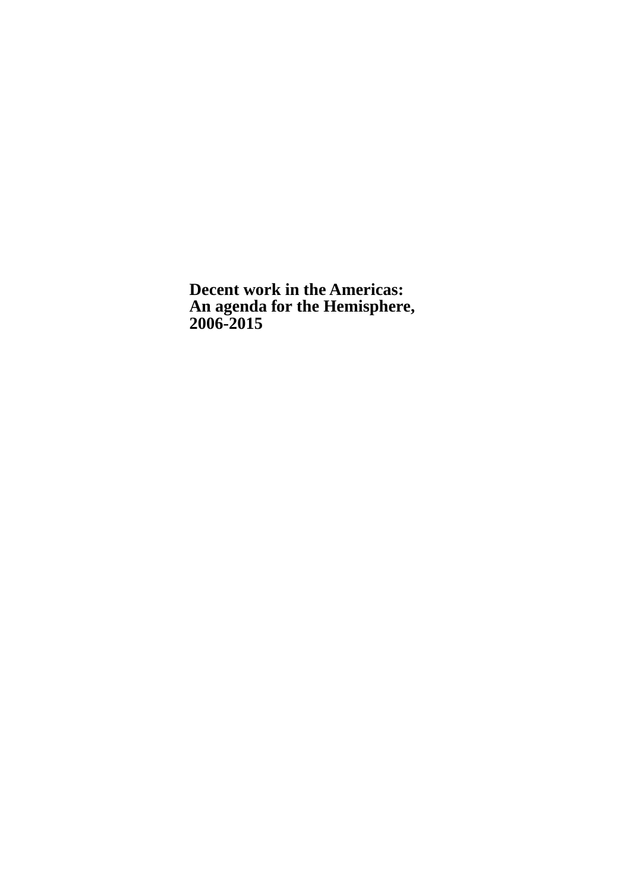# Decent work in the Americas: An agenda for the Hemisphere, 2006-2015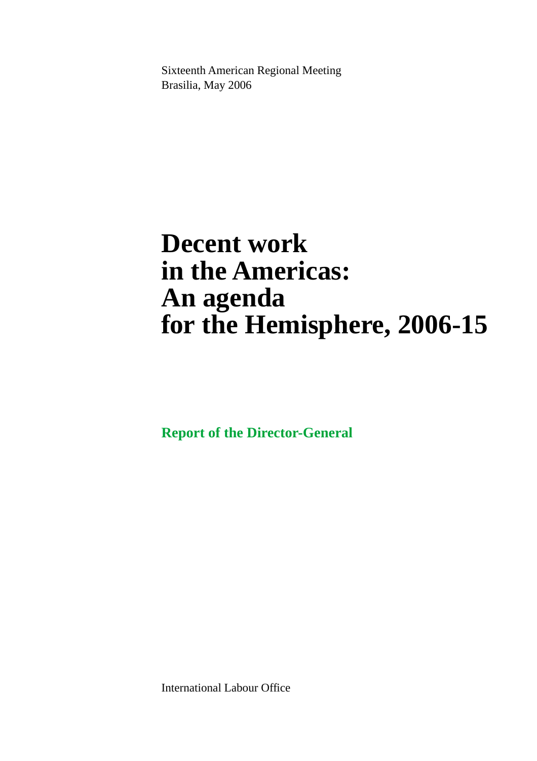Sixteenth American Regional Meeting
Brasilia, May 2006

# Decent work in the Americas: An agenda for the Hemisphere, 2006-15

**Report of the Director-General**

International Labour Office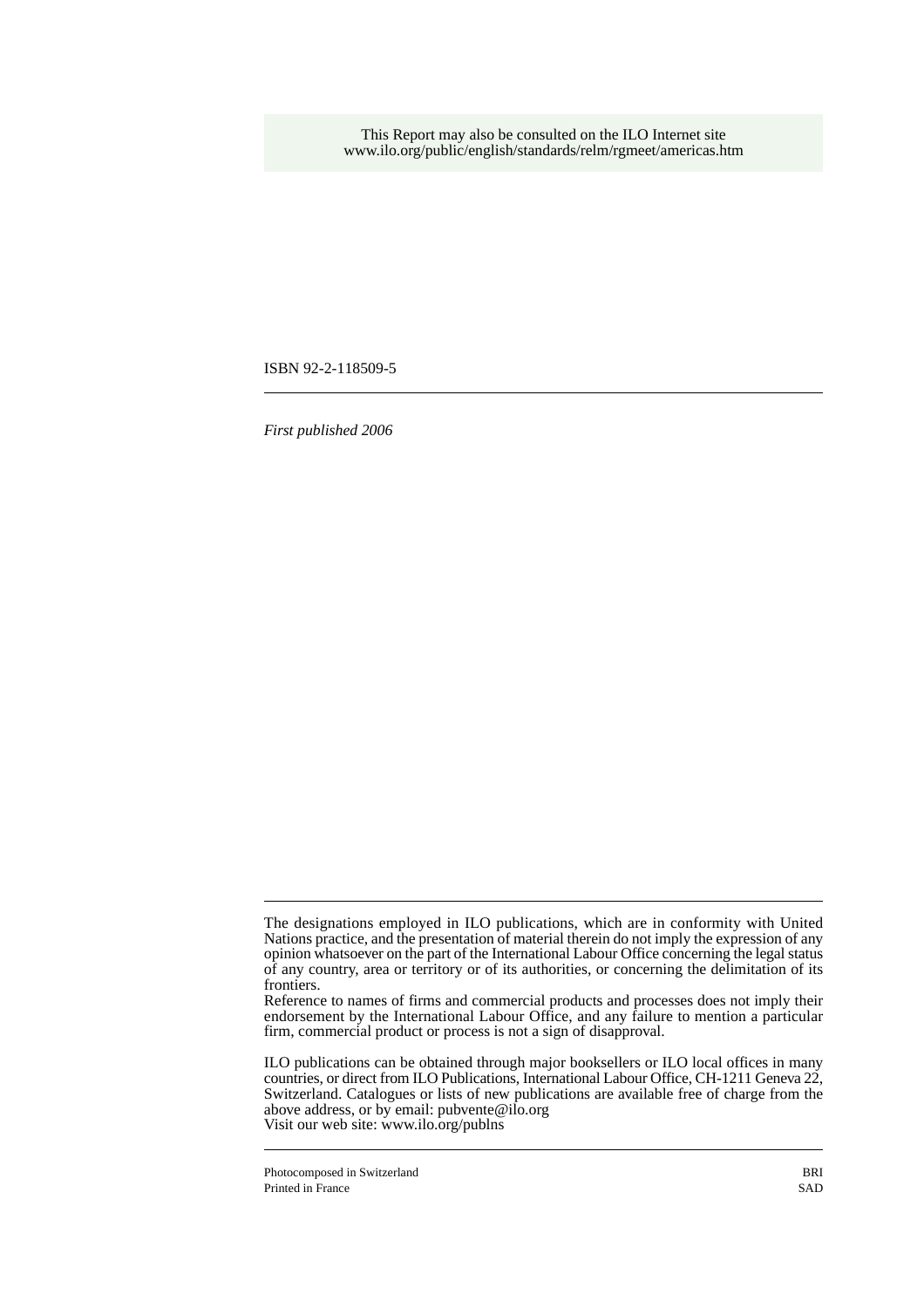This Report may also be consulted on the ILO Internet site
www.ilo.org/public/english/standards/relm/rgmeet/americas.htm

ISBN 92-2-118509-5

---

*First published 2006*

---

The designations employed in ILO publications, which are in conformity with United Nations practice, and the presentation of material therein do not imply the expression of any opinion whatsoever on the part of the International Labour Office concerning the legal status of any country, area or territory or of its authorities, or concerning the delimitation of its frontiers.
Reference to names of firms and commercial products and processes does not imply their endorsement by the International Labour Office, and any failure to mention a particular firm, commercial product or process is not a sign of disapproval.

ILO publications can be obtained through major booksellers or ILO local offices in many countries, or direct from ILO Publications, International Labour Office, CH-1211 Geneva 22, Switzerland. Catalogues or lists of new publications are available free of charge from the above address, or by email: pubvente@ilo.org
Visit our web site: www.ilo.org/publns

---

Photocomposed in Switzerland BRI
Printed in France SAD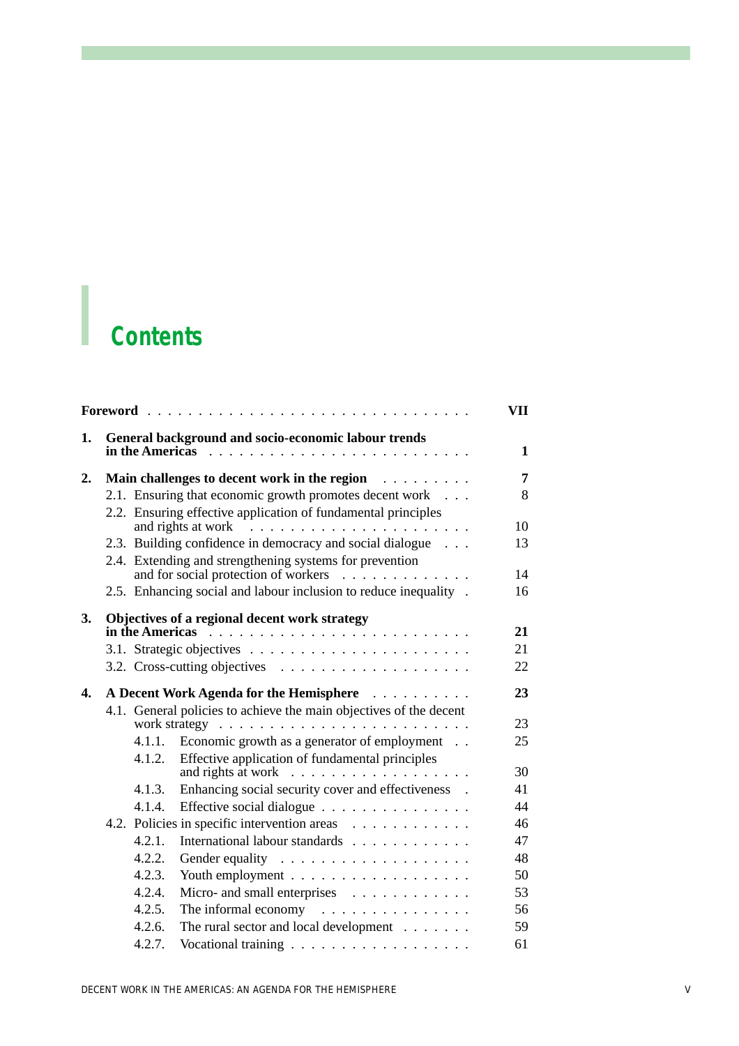# Contents

| | |
|---|---|
| **Foreword** | **VII** |
| **1. General background and socio-economic labour trends in the Americas** | **1** |
| **2. Main challenges to decent work in the region** | **7** |
| 2.1. Ensuring that economic growth promotes decent work | 8 |
| 2.2. Ensuring effective application of fundamental principles and rights at work | 10 |
| 2.3. Building confidence in democracy and social dialogue | 13 |
| 2.4. Extending and strengthening systems for prevention and for social protection of workers | 14 |
| 2.5. Enhancing social and labour inclusion to reduce inequality | 16 |
| **3. Objectives of a regional decent work strategy in the Americas** | **21** |
| 3.1. Strategic objectives | 21 |
| 3.2. Cross-cutting objectives | 22 |
| **4. A Decent Work Agenda for the Hemisphere** | **23** |
| 4.1. General policies to achieve the main objectives of the decent work strategy | 23 |
| 4.1.1. Economic growth as a generator of employment | 25 |
| 4.1.2. Effective application of fundamental principles and rights at work | 30 |
| 4.1.3. Enhancing social security cover and effectiveness | 41 |
| 4.1.4. Effective social dialogue | 44 |
| 4.2. Policies in specific intervention areas | 46 |
| 4.2.1. International labour standards | 47 |
| 4.2.2. Gender equality | 48 |
| 4.2.3. Youth employment | 50 |
| 4.2.4. Micro- and small enterprises | 53 |
| 4.2.5. The informal economy | 56 |
| 4.2.6. The rural sector and local development | 59 |
| 4.2.7. Vocational training | 61 |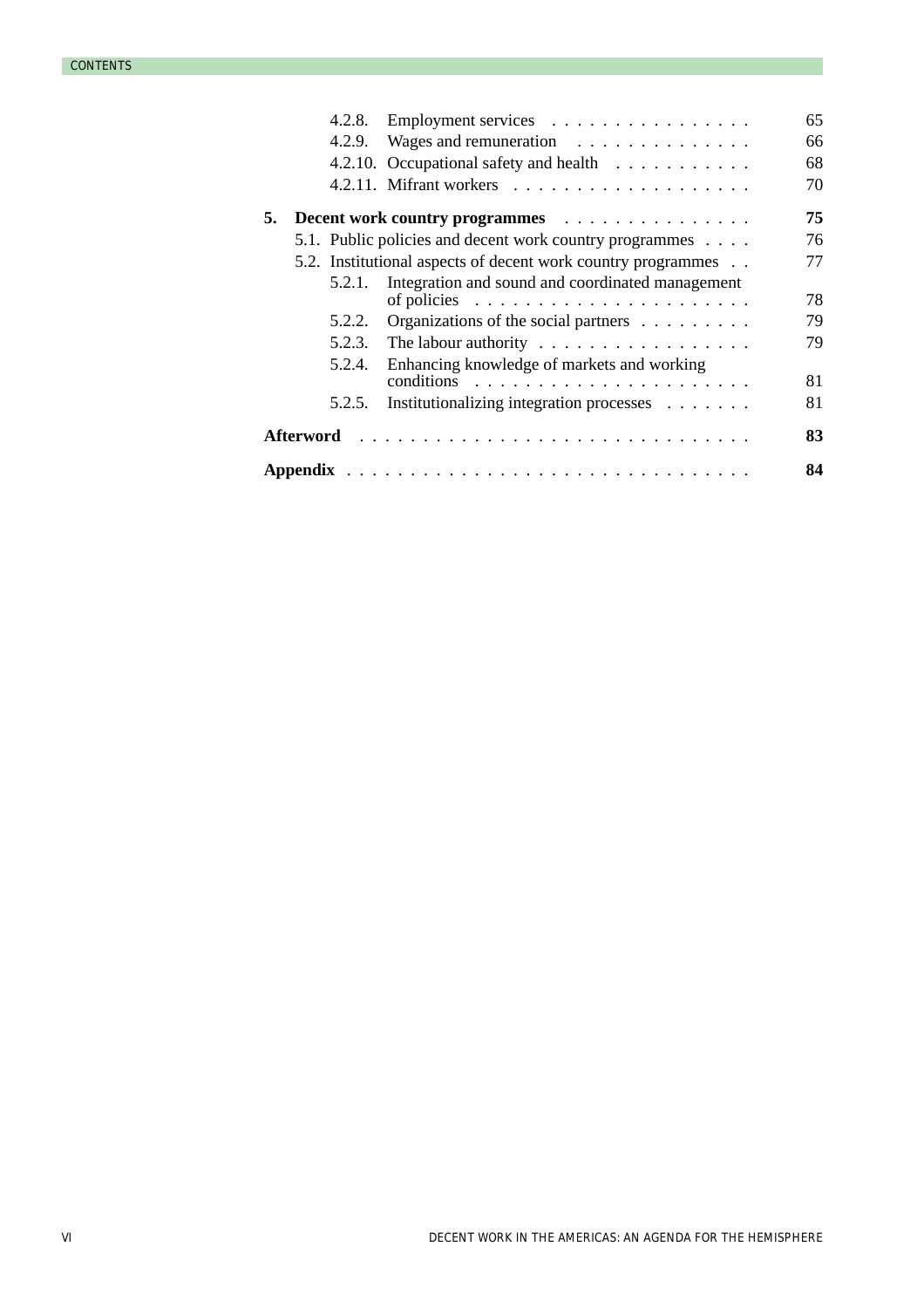4.2.8. Employment services . . . . . . . . . . . . . . . . 65
4.2.9. Wages and remuneration . . . . . . . . . . . . . . 66
4.2.10. Occupational safety and health . . . . . . . . . . . 68
4.2.11. Mifrant workers . . . . . . . . . . . . . . . . . . . 70

**5. Decent work country programmes . . . . . . . . . . . . . . . 75**

5.1. Public policies and decent work country programmes . . . . 76
5.2. Institutional aspects of decent work country programmes . . 77
5.2.1. Integration and sound and coordinated management of policies . . . . . . . . . . . . . . . . . . . . . . 78
5.2.2. Organizations of the social partners . . . . . . . . . 79
5.2.3. The labour authority . . . . . . . . . . . . . . . . . 79
5.2.4. Enhancing knowledge of markets and working conditions . . . . . . . . . . . . . . . . . . . . . . 81
5.2.5. Institutionalizing integration processes . . . . . . . 81

**Afterword . . . . . . . . . . . . . . . . . . . . . . . . . . . . . . 83**

**Appendix . . . . . . . . . . . . . . . . . . . . . . . . . . . . . . . 84**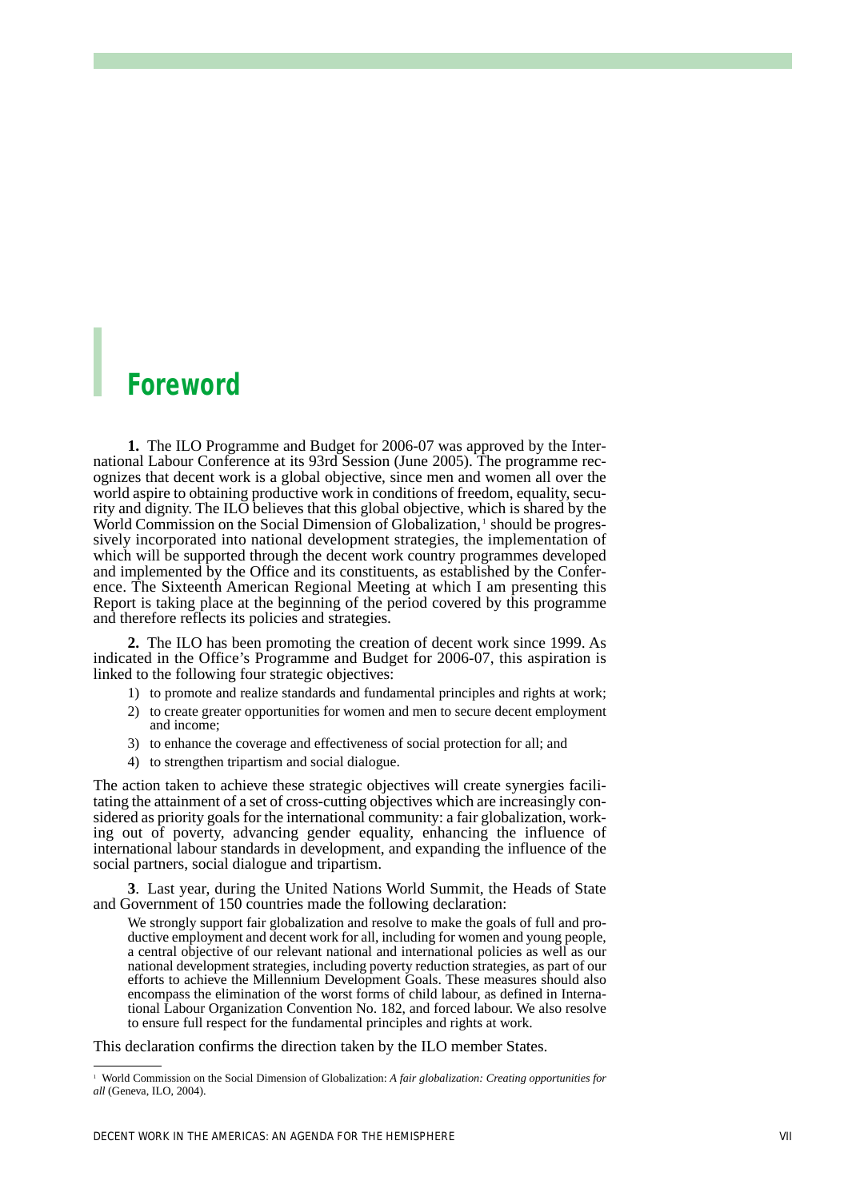# Foreword

**1.** The ILO Programme and Budget for 2006-07 was approved by the International Labour Conference at its 93rd Session (June 2005). The programme recognizes that decent work is a global objective, since men and women all over the world aspire to obtaining productive work in conditions of freedom, equality, security and dignity. The ILO believes that this global objective, which is shared by the World Commission on the Social Dimension of Globalization,[1] should be progressively incorporated into national development strategies, the implementation of which will be supported through the decent work country programmes developed and implemented by the Office and its constituents, as established by the Conference. The Sixteenth American Regional Meeting at which I am presenting this Report is taking place at the beginning of the period covered by this programme and therefore reflects its policies and strategies.

**2.** The ILO has been promoting the creation of decent work since 1999. As indicated in the Office's Programme and Budget for 2006-07, this aspiration is linked to the following four strategic objectives:

1) to promote and realize standards and fundamental principles and rights at work;
2) to create greater opportunities for women and men to secure decent employment and income;
3) to enhance the coverage and effectiveness of social protection for all; and
4) to strengthen tripartism and social dialogue.

The action taken to achieve these strategic objectives will create synergies facilitating the attainment of a set of cross-cutting objectives which are increasingly considered as priority goals for the international community: a fair globalization, working out of poverty, advancing gender equality, enhancing the influence of international labour standards in development, and expanding the influence of the social partners, social dialogue and tripartism.

**3**. Last year, during the United Nations World Summit, the Heads of State and Government of 150 countries made the following declaration:

> We strongly support fair globalization and resolve to make the goals of full and productive employment and decent work for all, including for women and young people, a central objective of our relevant national and international policies as well as our national development strategies, including poverty reduction strategies, as part of our efforts to achieve the Millennium Development Goals. These measures should also encompass the elimination of the worst forms of child labour, as defined in International Labour Organization Convention No. 182, and forced labour. We also resolve to ensure full respect for the fundamental principles and rights at work.

This declaration confirms the direction taken by the ILO member States.

---

[1] World Commission on the Social Dimension of Globalization: *A fair globalization: Creating opportunities for all* (Geneva, ILO, 2004).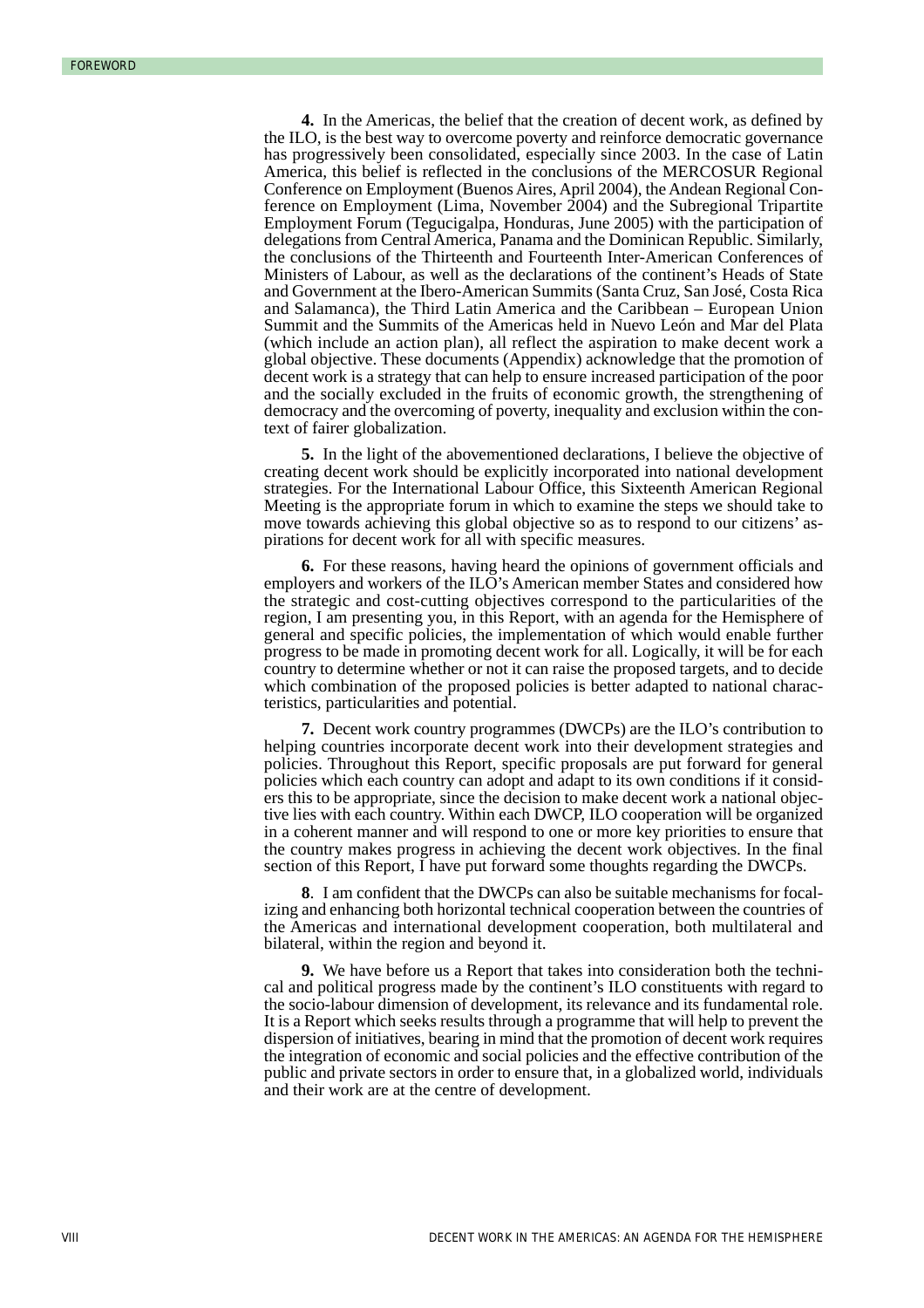**4.** In the Americas, the belief that the creation of decent work, as defined by the ILO, is the best way to overcome poverty and reinforce democratic governance has progressively been consolidated, especially since 2003. In the case of Latin America, this belief is reflected in the conclusions of the MERCOSUR Regional Conference on Employment (Buenos Aires, April 2004), the Andean Regional Conference on Employment (Lima, November 2004) and the Subregional Tripartite Employment Forum (Tegucigalpa, Honduras, June 2005) with the participation of delegations from Central America, Panama and the Dominican Republic. Similarly, the conclusions of the Thirteenth and Fourteenth Inter-American Conferences of Ministers of Labour, as well as the declarations of the continent's Heads of State and Government at the Ibero-American Summits (Santa Cruz, San José, Costa Rica and Salamanca), the Third Latin America and the Caribbean – European Union Summit and the Summits of the Americas held in Nuevo León and Mar del Plata (which include an action plan), all reflect the aspiration to make decent work a global objective. These documents (Appendix) acknowledge that the promotion of decent work is a strategy that can help to ensure increased participation of the poor and the socially excluded in the fruits of economic growth, the strengthening of democracy and the overcoming of poverty, inequality and exclusion within the context of fairer globalization.

**5.** In the light of the abovementioned declarations, I believe the objective of creating decent work should be explicitly incorporated into national development strategies. For the International Labour Office, this Sixteenth American Regional Meeting is the appropriate forum in which to examine the steps we should take to move towards achieving this global objective so as to respond to our citizens' aspirations for decent work for all with specific measures.

**6.** For these reasons, having heard the opinions of government officials and employers and workers of the ILO's American member States and considered how the strategic and cost-cutting objectives correspond to the particularities of the region, I am presenting you, in this Report, with an agenda for the Hemisphere of general and specific policies, the implementation of which would enable further progress to be made in promoting decent work for all. Logically, it will be for each country to determine whether or not it can raise the proposed targets, and to decide which combination of the proposed policies is better adapted to national characteristics, particularities and potential.

**7.** Decent work country programmes (DWCPs) are the ILO's contribution to helping countries incorporate decent work into their development strategies and policies. Throughout this Report, specific proposals are put forward for general policies which each country can adopt and adapt to its own conditions if it considers this to be appropriate, since the decision to make decent work a national objective lies with each country. Within each DWCP, ILO cooperation will be organized in a coherent manner and will respond to one or more key priorities to ensure that the country makes progress in achieving the decent work objectives. In the final section of this Report, I have put forward some thoughts regarding the DWCPs.

**8**. I am confident that the DWCPs can also be suitable mechanisms for focalizing and enhancing both horizontal technical cooperation between the countries of the Americas and international development cooperation, both multilateral and bilateral, within the region and beyond it.

**9.** We have before us a Report that takes into consideration both the technical and political progress made by the continent's ILO constituents with regard to the socio-labour dimension of development, its relevance and its fundamental role. It is a Report which seeks results through a programme that will help to prevent the dispersion of initiatives, bearing in mind that the promotion of decent work requires the integration of economic and social policies and the effective contribution of the public and private sectors in order to ensure that, in a globalized world, individuals and their work are at the centre of development.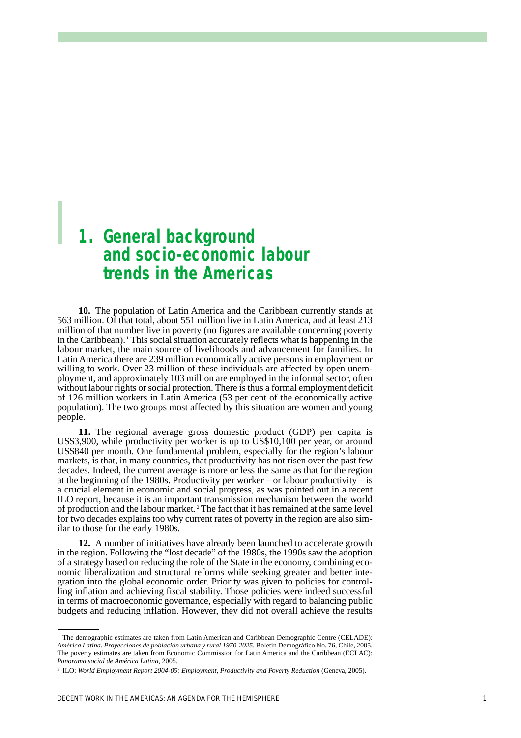# 1. General background and socio-economic labour trends in the Americas

**10.** The population of Latin America and the Caribbean currently stands at 563 million. Of that total, about 551 million live in Latin America, and at least 213 million of that number live in poverty (no figures are available concerning poverty in the Caribbean).[1] This social situation accurately reflects what is happening in the labour market, the main source of livelihoods and advancement for families. In Latin America there are 239 million economically active persons in employment or willing to work. Over 23 million of these individuals are affected by open unemployment, and approximately 103 million are employed in the informal sector, often without labour rights or social protection. There is thus a formal employment deficit of 126 million workers in Latin America (53 per cent of the economically active population). The two groups most affected by this situation are women and young people.

**11.** The regional average gross domestic product (GDP) per capita is US$3,900, while productivity per worker is up to US$10,100 per year, or around US$840 per month. One fundamental problem, especially for the region's labour markets, is that, in many countries, that productivity has not risen over the past few decades. Indeed, the current average is more or less the same as that for the region at the beginning of the 1980s. Productivity per worker – or labour productivity – is a crucial element in economic and social progress, as was pointed out in a recent ILO report, because it is an important transmission mechanism between the world of production and the labour market.[2] The fact that it has remained at the same level for two decades explains too why current rates of poverty in the region are also similar to those for the early 1980s.

**12.** A number of initiatives have already been launched to accelerate growth in the region. Following the "lost decade" of the 1980s, the 1990s saw the adoption of a strategy based on reducing the role of the State in the economy, combining economic liberalization and structural reforms while seeking greater and better integration into the global economic order. Priority was given to policies for controlling inflation and achieving fiscal stability. Those policies were indeed successful in terms of macroeconomic governance, especially with regard to balancing public budgets and reducing inflation. However, they did not overall achieve the results

---

[1] The demographic estimates are taken from Latin American and Caribbean Demographic Centre (CELADE): *América Latina. Proyecciones de población urbana y rural 1970-2025*, Boletín Demográfico No. 76, Chile, 2005. The poverty estimates are taken from Economic Commission for Latin America and the Caribbean (ECLAC): *Panorama social de América Latina*, 2005.

[2] ILO: *World Employment Report 2004-05: Employment, Productivity and Poverty Reduction* (Geneva, 2005).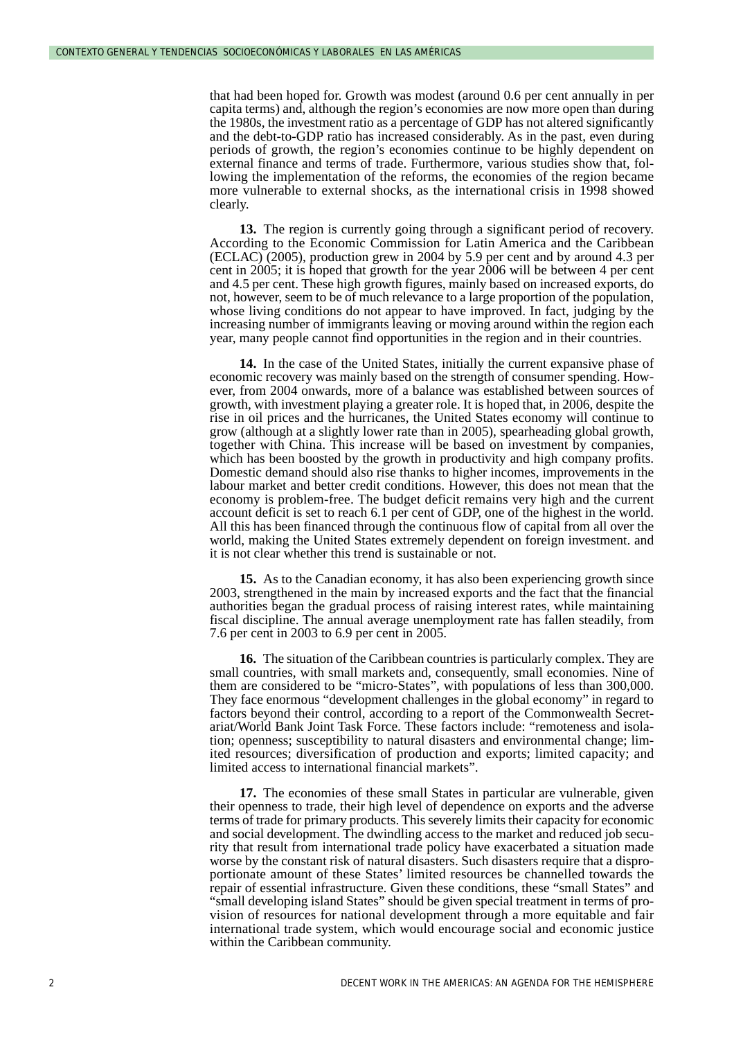that had been hoped for. Growth was modest (around 0.6 per cent annually in per capita terms) and, although the region's economies are now more open than during the 1980s, the investment ratio as a percentage of GDP has not altered significantly and the debt-to-GDP ratio has increased considerably. As in the past, even during periods of growth, the region's economies continue to be highly dependent on external finance and terms of trade. Furthermore, various studies show that, following the implementation of the reforms, the economies of the region became more vulnerable to external shocks, as the international crisis in 1998 showed clearly.

**13.** The region is currently going through a significant period of recovery. According to the Economic Commission for Latin America and the Caribbean (ECLAC) (2005), production grew in 2004 by 5.9 per cent and by around 4.3 per cent in 2005; it is hoped that growth for the year 2006 will be between 4 per cent and 4.5 per cent. These high growth figures, mainly based on increased exports, do not, however, seem to be of much relevance to a large proportion of the population, whose living conditions do not appear to have improved. In fact, judging by the increasing number of immigrants leaving or moving around within the region each year, many people cannot find opportunities in the region and in their countries.

**14.** In the case of the United States, initially the current expansive phase of economic recovery was mainly based on the strength of consumer spending. However, from 2004 onwards, more of a balance was established between sources of growth, with investment playing a greater role. It is hoped that, in 2006, despite the rise in oil prices and the hurricanes, the United States economy will continue to grow (although at a slightly lower rate than in 2005), spearheading global growth, together with China. This increase will be based on investment by companies, which has been boosted by the growth in productivity and high company profits. Domestic demand should also rise thanks to higher incomes, improvements in the labour market and better credit conditions. However, this does not mean that the economy is problem-free. The budget deficit remains very high and the current account deficit is set to reach 6.1 per cent of GDP, one of the highest in the world. All this has been financed through the continuous flow of capital from all over the world, making the United States extremely dependent on foreign investment. and it is not clear whether this trend is sustainable or not.

**15.** As to the Canadian economy, it has also been experiencing growth since 2003, strengthened in the main by increased exports and the fact that the financial authorities began the gradual process of raising interest rates, while maintaining fiscal discipline. The annual average unemployment rate has fallen steadily, from 7.6 per cent in 2003 to 6.9 per cent in 2005.

**16.** The situation of the Caribbean countries is particularly complex. They are small countries, with small markets and, consequently, small economies. Nine of them are considered to be "micro-States", with populations of less than 300,000. They face enormous "development challenges in the global economy" in regard to factors beyond their control, according to a report of the Commonwealth Secretariat/World Bank Joint Task Force. These factors include: "remoteness and isolation; openness; susceptibility to natural disasters and environmental change; limited resources; diversification of production and exports; limited capacity; and limited access to international financial markets".

**17.** The economies of these small States in particular are vulnerable, given their openness to trade, their high level of dependence on exports and the adverse terms of trade for primary products. This severely limits their capacity for economic and social development. The dwindling access to the market and reduced job security that result from international trade policy have exacerbated a situation made worse by the constant risk of natural disasters. Such disasters require that a disproportionate amount of these States' limited resources be channelled towards the repair of essential infrastructure. Given these conditions, these "small States" and "small developing island States" should be given special treatment in terms of provision of resources for national development through a more equitable and fair international trade system, which would encourage social and economic justice within the Caribbean community.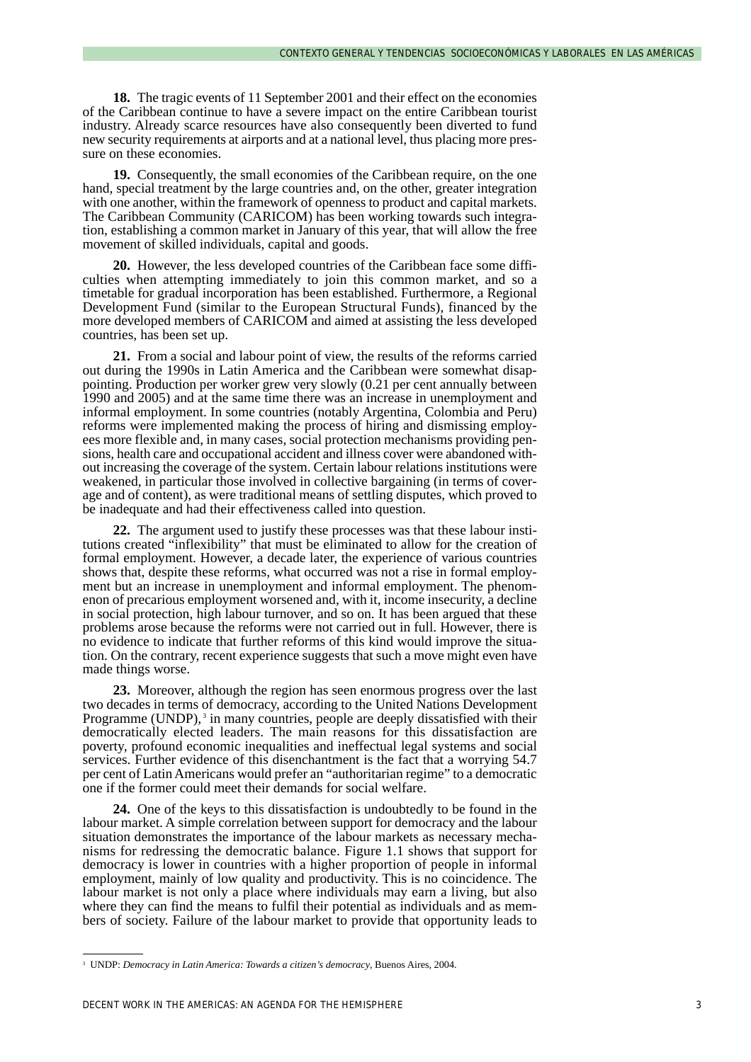**18.** The tragic events of 11 September 2001 and their effect on the economies of the Caribbean continue to have a severe impact on the entire Caribbean tourist industry. Already scarce resources have also consequently been diverted to fund new security requirements at airports and at a national level, thus placing more pressure on these economies.

**19.** Consequently, the small economies of the Caribbean require, on the one hand, special treatment by the large countries and, on the other, greater integration with one another, within the framework of openness to product and capital markets. The Caribbean Community (CARICOM) has been working towards such integration, establishing a common market in January of this year, that will allow the free movement of skilled individuals, capital and goods.

**20.** However, the less developed countries of the Caribbean face some difficulties when attempting immediately to join this common market, and so a timetable for gradual incorporation has been established. Furthermore, a Regional Development Fund (similar to the European Structural Funds), financed by the more developed members of CARICOM and aimed at assisting the less developed countries, has been set up.

**21.** From a social and labour point of view, the results of the reforms carried out during the 1990s in Latin America and the Caribbean were somewhat disappointing. Production per worker grew very slowly (0.21 per cent annually between 1990 and 2005) and at the same time there was an increase in unemployment and informal employment. In some countries (notably Argentina, Colombia and Peru) reforms were implemented making the process of hiring and dismissing employees more flexible and, in many cases, social protection mechanisms providing pensions, health care and occupational accident and illness cover were abandoned without increasing the coverage of the system. Certain labour relations institutions were weakened, in particular those involved in collective bargaining (in terms of coverage and of content), as were traditional means of settling disputes, which proved to be inadequate and had their effectiveness called into question.

**22.** The argument used to justify these processes was that these labour institutions created "inflexibility" that must be eliminated to allow for the creation of formal employment. However, a decade later, the experience of various countries shows that, despite these reforms, what occurred was not a rise in formal employment but an increase in unemployment and informal employment. The phenomenon of precarious employment worsened and, with it, income insecurity, a decline in social protection, high labour turnover, and so on. It has been argued that these problems arose because the reforms were not carried out in full. However, there is no evidence to indicate that further reforms of this kind would improve the situation. On the contrary, recent experience suggests that such a move might even have made things worse.

**23.** Moreover, although the region has seen enormous progress over the last two decades in terms of democracy, according to the United Nations Development Programme (UNDP),[3] in many countries, people are deeply dissatisfied with their democratically elected leaders. The main reasons for this dissatisfaction are poverty, profound economic inequalities and ineffectual legal systems and social services. Further evidence of this disenchantment is the fact that a worrying 54.7 per cent of Latin Americans would prefer an "authoritarian regime" to a democratic one if the former could meet their demands for social welfare.

**24.** One of the keys to this dissatisfaction is undoubtedly to be found in the labour market. A simple correlation between support for democracy and the labour situation demonstrates the importance of the labour markets as necessary mechanisms for redressing the democratic balance. Figure 1.1 shows that support for democracy is lower in countries with a higher proportion of people in informal employment, mainly of low quality and productivity. This is no coincidence. The labour market is not only a place where individuals may earn a living, but also where they can find the means to fulfil their potential as individuals and as members of society. Failure of the labour market to provide that opportunity leads to

[3] UNDP: *Democracy in Latin America: Towards a citizen's democracy*, Buenos Aires, 2004.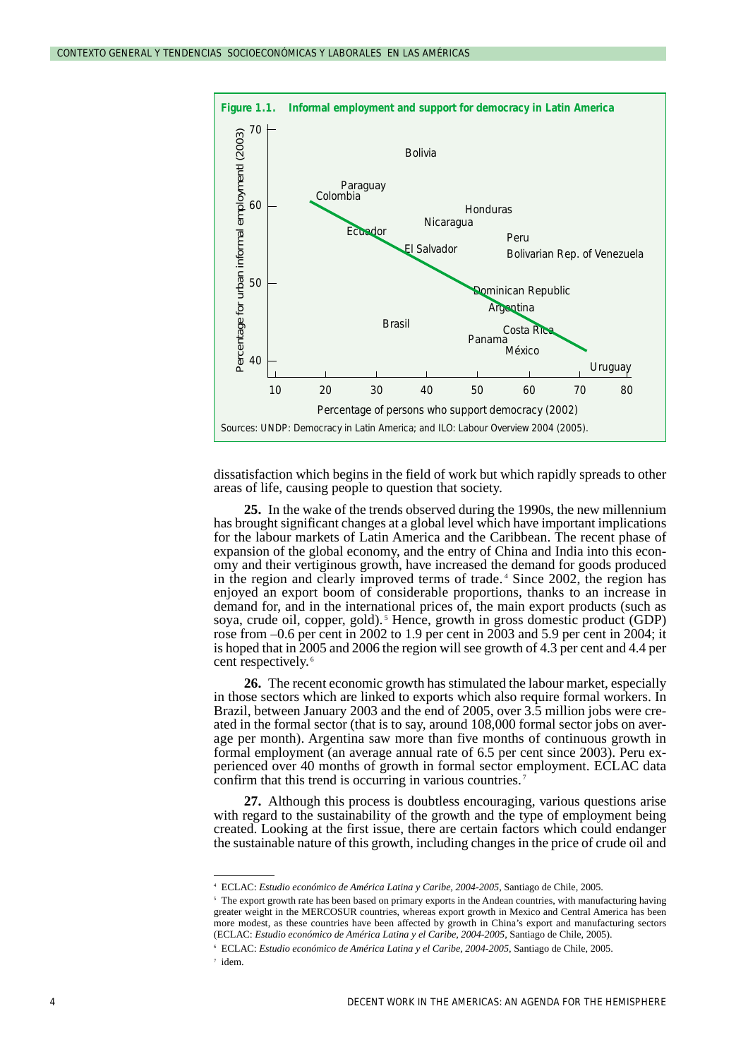**Figure 1.1. Informal employment and support for democracy in Latin America**

Sources: UNDP: Democracy in Latin America; and ILO: Labour Overview 2004 (2005).

dissatisfaction which begins in the field of work but which rapidly spreads to other areas of life, causing people to question that society.

**25.** In the wake of the trends observed during the 1990s, the new millennium has brought significant changes at a global level which have important implications for the labour markets of Latin America and the Caribbean. The recent phase of expansion of the global economy, and the entry of China and India into this economy and their vertiginous growth, have increased the demand for goods produced in the region and clearly improved terms of trade.[4] Since 2002, the region has enjoyed an export boom of considerable proportions, thanks to an increase in demand for, and in the international prices of, the main export products (such as soya, crude oil, copper, gold).[5] Hence, growth in gross domestic product (GDP) rose from –0.6 per cent in 2002 to 1.9 per cent in 2003 and 5.9 per cent in 2004; it is hoped that in 2005 and 2006 the region will see growth of 4.3 per cent and 4.4 per cent respectively.[6]

**26.** The recent economic growth has stimulated the labour market, especially in those sectors which are linked to exports which also require formal workers. In Brazil, between January 2003 and the end of 2005, over 3.5 million jobs were created in the formal sector (that is to say, around 108,000 formal sector jobs on average per month). Argentina saw more than five months of continuous growth in formal employment (an average annual rate of 6.5 per cent since 2003). Peru experienced over 40 months of growth in formal sector employment. ECLAC data confirm that this trend is occurring in various countries.[7]

**27.** Although this process is doubtless encouraging, various questions arise with regard to the sustainability of the growth and the type of employment being created. Looking at the first issue, there are certain factors which could endanger the sustainable nature of this growth, including changes in the price of crude oil and

---

[4] ECLAC: *Estudio económico de América Latina y Caribe, 2004-2005*, Santiago de Chile, 2005.

[5] The export growth rate has been based on primary exports in the Andean countries, with manufacturing having greater weight in the MERCOSUR countries, whereas export growth in Mexico and Central America has been more modest, as these countries have been affected by growth in China's export and manufacturing sectors (ECLAC: *Estudio económico de América Latina y el Caribe, 2004-2005*, Santiago de Chile, 2005).

[6] ECLAC: *Estudio económico de América Latina y el Caribe, 2004-2005*, Santiago de Chile, 2005.

[7] idem.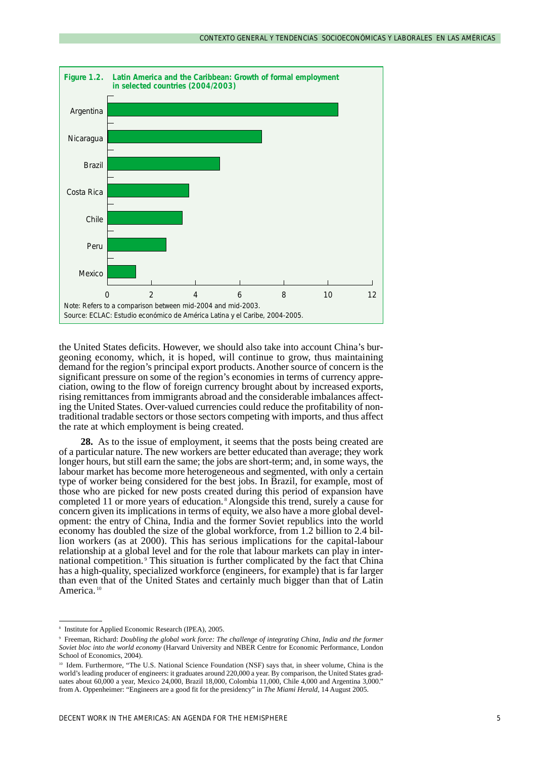**Figure 1.2. Latin America and the Caribbean: Growth of formal employment in selected countries (2004/2003)**

| Country | Growth |
|---|---|
| Argentina | ~10.4 |
| Nicaragua | ~7.0 |
| Brazil | ~5.1 |
| Costa Rica | ~3.7 |
| Chile | ~3.4 |
| Peru | ~2.7 |
| Mexico | ~1.3 |

Note: Refers to a comparison between mid-2004 and mid-2003.
Source: ECLAC: Estudio económico de América Latina y el Caribe, 2004-2005.

the United States deficits. However, we should also take into account China's burgeoning economy, which, it is hoped, will continue to grow, thus maintaining demand for the region's principal export products. Another source of concern is the significant pressure on some of the region's economies in terms of currency appreciation, owing to the flow of foreign currency brought about by increased exports, rising remittances from immigrants abroad and the considerable imbalances affecting the United States. Over-valued currencies could reduce the profitability of non-traditional tradable sectors or those sectors competing with imports, and thus affect the rate at which employment is being created.

**28.** As to the issue of employment, it seems that the posts being created are of a particular nature. The new workers are better educated than average; they work longer hours, but still earn the same; the jobs are short-term; and, in some ways, the labour market has become more heterogeneous and segmented, with only a certain type of worker being considered for the best jobs. In Brazil, for example, most of those who are picked for new posts created during this period of expansion have completed 11 or more years of education.[8] Alongside this trend, surely a cause for concern given its implications in terms of equity, we also have a more global development: the entry of China, India and the former Soviet republics into the world economy has doubled the size of the global workforce, from 1.2 billion to 2.4 billion workers (as at 2000). This has serious implications for the capital-labour relationship at a global level and for the role that labour markets can play in international competition.[9] This situation is further complicated by the fact that China has a high-quality, specialized workforce (engineers, for example) that is far larger than even that of the United States and certainly much bigger than that of Latin America.[10]

---

[8] Institute for Applied Economic Research (IPEA), 2005.

[9] Freeman, Richard: *Doubling the global work force: The challenge of integrating China, India and the former Soviet bloc into the world economy* (Harvard University and NBER Centre for Economic Performance, London School of Economics, 2004).

[10] Idem. Furthermore, "The U.S. National Science Foundation (NSF) says that, in sheer volume, China is the world's leading producer of engineers: it graduates around 220,000 a year. By comparison, the United States graduates about 60,000 a year, Mexico 24,000, Brazil 18,000, Colombia 11,000, Chile 4,000 and Argentina 3,000." from A. Oppenheimer: "Engineers are a good fit for the presidency" in *The Miami Herald*, 14 August 2005.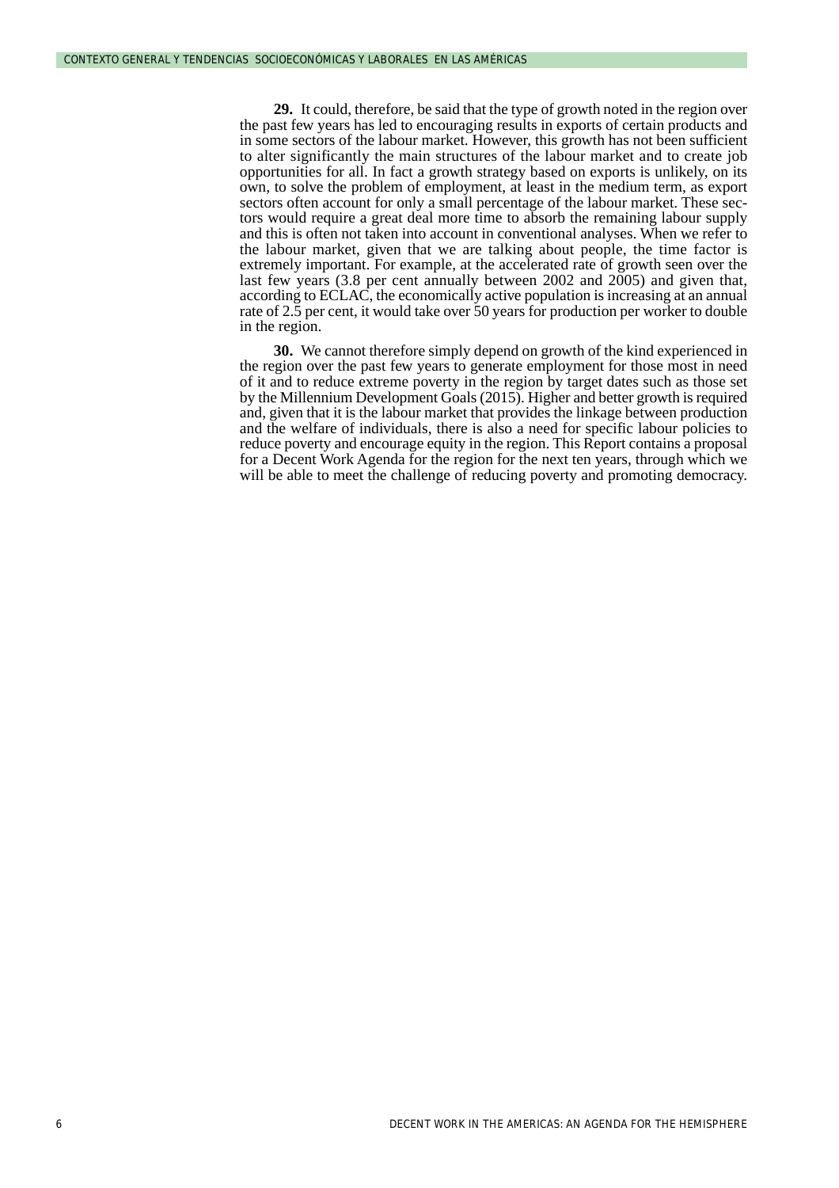**29.** It could, therefore, be said that the type of growth noted in the region over the past few years has led to encouraging results in exports of certain products and in some sectors of the labour market. However, this growth has not been sufficient to alter significantly the main structures of the labour market and to create job opportunities for all. In fact a growth strategy based on exports is unlikely, on its own, to solve the problem of employment, at least in the medium term, as export sectors often account for only a small percentage of the labour market. These sectors would require a great deal more time to absorb the remaining labour supply and this is often not taken into account in conventional analyses. When we refer to the labour market, given that we are talking about people, the time factor is extremely important. For example, at the accelerated rate of growth seen over the last few years (3.8 per cent annually between 2002 and 2005) and given that, according to ECLAC, the economically active population is increasing at an annual rate of 2.5 per cent, it would take over 50 years for production per worker to double in the region.

**30.** We cannot therefore simply depend on growth of the kind experienced in the region over the past few years to generate employment for those most in need of it and to reduce extreme poverty in the region by target dates such as those set by the Millennium Development Goals (2015). Higher and better growth is required and, given that it is the labour market that provides the linkage between production and the welfare of individuals, there is also a need for specific labour policies to reduce poverty and encourage equity in the region. This Report contains a proposal for a Decent Work Agenda for the region for the next ten years, through which we will be able to meet the challenge of reducing poverty and promoting democracy.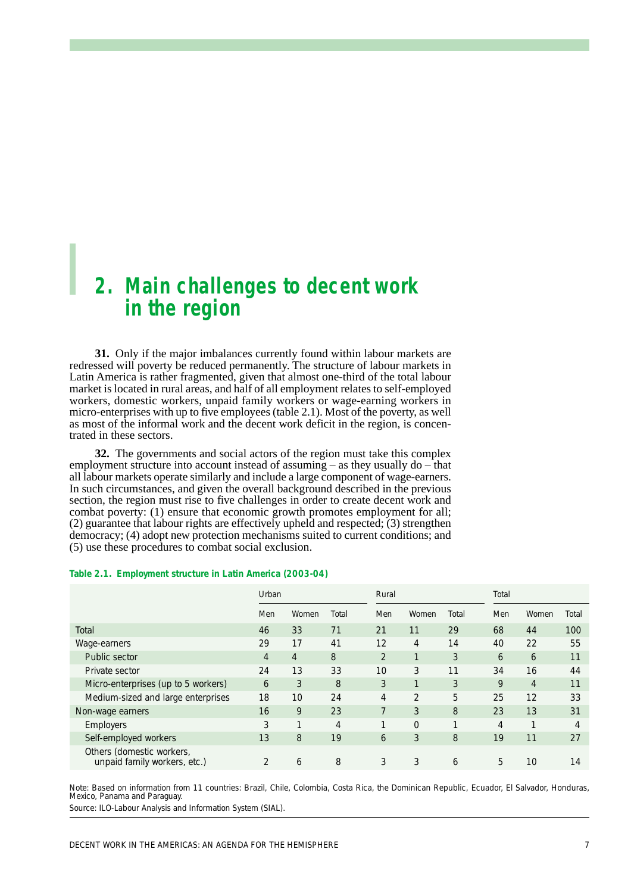# 2. Main challenges to decent work in the region

**31.** Only if the major imbalances currently found within labour markets are redressed will poverty be reduced permanently. The structure of labour markets in Latin America is rather fragmented, given that almost one-third of the total labour market is located in rural areas, and half of all employment relates to self-employed workers, domestic workers, unpaid family workers or wage-earning workers in micro-enterprises with up to five employees (table 2.1). Most of the poverty, as well as most of the informal work and the decent work deficit in the region, is concentrated in these sectors.

**32.** The governments and social actors of the region must take this complex employment structure into account instead of assuming – as they usually do – that all labour markets operate similarly and include a large component of wage-earners. In such circumstances, and given the overall background described in the previous section, the region must rise to five challenges in order to create decent work and combat poverty: (1) ensure that economic growth promotes employment for all; (2) guarantee that labour rights are effectively upheld and respected; (3) strengthen democracy; (4) adopt new protection mechanisms suited to current conditions; and (5) use these procedures to combat social exclusion.

**Table 2.1. Employment structure in Latin America (2003-04)**

| | Urban | | | Rural | | | Total | | |
|---|---|---|---|---|---|---|---|---|---|
| | Men | Women | Total | Men | Women | Total | Men | Women | Total |
| Total | 46 | 33 | 71 | 21 | 11 | 29 | 68 | 44 | 100 |
| Wage-earners | 29 | 17 | 41 | 12 | 4 | 14 | 40 | 22 | 55 |
| Public sector | 4 | 4 | 8 | 2 | 1 | 3 | 6 | 6 | 11 |
| Private sector | 24 | 13 | 33 | 10 | 3 | 11 | 34 | 16 | 44 |
| Micro-enterprises (up to 5 workers) | 6 | 3 | 8 | 3 | 1 | 3 | 9 | 4 | 11 |
| Medium-sized and large enterprises | 18 | 10 | 24 | 4 | 2 | 5 | 25 | 12 | 33 |
| Non-wage earners | 16 | 9 | 23 | 7 | 3 | 8 | 23 | 13 | 31 |
| Employers | 3 | 1 | 4 | 1 | 0 | 1 | 4 | 1 | 4 |
| Self-employed workers | 13 | 8 | 19 | 6 | 3 | 8 | 19 | 11 | 27 |
| Others (domestic workers, unpaid family workers, etc.) | 2 | 6 | 8 | 3 | 3 | 6 | 5 | 10 | 14 |

Note: Based on information from 11 countries: Brazil, Chile, Colombia, Costa Rica, the Dominican Republic, Ecuador, El Salvador, Honduras, Mexico, Panama and Paraguay.

Source: ILO-Labour Analysis and Information System (SIAL).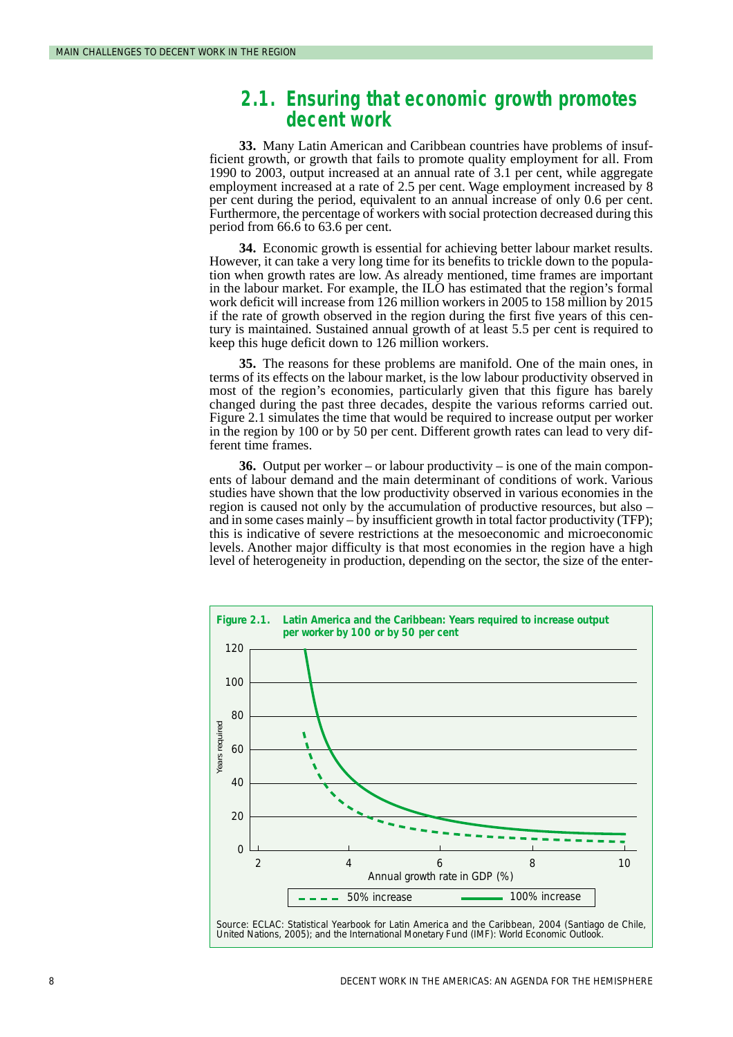## 2.1. Ensuring that economic growth promotes decent work

**33.** Many Latin American and Caribbean countries have problems of insufficient growth, or growth that fails to promote quality employment for all. From 1990 to 2003, output increased at an annual rate of 3.1 per cent, while aggregate employment increased at a rate of 2.5 per cent. Wage employment increased by 8 per cent during the period, equivalent to an annual increase of only 0.6 per cent. Furthermore, the percentage of workers with social protection decreased during this period from 66.6 to 63.6 per cent.

**34.** Economic growth is essential for achieving better labour market results. However, it can take a very long time for its benefits to trickle down to the population when growth rates are low. As already mentioned, time frames are important in the labour market. For example, the ILO has estimated that the region's formal work deficit will increase from 126 million workers in 2005 to 158 million by 2015 if the rate of growth observed in the region during the first five years of this century is maintained. Sustained annual growth of at least 5.5 per cent is required to keep this huge deficit down to 126 million workers.

**35.** The reasons for these problems are manifold. One of the main ones, in terms of its effects on the labour market, is the low labour productivity observed in most of the region's economies, particularly given that this figure has barely changed during the past three decades, despite the various reforms carried out. Figure 2.1 simulates the time that would be required to increase output per worker in the region by 100 or by 50 per cent. Different growth rates can lead to very different time frames.

**36.** Output per worker – or labour productivity – is one of the main components of labour demand and the main determinant of conditions of work. Various studies have shown that the low productivity observed in various economies in the region is caused not only by the accumulation of productive resources, but also – and in some cases mainly – by insufficient growth in total factor productivity (TFP); this is indicative of severe restrictions at the mesoeconomic and microeconomic levels. Another major difficulty is that most economies in the region have a high level of heterogeneity in production, depending on the sector, the size of the enter-

**Figure 2.1. Latin America and the Caribbean: Years required to increase output per worker by 100 or by 50 per cent**

Source: ECLAC: Statistical Yearbook for Latin America and the Caribbean, 2004 (Santiago de Chile, United Nations, 2005); and the International Monetary Fund (IMF): World Economic Outlook.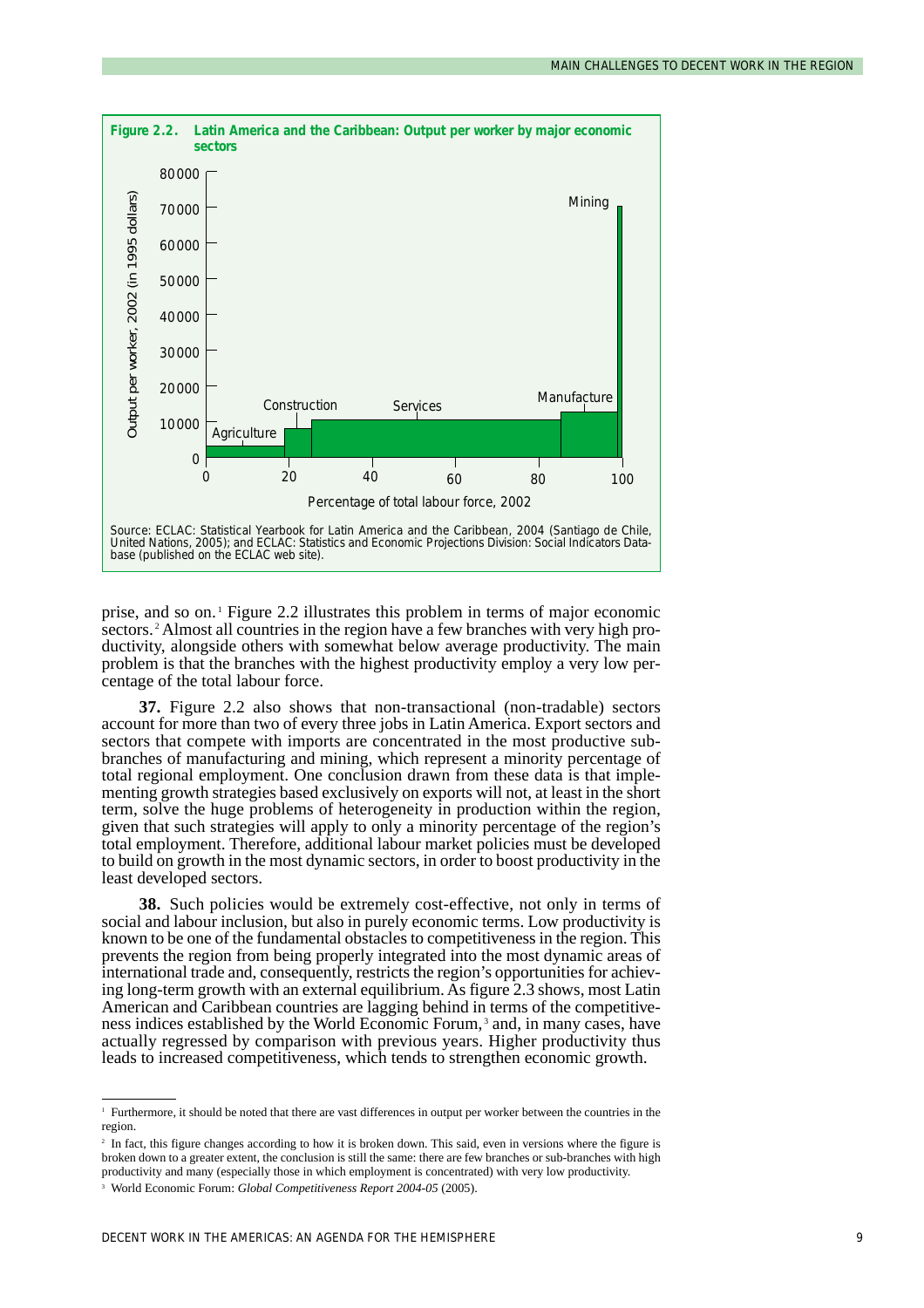**Figure 2.2. Latin America and the Caribbean: Output per worker by major economic sectors**

Source: ECLAC: Statistical Yearbook for Latin America and the Caribbean, 2004 (Santiago de Chile, United Nations, 2005); and ECLAC: Statistics and Economic Projections Division: Social Indicators Database (published on the ECLAC web site).

prise, and so on.[1] Figure 2.2 illustrates this problem in terms of major economic sectors.[2] Almost all countries in the region have a few branches with very high productivity, alongside others with somewhat below average productivity. The main problem is that the branches with the highest productivity employ a very low percentage of the total labour force.

**37.** Figure 2.2 also shows that non-transactional (non-tradable) sectors account for more than two of every three jobs in Latin America. Export sectors and sectors that compete with imports are concentrated in the most productive sub-branches of manufacturing and mining, which represent a minority percentage of total regional employment. One conclusion drawn from these data is that implementing growth strategies based exclusively on exports will not, at least in the short term, solve the huge problems of heterogeneity in production within the region, given that such strategies will apply to only a minority percentage of the region's total employment. Therefore, additional labour market policies must be developed to build on growth in the most dynamic sectors, in order to boost productivity in the least developed sectors.

**38.** Such policies would be extremely cost-effective, not only in terms of social and labour inclusion, but also in purely economic terms. Low productivity is known to be one of the fundamental obstacles to competitiveness in the region. This prevents the region from being properly integrated into the most dynamic areas of international trade and, consequently, restricts the region's opportunities for achieving long-term growth with an external equilibrium. As figure 2.3 shows, most Latin American and Caribbean countries are lagging behind in terms of the competitiveness indices established by the World Economic Forum,[3] and, in many cases, have actually regressed by comparison with previous years. Higher productivity thus leads to increased competitiveness, which tends to strengthen economic growth.

---

[1] Furthermore, it should be noted that there are vast differences in output per worker between the countries in the region.

[2] In fact, this figure changes according to how it is broken down. This said, even in versions where the figure is broken down to a greater extent, the conclusion is still the same: there are few branches or sub-branches with high productivity and many (especially those in which employment is concentrated) with very low productivity.

[3] World Economic Forum: *Global Competitiveness Report 2004-05* (2005).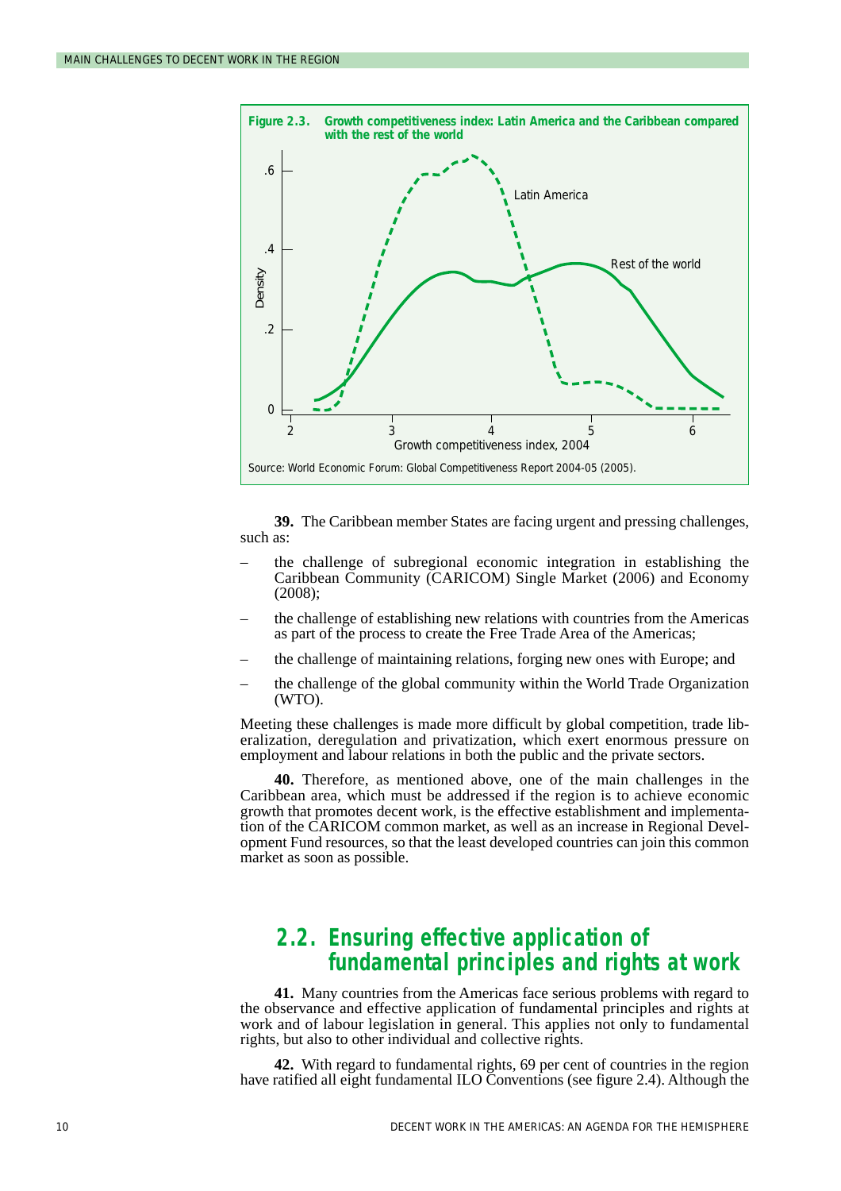**Figure 2.3. Growth competitiveness index: Latin America and the Caribbean compared with the rest of the world**

Source: World Economic Forum: Global Competitiveness Report 2004-05 (2005).

**39.** The Caribbean member States are facing urgent and pressing challenges, such as:

– the challenge of subregional economic integration in establishing the Caribbean Community (CARICOM) Single Market (2006) and Economy (2008);

– the challenge of establishing new relations with countries from the Americas as part of the process to create the Free Trade Area of the Americas;

– the challenge of maintaining relations, forging new ones with Europe; and

– the challenge of the global community within the World Trade Organization (WTO).

Meeting these challenges is made more difficult by global competition, trade liberalization, deregulation and privatization, which exert enormous pressure on employment and labour relations in both the public and the private sectors.

**40.** Therefore, as mentioned above, one of the main challenges in the Caribbean area, which must be addressed if the region is to achieve economic growth that promotes decent work, is the effective establishment and implementation of the CARICOM common market, as well as an increase in Regional Development Fund resources, so that the least developed countries can join this common market as soon as possible.

## 2.2. Ensuring effective application of fundamental principles and rights at work

**41.** Many countries from the Americas face serious problems with regard to the observance and effective application of fundamental principles and rights at work and of labour legislation in general. This applies not only to fundamental rights, but also to other individual and collective rights.

**42.** With regard to fundamental rights, 69 per cent of countries in the region have ratified all eight fundamental ILO Conventions (see figure 2.4). Although the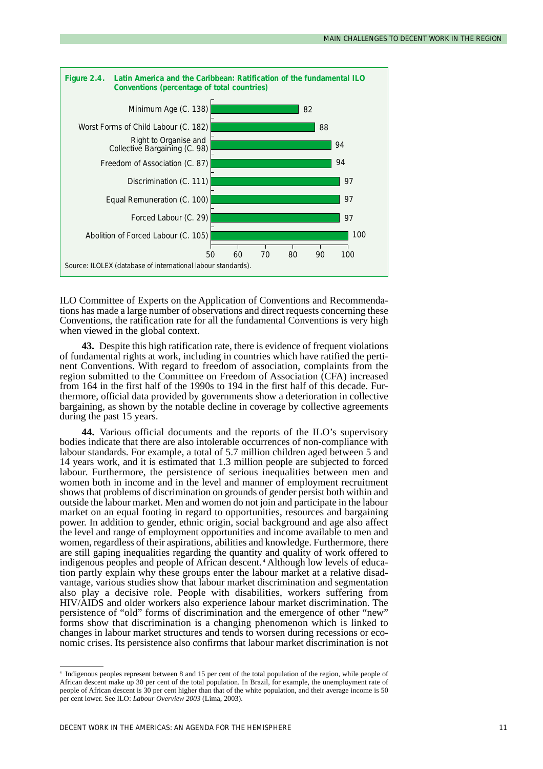**Figure 2.4. Latin America and the Caribbean: Ratification of the fundamental ILO Conventions (percentage of total countries)**

| Convention | Percentage |
| --- | --- |
| Minimum Age (C. 138) | 82 |
| Worst Forms of Child Labour (C. 182) | 88 |
| Right to Organise and Collective Bargaining (C. 98) | 94 |
| Freedom of Association (C. 87) | 94 |
| Discrimination (C. 111) | 97 |
| Equal Remuneration (C. 100) | 97 |
| Forced Labour (C. 29) | 97 |
| Abolition of Forced Labour (C. 105) | 100 |

Source: ILOLEX (database of international labour standards).

ILO Committee of Experts on the Application of Conventions and Recommendations has made a large number of observations and direct requests concerning these Conventions, the ratification rate for all the fundamental Conventions is very high when viewed in the global context.

**43.** Despite this high ratification rate, there is evidence of frequent violations of fundamental rights at work, including in countries which have ratified the pertinent Conventions. With regard to freedom of association, complaints from the region submitted to the Committee on Freedom of Association (CFA) increased from 164 in the first half of the 1990s to 194 in the first half of this decade. Furthermore, official data provided by governments show a deterioration in collective bargaining, as shown by the notable decline in coverage by collective agreements during the past 15 years.

**44.** Various official documents and the reports of the ILO's supervisory bodies indicate that there are also intolerable occurrences of non-compliance with labour standards. For example, a total of 5.7 million children aged between 5 and 14 years work, and it is estimated that 1.3 million people are subjected to forced labour. Furthermore, the persistence of serious inequalities between men and women both in income and in the level and manner of employment recruitment shows that problems of discrimination on grounds of gender persist both within and outside the labour market. Men and women do not join and participate in the labour market on an equal footing in regard to opportunities, resources and bargaining power. In addition to gender, ethnic origin, social background and age also affect the level and range of employment opportunities and income available to men and women, regardless of their aspirations, abilities and knowledge. Furthermore, there are still gaping inequalities regarding the quantity and quality of work offered to indigenous peoples and people of African descent.[4] Although low levels of education partly explain why these groups enter the labour market at a relative disadvantage, various studies show that labour market discrimination and segmentation also play a decisive role. People with disabilities, workers suffering from HIV/AIDS and older workers also experience labour market discrimination. The persistence of "old" forms of discrimination and the emergence of other "new" forms show that discrimination is a changing phenomenon which is linked to changes in labour market structures and tends to worsen during recessions or economic crises. Its persistence also confirms that labour market discrimination is not

---

[4] Indigenous peoples represent between 8 and 15 per cent of the total population of the region, while people of African descent make up 30 per cent of the total population. In Brazil, for example, the unemployment rate of people of African descent is 30 per cent higher than that of the white population, and their average income is 50 per cent lower. See ILO: *Labour Overview 2003* (Lima, 2003).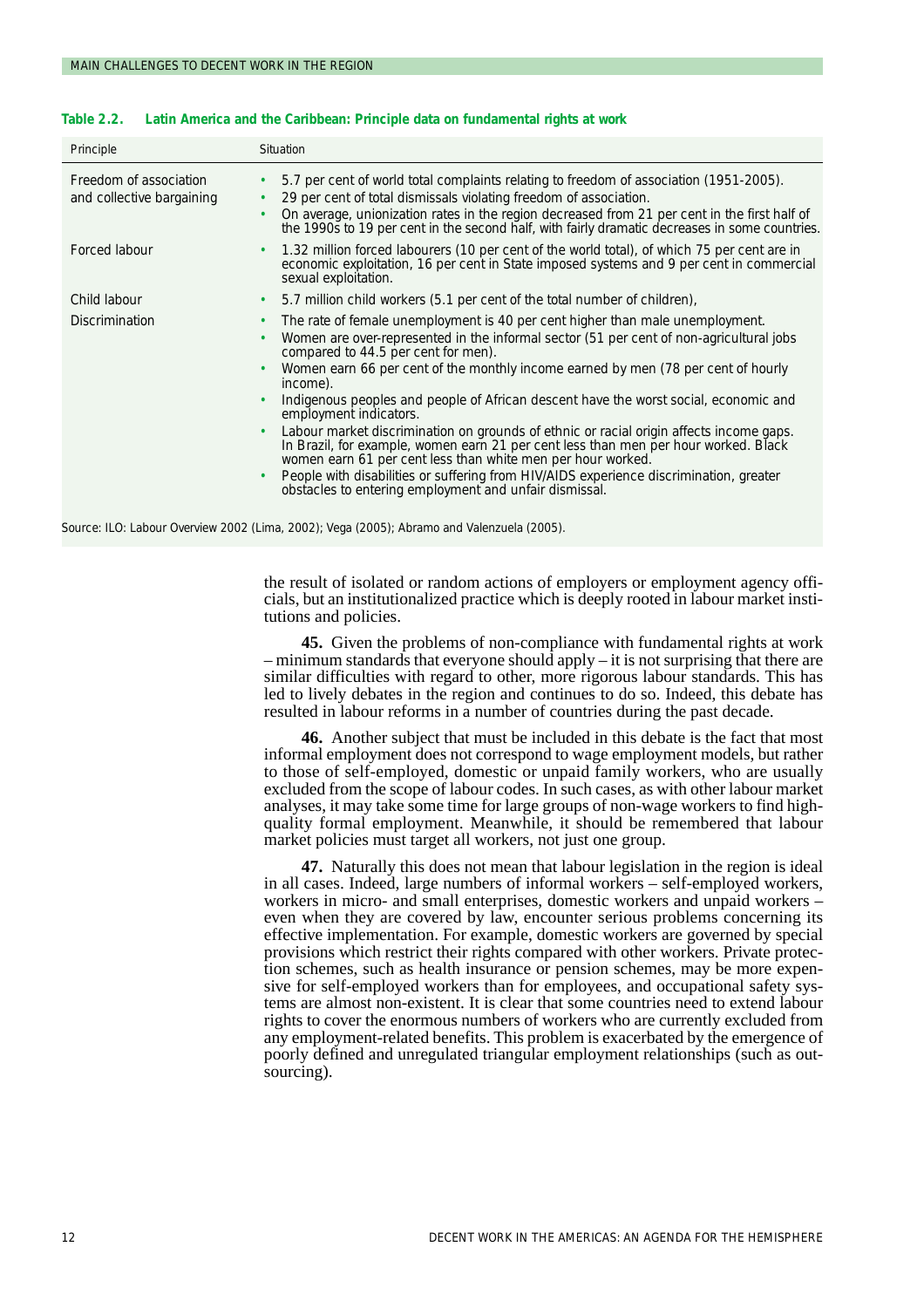**Table 2.2. Latin America and the Caribbean: Principle data on fundamental rights at work**

| Principle | Situation |
|---|---|
| Freedom of association and collective bargaining | • 5.7 per cent of world total complaints relating to freedom of association (1951-2005).<br>• 29 per cent of total dismissals violating freedom of association.<br>• On average, unionization rates in the region decreased from 21 per cent in the first half of the 1990s to 19 per cent in the second half, with fairly dramatic decreases in some countries. |
| Forced labour | • 1.32 million forced labourers (10 per cent of the world total), of which 75 per cent are in economic exploitation, 16 per cent in State imposed systems and 9 per cent in commercial sexual exploitation. |
| Child labour | • 5.7 million child workers (5.1 per cent of the total number of children), |
| Discrimination | • The rate of female unemployment is 40 per cent higher than male unemployment.<br>• Women are over-represented in the informal sector (51 per cent of non-agricultural jobs compared to 44.5 per cent for men).<br>• Women earn 66 per cent of the monthly income earned by men (78 per cent of hourly income).<br>• Indigenous peoples and people of African descent have the worst social, economic and employment indicators.<br>• Labour market discrimination on grounds of ethnic or racial origin affects income gaps. In Brazil, for example, women earn 21 per cent less than men per hour worked. Black women earn 61 per cent less than white men per hour worked.<br>• People with disabilities or suffering from HIV/AIDS experience discrimination, greater obstacles to entering employment and unfair dismissal. |

Source: ILO: Labour Overview 2002 (Lima, 2002); Vega (2005); Abramo and Valenzuela (2005).

the result of isolated or random actions of employers or employment agency officials, but an institutionalized practice which is deeply rooted in labour market institutions and policies.

**45.** Given the problems of non-compliance with fundamental rights at work – minimum standards that everyone should apply – it is not surprising that there are similar difficulties with regard to other, more rigorous labour standards. This has led to lively debates in the region and continues to do so. Indeed, this debate has resulted in labour reforms in a number of countries during the past decade.

**46.** Another subject that must be included in this debate is the fact that most informal employment does not correspond to wage employment models, but rather to those of self-employed, domestic or unpaid family workers, who are usually excluded from the scope of labour codes. In such cases, as with other labour market analyses, it may take some time for large groups of non-wage workers to find high-quality formal employment. Meanwhile, it should be remembered that labour market policies must target all workers, not just one group.

**47.** Naturally this does not mean that labour legislation in the region is ideal in all cases. Indeed, large numbers of informal workers – self-employed workers, workers in micro- and small enterprises, domestic workers and unpaid workers – even when they are covered by law, encounter serious problems concerning its effective implementation. For example, domestic workers are governed by special provisions which restrict their rights compared with other workers. Private protection schemes, such as health insurance or pension schemes, may be more expensive for self-employed workers than for employees, and occupational safety systems are almost non-existent. It is clear that some countries need to extend labour rights to cover the enormous numbers of workers who are currently excluded from any employment-related benefits. This problem is exacerbated by the emergence of poorly defined and unregulated triangular employment relationships (such as outsourcing).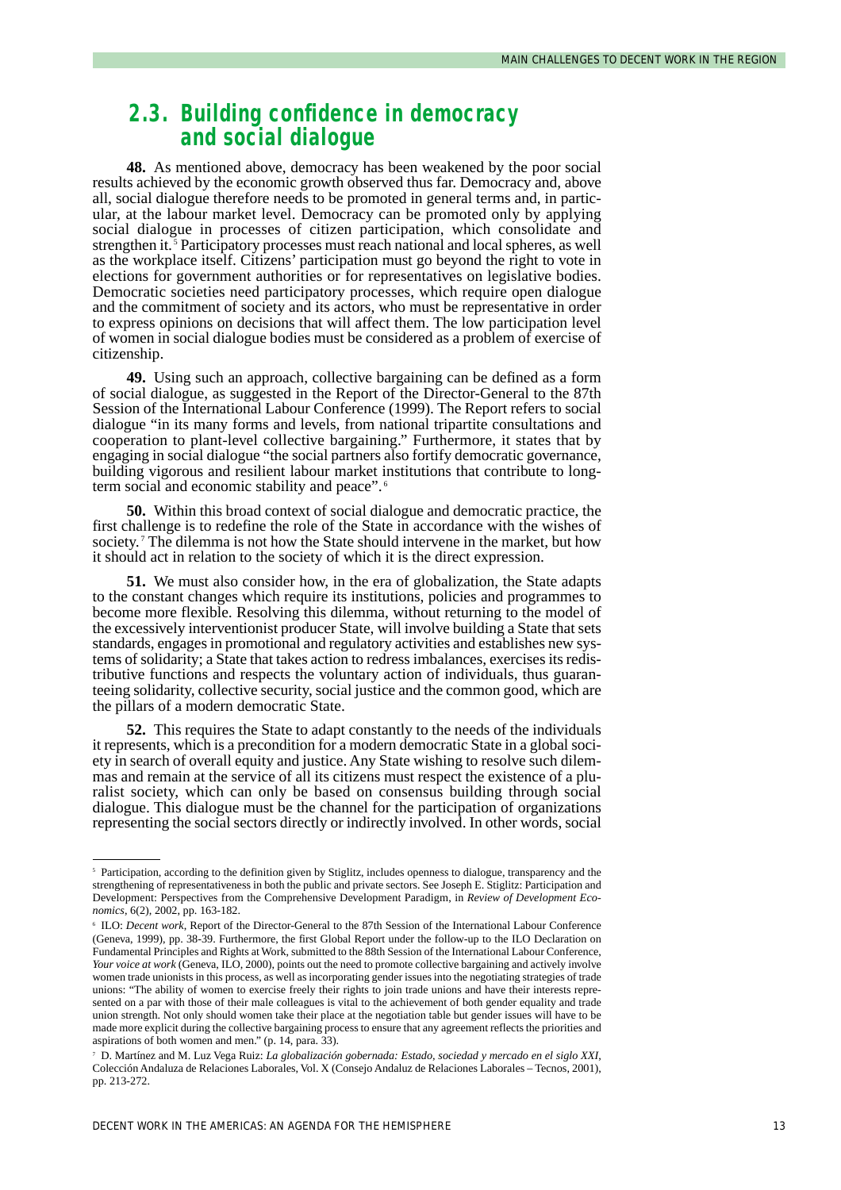## 2.3. Building confidence in democracy and social dialogue

**48.** As mentioned above, democracy has been weakened by the poor social results achieved by the economic growth observed thus far. Democracy and, above all, social dialogue therefore needs to be promoted in general terms and, in particular, at the labour market level. Democracy can be promoted only by applying social dialogue in processes of citizen participation, which consolidate and strengthen it.[5] Participatory processes must reach national and local spheres, as well as the workplace itself. Citizens' participation must go beyond the right to vote in elections for government authorities or for representatives on legislative bodies. Democratic societies need participatory processes, which require open dialogue and the commitment of society and its actors, who must be representative in order to express opinions on decisions that will affect them. The low participation level of women in social dialogue bodies must be considered as a problem of exercise of citizenship.

**49.** Using such an approach, collective bargaining can be defined as a form of social dialogue, as suggested in the Report of the Director-General to the 87th Session of the International Labour Conference (1999). The Report refers to social dialogue "in its many forms and levels, from national tripartite consultations and cooperation to plant-level collective bargaining." Furthermore, it states that by engaging in social dialogue "the social partners also fortify democratic governance, building vigorous and resilient labour market institutions that contribute to long-term social and economic stability and peace".[6]

**50.** Within this broad context of social dialogue and democratic practice, the first challenge is to redefine the role of the State in accordance with the wishes of society.[7] The dilemma is not how the State should intervene in the market, but how it should act in relation to the society of which it is the direct expression.

**51.** We must also consider how, in the era of globalization, the State adapts to the constant changes which require its institutions, policies and programmes to become more flexible. Resolving this dilemma, without returning to the model of the excessively interventionist producer State, will involve building a State that sets standards, engages in promotional and regulatory activities and establishes new systems of solidarity; a State that takes action to redress imbalances, exercises its redistributive functions and respects the voluntary action of individuals, thus guaranteeing solidarity, collective security, social justice and the common good, which are the pillars of a modern democratic State.

**52.** This requires the State to adapt constantly to the needs of the individuals it represents, which is a precondition for a modern democratic State in a global society in search of overall equity and justice. Any State wishing to resolve such dilemmas and remain at the service of all its citizens must respect the existence of a pluralist society, which can only be based on consensus building through social dialogue. This dialogue must be the channel for the participation of organizations representing the social sectors directly or indirectly involved. In other words, social

---

[5] Participation, according to the definition given by Stiglitz, includes openness to dialogue, transparency and the strengthening of representativeness in both the public and private sectors. See Joseph E. Stiglitz: Participation and Development: Perspectives from the Comprehensive Development Paradigm, in *Review of Development Economics*, 6(2), 2002, pp. 163-182.

[6] ILO: *Decent work*, Report of the Director-General to the 87th Session of the International Labour Conference (Geneva, 1999), pp. 38-39. Furthermore, the first Global Report under the follow-up to the ILO Declaration on Fundamental Principles and Rights at Work, submitted to the 88th Session of the International Labour Conference, *Your voice at work* (Geneva, ILO, 2000), points out the need to promote collective bargaining and actively involve women trade unionists in this process, as well as incorporating gender issues into the negotiating strategies of trade unions: "The ability of women to exercise freely their rights to join trade unions and have their interests represented on a par with those of their male colleagues is vital to the achievement of both gender equality and trade union strength. Not only should women take their place at the negotiation table but gender issues will have to be made more explicit during the collective bargaining process to ensure that any agreement reflects the priorities and aspirations of both women and men." (p. 14, para. 33).

[7] D. Martínez and M. Luz Vega Ruiz: *La globalización gobernada: Estado, sociedad y mercado en el siglo XXI*, Colección Andaluza de Relaciones Laborales, Vol. X (Consejo Andaluz de Relaciones Laborales – Tecnos, 2001), pp. 213-272.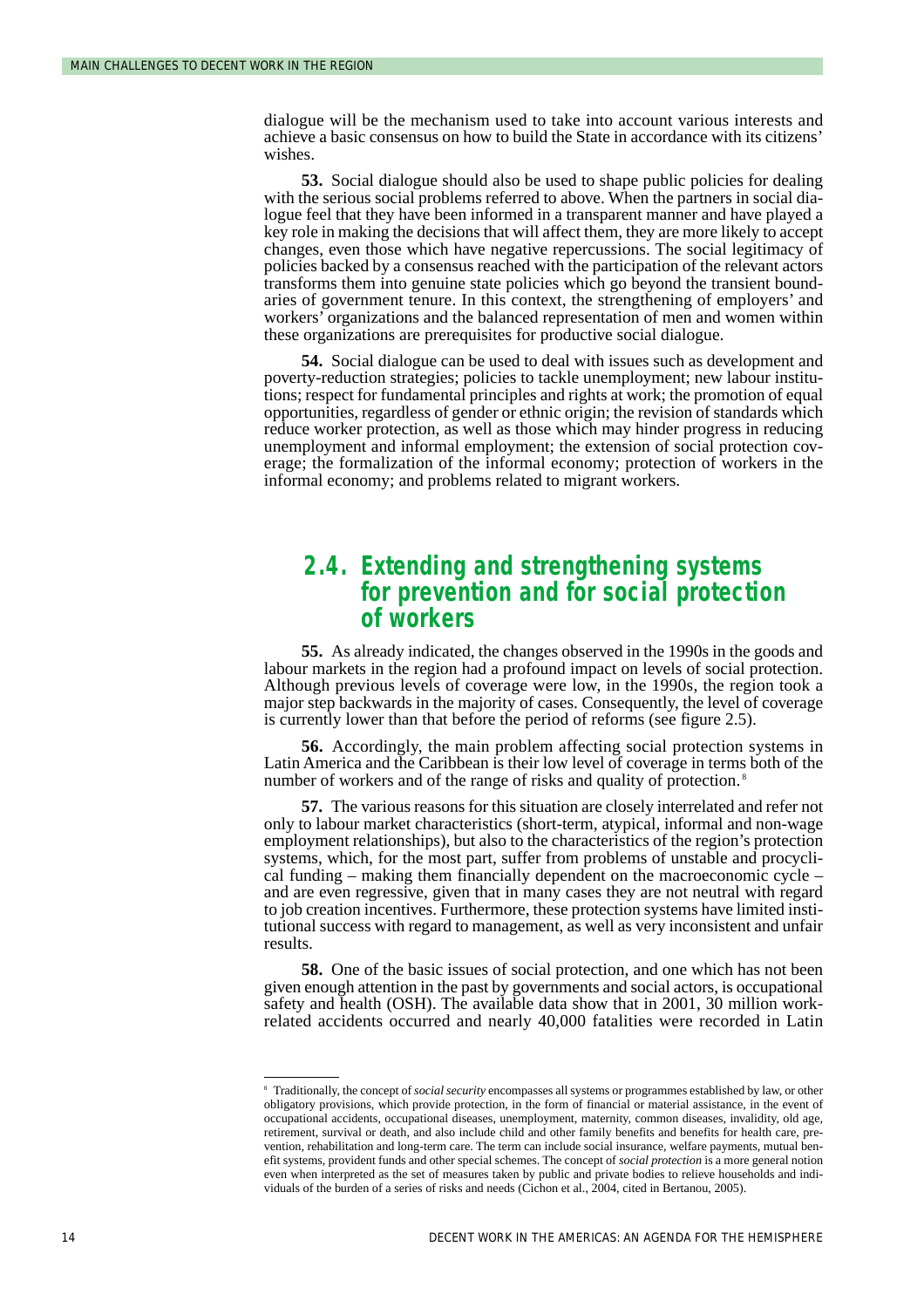dialogue will be the mechanism used to take into account various interests and achieve a basic consensus on how to build the State in accordance with its citizens' wishes.

**53.** Social dialogue should also be used to shape public policies for dealing with the serious social problems referred to above. When the partners in social dialogue feel that they have been informed in a transparent manner and have played a key role in making the decisions that will affect them, they are more likely to accept changes, even those which have negative repercussions. The social legitimacy of policies backed by a consensus reached with the participation of the relevant actors transforms them into genuine state policies which go beyond the transient boundaries of government tenure. In this context, the strengthening of employers' and workers' organizations and the balanced representation of men and women within these organizations are prerequisites for productive social dialogue.

**54.** Social dialogue can be used to deal with issues such as development and poverty-reduction strategies; policies to tackle unemployment; new labour institutions; respect for fundamental principles and rights at work; the promotion of equal opportunities, regardless of gender or ethnic origin; the revision of standards which reduce worker protection, as well as those which may hinder progress in reducing unemployment and informal employment; the extension of social protection coverage; the formalization of the informal economy; protection of workers in the informal economy; and problems related to migrant workers.

## 2.4. Extending and strengthening systems for prevention and for social protection of workers

**55.** As already indicated, the changes observed in the 1990s in the goods and labour markets in the region had a profound impact on levels of social protection. Although previous levels of coverage were low, in the 1990s, the region took a major step backwards in the majority of cases. Consequently, the level of coverage is currently lower than that before the period of reforms (see figure 2.5).

**56.** Accordingly, the main problem affecting social protection systems in Latin America and the Caribbean is their low level of coverage in terms both of the number of workers and of the range of risks and quality of protection.[8]

**57.** The various reasons for this situation are closely interrelated and refer not only to labour market characteristics (short-term, atypical, informal and non-wage employment relationships), but also to the characteristics of the region's protection systems, which, for the most part, suffer from problems of unstable and procyclical funding – making them financially dependent on the macroeconomic cycle – and are even regressive, given that in many cases they are not neutral with regard to job creation incentives. Furthermore, these protection systems have limited institutional success with regard to management, as well as very inconsistent and unfair results.

**58.** One of the basic issues of social protection, and one which has not been given enough attention in the past by governments and social actors, is occupational safety and health (OSH). The available data show that in 2001, 30 million work-related accidents occurred and nearly 40,000 fatalities were recorded in Latin

---

[8] Traditionally, the concept of *social security* encompasses all systems or programmes established by law, or other obligatory provisions, which provide protection, in the form of financial or material assistance, in the event of occupational accidents, occupational diseases, unemployment, maternity, common diseases, invalidity, old age, retirement, survival or death, and also include child and other family benefits and benefits for health care, prevention, rehabilitation and long-term care. The term can include social insurance, welfare payments, mutual benefit systems, provident funds and other special schemes. The concept of *social protection* is a more general notion even when interpreted as the set of measures taken by public and private bodies to relieve households and individuals of the burden of a series of risks and needs (Cichon et al., 2004, cited in Bertanou, 2005).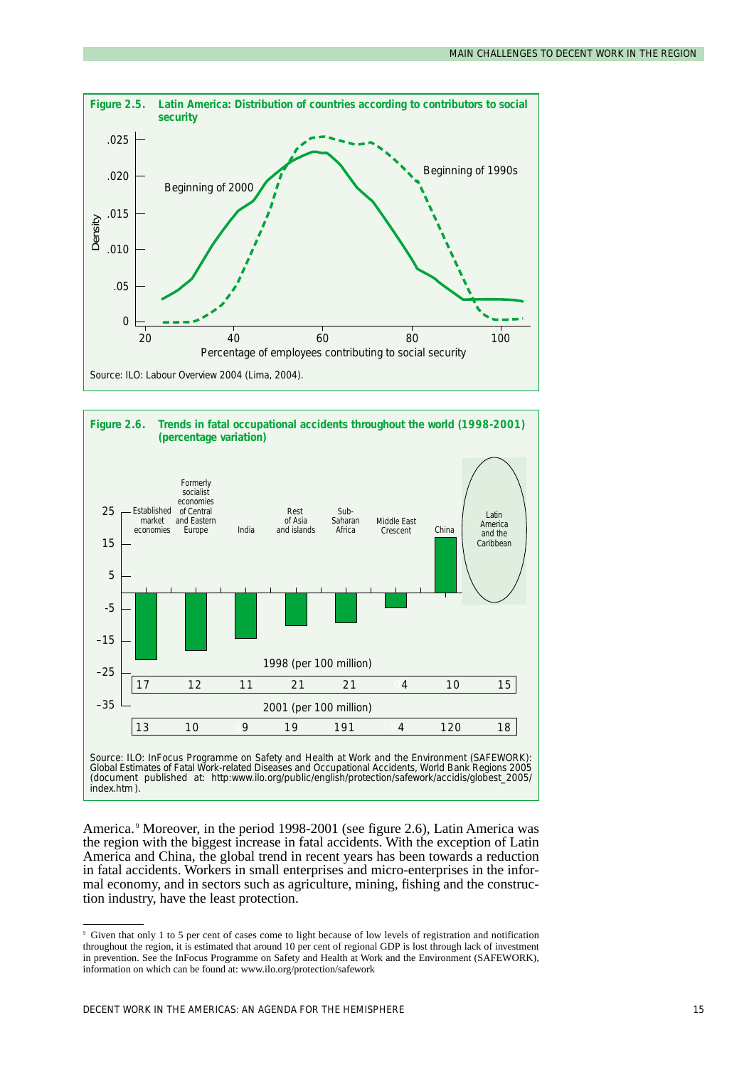**Figure 2.5. Latin America: Distribution of countries according to contributors to social security**

Source: ILO: Labour Overview 2004 (Lima, 2004).

**Figure 2.6. Trends in fatal occupational accidents throughout the world (1998-2001) (percentage variation)**

| | Established market economies | Formerly socialist economies of Central and Eastern Europe | India | Rest of Asia and islands | Sub-Saharan Africa | Middle East Crescent | China | Latin America and the Caribbean |
|---|---|---|---|---|---|---|---|---|
| 1998 (per 100 million) | 17 | 12 | 11 | 21 | 21 | 4 | 10 | 15 |
| 2001 (per 100 million) | 13 | 10 | 9 | 19 | 191 | 4 | 120 | 18 |

Source: ILO: InFocus Programme on Safety and Health at Work and the Environment (SAFEWORK): Global Estimates of Fatal Work-related Diseases and Occupational Accidents, World Bank Regions 2005 (document published at: http:www.ilo.org/public/english/protection/safework/accidis/globest_2005/index.htm).

America.[9] Moreover, in the period 1998-2001 (see figure 2.6), Latin America was the region with the biggest increase in fatal accidents. With the exception of Latin America and China, the global trend in recent years has been towards a reduction in fatal accidents. Workers in small enterprises and micro-enterprises in the informal economy, and in sectors such as agriculture, mining, fishing and the construction industry, have the least protection.

---

[9] Given that only 1 to 5 per cent of cases come to light because of low levels of registration and notification throughout the region, it is estimated that around 10 per cent of regional GDP is lost through lack of investment in prevention. See the InFocus Programme on Safety and Health at Work and the Environment (SAFEWORK), information on which can be found at: www.ilo.org/protection/safework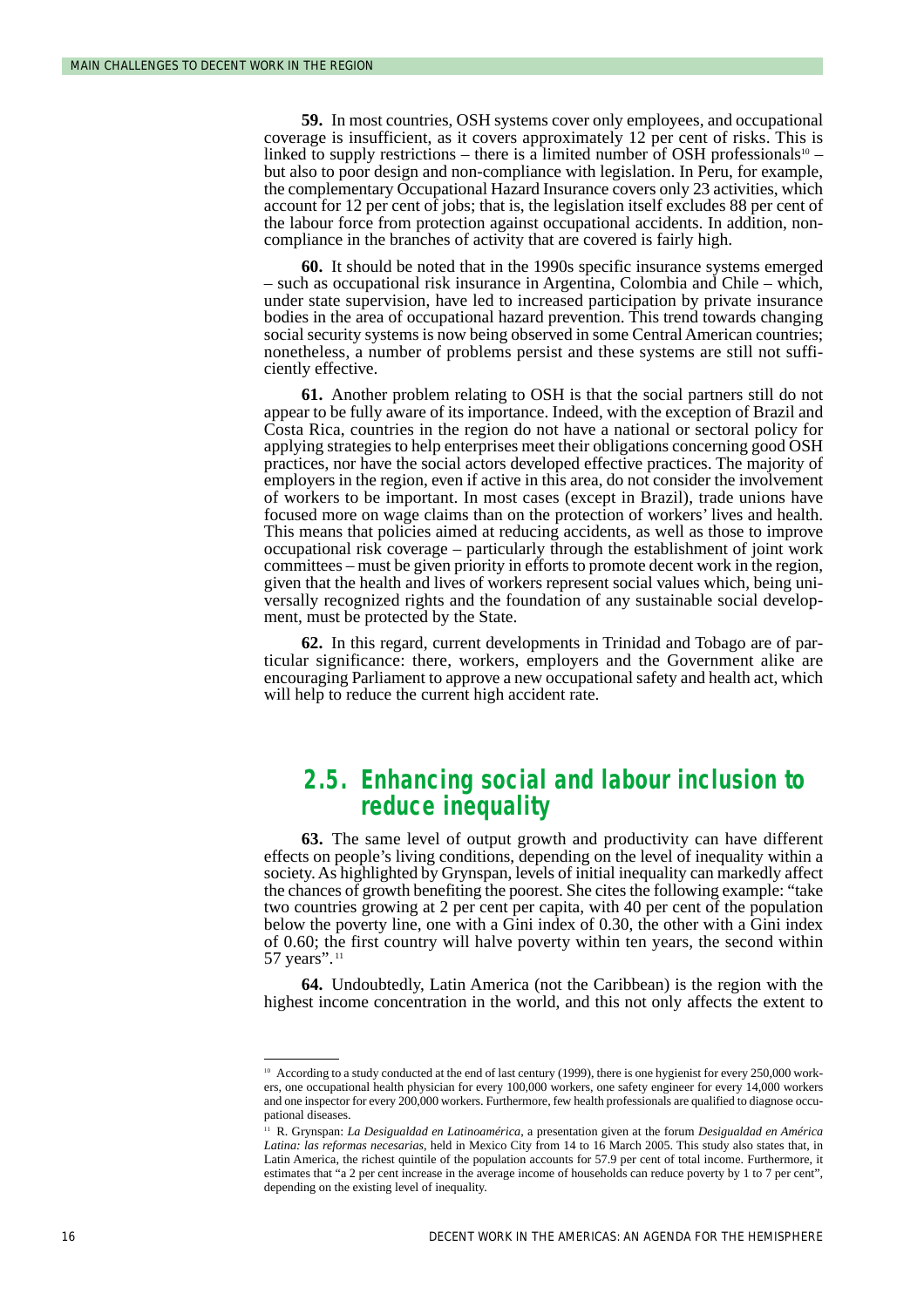**59.** In most countries, OSH systems cover only employees, and occupational coverage is insufficient, as it covers approximately 12 per cent of risks. This is linked to supply restrictions – there is a limited number of OSH professionals[10] – but also to poor design and non-compliance with legislation. In Peru, for example, the complementary Occupational Hazard Insurance covers only 23 activities, which account for 12 per cent of jobs; that is, the legislation itself excludes 88 per cent of the labour force from protection against occupational accidents. In addition, non-compliance in the branches of activity that are covered is fairly high.

**60.** It should be noted that in the 1990s specific insurance systems emerged – such as occupational risk insurance in Argentina, Colombia and Chile – which, under state supervision, have led to increased participation by private insurance bodies in the area of occupational hazard prevention. This trend towards changing social security systems is now being observed in some Central American countries; nonetheless, a number of problems persist and these systems are still not sufficiently effective.

**61.** Another problem relating to OSH is that the social partners still do not appear to be fully aware of its importance. Indeed, with the exception of Brazil and Costa Rica, countries in the region do not have a national or sectoral policy for applying strategies to help enterprises meet their obligations concerning good OSH practices, nor have the social actors developed effective practices. The majority of employers in the region, even if active in this area, do not consider the involvement of workers to be important. In most cases (except in Brazil), trade unions have focused more on wage claims than on the protection of workers' lives and health. This means that policies aimed at reducing accidents, as well as those to improve occupational risk coverage – particularly through the establishment of joint work committees – must be given priority in efforts to promote decent work in the region, given that the health and lives of workers represent social values which, being universally recognized rights and the foundation of any sustainable social development, must be protected by the State.

**62.** In this regard, current developments in Trinidad and Tobago are of particular significance: there, workers, employers and the Government alike are encouraging Parliament to approve a new occupational safety and health act, which will help to reduce the current high accident rate.

## 2.5. Enhancing social and labour inclusion to reduce inequality

**63.** The same level of output growth and productivity can have different effects on people's living conditions, depending on the level of inequality within a society. As highlighted by Grynspan, levels of initial inequality can markedly affect the chances of growth benefiting the poorest. She cites the following example: "take two countries growing at 2 per cent per capita, with 40 per cent of the population below the poverty line, one with a Gini index of 0.30, the other with a Gini index of 0.60; the first country will halve poverty within ten years, the second within 57 years".[11]

**64.** Undoubtedly, Latin America (not the Caribbean) is the region with the highest income concentration in the world, and this not only affects the extent to

---

[10] According to a study conducted at the end of last century (1999), there is one hygienist for every 250,000 workers, one occupational health physician for every 100,000 workers, one safety engineer for every 14,000 workers and one inspector for every 200,000 workers. Furthermore, few health professionals are qualified to diagnose occupational diseases.

[11] R. Grynspan: *La Desigualdad en Latinoamérica*, a presentation given at the forum *Desigualdad en América Latina: las reformas necesarias*, held in Mexico City from 14 to 16 March 2005. This study also states that, in Latin America, the richest quintile of the population accounts for 57.9 per cent of total income. Furthermore, it estimates that "a 2 per cent increase in the average income of households can reduce poverty by 1 to 7 per cent", depending on the existing level of inequality.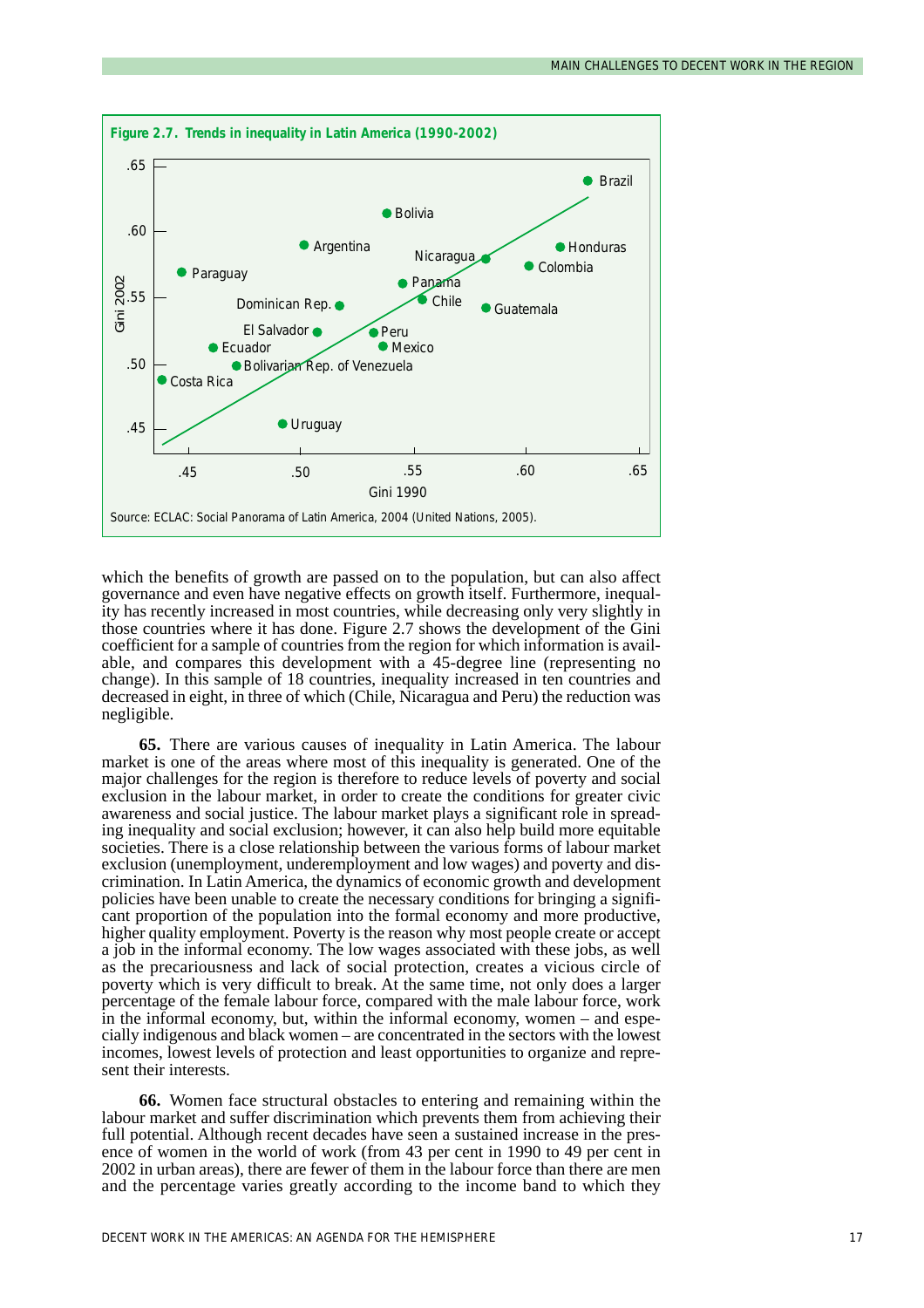**Figure 2.7. Trends in inequality in Latin America (1990-2002)**

Source: ECLAC: Social Panorama of Latin America, 2004 (United Nations, 2005).

which the benefits of growth are passed on to the population, but can also affect governance and even have negative effects on growth itself. Furthermore, inequality has recently increased in most countries, while decreasing only very slightly in those countries where it has done. Figure 2.7 shows the development of the Gini coefficient for a sample of countries from the region for which information is available, and compares this development with a 45-degree line (representing no change). In this sample of 18 countries, inequality increased in ten countries and decreased in eight, in three of which (Chile, Nicaragua and Peru) the reduction was negligible.

**65.** There are various causes of inequality in Latin America. The labour market is one of the areas where most of this inequality is generated. One of the major challenges for the region is therefore to reduce levels of poverty and social exclusion in the labour market, in order to create the conditions for greater civic awareness and social justice. The labour market plays a significant role in spreading inequality and social exclusion; however, it can also help build more equitable societies. There is a close relationship between the various forms of labour market exclusion (unemployment, underemployment and low wages) and poverty and discrimination. In Latin America, the dynamics of economic growth and development policies have been unable to create the necessary conditions for bringing a significant proportion of the population into the formal economy and more productive, higher quality employment. Poverty is the reason why most people create or accept a job in the informal economy. The low wages associated with these jobs, as well as the precariousness and lack of social protection, creates a vicious circle of poverty which is very difficult to break. At the same time, not only does a larger percentage of the female labour force, compared with the male labour force, work in the informal economy, but, within the informal economy, women – and especially indigenous and black women – are concentrated in the sectors with the lowest incomes, lowest levels of protection and least opportunities to organize and represent their interests.

**66.** Women face structural obstacles to entering and remaining within the labour market and suffer discrimination which prevents them from achieving their full potential. Although recent decades have seen a sustained increase in the presence of women in the world of work (from 43 per cent in 1990 to 49 per cent in 2002 in urban areas), there are fewer of them in the labour force than there are men and the percentage varies greatly according to the income band to which they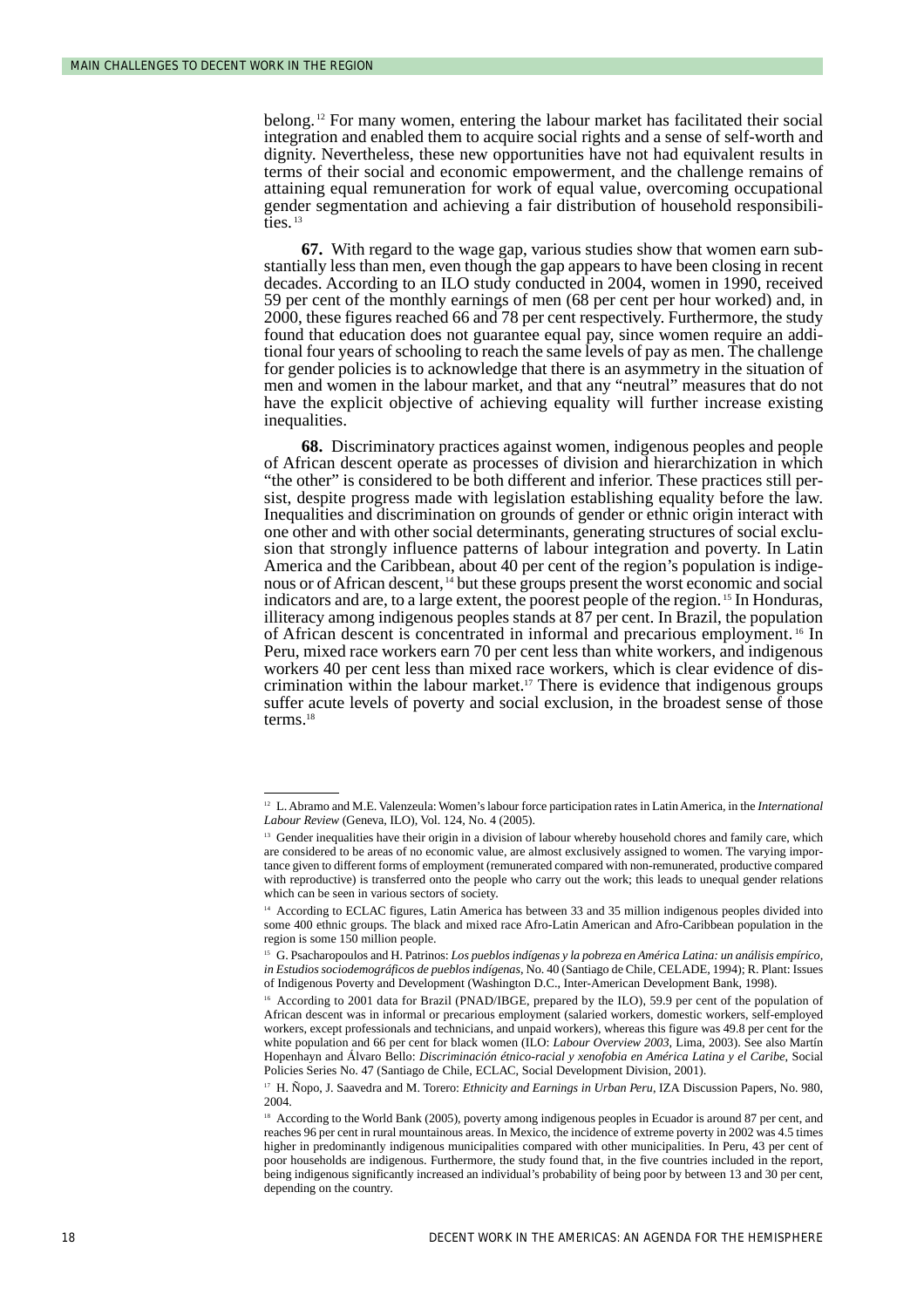belong.[12] For many women, entering the labour market has facilitated their social integration and enabled them to acquire social rights and a sense of self-worth and dignity. Nevertheless, these new opportunities have not had equivalent results in terms of their social and economic empowerment, and the challenge remains of attaining equal remuneration for work of equal value, overcoming occupational gender segmentation and achieving a fair distribution of household responsibilities.[13]

**67.** With regard to the wage gap, various studies show that women earn substantially less than men, even though the gap appears to have been closing in recent decades. According to an ILO study conducted in 2004, women in 1990, received 59 per cent of the monthly earnings of men (68 per cent per hour worked) and, in 2000, these figures reached 66 and 78 per cent respectively. Furthermore, the study found that education does not guarantee equal pay, since women require an additional four years of schooling to reach the same levels of pay as men. The challenge for gender policies is to acknowledge that there is an asymmetry in the situation of men and women in the labour market, and that any "neutral" measures that do not have the explicit objective of achieving equality will further increase existing inequalities.

**68.** Discriminatory practices against women, indigenous peoples and people of African descent operate as processes of division and hierarchization in which "the other" is considered to be both different and inferior. These practices still persist, despite progress made with legislation establishing equality before the law. Inequalities and discrimination on grounds of gender or ethnic origin interact with one other and with other social determinants, generating structures of social exclusion that strongly influence patterns of labour integration and poverty. In Latin America and the Caribbean, about 40 per cent of the region's population is indigenous or of African descent,[14] but these groups present the worst economic and social indicators and are, to a large extent, the poorest people of the region.[15] In Honduras, illiteracy among indigenous peoples stands at 87 per cent. In Brazil, the population of African descent is concentrated in informal and precarious employment.[16] In Peru, mixed race workers earn 70 per cent less than white workers, and indigenous workers 40 per cent less than mixed race workers, which is clear evidence of discrimination within the labour market.[17] There is evidence that indigenous groups suffer acute levels of poverty and social exclusion, in the broadest sense of those terms.[18]

---

[12] L. Abramo and M.E. Valenzeula: Women's labour force participation rates in Latin America, in the *International Labour Review* (Geneva, ILO), Vol. 124, No. 4 (2005).

[13] Gender inequalities have their origin in a division of labour whereby household chores and family care, which are considered to be areas of no economic value, are almost exclusively assigned to women. The varying importance given to different forms of employment (remunerated compared with non-remunerated, productive compared with reproductive) is transferred onto the people who carry out the work; this leads to unequal gender relations which can be seen in various sectors of society.

[14] According to ECLAC figures, Latin America has between 33 and 35 million indigenous peoples divided into some 400 ethnic groups. The black and mixed race Afro-Latin American and Afro-Caribbean population in the region is some 150 million people.

[15] G. Psacharopoulos and H. Patrinos: *Los pueblos indígenas y la pobreza en América Latina: un análisis empírico, in Estudios sociodemográficos de pueblos indígenas*, No. 40 (Santiago de Chile, CELADE, 1994); R. Plant: Issues of Indigenous Poverty and Development (Washington D.C., Inter-American Development Bank, 1998).

[16] According to 2001 data for Brazil (PNAD/IBGE, prepared by the ILO), 59.9 per cent of the population of African descent was in informal or precarious employment (salaried workers, domestic workers, self-employed workers, except professionals and technicians, and unpaid workers), whereas this figure was 49.8 per cent for the white population and 66 per cent for black women (ILO: *Labour Overview 2003*, Lima, 2003). See also Martín Hopenhayn and Álvaro Bello: *Discriminación étnico-racial y xenofobia en América Latina y el Caribe*, Social Policies Series No. 47 (Santiago de Chile, ECLAC, Social Development Division, 2001).

[17] H. Ñopo, J. Saavedra and M. Torero: *Ethnicity and Earnings in Urban Peru*, IZA Discussion Papers, No. 980, 2004.

[18] According to the World Bank (2005), poverty among indigenous peoples in Ecuador is around 87 per cent, and reaches 96 per cent in rural mountainous areas. In Mexico, the incidence of extreme poverty in 2002 was 4.5 times higher in predominantly indigenous municipalities compared with other municipalities. In Peru, 43 per cent of poor households are indigenous. Furthermore, the study found that, in the five countries included in the report, being indigenous significantly increased an individual's probability of being poor by between 13 and 30 per cent, depending on the country.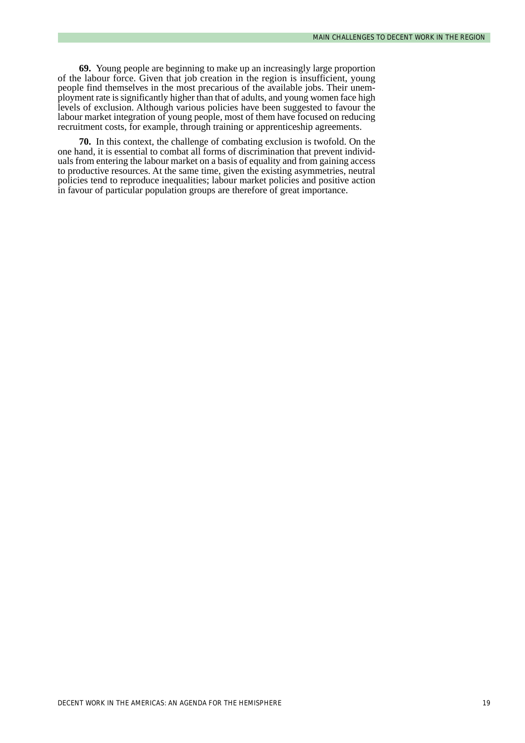**69.** Young people are beginning to make up an increasingly large proportion of the labour force. Given that job creation in the region is insufficient, young people find themselves in the most precarious of the available jobs. Their unemployment rate is significantly higher than that of adults, and young women face high levels of exclusion. Although various policies have been suggested to favour the labour market integration of young people, most of them have focused on reducing recruitment costs, for example, through training or apprenticeship agreements.

**70.** In this context, the challenge of combating exclusion is twofold. On the one hand, it is essential to combat all forms of discrimination that prevent individuals from entering the labour market on a basis of equality and from gaining access to productive resources. At the same time, given the existing asymmetries, neutral policies tend to reproduce inequalities; labour market policies and positive action in favour of particular population groups are therefore of great importance.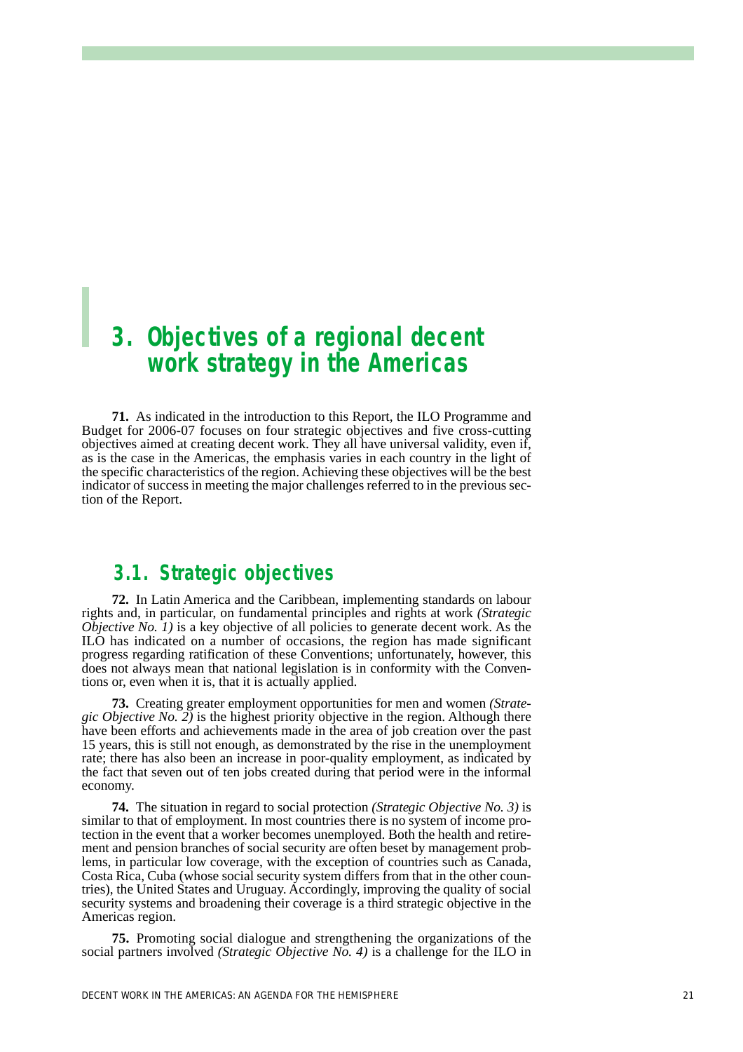# 3. Objectives of a regional decent work strategy in the Americas

**71.** As indicated in the introduction to this Report, the ILO Programme and Budget for 2006-07 focuses on four strategic objectives and five cross-cutting objectives aimed at creating decent work. They all have universal validity, even if, as is the case in the Americas, the emphasis varies in each country in the light of the specific characteristics of the region. Achieving these objectives will be the best indicator of success in meeting the major challenges referred to in the previous section of the Report.

## 3.1. Strategic objectives

**72.** In Latin America and the Caribbean, implementing standards on labour rights and, in particular, on fundamental principles and rights at work *(Strategic Objective No. 1)* is a key objective of all policies to generate decent work. As the ILO has indicated on a number of occasions, the region has made significant progress regarding ratification of these Conventions; unfortunately, however, this does not always mean that national legislation is in conformity with the Conventions or, even when it is, that it is actually applied.

**73.** Creating greater employment opportunities for men and women *(Strategic Objective No. 2)* is the highest priority objective in the region. Although there have been efforts and achievements made in the area of job creation over the past 15 years, this is still not enough, as demonstrated by the rise in the unemployment rate; there has also been an increase in poor-quality employment, as indicated by the fact that seven out of ten jobs created during that period were in the informal economy.

**74.** The situation in regard to social protection *(Strategic Objective No. 3)* is similar to that of employment. In most countries there is no system of income protection in the event that a worker becomes unemployed. Both the health and retirement and pension branches of social security are often beset by management problems, in particular low coverage, with the exception of countries such as Canada, Costa Rica, Cuba (whose social security system differs from that in the other countries), the United States and Uruguay. Accordingly, improving the quality of social security systems and broadening their coverage is a third strategic objective in the Americas region.

**75.** Promoting social dialogue and strengthening the organizations of the social partners involved *(Strategic Objective No. 4)* is a challenge for the ILO in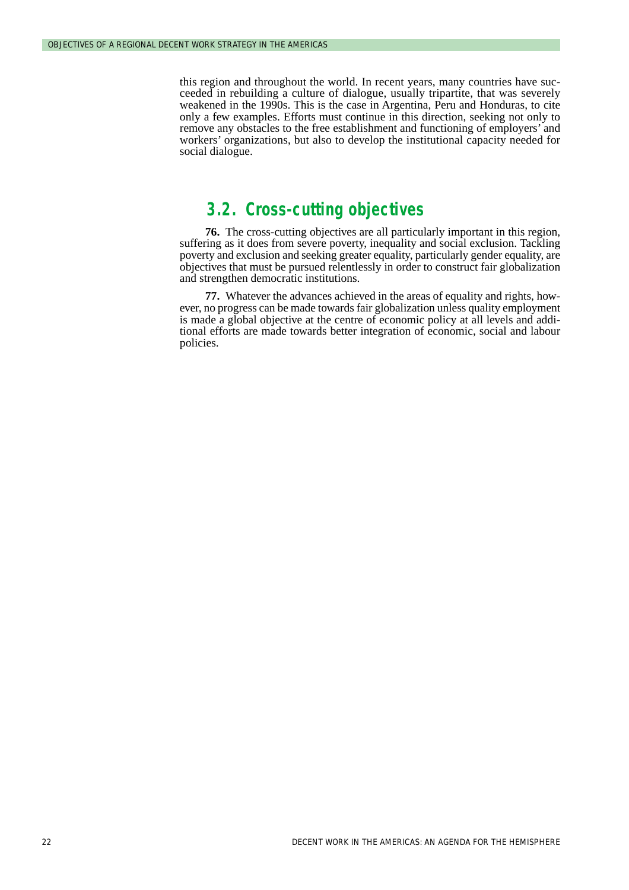this region and throughout the world. In recent years, many countries have succeeded in rebuilding a culture of dialogue, usually tripartite, that was severely weakened in the 1990s. This is the case in Argentina, Peru and Honduras, to cite only a few examples. Efforts must continue in this direction, seeking not only to remove any obstacles to the free establishment and functioning of employers' and workers' organizations, but also to develop the institutional capacity needed for social dialogue.

## 3.2. Cross-cutting objectives

**76.** The cross-cutting objectives are all particularly important in this region, suffering as it does from severe poverty, inequality and social exclusion. Tackling poverty and exclusion and seeking greater equality, particularly gender equality, are objectives that must be pursued relentlessly in order to construct fair globalization and strengthen democratic institutions.

**77.** Whatever the advances achieved in the areas of equality and rights, however, no progress can be made towards fair globalization unless quality employment is made a global objective at the centre of economic policy at all levels and additional efforts are made towards better integration of economic, social and labour policies.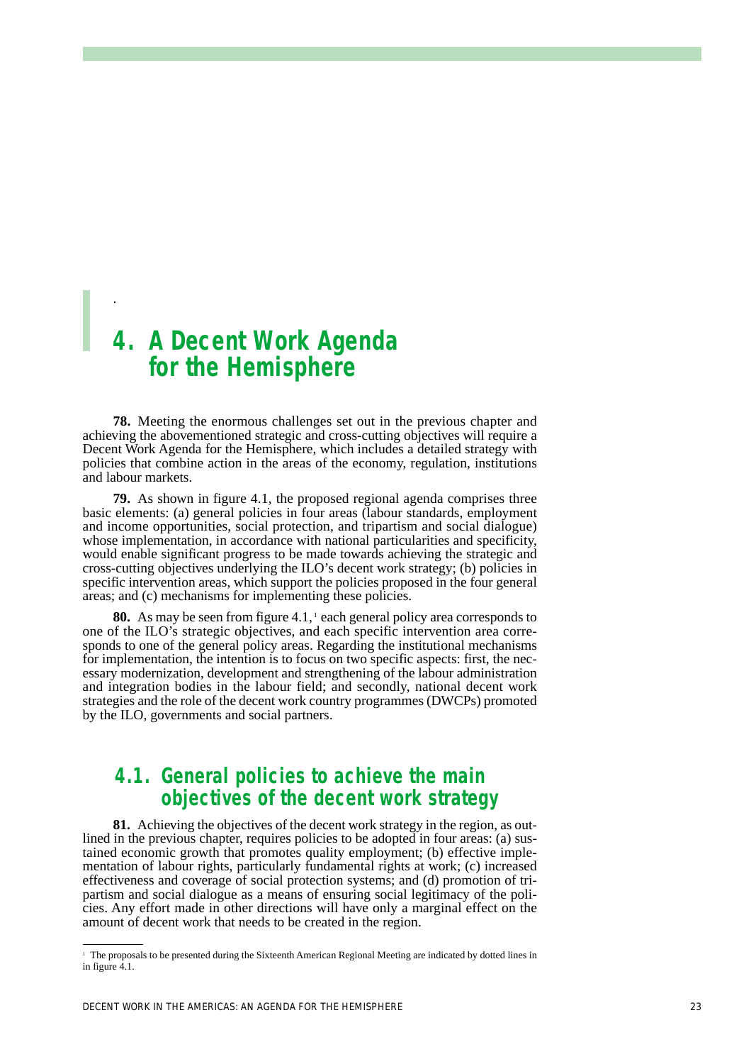# 4. A Decent Work Agenda for the Hemisphere

**78.** Meeting the enormous challenges set out in the previous chapter and achieving the abovementioned strategic and cross-cutting objectives will require a Decent Work Agenda for the Hemisphere, which includes a detailed strategy with policies that combine action in the areas of the economy, regulation, institutions and labour markets.

**79.** As shown in figure 4.1, the proposed regional agenda comprises three basic elements: (a) general policies in four areas (labour standards, employment and income opportunities, social protection, and tripartism and social dialogue) whose implementation, in accordance with national particularities and specificity, would enable significant progress to be made towards achieving the strategic and cross-cutting objectives underlying the ILO's decent work strategy; (b) policies in specific intervention areas, which support the policies proposed in the four general areas; and (c) mechanisms for implementing these policies.

**80.** As may be seen from figure 4.1,[1] each general policy area corresponds to one of the ILO's strategic objectives, and each specific intervention area corresponds to one of the general policy areas. Regarding the institutional mechanisms for implementation, the intention is to focus on two specific aspects: first, the necessary modernization, development and strengthening of the labour administration and integration bodies in the labour field; and secondly, national decent work strategies and the role of the decent work country programmes (DWCPs) promoted by the ILO, governments and social partners.

## 4.1. General policies to achieve the main objectives of the decent work strategy

**81.** Achieving the objectives of the decent work strategy in the region, as outlined in the previous chapter, requires policies to be adopted in four areas: (a) sustained economic growth that promotes quality employment; (b) effective implementation of labour rights, particularly fundamental rights at work; (c) increased effectiveness and coverage of social protection systems; and (d) promotion of tripartism and social dialogue as a means of ensuring social legitimacy of the policies. Any effort made in other directions will have only a marginal effect on the amount of decent work that needs to be created in the region.

---

[1] The proposals to be presented during the Sixteenth American Regional Meeting are indicated by dotted lines in in figure 4.1.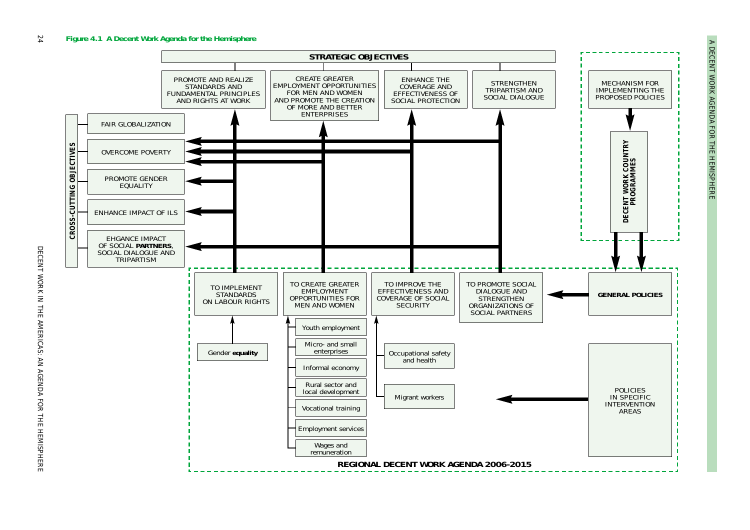**Figure 4.1 A Decent Work Agenda for the Hemisphere**

**STRATEGIC OBJECTIVES**

- PROMOTE AND REALIZE STANDARDS AND FUNDAMENTAL PRINCIPLES AND RIGHTS AT WORK
- CREATE GREATER EMPLOYMENT OPPORTUNITIES FOR MEN AND WOMEN AND PROMOTE THE CREATION OF MORE AND BETTER ENTERPRISES
- ENHANCE THE COVERAGE AND EFFECTIVENESS OF SOCIAL PROTECTION
- STRENGTHEN TRIPARTISM AND SOCIAL DIALOGUE

**CROSS-CUTTING OBJECTIVES**

- FAIR GLOBALIZATION
- OVERCOME POVERTY
- PROMOTE GENDER EQUALITY
- ENHANCE IMPACT OF ILS
- EHGANCE IMPACT OF SOCIAL **PARTNERS**, SOCIAL DIALOGUE AND TRIPARTISM

MECHANISM FOR IMPLEMENTING THE PROPOSED POLICIES

**DECENT WORK COUNTRY PROGRAMMES**

**REGIONAL DECENT WORK AGENDA 2006-2015**

- TO IMPLEMENT STANDARDS ON LABOUR RIGHTS
  - Gender **equality**
- TO CREATE GREATER EMPLOYMENT OPPORTUNITIES FOR MEN AND WOMEN
  - Youth employment
  - Micro- and small enterprises
  - Informal economy
  - Rural sector and local development
  - Vocational training
  - Employment services
  - Wages and remuneration
- TO IMPROVE THE EFFECTIVENESS AND COVERAGE OF SOCIAL SECURITY
  - Occupational safety and health
  - Migrant workers
- TO PROMOTE SOCIAL DIALOGUE AND STRENGTHEN ORGANIZATIONS OF SOCIAL PARTNERS

**GENERAL POLICIES**

POLICIES IN SPECIFIC INTERVENTION AREAS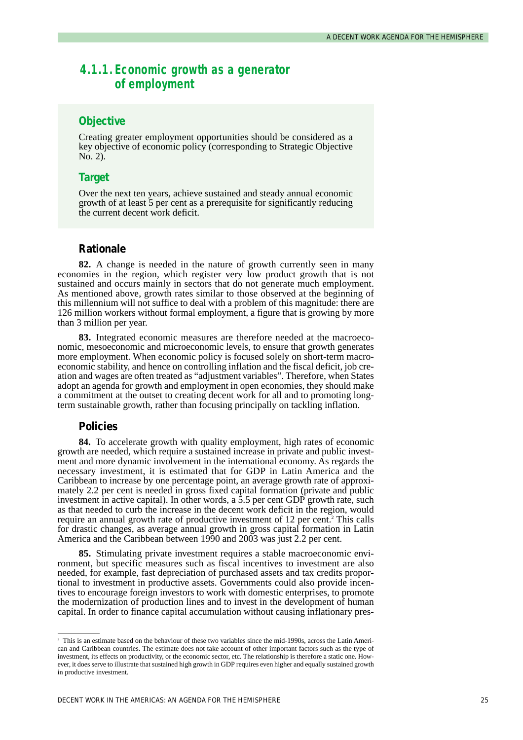### 4.1.1. Economic growth as a generator of employment

#### Objective

Creating greater employment opportunities should be considered as a key objective of economic policy (corresponding to Strategic Objective No. 2).

#### Target

Over the next ten years, achieve sustained and steady annual economic growth of at least 5 per cent as a prerequisite for significantly reducing the current decent work deficit.

#### Rationale

**82.** A change is needed in the nature of growth currently seen in many economies in the region, which register very low product growth that is not sustained and occurs mainly in sectors that do not generate much employment. As mentioned above, growth rates similar to those observed at the beginning of this millennium will not suffice to deal with a problem of this magnitude: there are 126 million workers without formal employment, a figure that is growing by more than 3 million per year.

**83.** Integrated economic measures are therefore needed at the macroeconomic, mesoeconomic and microeconomic levels, to ensure that growth generates more employment. When economic policy is focused solely on short-term macroeconomic stability, and hence on controlling inflation and the fiscal deficit, job creation and wages are often treated as "adjustment variables". Therefore, when States adopt an agenda for growth and employment in open economies, they should make a commitment at the outset to creating decent work for all and to promoting long-term sustainable growth, rather than focusing principally on tackling inflation.

#### Policies

**84.** To accelerate growth with quality employment, high rates of economic growth are needed, which require a sustained increase in private and public investment and more dynamic involvement in the international economy. As regards the necessary investment, it is estimated that for GDP in Latin America and the Caribbean to increase by one percentage point, an average growth rate of approximately 2.2 per cent is needed in gross fixed capital formation (private and public investment in active capital). In other words, a 5.5 per cent GDP growth rate, such as that needed to curb the increase in the decent work deficit in the region, would require an annual growth rate of productive investment of 12 per cent.[2] This calls for drastic changes, as average annual growth in gross capital formation in Latin America and the Caribbean between 1990 and 2003 was just 2.2 per cent.

**85.** Stimulating private investment requires a stable macroeconomic environment, but specific measures such as fiscal incentives to investment are also needed, for example, fast depreciation of purchased assets and tax credits proportional to investment in productive assets. Governments could also provide incentives to encourage foreign investors to work with domestic enterprises, to promote the modernization of production lines and to invest in the development of human capital. In order to finance capital accumulation without causing inflationary pres-

---

[2] This is an estimate based on the behaviour of these two variables since the mid-1990s, across the Latin American and Caribbean countries. The estimate does not take account of other important factors such as the type of investment, its effects on productivity, or the economic sector, etc. The relationship is therefore a static one. However, it does serve to illustrate that sustained high growth in GDP requires even higher and equally sustained growth in productive investment.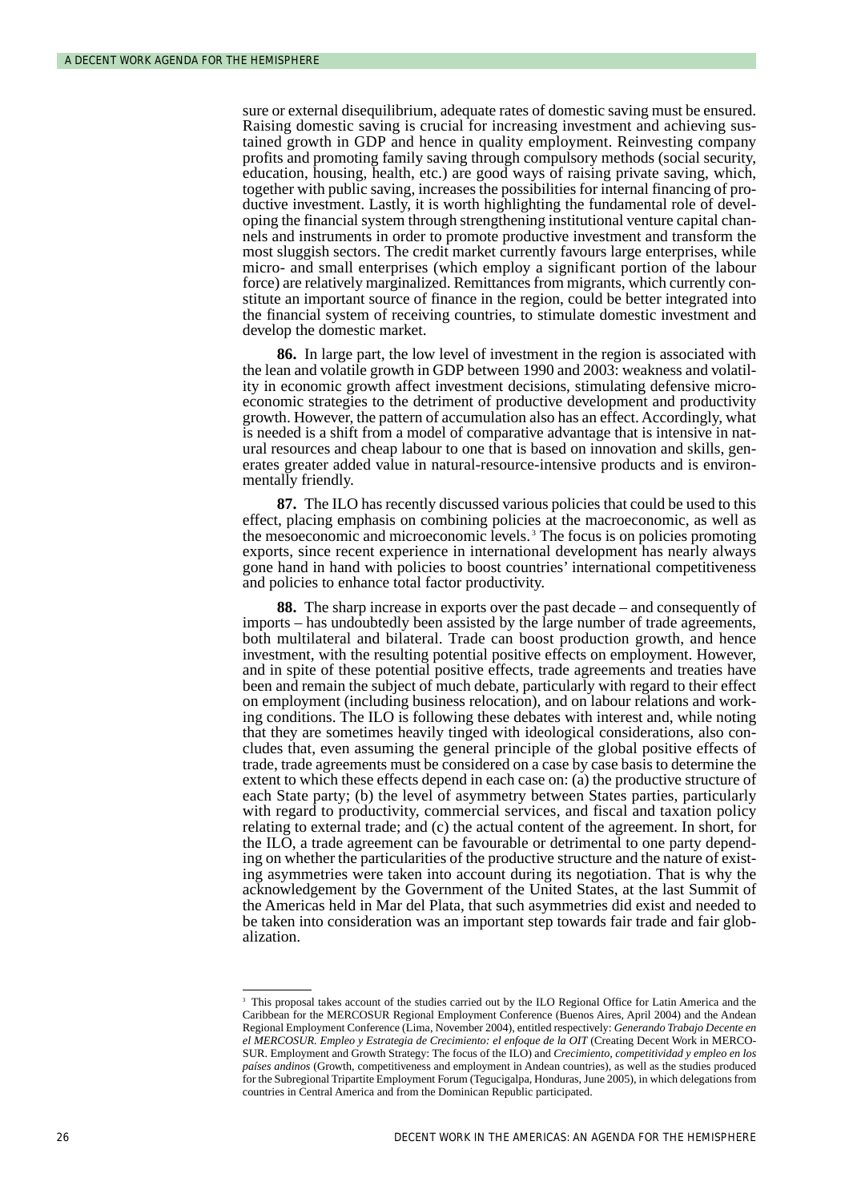sure or external disequilibrium, adequate rates of domestic saving must be ensured. Raising domestic saving is crucial for increasing investment and achieving sustained growth in GDP and hence in quality employment. Reinvesting company profits and promoting family saving through compulsory methods (social security, education, housing, health, etc.) are good ways of raising private saving, which, together with public saving, increases the possibilities for internal financing of productive investment. Lastly, it is worth highlighting the fundamental role of developing the financial system through strengthening institutional venture capital channels and instruments in order to promote productive investment and transform the most sluggish sectors. The credit market currently favours large enterprises, while micro- and small enterprises (which employ a significant portion of the labour force) are relatively marginalized. Remittances from migrants, which currently constitute an important source of finance in the region, could be better integrated into the financial system of receiving countries, to stimulate domestic investment and develop the domestic market.

**86.** In large part, the low level of investment in the region is associated with the lean and volatile growth in GDP between 1990 and 2003: weakness and volatility in economic growth affect investment decisions, stimulating defensive microeconomic strategies to the detriment of productive development and productivity growth. However, the pattern of accumulation also has an effect. Accordingly, what is needed is a shift from a model of comparative advantage that is intensive in natural resources and cheap labour to one that is based on innovation and skills, generates greater added value in natural-resource-intensive products and is environmentally friendly.

**87.** The ILO has recently discussed various policies that could be used to this effect, placing emphasis on combining policies at the macroeconomic, as well as the mesoeconomic and microeconomic levels.[3] The focus is on policies promoting exports, since recent experience in international development has nearly always gone hand in hand with policies to boost countries' international competitiveness and policies to enhance total factor productivity.

**88.** The sharp increase in exports over the past decade – and consequently of imports – has undoubtedly been assisted by the large number of trade agreements, both multilateral and bilateral. Trade can boost production growth, and hence investment, with the resulting potential positive effects on employment. However, and in spite of these potential positive effects, trade agreements and treaties have been and remain the subject of much debate, particularly with regard to their effect on employment (including business relocation), and on labour relations and working conditions. The ILO is following these debates with interest and, while noting that they are sometimes heavily tinged with ideological considerations, also concludes that, even assuming the general principle of the global positive effects of trade, trade agreements must be considered on a case by case basis to determine the extent to which these effects depend in each case on: (a) the productive structure of each State party; (b) the level of asymmetry between States parties, particularly with regard to productivity, commercial services, and fiscal and taxation policy relating to external trade; and (c) the actual content of the agreement. In short, for the ILO, a trade agreement can be favourable or detrimental to one party depending on whether the particularities of the productive structure and the nature of existing asymmetries were taken into account during its negotiation. That is why the acknowledgement by the Government of the United States, at the last Summit of the Americas held in Mar del Plata, that such asymmetries did exist and needed to be taken into consideration was an important step towards fair trade and fair globalization.

---

[3] This proposal takes account of the studies carried out by the ILO Regional Office for Latin America and the Caribbean for the MERCOSUR Regional Employment Conference (Buenos Aires, April 2004) and the Andean Regional Employment Conference (Lima, November 2004), entitled respectively: *Generando Trabajo Decente en el MERCOSUR. Empleo y Estrategia de Crecimiento: el enfoque de la OIT* (Creating Decent Work in MERCOSUR. Employment and Growth Strategy: The focus of the ILO) and *Crecimiento, competitividad y empleo en los países andinos* (Growth, competitiveness and employment in Andean countries), as well as the studies produced for the Subregional Tripartite Employment Forum (Tegucigalpa, Honduras, June 2005), in which delegations from countries in Central America and from the Dominican Republic participated.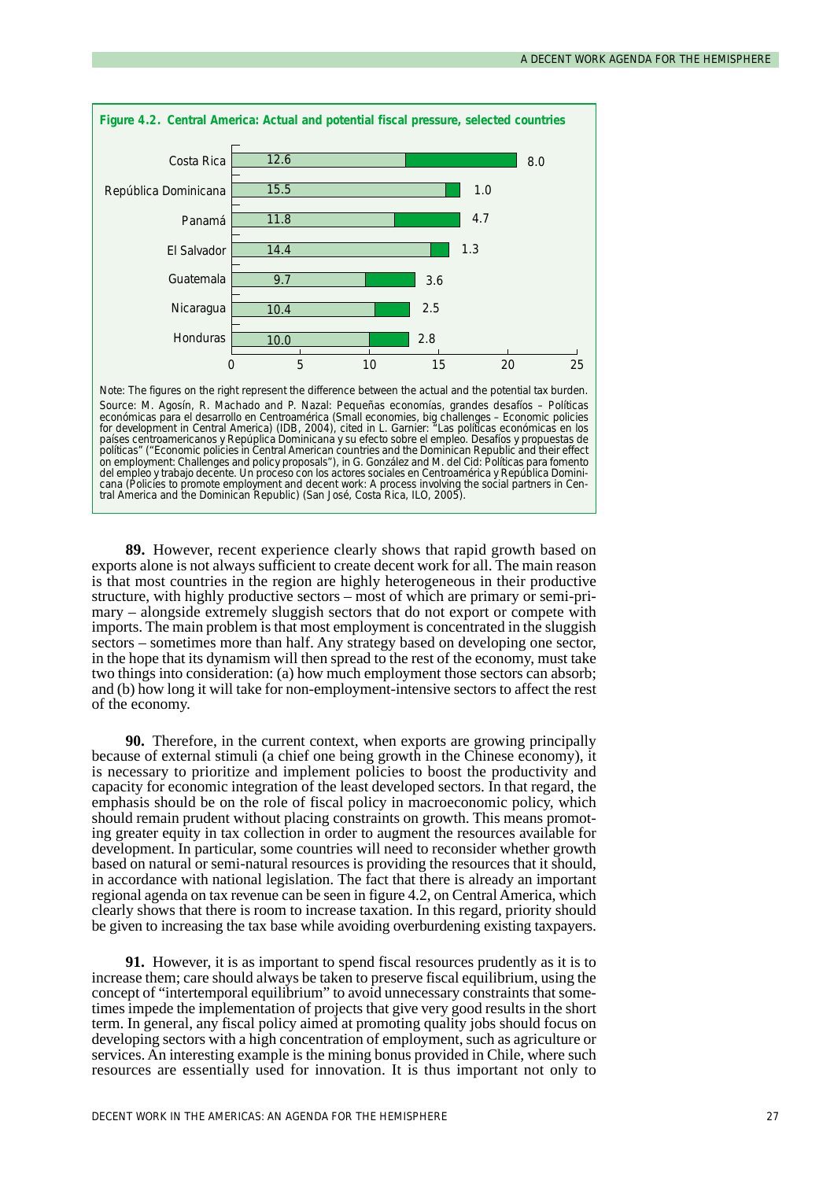**Figure 4.2. Central America: Actual and potential fiscal pressure, selected countries**

| Country | Actual | Difference |
|---|---|---|
| Costa Rica | 12.6 | 8.0 |
| República Dominicana | 15.5 | 1.0 |
| Panamá | 11.8 | 4.7 |
| El Salvador | 14.4 | 1.3 |
| Guatemala | 9.7 | 3.6 |
| Nicaragua | 10.4 | 2.5 |
| Honduras | 10.0 | 2.8 |

Note: The figures on the right represent the difference between the actual and the potential tax burden.

Source: M. Agosín, R. Machado and P. Nazal: Pequeñas economías, grandes desafíos – Políticas económicas para el desarrollo en Centroamérica (Small economies, big challenges – Economic policies for development in Central America) (IDB, 2004), cited in L. Garnier: "Las políticas económicas en los países centroamericanos y República Dominicana y su efecto sobre el empleo. Desafíos y propuestas de políticas" ("Economic policies in Central American countries and the Dominican Republic and their effect on employment: Challenges and policy proposals"), in G. González and M. del Cid: Políticas para fomento del empleo y trabajo decente. Un proceso con los actores sociales en Centroamérica y República Dominicana (Policies to promote employment and decent work: A process involving the social partners in Central America and the Dominican Republic) (San José, Costa Rica, ILO, 2005).

**89.** However, recent experience clearly shows that rapid growth based on exports alone is not always sufficient to create decent work for all. The main reason is that most countries in the region are highly heterogeneous in their productive structure, with highly productive sectors – most of which are primary or semi-primary – alongside extremely sluggish sectors that do not export or compete with imports. The main problem is that most employment is concentrated in the sluggish sectors – sometimes more than half. Any strategy based on developing one sector, in the hope that its dynamism will then spread to the rest of the economy, must take two things into consideration: (a) how much employment those sectors can absorb; and (b) how long it will take for non-employment-intensive sectors to affect the rest of the economy.

**90.** Therefore, in the current context, when exports are growing principally because of external stimuli (a chief one being growth in the Chinese economy), it is necessary to prioritize and implement policies to boost the productivity and capacity for economic integration of the least developed sectors. In that regard, the emphasis should be on the role of fiscal policy in macroeconomic policy, which should remain prudent without placing constraints on growth. This means promoting greater equity in tax collection in order to augment the resources available for development. In particular, some countries will need to reconsider whether growth based on natural or semi-natural resources is providing the resources that it should, in accordance with national legislation. The fact that there is already an important regional agenda on tax revenue can be seen in figure 4.2, on Central America, which clearly shows that there is room to increase taxation. In this regard, priority should be given to increasing the tax base while avoiding overburdening existing taxpayers.

**91.** However, it is as important to spend fiscal resources prudently as it is to increase them; care should always be taken to preserve fiscal equilibrium, using the concept of "intertemporal equilibrium" to avoid unnecessary constraints that sometimes impede the implementation of projects that give very good results in the short term. In general, any fiscal policy aimed at promoting quality jobs should focus on developing sectors with a high concentration of employment, such as agriculture or services. An interesting example is the mining bonus provided in Chile, where such resources are essentially used for innovation. It is thus important not only to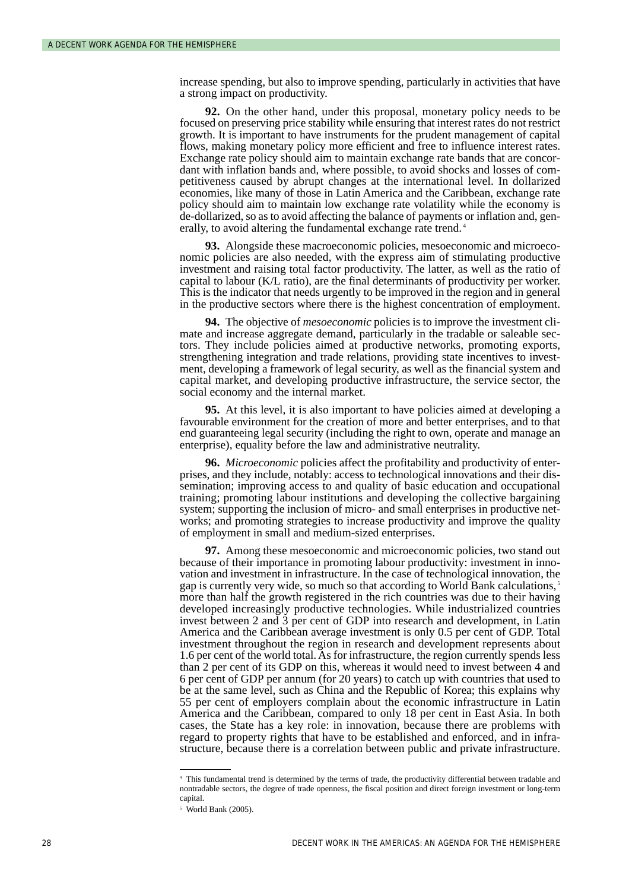increase spending, but also to improve spending, particularly in activities that have a strong impact on productivity.

**92.** On the other hand, under this proposal, monetary policy needs to be focused on preserving price stability while ensuring that interest rates do not restrict growth. It is important to have instruments for the prudent management of capital flows, making monetary policy more efficient and free to influence interest rates. Exchange rate policy should aim to maintain exchange rate bands that are concordant with inflation bands and, where possible, to avoid shocks and losses of competitiveness caused by abrupt changes at the international level. In dollarized economies, like many of those in Latin America and the Caribbean, exchange rate policy should aim to maintain low exchange rate volatility while the economy is de-dollarized, so as to avoid affecting the balance of payments or inflation and, generally, to avoid altering the fundamental exchange rate trend.[4]

**93.** Alongside these macroeconomic policies, mesoeconomic and microeconomic policies are also needed, with the express aim of stimulating productive investment and raising total factor productivity. The latter, as well as the ratio of capital to labour (K/L ratio), are the final determinants of productivity per worker. This is the indicator that needs urgently to be improved in the region and in general in the productive sectors where there is the highest concentration of employment.

**94.** The objective of *mesoeconomic* policies is to improve the investment climate and increase aggregate demand, particularly in the tradable or saleable sectors. They include policies aimed at productive networks, promoting exports, strengthening integration and trade relations, providing state incentives to investment, developing a framework of legal security, as well as the financial system and capital market, and developing productive infrastructure, the service sector, the social economy and the internal market.

**95.** At this level, it is also important to have policies aimed at developing a favourable environment for the creation of more and better enterprises, and to that end guaranteeing legal security (including the right to own, operate and manage an enterprise), equality before the law and administrative neutrality.

**96.** *Microeconomic* policies affect the profitability and productivity of enterprises, and they include, notably: access to technological innovations and their dissemination; improving access to and quality of basic education and occupational training; promoting labour institutions and developing the collective bargaining system; supporting the inclusion of micro- and small enterprises in productive networks; and promoting strategies to increase productivity and improve the quality of employment in small and medium-sized enterprises.

**97.** Among these mesoeconomic and microeconomic policies, two stand out because of their importance in promoting labour productivity: investment in innovation and investment in infrastructure. In the case of technological innovation, the gap is currently very wide, so much so that according to World Bank calculations,[5] more than half the growth registered in the rich countries was due to their having developed increasingly productive technologies. While industrialized countries invest between 2 and 3 per cent of GDP into research and development, in Latin America and the Caribbean average investment is only 0.5 per cent of GDP. Total investment throughout the region in research and development represents about 1.6 per cent of the world total. As for infrastructure, the region currently spends less than 2 per cent of its GDP on this, whereas it would need to invest between 4 and 6 per cent of GDP per annum (for 20 years) to catch up with countries that used to be at the same level, such as China and the Republic of Korea; this explains why 55 per cent of employers complain about the economic infrastructure in Latin America and the Caribbean, compared to only 18 per cent in East Asia. In both cases, the State has a key role: in innovation, because there are problems with regard to property rights that have to be established and enforced, and in infrastructure, because there is a correlation between public and private infrastructure.

---

[4] This fundamental trend is determined by the terms of trade, the productivity differential between tradable and nontradable sectors, the degree of trade openness, the fiscal position and direct foreign investment or long-term capital.

[5] World Bank (2005).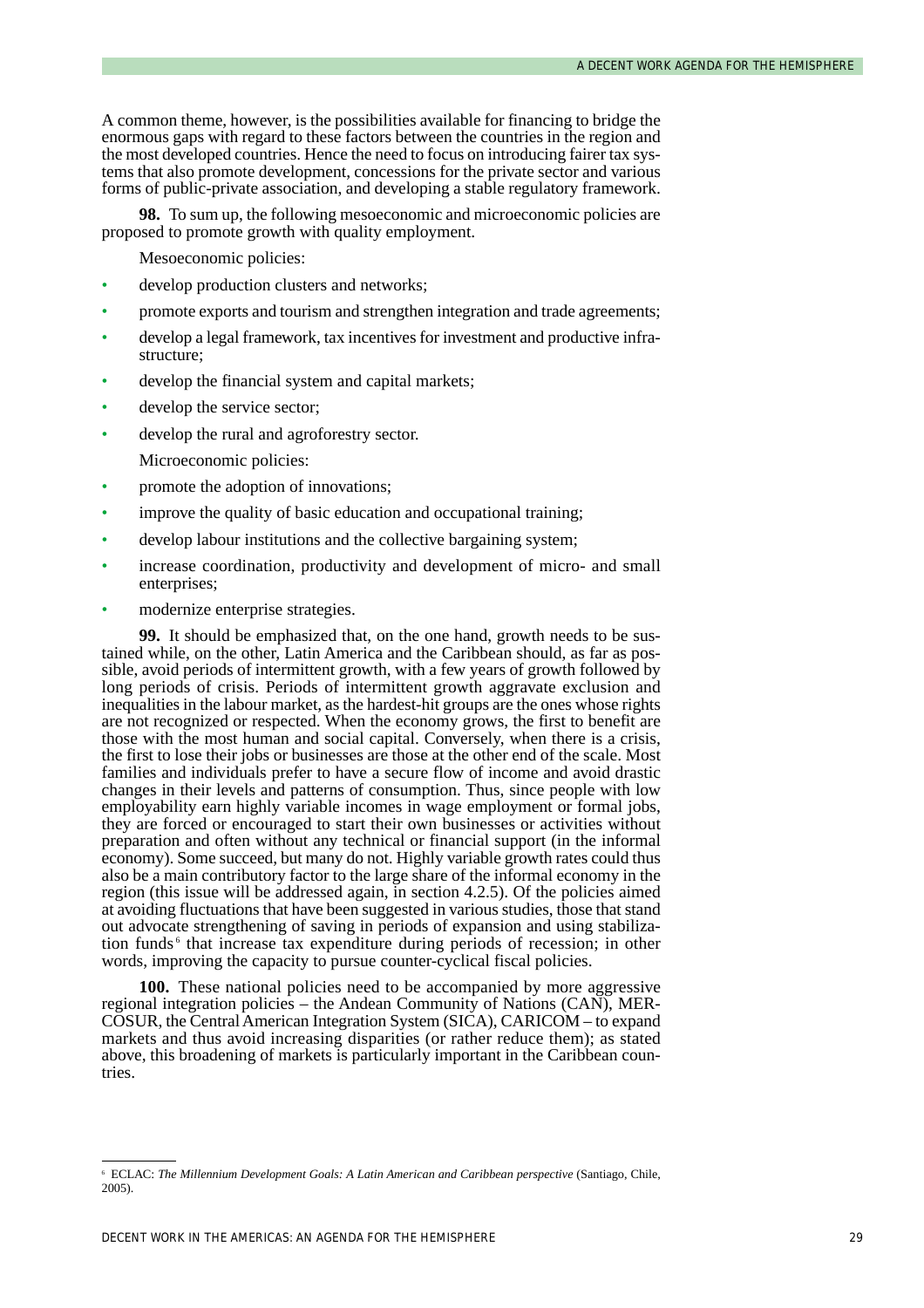A common theme, however, is the possibilities available for financing to bridge the enormous gaps with regard to these factors between the countries in the region and the most developed countries. Hence the need to focus on introducing fairer tax systems that also promote development, concessions for the private sector and various forms of public-private association, and developing a stable regulatory framework.

**98.** To sum up, the following mesoeconomic and microeconomic policies are proposed to promote growth with quality employment.

Mesoeconomic policies:

- develop production clusters and networks;
- promote exports and tourism and strengthen integration and trade agreements;
- develop a legal framework, tax incentives for investment and productive infrastructure;
- develop the financial system and capital markets;
- develop the service sector;
- develop the rural and agroforestry sector.

Microeconomic policies:

- promote the adoption of innovations;
- improve the quality of basic education and occupational training;
- develop labour institutions and the collective bargaining system;
- increase coordination, productivity and development of micro- and small enterprises;
- modernize enterprise strategies.

**99.** It should be emphasized that, on the one hand, growth needs to be sustained while, on the other, Latin America and the Caribbean should, as far as possible, avoid periods of intermittent growth, with a few years of growth followed by long periods of crisis. Periods of intermittent growth aggravate exclusion and inequalities in the labour market, as the hardest-hit groups are the ones whose rights are not recognized or respected. When the economy grows, the first to benefit are those with the most human and social capital. Conversely, when there is a crisis, the first to lose their jobs or businesses are those at the other end of the scale. Most families and individuals prefer to have a secure flow of income and avoid drastic changes in their levels and patterns of consumption. Thus, since people with low employability earn highly variable incomes in wage employment or formal jobs, they are forced or encouraged to start their own businesses or activities without preparation and often without any technical or financial support (in the informal economy). Some succeed, but many do not. Highly variable growth rates could thus also be a main contributory factor to the large share of the informal economy in the region (this issue will be addressed again, in section 4.2.5). Of the policies aimed at avoiding fluctuations that have been suggested in various studies, those that stand out advocate strengthening of saving in periods of expansion and using stabilization funds[6] that increase tax expenditure during periods of recession; in other words, improving the capacity to pursue counter-cyclical fiscal policies.

**100.** These national policies need to be accompanied by more aggressive regional integration policies – the Andean Community of Nations (CAN), MERCOSUR, the Central American Integration System (SICA), CARICOM – to expand markets and thus avoid increasing disparities (or rather reduce them); as stated above, this broadening of markets is particularly important in the Caribbean countries.

---

[6] ECLAC: *The Millennium Development Goals: A Latin American and Caribbean perspective* (Santiago, Chile, 2005).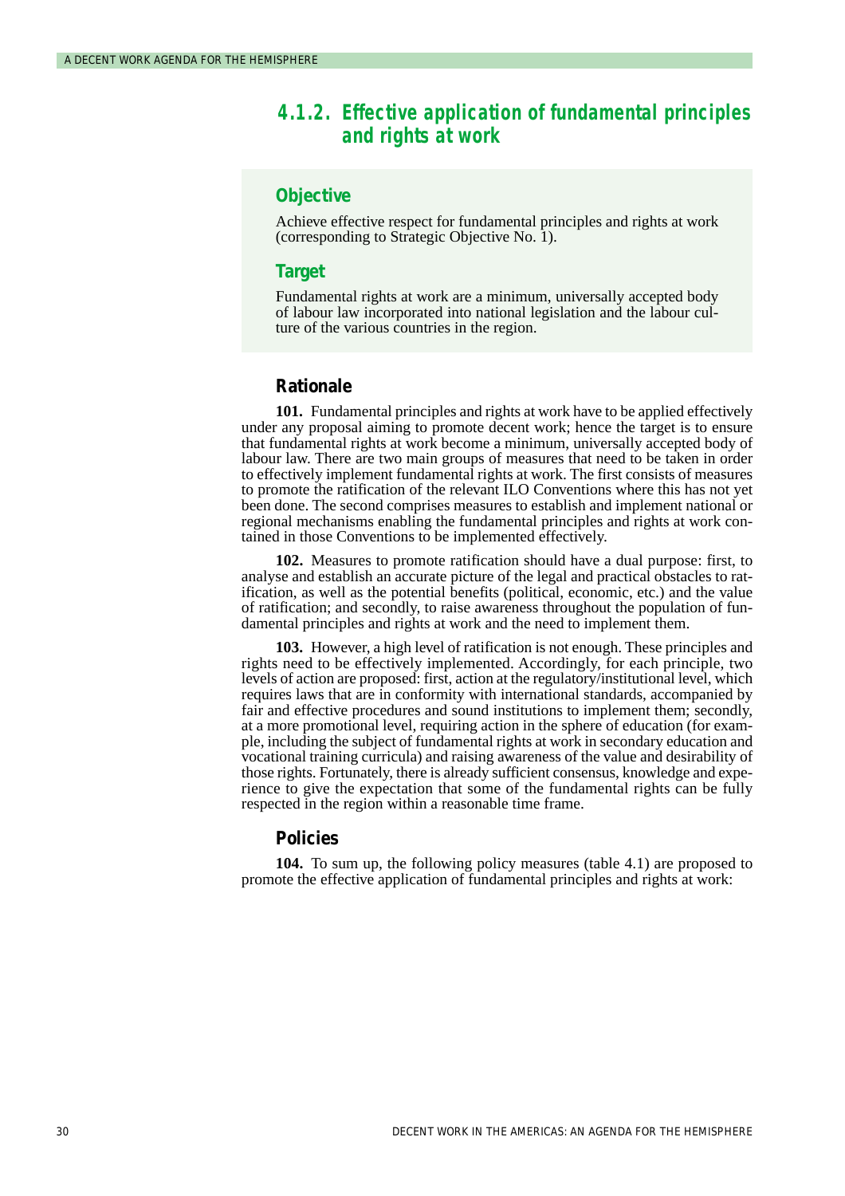### 4.1.2. Effective application of fundamental principles and rights at work

#### Objective

Achieve effective respect for fundamental principles and rights at work (corresponding to Strategic Objective No. 1).

#### Target

Fundamental rights at work are a minimum, universally accepted body of labour law incorporated into national legislation and the labour culture of the various countries in the region.

#### Rationale

**101.** Fundamental principles and rights at work have to be applied effectively under any proposal aiming to promote decent work; hence the target is to ensure that fundamental rights at work become a minimum, universally accepted body of labour law. There are two main groups of measures that need to be taken in order to effectively implement fundamental rights at work. The first consists of measures to promote the ratification of the relevant ILO Conventions where this has not yet been done. The second comprises measures to establish and implement national or regional mechanisms enabling the fundamental principles and rights at work contained in those Conventions to be implemented effectively.

**102.** Measures to promote ratification should have a dual purpose: first, to analyse and establish an accurate picture of the legal and practical obstacles to ratification, as well as the potential benefits (political, economic, etc.) and the value of ratification; and secondly, to raise awareness throughout the population of fundamental principles and rights at work and the need to implement them.

**103.** However, a high level of ratification is not enough. These principles and rights need to be effectively implemented. Accordingly, for each principle, two levels of action are proposed: first, action at the regulatory/institutional level, which requires laws that are in conformity with international standards, accompanied by fair and effective procedures and sound institutions to implement them; secondly, at a more promotional level, requiring action in the sphere of education (for example, including the subject of fundamental rights at work in secondary education and vocational training curricula) and raising awareness of the value and desirability of those rights. Fortunately, there is already sufficient consensus, knowledge and experience to give the expectation that some of the fundamental rights can be fully respected in the region within a reasonable time frame.

#### Policies

**104.** To sum up, the following policy measures (table 4.1) are proposed to promote the effective application of fundamental principles and rights at work: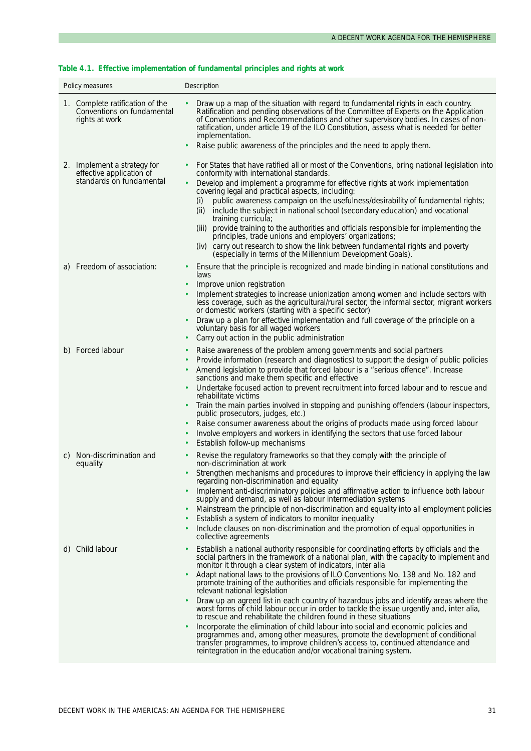**Table 4.1. Effective implementation of fundamental principles and rights at work**

| Policy measures | Description |
|---|---|
| 1. Complete ratification of the Conventions on fundamental rights at work | • Draw up a map of the situation with regard to fundamental rights in each country. Ratification and pending observations of the Committee of Experts on the Application of Conventions and Recommendations and other supervisory bodies. In cases of non-ratification, under article 19 of the ILO Constitution, assess what is needed for better implementation.<br>• Raise public awareness of the principles and the need to apply them. |
| 2. Implement a strategy for effective application of standards on fundamental | • For States that have ratified all or most of the Conventions, bring national legislation into conformity with international standards.<br>• Develop and implement a programme for effective rights at work implementation covering legal and practical aspects, including:<br>(i) public awareness campaign on the usefulness/desirability of fundamental rights;<br>(ii) include the subject in national school (secondary education) and vocational training curricula;<br>(iii) provide training to the authorities and officials responsible for implementing the principles, trade unions and employers' organizations;<br>(iv) carry out research to show the link between fundamental rights and poverty (especially in terms of the Millennium Development Goals). |
| a) Freedom of association: | • Ensure that the principle is recognized and made binding in national constitutions and laws<br>• Improve union registration<br>• Implement strategies to increase unionization among women and include sectors with less coverage, such as the agricultural/rural sector, the informal sector, migrant workers or domestic workers (starting with a specific sector)<br>• Draw up a plan for effective implementation and full coverage of the principle on a voluntary basis for all waged workers<br>• Carry out action in the public administration |
| b) Forced labour | • Raise awareness of the problem among governments and social partners<br>• Provide information (research and diagnostics) to support the design of public policies<br>• Amend legislation to provide that forced labour is a "serious offence". Increase sanctions and make them specific and effective<br>• Undertake focused action to prevent recruitment into forced labour and to rescue and rehabilitate victims<br>• Train the main parties involved in stopping and punishing offenders (labour inspectors, public prosecutors, judges, etc.)<br>• Raise consumer awareness about the origins of products made using forced labour<br>• Involve employers and workers in identifying the sectors that use forced labour<br>• Establish follow-up mechanisms |
| c) Non-discrimination and equality | • Revise the regulatory frameworks so that they comply with the principle of non-discrimination at work<br>• Strengthen mechanisms and procedures to improve their efficiency in applying the law regarding non-discrimination and equality<br>• Implement anti-discriminatory policies and affirmative action to influence both labour supply and demand, as well as labour intermediation systems<br>• Mainstream the principle of non-discrimination and equality into all employment policies<br>• Establish a system of indicators to monitor inequality<br>• Include clauses on non-discrimination and the promotion of equal opportunities in collective agreements |
| d) Child labour | • Establish a national authority responsible for coordinating efforts by officials and the social partners in the framework of a national plan, with the capacity to implement and monitor it through a clear system of indicators, inter alia<br>• Adapt national laws to the provisions of ILO Conventions No. 138 and No. 182 and promote training of the authorities and officials responsible for implementing the relevant national legislation<br>• Draw up an agreed list in each country of hazardous jobs and identify areas where the worst forms of child labour occur in order to tackle the issue urgently and, inter alia, to rescue and rehabilitate the children found in these situations<br>• Incorporate the elimination of child labour into social and economic policies and programmes and, among other measures, promote the development of conditional transfer programmes, to improve children's access to, continued attendance and reintegration in the education and/or vocational training system. |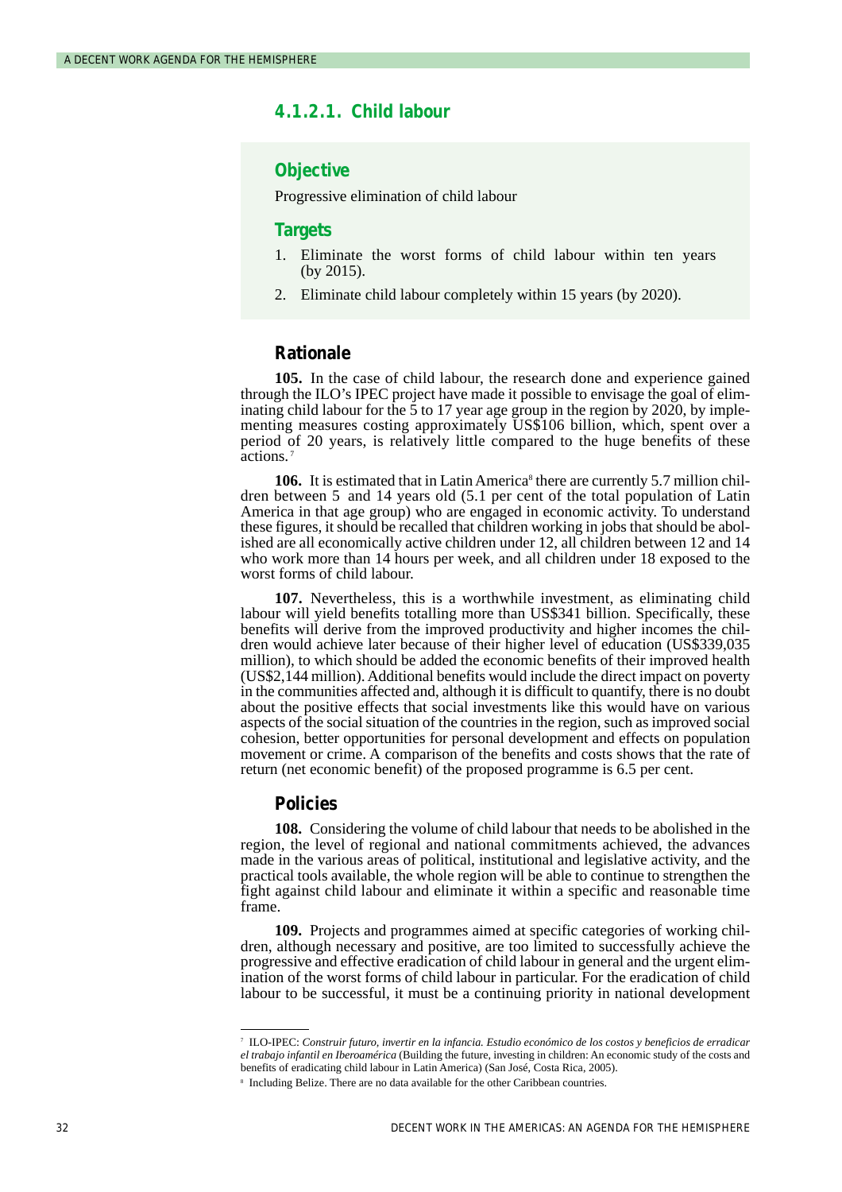#### 4.1.2.1. Child labour

### Objective

Progressive elimination of child labour

### Targets

1. Eliminate the worst forms of child labour within ten years (by 2015).
2. Eliminate child labour completely within 15 years (by 2020).

### Rationale

**105.** In the case of child labour, the research done and experience gained through the ILO's IPEC project have made it possible to envisage the goal of eliminating child labour for the 5 to 17 year age group in the region by 2020, by implementing measures costing approximately US$106 billion, which, spent over a period of 20 years, is relatively little compared to the huge benefits of these actions.[7]

**106.** It is estimated that in Latin America[8] there are currently 5.7 million children between 5 and 14 years old (5.1 per cent of the total population of Latin America in that age group) who are engaged in economic activity. To understand these figures, it should be recalled that children working in jobs that should be abolished are all economically active children under 12, all children between 12 and 14 who work more than 14 hours per week, and all children under 18 exposed to the worst forms of child labour.

**107.** Nevertheless, this is a worthwhile investment, as eliminating child labour will yield benefits totalling more than US$341 billion. Specifically, these benefits will derive from the improved productivity and higher incomes the children would achieve later because of their higher level of education (US$339,035 million), to which should be added the economic benefits of their improved health (US$2,144 million). Additional benefits would include the direct impact on poverty in the communities affected and, although it is difficult to quantify, there is no doubt about the positive effects that social investments like this would have on various aspects of the social situation of the countries in the region, such as improved social cohesion, better opportunities for personal development and effects on population movement or crime. A comparison of the benefits and costs shows that the rate of return (net economic benefit) of the proposed programme is 6.5 per cent.

### Policies

**108.** Considering the volume of child labour that needs to be abolished in the region, the level of regional and national commitments achieved, the advances made in the various areas of political, institutional and legislative activity, and the practical tools available, the whole region will be able to continue to strengthen the fight against child labour and eliminate it within a specific and reasonable time frame.

**109.** Projects and programmes aimed at specific categories of working children, although necessary and positive, are too limited to successfully achieve the progressive and effective eradication of child labour in general and the urgent elimination of the worst forms of child labour in particular. For the eradication of child labour to be successful, it must be a continuing priority in national development

---

[7] ILO-IPEC: *Construir futuro, invertir en la infancia. Estudio económico de los costos y beneficios de erradicar el trabajo infantil en Iberoamérica* (Building the future, investing in children: An economic study of the costs and benefits of eradicating child labour in Latin America) (San José, Costa Rica, 2005).

[8] Including Belize. There are no data available for the other Caribbean countries.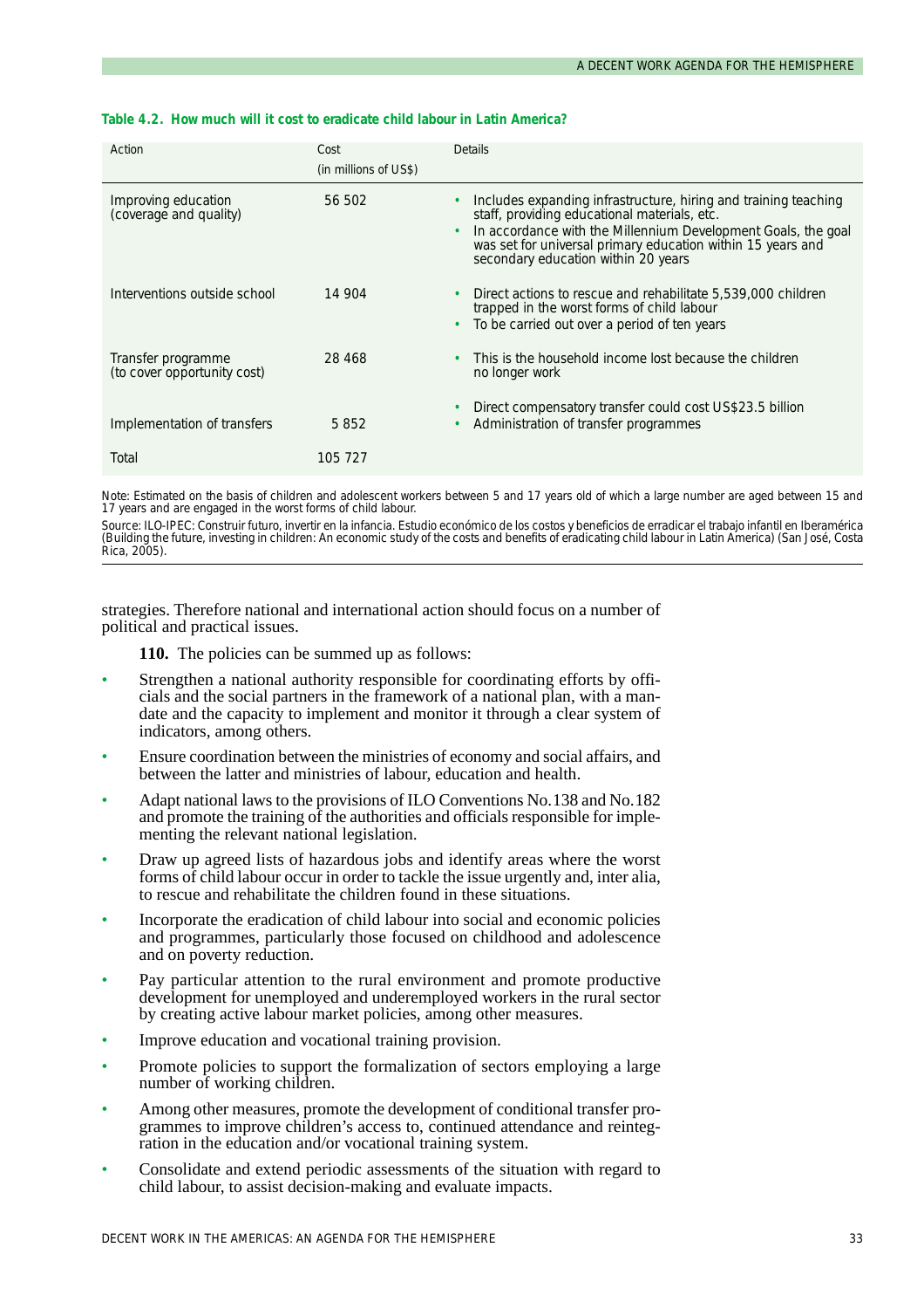**Table 4.2. How much will it cost to eradicate child labour in Latin America?**

| Action | Cost (in millions of US$) | Details |
|---|---|---|
| Improving education (coverage and quality) | 56 502 | • Includes expanding infrastructure, hiring and training teaching staff, providing educational materials, etc.<br>• In accordance with the Millennium Development Goals, the goal was set for universal primary education within 15 years and secondary education within 20 years |
| Interventions outside school | 14 904 | • Direct actions to rescue and rehabilitate 5,539,000 children trapped in the worst forms of child labour<br>• To be carried out over a period of ten years |
| Transfer programme (to cover opportunity cost) | 28 468 | • This is the household income lost because the children no longer work<br>• Direct compensatory transfer could cost US$23.5 billion |
| Implementation of transfers | 5 852 | • Administration of transfer programmes |
| Total | 105 727 | |

Note: Estimated on the basis of children and adolescent workers between 5 and 17 years old of which a large number are aged between 15 and 17 years and are engaged in the worst forms of child labour.

Source: ILO-IPEC: Construir futuro, invertir en la infancia. Estudio económico de los costos y beneficios de erradicar el trabajo infantil en Iberamérica (Building the future, investing in children: An economic study of the costs and benefits of eradicating child labour in Latin America) (San José, Costa Rica, 2005).

strategies. Therefore national and international action should focus on a number of political and practical issues.

**110.** The policies can be summed up as follows:

- Strengthen a national authority responsible for coordinating efforts by officials and the social partners in the framework of a national plan, with a mandate and the capacity to implement and monitor it through a clear system of indicators, among others.
- Ensure coordination between the ministries of economy and social affairs, and between the latter and ministries of labour, education and health.
- Adapt national laws to the provisions of ILO Conventions No. 138 and No. 182 and promote the training of the authorities and officials responsible for implementing the relevant national legislation.
- Draw up agreed lists of hazardous jobs and identify areas where the worst forms of child labour occur in order to tackle the issue urgently and, inter alia, to rescue and rehabilitate the children found in these situations.
- Incorporate the eradication of child labour into social and economic policies and programmes, particularly those focused on childhood and adolescence and on poverty reduction.
- Pay particular attention to the rural environment and promote productive development for unemployed and underemployed workers in the rural sector by creating active labour market policies, among other measures.
- Improve education and vocational training provision.
- Promote policies to support the formalization of sectors employing a large number of working children.
- Among other measures, promote the development of conditional transfer programmes to improve children's access to, continued attendance and reintegration in the education and/or vocational training system.
- Consolidate and extend periodic assessments of the situation with regard to child labour, to assist decision-making and evaluate impacts.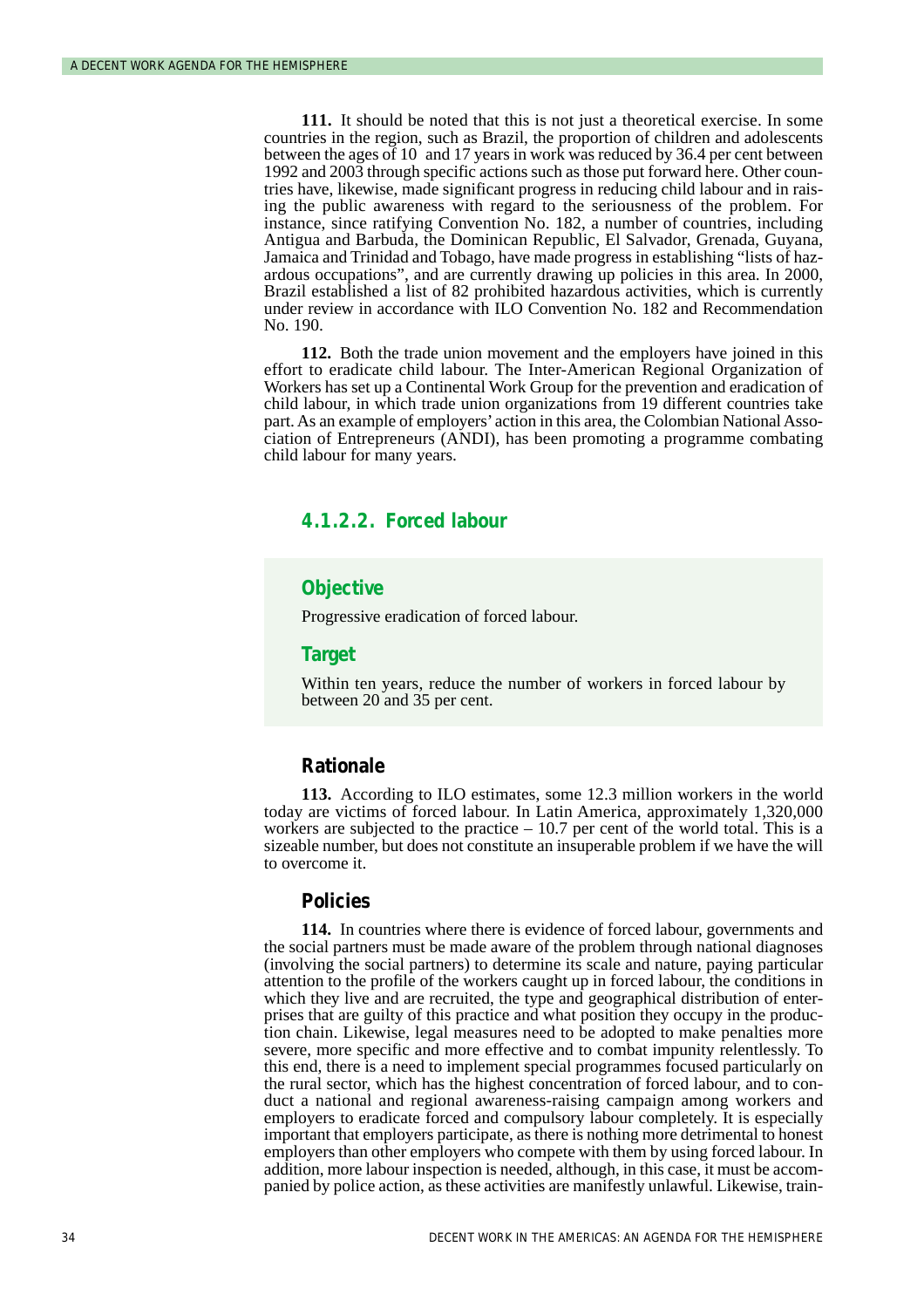**111.** It should be noted that this is not just a theoretical exercise. In some countries in the region, such as Brazil, the proportion of children and adolescents between the ages of 10 and 17 years in work was reduced by 36.4 per cent between 1992 and 2003 through specific actions such as those put forward here. Other countries have, likewise, made significant progress in reducing child labour and in raising the public awareness with regard to the seriousness of the problem. For instance, since ratifying Convention No. 182, a number of countries, including Antigua and Barbuda, the Dominican Republic, El Salvador, Grenada, Guyana, Jamaica and Trinidad and Tobago, have made progress in establishing "lists of hazardous occupations", and are currently drawing up policies in this area. In 2000, Brazil established a list of 82 prohibited hazardous activities, which is currently under review in accordance with ILO Convention No. 182 and Recommendation No. 190.

**112.** Both the trade union movement and the employers have joined in this effort to eradicate child labour. The Inter-American Regional Organization of Workers has set up a Continental Work Group for the prevention and eradication of child labour, in which trade union organizations from 19 different countries take part. As an example of employers' action in this area, the Colombian National Association of Entrepreneurs (ANDI), has been promoting a programme combating child labour for many years.

### 4.1.2.2. Forced labour

#### Objective

Progressive eradication of forced labour.

#### Target

Within ten years, reduce the number of workers in forced labour by between 20 and 35 per cent.

#### Rationale

**113.** According to ILO estimates, some 12.3 million workers in the world today are victims of forced labour. In Latin America, approximately 1,320,000 workers are subjected to the practice – 10.7 per cent of the world total. This is a sizeable number, but does not constitute an insuperable problem if we have the will to overcome it.

#### Policies

**114.** In countries where there is evidence of forced labour, governments and the social partners must be made aware of the problem through national diagnoses (involving the social partners) to determine its scale and nature, paying particular attention to the profile of the workers caught up in forced labour, the conditions in which they live and are recruited, the type and geographical distribution of enterprises that are guilty of this practice and what position they occupy in the production chain. Likewise, legal measures need to be adopted to make penalties more severe, more specific and more effective and to combat impunity relentlessly. To this end, there is a need to implement special programmes focused particularly on the rural sector, which has the highest concentration of forced labour, and to conduct a national and regional awareness-raising campaign among workers and employers to eradicate forced and compulsory labour completely. It is especially important that employers participate, as there is nothing more detrimental to honest employers than other employers who compete with them by using forced labour. In addition, more labour inspection is needed, although, in this case, it must be accompanied by police action, as these activities are manifestly unlawful. Likewise, train-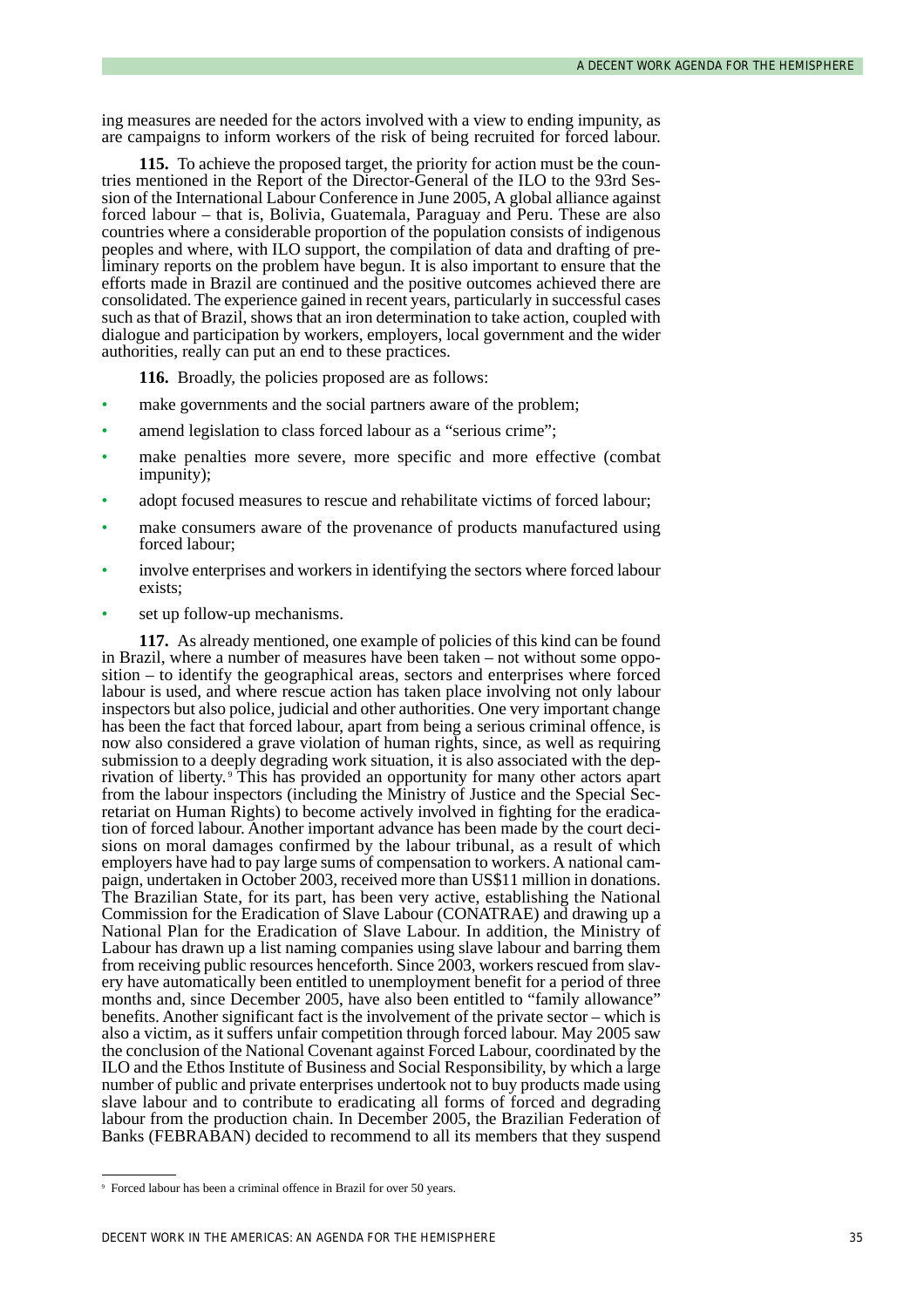ing measures are needed for the actors involved with a view to ending impunity, as are campaigns to inform workers of the risk of being recruited for forced labour.

**115.** To achieve the proposed target, the priority for action must be the countries mentioned in the Report of the Director-General of the ILO to the 93rd Session of the International Labour Conference in June 2005, A global alliance against forced labour – that is, Bolivia, Guatemala, Paraguay and Peru. These are also countries where a considerable proportion of the population consists of indigenous peoples and where, with ILO support, the compilation of data and drafting of preliminary reports on the problem have begun. It is also important to ensure that the efforts made in Brazil are continued and the positive outcomes achieved there are consolidated. The experience gained in recent years, particularly in successful cases such as that of Brazil, shows that an iron determination to take action, coupled with dialogue and participation by workers, employers, local government and the wider authorities, really can put an end to these practices.

**116.** Broadly, the policies proposed are as follows:

- make governments and the social partners aware of the problem;
- amend legislation to class forced labour as a "serious crime";
- make penalties more severe, more specific and more effective (combat impunity);
- adopt focused measures to rescue and rehabilitate victims of forced labour;
- make consumers aware of the provenance of products manufactured using forced labour;
- involve enterprises and workers in identifying the sectors where forced labour exists;
- set up follow-up mechanisms.

**117.** As already mentioned, one example of policies of this kind can be found in Brazil, where a number of measures have been taken – not without some opposition – to identify the geographical areas, sectors and enterprises where forced labour is used, and where rescue action has taken place involving not only labour inspectors but also police, judicial and other authorities. One very important change has been the fact that forced labour, apart from being a serious criminal offence, is now also considered a grave violation of human rights, since, as well as requiring submission to a deeply degrading work situation, it is also associated with the deprivation of liberty.[9] This has provided an opportunity for many other actors apart from the labour inspectors (including the Ministry of Justice and the Special Secretariat on Human Rights) to become actively involved in fighting for the eradication of forced labour. Another important advance has been made by the court decisions on moral damages confirmed by the labour tribunal, as a result of which employers have had to pay large sums of compensation to workers. A national campaign, undertaken in October 2003, received more than US$11 million in donations. The Brazilian State, for its part, has been very active, establishing the National Commission for the Eradication of Slave Labour (CONATRAE) and drawing up a National Plan for the Eradication of Slave Labour. In addition, the Ministry of Labour has drawn up a list naming companies using slave labour and barring them from receiving public resources henceforth. Since 2003, workers rescued from slavery have automatically been entitled to unemployment benefit for a period of three months and, since December 2005, have also been entitled to "family allowance" benefits. Another significant fact is the involvement of the private sector – which is also a victim, as it suffers unfair competition through forced labour. May 2005 saw the conclusion of the National Covenant against Forced Labour, coordinated by the ILO and the Ethos Institute of Business and Social Responsibility, by which a large number of public and private enterprises undertook not to buy products made using slave labour and to contribute to eradicating all forms of forced and degrading labour from the production chain. In December 2005, the Brazilian Federation of Banks (FEBRABAN) decided to recommend to all its members that they suspend

---

[9] Forced labour has been a criminal offence in Brazil for over 50 years.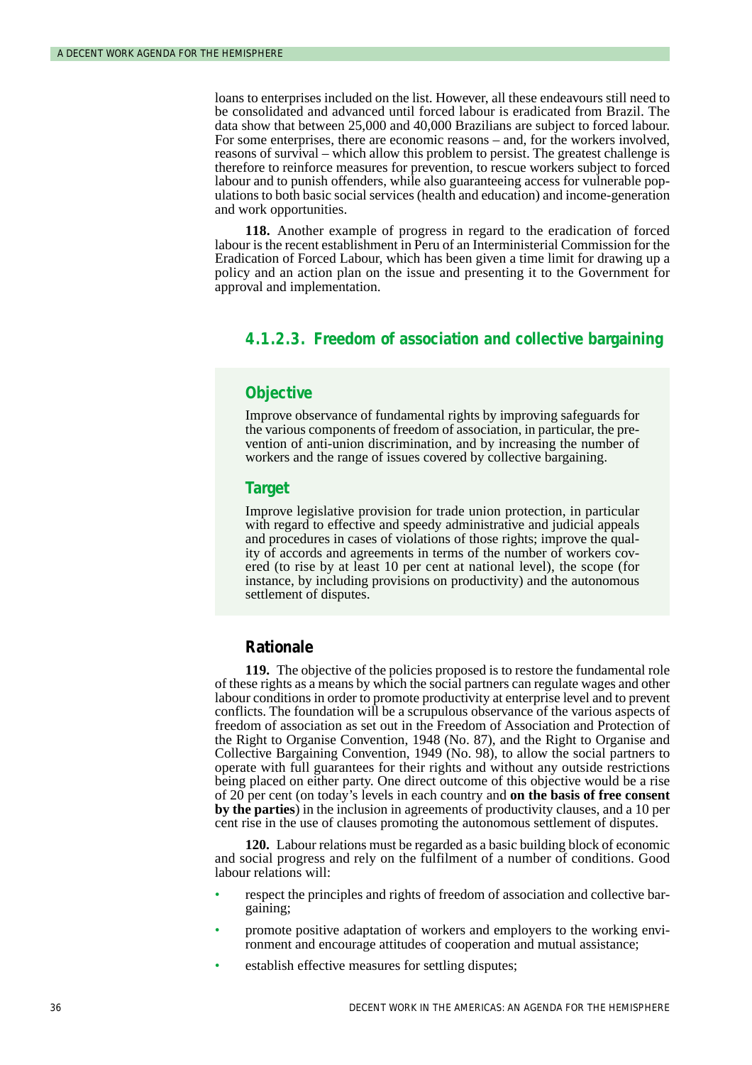loans to enterprises included on the list. However, all these endeavours still need to be consolidated and advanced until forced labour is eradicated from Brazil. The data show that between 25,000 and 40,000 Brazilians are subject to forced labour. For some enterprises, there are economic reasons – and, for the workers involved, reasons of survival – which allow this problem to persist. The greatest challenge is therefore to reinforce measures for prevention, to rescue workers subject to forced labour and to punish offenders, while also guaranteeing access for vulnerable populations to both basic social services (health and education) and income-generation and work opportunities.

**118.** Another example of progress in regard to the eradication of forced labour is the recent establishment in Peru of an Interministerial Commission for the Eradication of Forced Labour, which has been given a time limit for drawing up a policy and an action plan on the issue and presenting it to the Government for approval and implementation.

### 4.1.2.3. Freedom of association and collective bargaining

#### Objective

Improve observance of fundamental rights by improving safeguards for the various components of freedom of association, in particular, the prevention of anti-union discrimination, and by increasing the number of workers and the range of issues covered by collective bargaining.

#### Target

Improve legislative provision for trade union protection, in particular with regard to effective and speedy administrative and judicial appeals and procedures in cases of violations of those rights; improve the quality of accords and agreements in terms of the number of workers covered (to rise by at least 10 per cent at national level), the scope (for instance, by including provisions on productivity) and the autonomous settlement of disputes.

#### Rationale

**119.** The objective of the policies proposed is to restore the fundamental role of these rights as a means by which the social partners can regulate wages and other labour conditions in order to promote productivity at enterprise level and to prevent conflicts. The foundation will be a scrupulous observance of the various aspects of freedom of association as set out in the Freedom of Association and Protection of the Right to Organise Convention, 1948 (No. 87), and the Right to Organise and Collective Bargaining Convention, 1949 (No. 98), to allow the social partners to operate with full guarantees for their rights and without any outside restrictions being placed on either party. One direct outcome of this objective would be a rise of 20 per cent (on today's levels in each country and **on the basis of free consent by the parties**) in the inclusion in agreements of productivity clauses, and a 10 per cent rise in the use of clauses promoting the autonomous settlement of disputes.

**120.** Labour relations must be regarded as a basic building block of economic and social progress and rely on the fulfilment of a number of conditions. Good labour relations will:

- respect the principles and rights of freedom of association and collective bargaining;
- promote positive adaptation of workers and employers to the working environment and encourage attitudes of cooperation and mutual assistance;
- establish effective measures for settling disputes;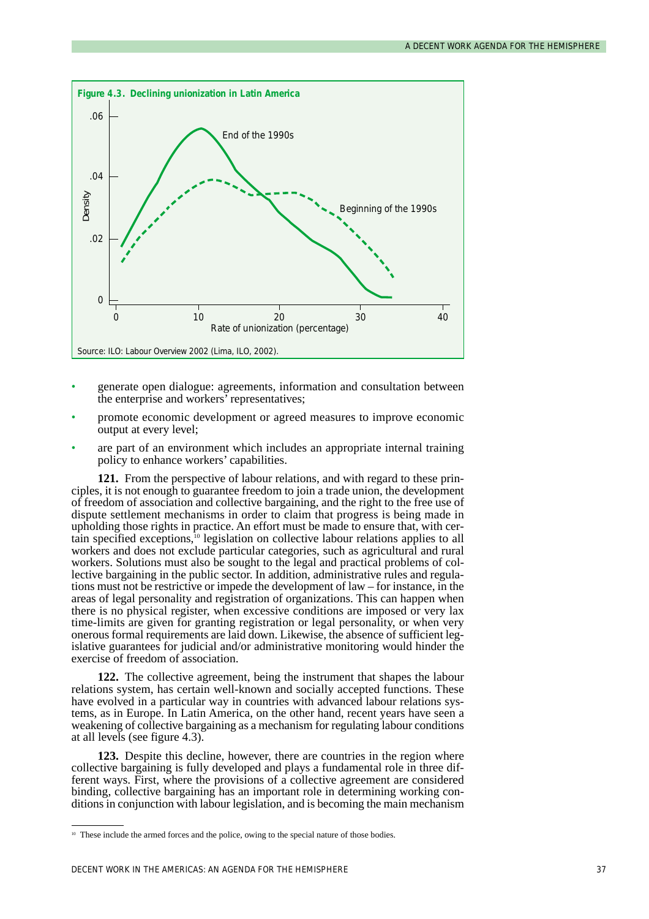**Figure 4.3. Declining unionization in Latin America**

Source: ILO: Labour Overview 2002 (Lima, ILO, 2002).

- generate open dialogue: agreements, information and consultation between the enterprise and workers' representatives;
- promote economic development or agreed measures to improve economic output at every level;
- are part of an environment which includes an appropriate internal training policy to enhance workers' capabilities.

**121.** From the perspective of labour relations, and with regard to these principles, it is not enough to guarantee freedom to join a trade union, the development of freedom of association and collective bargaining, and the right to the free use of dispute settlement mechanisms in order to claim that progress is being made in upholding those rights in practice. An effort must be made to ensure that, with certain specified exceptions,[10] legislation on collective labour relations applies to all workers and does not exclude particular categories, such as agricultural and rural workers. Solutions must also be sought to the legal and practical problems of collective bargaining in the public sector. In addition, administrative rules and regulations must not be restrictive or impede the development of law – for instance, in the areas of legal personality and registration of organizations. This can happen when there is no physical register, when excessive conditions are imposed or very lax time-limits are given for granting registration or legal personality, or when very onerous formal requirements are laid down. Likewise, the absence of sufficient legislative guarantees for judicial and/or administrative monitoring would hinder the exercise of freedom of association.

**122.** The collective agreement, being the instrument that shapes the labour relations system, has certain well-known and socially accepted functions. These have evolved in a particular way in countries with advanced labour relations systems, as in Europe. In Latin America, on the other hand, recent years have seen a weakening of collective bargaining as a mechanism for regulating labour conditions at all levels (see figure 4.3).

**123.** Despite this decline, however, there are countries in the region where collective bargaining is fully developed and plays a fundamental role in three different ways. First, where the provisions of a collective agreement are considered binding, collective bargaining has an important role in determining working conditions in conjunction with labour legislation, and is becoming the main mechanism

[10] These include the armed forces and the police, owing to the special nature of those bodies.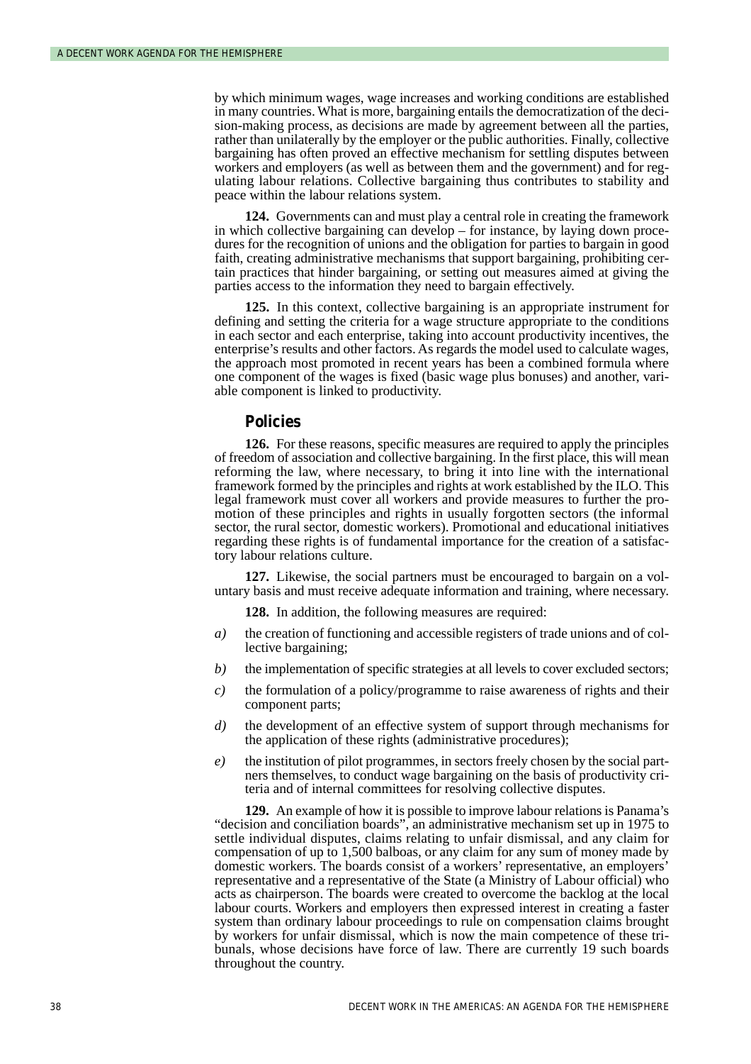by which minimum wages, wage increases and working conditions are established in many countries. What is more, bargaining entails the democratization of the decision-making process, as decisions are made by agreement between all the parties, rather than unilaterally by the employer or the public authorities. Finally, collective bargaining has often proved an effective mechanism for settling disputes between workers and employers (as well as between them and the government) and for regulating labour relations. Collective bargaining thus contributes to stability and peace within the labour relations system.

**124.** Governments can and must play a central role in creating the framework in which collective bargaining can develop – for instance, by laying down procedures for the recognition of unions and the obligation for parties to bargain in good faith, creating administrative mechanisms that support bargaining, prohibiting certain practices that hinder bargaining, or setting out measures aimed at giving the parties access to the information they need to bargain effectively.

**125.** In this context, collective bargaining is an appropriate instrument for defining and setting the criteria for a wage structure appropriate to the conditions in each sector and each enterprise, taking into account productivity incentives, the enterprise's results and other factors. As regards the model used to calculate wages, the approach most promoted in recent years has been a combined formula where one component of the wages is fixed (basic wage plus bonuses) and another, variable component is linked to productivity.

### Policies

**126.** For these reasons, specific measures are required to apply the principles of freedom of association and collective bargaining. In the first place, this will mean reforming the law, where necessary, to bring it into line with the international framework formed by the principles and rights at work established by the ILO. This legal framework must cover all workers and provide measures to further the promotion of these principles and rights in usually forgotten sectors (the informal sector, the rural sector, domestic workers). Promotional and educational initiatives regarding these rights is of fundamental importance for the creation of a satisfactory labour relations culture.

**127.** Likewise, the social partners must be encouraged to bargain on a voluntary basis and must receive adequate information and training, where necessary.

**128.** In addition, the following measures are required:

*a)* the creation of functioning and accessible registers of trade unions and of collective bargaining;

*b)* the implementation of specific strategies at all levels to cover excluded sectors;

*c)* the formulation of a policy/programme to raise awareness of rights and their component parts;

*d)* the development of an effective system of support through mechanisms for the application of these rights (administrative procedures);

*e)* the institution of pilot programmes, in sectors freely chosen by the social partners themselves, to conduct wage bargaining on the basis of productivity criteria and of internal committees for resolving collective disputes.

**129.** An example of how it is possible to improve labour relations is Panama's "decision and conciliation boards", an administrative mechanism set up in 1975 to settle individual disputes, claims relating to unfair dismissal, and any claim for compensation of up to 1,500 balboas, or any claim for any sum of money made by domestic workers. The boards consist of a workers' representative, an employers' representative and a representative of the State (a Ministry of Labour official) who acts as chairperson. The boards were created to overcome the backlog at the local labour courts. Workers and employers then expressed interest in creating a faster system than ordinary labour proceedings to rule on compensation claims brought by workers for unfair dismissal, which is now the main competence of these tribunals, whose decisions have force of law. There are currently 19 such boards throughout the country.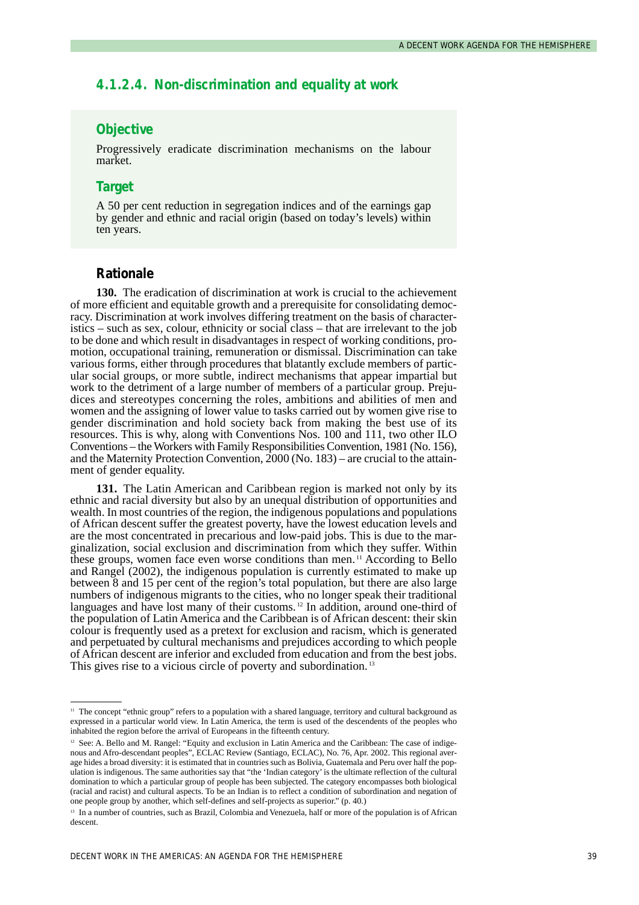### 4.1.2.4. Non-discrimination and equality at work

#### Objective

Progressively eradicate discrimination mechanisms on the labour market.

#### Target

A 50 per cent reduction in segregation indices and of the earnings gap by gender and ethnic and racial origin (based on today's levels) within ten years.

#### Rationale

**130.** The eradication of discrimination at work is crucial to the achievement of more efficient and equitable growth and a prerequisite for consolidating democracy. Discrimination at work involves differing treatment on the basis of characteristics – such as sex, colour, ethnicity or social class – that are irrelevant to the job to be done and which result in disadvantages in respect of working conditions, promotion, occupational training, remuneration or dismissal. Discrimination can take various forms, either through procedures that blatantly exclude members of particular social groups, or more subtle, indirect mechanisms that appear impartial but work to the detriment of a large number of members of a particular group. Prejudices and stereotypes concerning the roles, ambitions and abilities of men and women and the assigning of lower value to tasks carried out by women give rise to gender discrimination and hold society back from making the best use of its resources. This is why, along with Conventions Nos. 100 and 111, two other ILO Conventions – the Workers with Family Responsibilities Convention, 1981 (No. 156), and the Maternity Protection Convention, 2000 (No. 183) – are crucial to the attainment of gender equality.

**131.** The Latin American and Caribbean region is marked not only by its ethnic and racial diversity but also by an unequal distribution of opportunities and wealth. In most countries of the region, the indigenous populations and populations of African descent suffer the greatest poverty, have the lowest education levels and are the most concentrated in precarious and low-paid jobs. This is due to the marginalization, social exclusion and discrimination from which they suffer. Within these groups, women face even worse conditions than men.[11] According to Bello and Rangel (2002), the indigenous population is currently estimated to make up between 8 and 15 per cent of the region's total population, but there are also large numbers of indigenous migrants to the cities, who no longer speak their traditional languages and have lost many of their customs.[12] In addition, around one-third of the population of Latin America and the Caribbean is of African descent: their skin colour is frequently used as a pretext for exclusion and racism, which is generated and perpetuated by cultural mechanisms and prejudices according to which people of African descent are inferior and excluded from education and from the best jobs. This gives rise to a vicious circle of poverty and subordination.[13]

---

[11] The concept "ethnic group" refers to a population with a shared language, territory and cultural background as expressed in a particular world view. In Latin America, the term is used of the descendents of the peoples who inhabited the region before the arrival of Europeans in the fifteenth century.

[12] See: A. Bello and M. Rangel: "Equity and exclusion in Latin America and the Caribbean: The case of indigenous and Afro-descendant peoples", ECLAC Review (Santiago, ECLAC), No. 76, Apr. 2002. This regional average hides a broad diversity: it is estimated that in countries such as Bolivia, Guatemala and Peru over half the population is indigenous. The same authorities say that "the 'Indian category' is the ultimate reflection of the cultural domination to which a particular group of people has been subjected. The category encompasses both biological (racial and racist) and cultural aspects. To be an Indian is to reflect a condition of subordination and negation of one people group by another, which self-defines and self-projects as superior." (p. 40.)

[13] In a number of countries, such as Brazil, Colombia and Venezuela, half or more of the population is of African descent.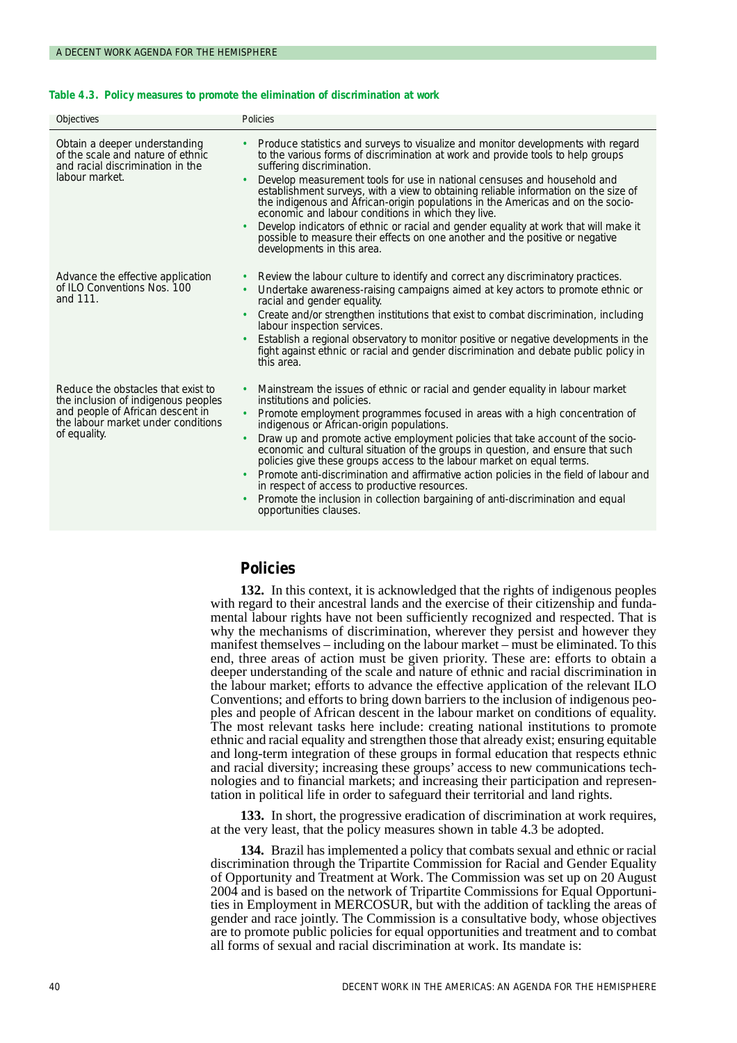**Table 4.3. Policy measures to promote the elimination of discrimination at work**

| Objectives | Policies |
| --- | --- |
| Obtain a deeper understanding of the scale and nature of ethnic and racial discrimination in the labour market. | • Produce statistics and surveys to visualize and monitor developments with regard to the various forms of discrimination at work and provide tools to help groups suffering discrimination.<br>• Develop measurement tools for use in national censuses and household and establishment surveys, with a view to obtaining reliable information on the size of the indigenous and African-origin populations in the Americas and on the socio-economic and labour conditions in which they live.<br>• Develop indicators of ethnic or racial and gender equality at work that will make it possible to measure their effects on one another and the positive or negative developments in this area. |
| Advance the effective application of ILO Conventions Nos. 100 and 111. | • Review the labour culture to identify and correct any discriminatory practices.<br>• Undertake awareness-raising campaigns aimed at key actors to promote ethnic or racial and gender equality.<br>• Create and/or strengthen institutions that exist to combat discrimination, including labour inspection services.<br>• Establish a regional observatory to monitor positive or negative developments in the fight against ethnic or racial and gender discrimination and debate public policy in this area. |
| Reduce the obstacles that exist to the inclusion of indigenous peoples and people of African descent in the labour market under conditions of equality. | • Mainstream the issues of ethnic or racial and gender equality in labour market institutions and policies.<br>• Promote employment programmes focused in areas with a high concentration of indigenous or African-origin populations.<br>• Draw up and promote active employment policies that take account of the socio-economic and cultural situation of the groups in question, and ensure that such policies give these groups access to the labour market on equal terms.<br>• Promote anti-discrimination and affirmative action policies in the field of labour and in respect of access to productive resources.<br>• Promote the inclusion in collection bargaining of anti-discrimination and equal opportunities clauses. |

## Policies

**132.** In this context, it is acknowledged that the rights of indigenous peoples with regard to their ancestral lands and the exercise of their citizenship and fundamental labour rights have not been sufficiently recognized and respected. That is why the mechanisms of discrimination, wherever they persist and however they manifest themselves – including on the labour market – must be eliminated. To this end, three areas of action must be given priority. These are: efforts to obtain a deeper understanding of the scale and nature of ethnic and racial discrimination in the labour market; efforts to advance the effective application of the relevant ILO Conventions; and efforts to bring down barriers to the inclusion of indigenous peoples and people of African descent in the labour market on conditions of equality. The most relevant tasks here include: creating national institutions to promote ethnic and racial equality and strengthen those that already exist; ensuring equitable and long-term integration of these groups in formal education that respects ethnic and racial diversity; increasing these groups' access to new communications technologies and to financial markets; and increasing their participation and representation in political life in order to safeguard their territorial and land rights.

**133.** In short, the progressive eradication of discrimination at work requires, at the very least, that the policy measures shown in table 4.3 be adopted.

**134.** Brazil has implemented a policy that combats sexual and ethnic or racial discrimination through the Tripartite Commission for Racial and Gender Equality of Opportunity and Treatment at Work. The Commission was set up on 20 August 2004 and is based on the network of Tripartite Commissions for Equal Opportunities in Employment in MERCOSUR, but with the addition of tackling the areas of gender and race jointly. The Commission is a consultative body, whose objectives are to promote public policies for equal opportunities and treatment and to combat all forms of sexual and racial discrimination at work. Its mandate is: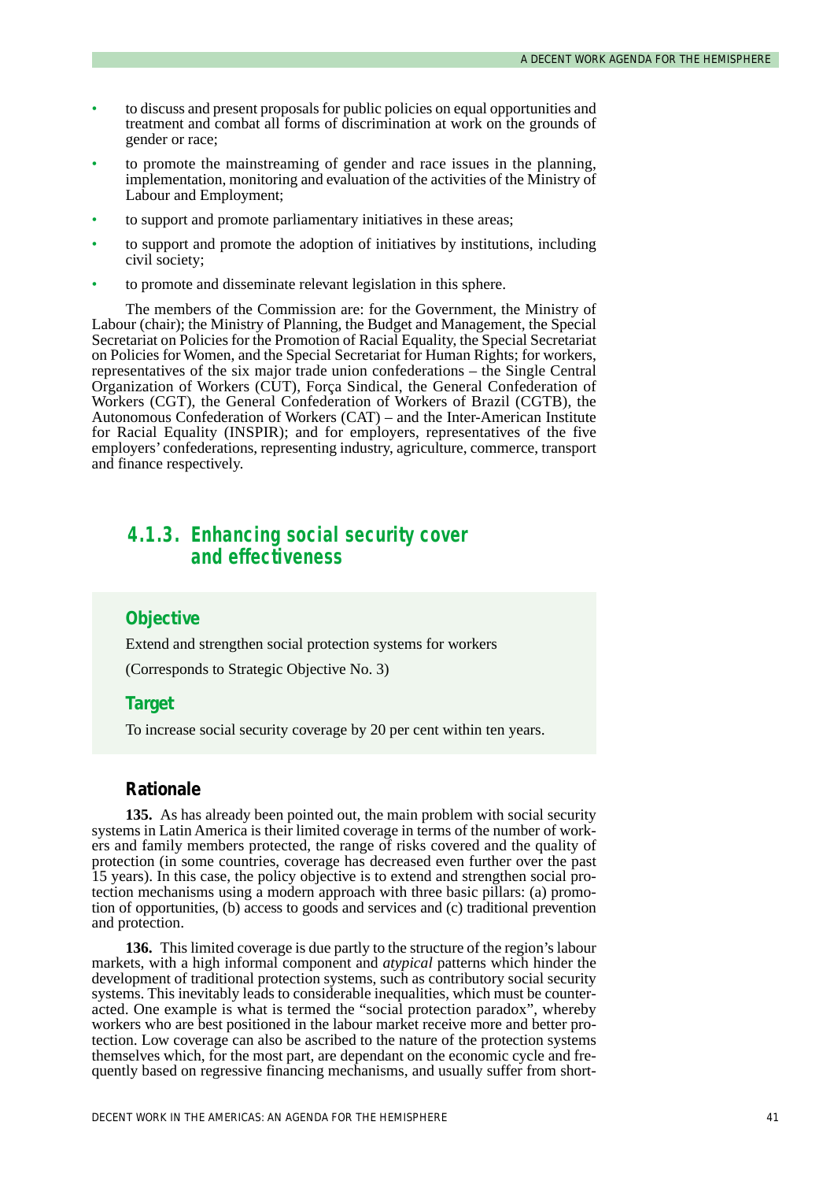- to discuss and present proposals for public policies on equal opportunities and treatment and combat all forms of discrimination at work on the grounds of gender or race;
- to promote the mainstreaming of gender and race issues in the planning, implementation, monitoring and evaluation of the activities of the Ministry of Labour and Employment;
- to support and promote parliamentary initiatives in these areas;
- to support and promote the adoption of initiatives by institutions, including civil society;
- to promote and disseminate relevant legislation in this sphere.

The members of the Commission are: for the Government, the Ministry of Labour (chair); the Ministry of Planning, the Budget and Management, the Special Secretariat on Policies for the Promotion of Racial Equality, the Special Secretariat on Policies for Women, and the Special Secretariat for Human Rights; for workers, representatives of the six major trade union confederations – the Single Central Organization of Workers (CUT), Força Sindical, the General Confederation of Workers (CGT), the General Confederation of Workers of Brazil (CGTB), the Autonomous Confederation of Workers (CAT) – and the Inter-American Institute for Racial Equality (INSPIR); and for employers, representatives of the five employers' confederations, representing industry, agriculture, commerce, transport and finance respectively.

### 4.1.3. Enhancing social security cover and effectiveness

#### Objective

Extend and strengthen social protection systems for workers

(Corresponds to Strategic Objective No. 3)

#### Target

To increase social security coverage by 20 per cent within ten years.

#### Rationale

**135.** As has already been pointed out, the main problem with social security systems in Latin America is their limited coverage in terms of the number of workers and family members protected, the range of risks covered and the quality of protection (in some countries, coverage has decreased even further over the past 15 years). In this case, the policy objective is to extend and strengthen social protection mechanisms using a modern approach with three basic pillars: (a) promotion of opportunities, (b) access to goods and services and (c) traditional prevention and protection.

**136.** This limited coverage is due partly to the structure of the region's labour markets, with a high informal component and *atypical* patterns which hinder the development of traditional protection systems, such as contributory social security systems. This inevitably leads to considerable inequalities, which must be counteracted. One example is what is termed the "social protection paradox", whereby workers who are best positioned in the labour market receive more and better protection. Low coverage can also be ascribed to the nature of the protection systems themselves which, for the most part, are dependant on the economic cycle and frequently based on regressive financing mechanisms, and usually suffer from short-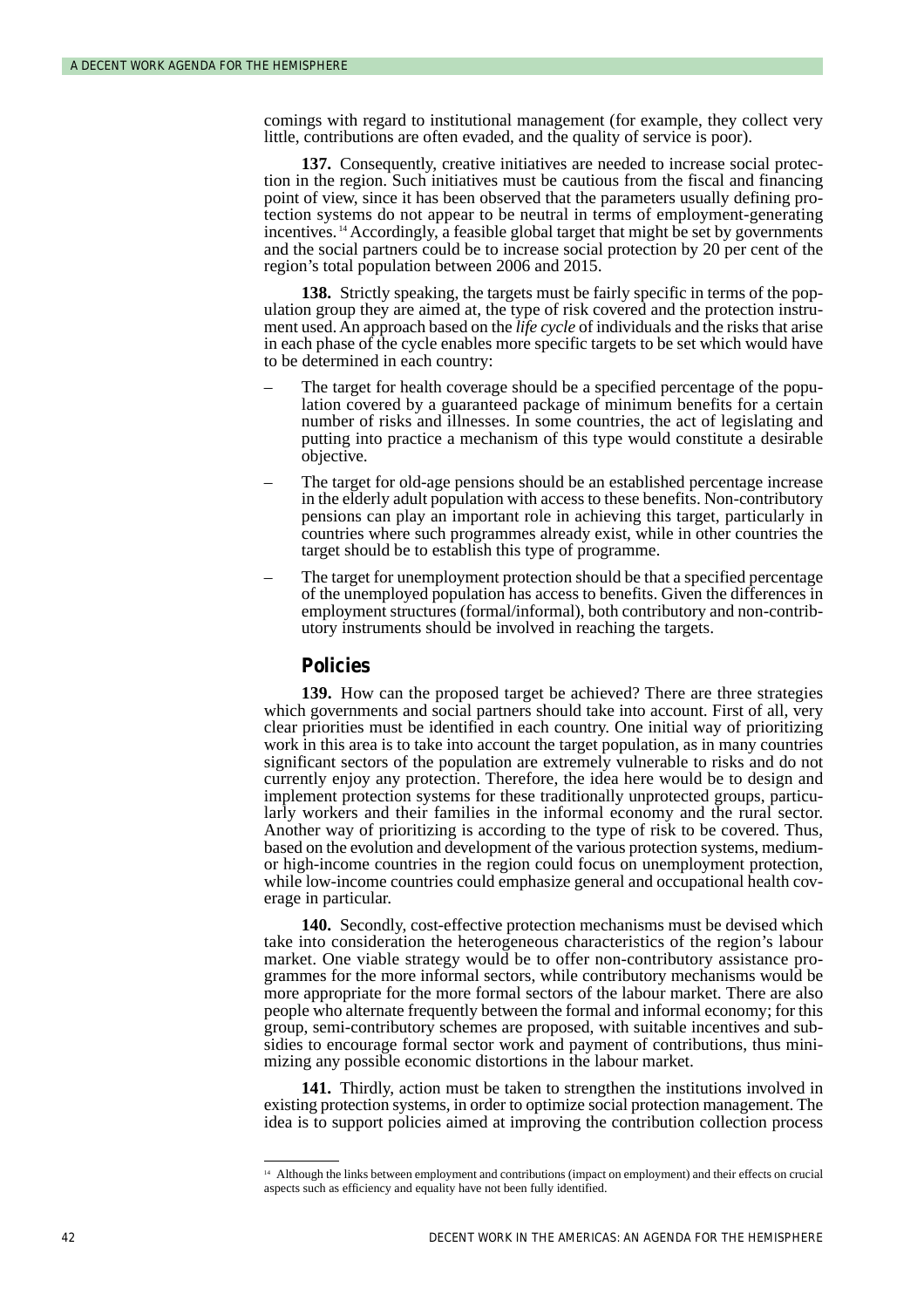comings with regard to institutional management (for example, they collect very little, contributions are often evaded, and the quality of service is poor).

**137.** Consequently, creative initiatives are needed to increase social protection in the region. Such initiatives must be cautious from the fiscal and financing point of view, since it has been observed that the parameters usually defining protection systems do not appear to be neutral in terms of employment-generating incentives.[14] Accordingly, a feasible global target that might be set by governments and the social partners could be to increase social protection by 20 per cent of the region's total population between 2006 and 2015.

**138.** Strictly speaking, the targets must be fairly specific in terms of the population group they are aimed at, the type of risk covered and the protection instrument used. An approach based on the *life cycle* of individuals and the risks that arise in each phase of the cycle enables more specific targets to be set which would have to be determined in each country:

- The target for health coverage should be a specified percentage of the population covered by a guaranteed package of minimum benefits for a certain number of risks and illnesses. In some countries, the act of legislating and putting into practice a mechanism of this type would constitute a desirable objective.
- The target for old-age pensions should be an established percentage increase in the elderly adult population with access to these benefits. Non-contributory pensions can play an important role in achieving this target, particularly in countries where such programmes already exist, while in other countries the target should be to establish this type of programme.
- The target for unemployment protection should be that a specified percentage of the unemployed population has access to benefits. Given the differences in employment structures (formal/informal), both contributory and non-contributory instruments should be involved in reaching the targets.

## Policies

**139.** How can the proposed target be achieved? There are three strategies which governments and social partners should take into account. First of all, very clear priorities must be identified in each country. One initial way of prioritizing work in this area is to take into account the target population, as in many countries significant sectors of the population are extremely vulnerable to risks and do not currently enjoy any protection. Therefore, the idea here would be to design and implement protection systems for these traditionally unprotected groups, particularly workers and their families in the informal economy and the rural sector. Another way of prioritizing is according to the type of risk to be covered. Thus, based on the evolution and development of the various protection systems, medium- or high-income countries in the region could focus on unemployment protection, while low-income countries could emphasize general and occupational health coverage in particular.

**140.** Secondly, cost-effective protection mechanisms must be devised which take into consideration the heterogeneous characteristics of the region's labour market. One viable strategy would be to offer non-contributory assistance programmes for the more informal sectors, while contributory mechanisms would be more appropriate for the more formal sectors of the labour market. There are also people who alternate frequently between the formal and informal economy; for this group, semi-contributory schemes are proposed, with suitable incentives and subsidies to encourage formal sector work and payment of contributions, thus minimizing any possible economic distortions in the labour market.

**141.** Thirdly, action must be taken to strengthen the institutions involved in existing protection systems, in order to optimize social protection management. The idea is to support policies aimed at improving the contribution collection process

---

[14] Although the links between employment and contributions (impact on employment) and their effects on crucial aspects such as efficiency and equality have not been fully identified.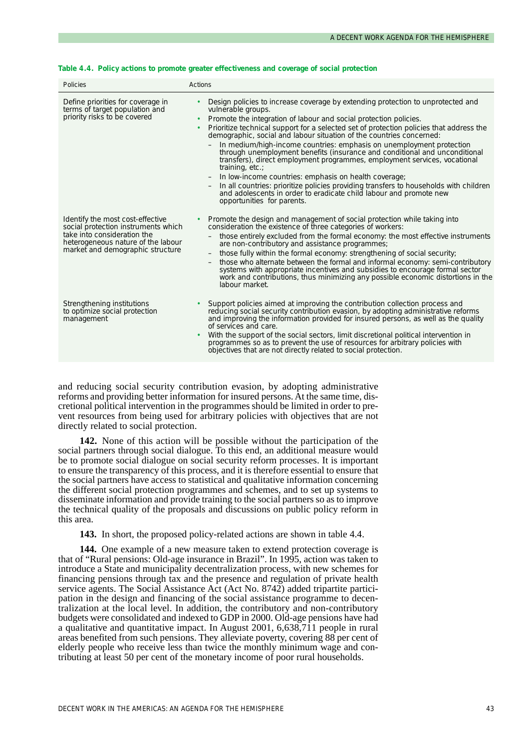**Table 4.4. Policy actions to promote greater effectiveness and coverage of social protection**

| Policies | Actions |
|---|---|
| Define priorities for coverage in terms of target population and priority risks to be covered | • Design policies to increase coverage by extending protection to unprotected and vulnerable groups.<br>• Promote the integration of labour and social protection policies.<br>• Prioritize technical support for a selected set of protection policies that address the demographic, social and labour situation of the countries concerned:<br>– In medium/high-income countries: emphasis on unemployment protection through unemployment benefits (insurance and conditional and unconditional transfers), direct employment programmes, employment services, vocational training, etc.;<br>– In low-income countries: emphasis on health coverage;<br>– In all countries: prioritize policies providing transfers to households with children and adolescents in order to eradicate child labour and promote new opportunities for parents. |
| Identify the most cost-effective social protection instruments which take into consideration the heterogeneous nature of the labour market and demographic structure | • Promote the design and management of social protection while taking into consideration the existence of three categories of workers:<br>– those entirely excluded from the formal economy: the most effective instruments are non-contributory and assistance programmes;<br>– those fully within the formal economy: strengthening of social security;<br>– those who alternate between the formal and informal economy: semi-contributory systems with appropriate incentives and subsidies to encourage formal sector work and contributions, thus minimizing any possible economic distortions in the labour market. |
| Strengthening institutions to optimize social protection management | • Support policies aimed at improving the contribution collection process and reducing social security contribution evasion, by adopting administrative reforms and improving the information provided for insured persons, as well as the quality of services and care.<br>• With the support of the social sectors, limit discretional political intervention in programmes so as to prevent the use of resources for arbitrary policies with objectives that are not directly related to social protection. |

and reducing social security contribution evasion, by adopting administrative reforms and providing better information for insured persons. At the same time, discretional political intervention in the programmes should be limited in order to prevent resources from being used for arbitrary policies with objectives that are not directly related to social protection.

**142.** None of this action will be possible without the participation of the social partners through social dialogue. To this end, an additional measure would be to promote social dialogue on social security reform processes. It is important to ensure the transparency of this process, and it is therefore essential to ensure that the social partners have access to statistical and qualitative information concerning the different social protection programmes and schemes, and to set up systems to disseminate information and provide training to the social partners so as to improve the technical quality of the proposals and discussions on public policy reform in this area.

**143.** In short, the proposed policy-related actions are shown in table 4.4.

**144.** One example of a new measure taken to extend protection coverage is that of "Rural pensions: Old-age insurance in Brazil". In 1995, action was taken to introduce a State and municipality decentralization process, with new schemes for financing pensions through tax and the presence and regulation of private health service agents. The Social Assistance Act (Act No. 8742) added tripartite participation in the design and financing of the social assistance programme to decentralization at the local level. In addition, the contributory and non-contributory budgets were consolidated and indexed to GDP in 2000. Old-age pensions have had a qualitative and quantitative impact. In August 2001, 6,638,711 people in rural areas benefited from such pensions. They alleviate poverty, covering 88 per cent of elderly people who receive less than twice the monthly minimum wage and contributing at least 50 per cent of the monetary income of poor rural households.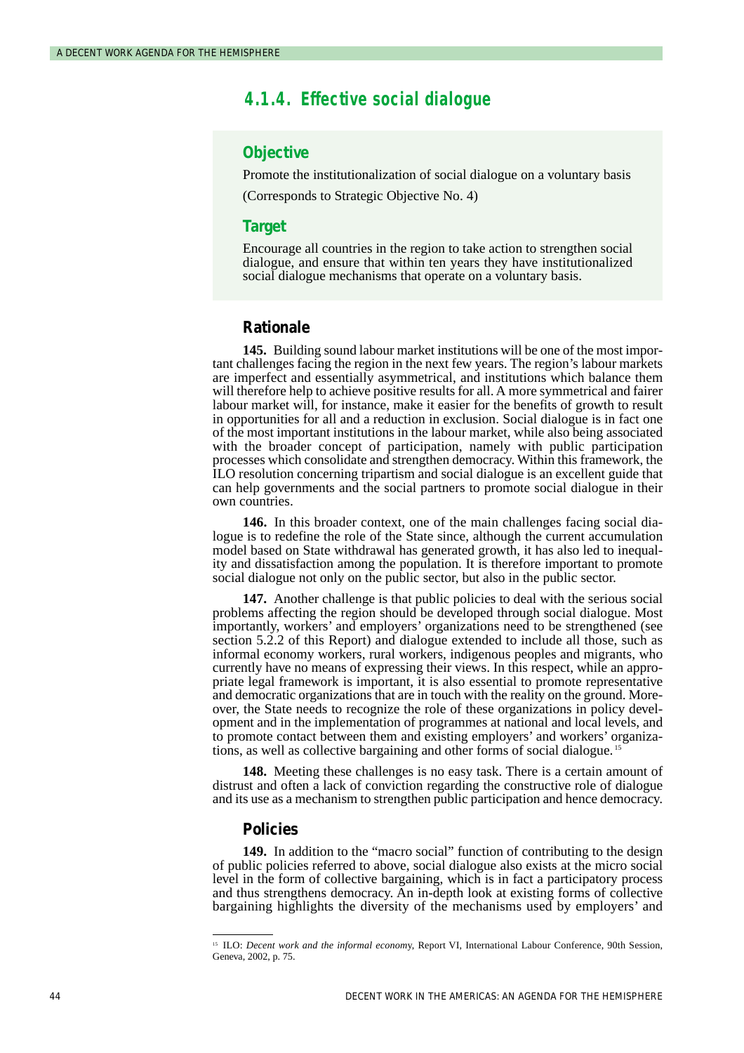### 4.1.4. Effective social dialogue

#### Objective

Promote the institutionalization of social dialogue on a voluntary basis

(Corresponds to Strategic Objective No. 4)

#### Target

Encourage all countries in the region to take action to strengthen social dialogue, and ensure that within ten years they have institutionalized social dialogue mechanisms that operate on a voluntary basis.

#### Rationale

**145.** Building sound labour market institutions will be one of the most important challenges facing the region in the next few years. The region's labour markets are imperfect and essentially asymmetrical, and institutions which balance them will therefore help to achieve positive results for all. A more symmetrical and fairer labour market will, for instance, make it easier for the benefits of growth to result in opportunities for all and a reduction in exclusion. Social dialogue is in fact one of the most important institutions in the labour market, while also being associated with the broader concept of participation, namely with public participation processes which consolidate and strengthen democracy. Within this framework, the ILO resolution concerning tripartism and social dialogue is an excellent guide that can help governments and the social partners to promote social dialogue in their own countries.

**146.** In this broader context, one of the main challenges facing social dialogue is to redefine the role of the State since, although the current accumulation model based on State withdrawal has generated growth, it has also led to inequality and dissatisfaction among the population. It is therefore important to promote social dialogue not only on the public sector, but also in the public sector.

**147.** Another challenge is that public policies to deal with the serious social problems affecting the region should be developed through social dialogue. Most importantly, workers' and employers' organizations need to be strengthened (see section 5.2.2 of this Report) and dialogue extended to include all those, such as informal economy workers, rural workers, indigenous peoples and migrants, who currently have no means of expressing their views. In this respect, while an appropriate legal framework is important, it is also essential to promote representative and democratic organizations that are in touch with the reality on the ground. Moreover, the State needs to recognize the role of these organizations in policy development and in the implementation of programmes at national and local levels, and to promote contact between them and existing employers' and workers' organizations, as well as collective bargaining and other forms of social dialogue.[15]

**148.** Meeting these challenges is no easy task. There is a certain amount of distrust and often a lack of conviction regarding the constructive role of dialogue and its use as a mechanism to strengthen public participation and hence democracy.

#### Policies

**149.** In addition to the "macro social" function of contributing to the design of public policies referred to above, social dialogue also exists at the micro social level in the form of collective bargaining, which is in fact a participatory process and thus strengthens democracy. An in-depth look at existing forms of collective bargaining highlights the diversity of the mechanisms used by employers' and

---

[15] ILO: *Decent work and the informal economy*, Report VI, International Labour Conference, 90th Session, Geneva, 2002, p. 75.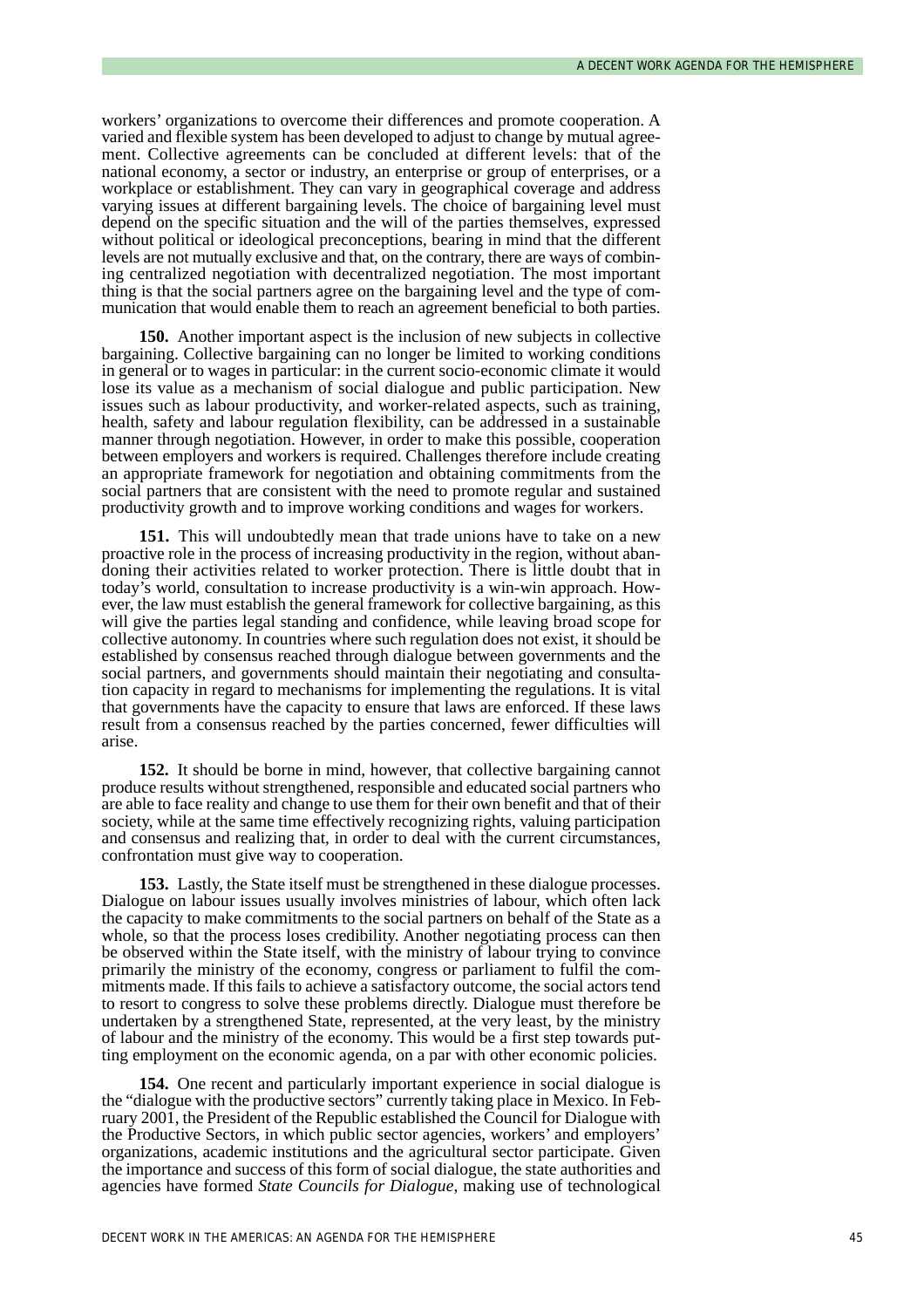workers' organizations to overcome their differences and promote cooperation. A varied and flexible system has been developed to adjust to change by mutual agreement. Collective agreements can be concluded at different levels: that of the national economy, a sector or industry, an enterprise or group of enterprises, or a workplace or establishment. They can vary in geographical coverage and address varying issues at different bargaining levels. The choice of bargaining level must depend on the specific situation and the will of the parties themselves, expressed without political or ideological preconceptions, bearing in mind that the different levels are not mutually exclusive and that, on the contrary, there are ways of combining centralized negotiation with decentralized negotiation. The most important thing is that the social partners agree on the bargaining level and the type of communication that would enable them to reach an agreement beneficial to both parties.

**150.** Another important aspect is the inclusion of new subjects in collective bargaining. Collective bargaining can no longer be limited to working conditions in general or to wages in particular: in the current socio-economic climate it would lose its value as a mechanism of social dialogue and public participation. New issues such as labour productivity, and worker-related aspects, such as training, health, safety and labour regulation flexibility, can be addressed in a sustainable manner through negotiation. However, in order to make this possible, cooperation between employers and workers is required. Challenges therefore include creating an appropriate framework for negotiation and obtaining commitments from the social partners that are consistent with the need to promote regular and sustained productivity growth and to improve working conditions and wages for workers.

**151.** This will undoubtedly mean that trade unions have to take on a new proactive role in the process of increasing productivity in the region, without abandoning their activities related to worker protection. There is little doubt that in today's world, consultation to increase productivity is a win-win approach. However, the law must establish the general framework for collective bargaining, as this will give the parties legal standing and confidence, while leaving broad scope for collective autonomy. In countries where such regulation does not exist, it should be established by consensus reached through dialogue between governments and the social partners, and governments should maintain their negotiating and consultation capacity in regard to mechanisms for implementing the regulations. It is vital that governments have the capacity to ensure that laws are enforced. If these laws result from a consensus reached by the parties concerned, fewer difficulties will arise.

**152.** It should be borne in mind, however, that collective bargaining cannot produce results without strengthened, responsible and educated social partners who are able to face reality and change to use them for their own benefit and that of their society, while at the same time effectively recognizing rights, valuing participation and consensus and realizing that, in order to deal with the current circumstances, confrontation must give way to cooperation.

**153.** Lastly, the State itself must be strengthened in these dialogue processes. Dialogue on labour issues usually involves ministries of labour, which often lack the capacity to make commitments to the social partners on behalf of the State as a whole, so that the process loses credibility. Another negotiating process can then be observed within the State itself, with the ministry of labour trying to convince primarily the ministry of the economy, congress or parliament to fulfil the commitments made. If this fails to achieve a satisfactory outcome, the social actors tend to resort to congress to solve these problems directly. Dialogue must therefore be undertaken by a strengthened State, represented, at the very least, by the ministry of labour and the ministry of the economy. This would be a first step towards putting employment on the economic agenda, on a par with other economic policies.

**154.** One recent and particularly important experience in social dialogue is the "dialogue with the productive sectors" currently taking place in Mexico. In February 2001, the President of the Republic established the Council for Dialogue with the Productive Sectors, in which public sector agencies, workers' and employers' organizations, academic institutions and the agricultural sector participate. Given the importance and success of this form of social dialogue, the state authorities and agencies have formed *State Councils for Dialogue*, making use of technological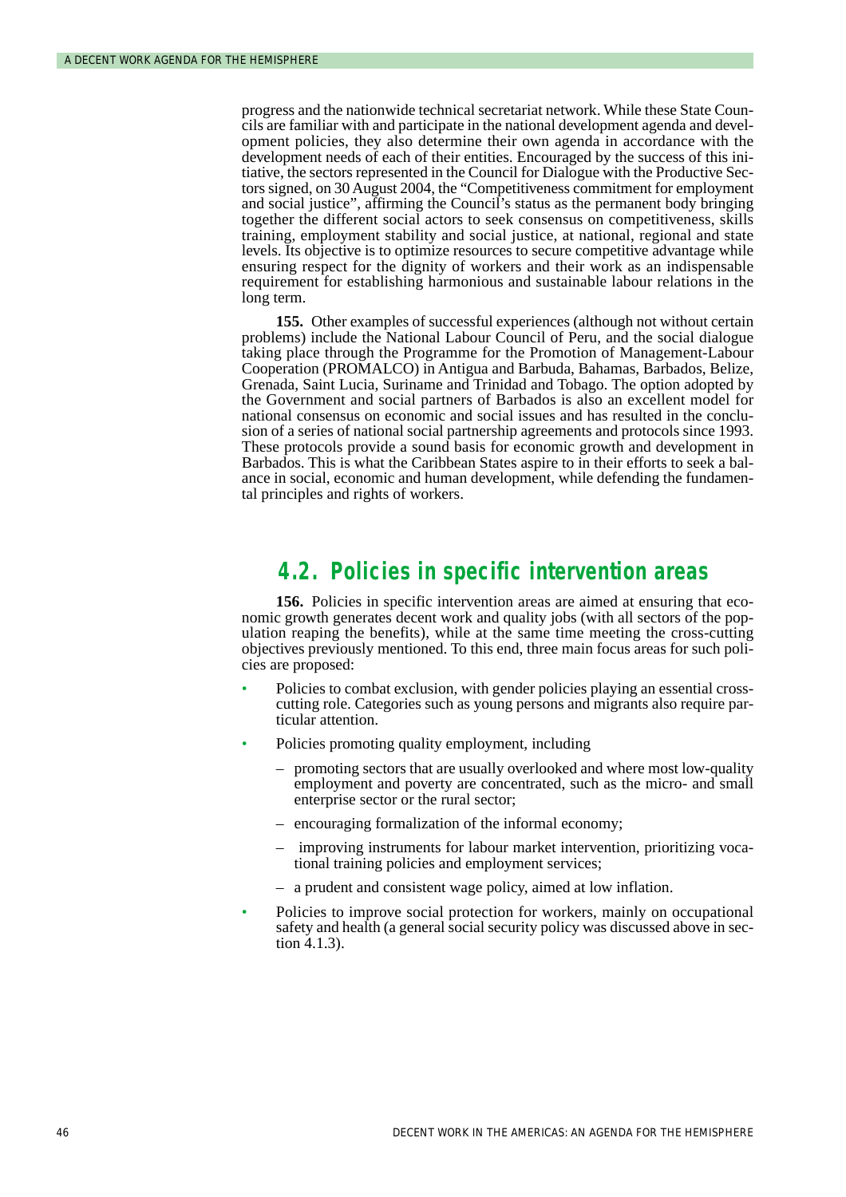progress and the nationwide technical secretariat network. While these State Councils are familiar with and participate in the national development agenda and development policies, they also determine their own agenda in accordance with the development needs of each of their entities. Encouraged by the success of this initiative, the sectors represented in the Council for Dialogue with the Productive Sectors signed, on 30 August 2004, the "Competitiveness commitment for employment and social justice", affirming the Council's status as the permanent body bringing together the different social actors to seek consensus on competitiveness, skills training, employment stability and social justice, at national, regional and state levels. Its objective is to optimize resources to secure competitive advantage while ensuring respect for the dignity of workers and their work as an indispensable requirement for establishing harmonious and sustainable labour relations in the long term.

**155.** Other examples of successful experiences (although not without certain problems) include the National Labour Council of Peru, and the social dialogue taking place through the Programme for the Promotion of Management-Labour Cooperation (PROMALCO) in Antigua and Barbuda, Bahamas, Barbados, Belize, Grenada, Saint Lucia, Suriname and Trinidad and Tobago. The option adopted by the Government and social partners of Barbados is also an excellent model for national consensus on economic and social issues and has resulted in the conclusion of a series of national social partnership agreements and protocols since 1993. These protocols provide a sound basis for economic growth and development in Barbados. This is what the Caribbean States aspire to in their efforts to seek a balance in social, economic and human development, while defending the fundamental principles and rights of workers.

## 4.2. Policies in specific intervention areas

**156.** Policies in specific intervention areas are aimed at ensuring that economic growth generates decent work and quality jobs (with all sectors of the population reaping the benefits), while at the same time meeting the cross-cutting objectives previously mentioned. To this end, three main focus areas for such policies are proposed:

- Policies to combat exclusion, with gender policies playing an essential cross-cutting role. Categories such as young persons and migrants also require particular attention.
- Policies promoting quality employment, including
  - promoting sectors that are usually overlooked and where most low-quality employment and poverty are concentrated, such as the micro- and small enterprise sector or the rural sector;
  - encouraging formalization of the informal economy;
  - improving instruments for labour market intervention, prioritizing vocational training policies and employment services;
  - a prudent and consistent wage policy, aimed at low inflation.
- Policies to improve social protection for workers, mainly on occupational safety and health (a general social security policy was discussed above in section 4.1.3).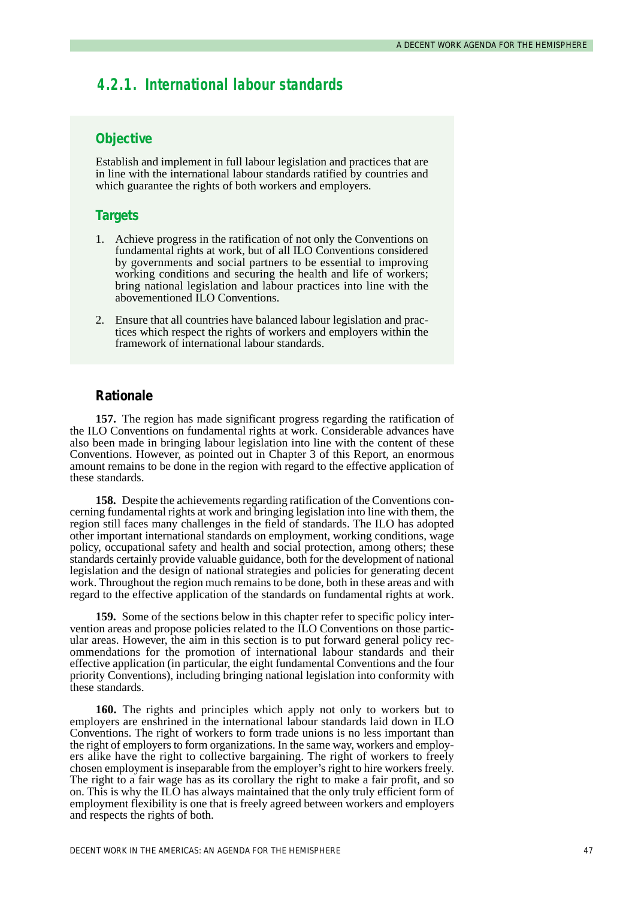### 4.2.1. International labour standards

#### Objective

Establish and implement in full labour legislation and practices that are in line with the international labour standards ratified by countries and which guarantee the rights of both workers and employers.

#### Targets

1. Achieve progress in the ratification of not only the Conventions on fundamental rights at work, but of all ILO Conventions considered by governments and social partners to be essential to improving working conditions and securing the health and life of workers; bring national legislation and labour practices into line with the abovementioned ILO Conventions.

2. Ensure that all countries have balanced labour legislation and practices which respect the rights of workers and employers within the framework of international labour standards.

#### Rationale

**157.** The region has made significant progress regarding the ratification of the ILO Conventions on fundamental rights at work. Considerable advances have also been made in bringing labour legislation into line with the content of these Conventions. However, as pointed out in Chapter 3 of this Report, an enormous amount remains to be done in the region with regard to the effective application of these standards.

**158.** Despite the achievements regarding ratification of the Conventions concerning fundamental rights at work and bringing legislation into line with them, the region still faces many challenges in the field of standards. The ILO has adopted other important international standards on employment, working conditions, wage policy, occupational safety and health and social protection, among others; these standards certainly provide valuable guidance, both for the development of national legislation and the design of national strategies and policies for generating decent work. Throughout the region much remains to be done, both in these areas and with regard to the effective application of the standards on fundamental rights at work.

**159.** Some of the sections below in this chapter refer to specific policy intervention areas and propose policies related to the ILO Conventions on those particular areas. However, the aim in this section is to put forward general policy recommendations for the promotion of international labour standards and their effective application (in particular, the eight fundamental Conventions and the four priority Conventions), including bringing national legislation into conformity with these standards.

**160.** The rights and principles which apply not only to workers but to employers are enshrined in the international labour standards laid down in ILO Conventions. The right of workers to form trade unions is no less important than the right of employers to form organizations. In the same way, workers and employers alike have the right to collective bargaining. The right of workers to freely chosen employment is inseparable from the employer's right to hire workers freely. The right to a fair wage has as its corollary the right to make a fair profit, and so on. This is why the ILO has always maintained that the only truly efficient form of employment flexibility is one that is freely agreed between workers and employers and respects the rights of both.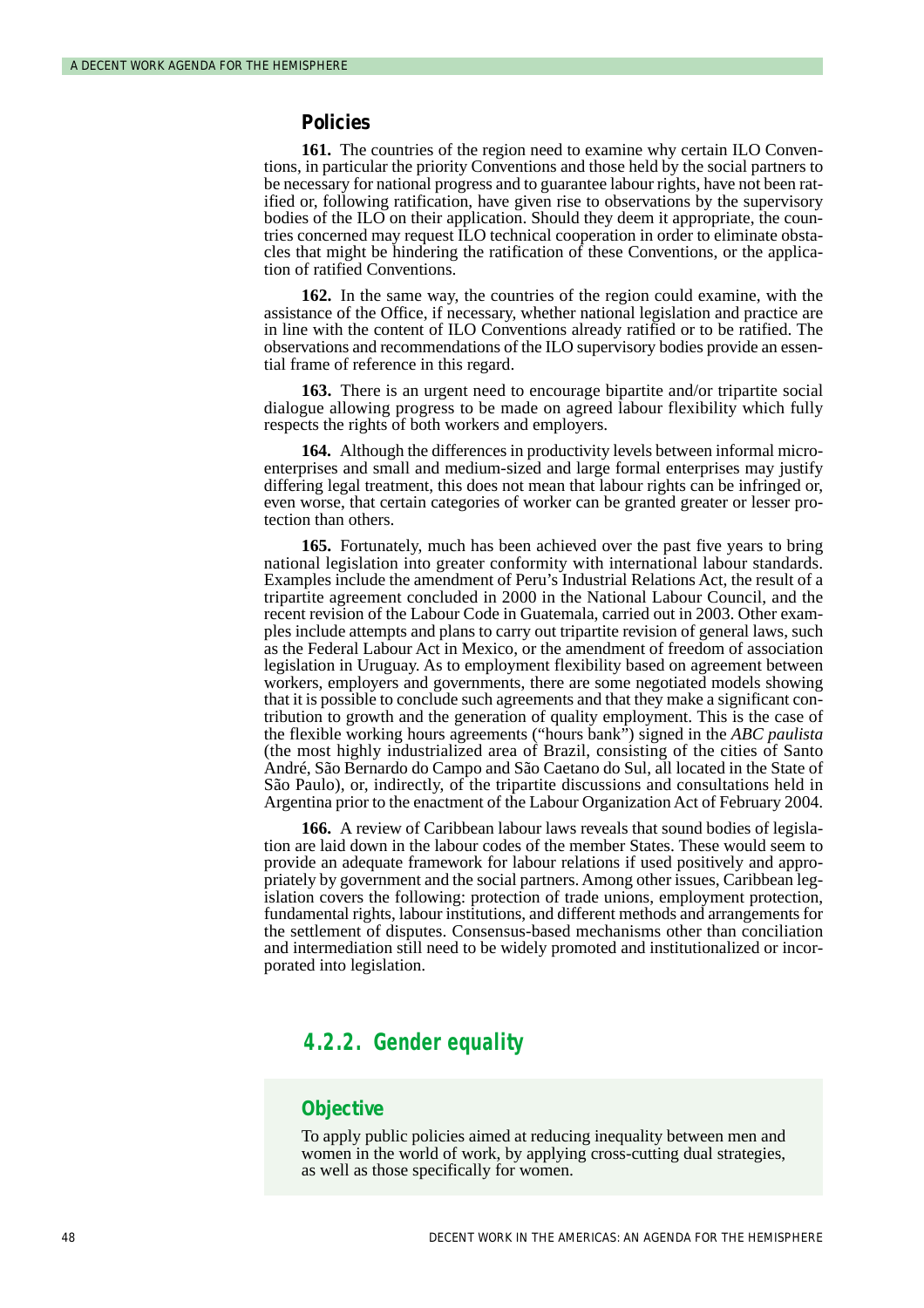### Policies

**161.** The countries of the region need to examine why certain ILO Conventions, in particular the priority Conventions and those held by the social partners to be necessary for national progress and to guarantee labour rights, have not been ratified or, following ratification, have given rise to observations by the supervisory bodies of the ILO on their application. Should they deem it appropriate, the countries concerned may request ILO technical cooperation in order to eliminate obstacles that might be hindering the ratification of these Conventions, or the application of ratified Conventions.

**162.** In the same way, the countries of the region could examine, with the assistance of the Office, if necessary, whether national legislation and practice are in line with the content of ILO Conventions already ratified or to be ratified. The observations and recommendations of the ILO supervisory bodies provide an essential frame of reference in this regard.

**163.** There is an urgent need to encourage bipartite and/or tripartite social dialogue allowing progress to be made on agreed labour flexibility which fully respects the rights of both workers and employers.

**164.** Although the differences in productivity levels between informal microenterprises and small and medium-sized and large formal enterprises may justify differing legal treatment, this does not mean that labour rights can be infringed or, even worse, that certain categories of worker can be granted greater or lesser protection than others.

**165.** Fortunately, much has been achieved over the past five years to bring national legislation into greater conformity with international labour standards. Examples include the amendment of Peru's Industrial Relations Act, the result of a tripartite agreement concluded in 2000 in the National Labour Council, and the recent revision of the Labour Code in Guatemala, carried out in 2003. Other examples include attempts and plans to carry out tripartite revision of general laws, such as the Federal Labour Act in Mexico, or the amendment of freedom of association legislation in Uruguay. As to employment flexibility based on agreement between workers, employers and governments, there are some negotiated models showing that it is possible to conclude such agreements and that they make a significant contribution to growth and the generation of quality employment. This is the case of the flexible working hours agreements ("hours bank") signed in the *ABC paulista* (the most highly industrialized area of Brazil, consisting of the cities of Santo André, São Bernardo do Campo and São Caetano do Sul, all located in the State of São Paulo), or, indirectly, of the tripartite discussions and consultations held in Argentina prior to the enactment of the Labour Organization Act of February 2004.

**166.** A review of Caribbean labour laws reveals that sound bodies of legislation are laid down in the labour codes of the member States. These would seem to provide an adequate framework for labour relations if used positively and appropriately by government and the social partners. Among other issues, Caribbean legislation covers the following: protection of trade unions, employment protection, fundamental rights, labour institutions, and different methods and arrangements for the settlement of disputes. Consensus-based mechanisms other than conciliation and intermediation still need to be widely promoted and institutionalized or incorporated into legislation.

## 4.2.2. Gender equality

### Objective

To apply public policies aimed at reducing inequality between men and women in the world of work, by applying cross-cutting dual strategies, as well as those specifically for women.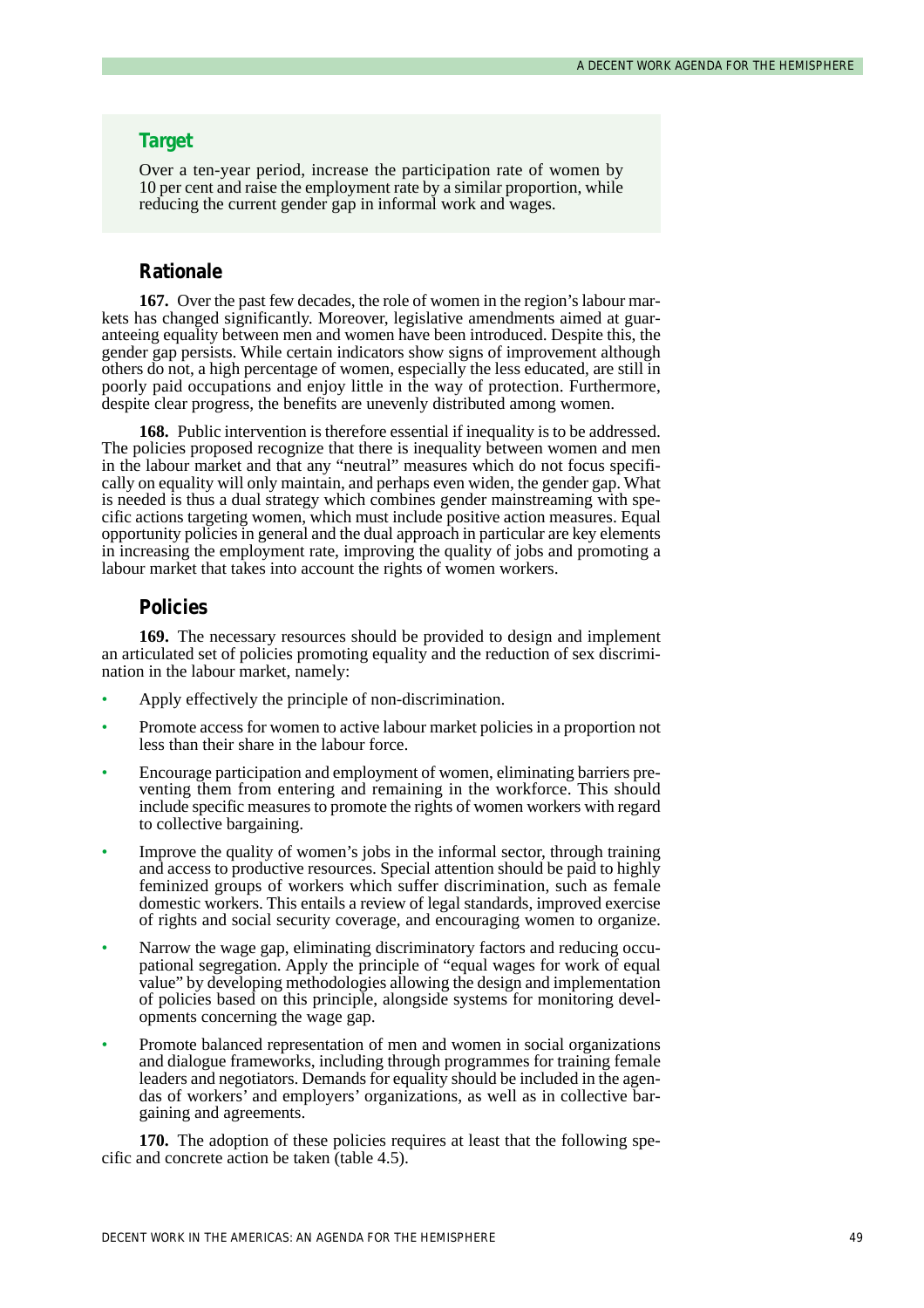### Target

Over a ten-year period, increase the participation rate of women by 10 per cent and raise the employment rate by a similar proportion, while reducing the current gender gap in informal work and wages.

### Rationale

**167.** Over the past few decades, the role of women in the region's labour markets has changed significantly. Moreover, legislative amendments aimed at guaranteeing equality between men and women have been introduced. Despite this, the gender gap persists. While certain indicators show signs of improvement although others do not, a high percentage of women, especially the less educated, are still in poorly paid occupations and enjoy little in the way of protection. Furthermore, despite clear progress, the benefits are unevenly distributed among women.

**168.** Public intervention is therefore essential if inequality is to be addressed. The policies proposed recognize that there is inequality between women and men in the labour market and that any "neutral" measures which do not focus specifically on equality will only maintain, and perhaps even widen, the gender gap. What is needed is thus a dual strategy which combines gender mainstreaming with specific actions targeting women, which must include positive action measures. Equal opportunity policies in general and the dual approach in particular are key elements in increasing the employment rate, improving the quality of jobs and promoting a labour market that takes into account the rights of women workers.

### Policies

**169.** The necessary resources should be provided to design and implement an articulated set of policies promoting equality and the reduction of sex discrimination in the labour market, namely:

- Apply effectively the principle of non-discrimination.
- Promote access for women to active labour market policies in a proportion not less than their share in the labour force.
- Encourage participation and employment of women, eliminating barriers preventing them from entering and remaining in the workforce. This should include specific measures to promote the rights of women workers with regard to collective bargaining.
- Improve the quality of women's jobs in the informal sector, through training and access to productive resources. Special attention should be paid to highly feminized groups of workers which suffer discrimination, such as female domestic workers. This entails a review of legal standards, improved exercise of rights and social security coverage, and encouraging women to organize.
- Narrow the wage gap, eliminating discriminatory factors and reducing occupational segregation. Apply the principle of "equal wages for work of equal value" by developing methodologies allowing the design and implementation of policies based on this principle, alongside systems for monitoring developments concerning the wage gap.
- Promote balanced representation of men and women in social organizations and dialogue frameworks, including through programmes for training female leaders and negotiators. Demands for equality should be included in the agendas of workers' and employers' organizations, as well as in collective bargaining and agreements.

**170.** The adoption of these policies requires at least that the following specific and concrete action be taken (table 4.5).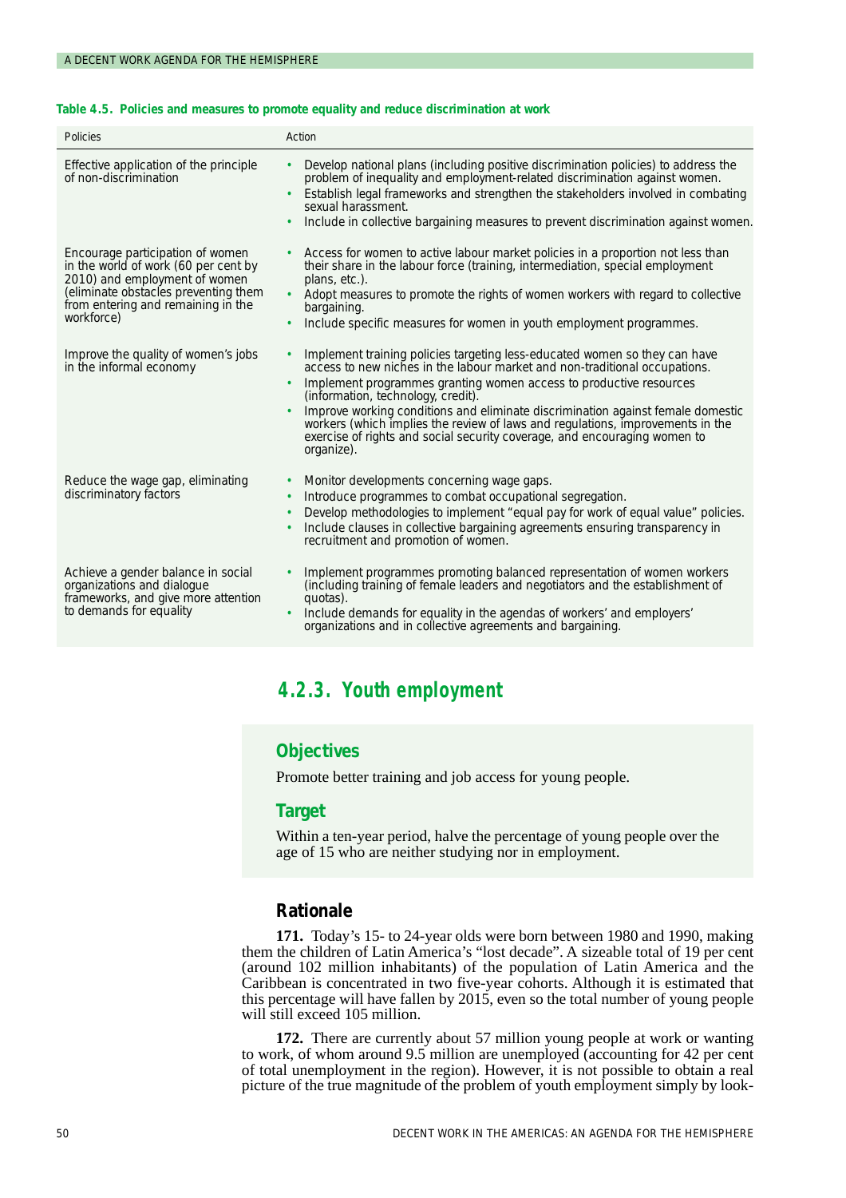**Table 4.5. Policies and measures to promote equality and reduce discrimination at work**

| Policies | Action |
|---|---|
| Effective application of the principle of non-discrimination | • Develop national plans (including positive discrimination policies) to address the problem of inequality and employment-related discrimination against women.<br>• Establish legal frameworks and strengthen the stakeholders involved in combating sexual harassment.<br>• Include in collective bargaining measures to prevent discrimination against women. |
| Encourage participation of women in the world of work (60 per cent by 2010) and employment of women (eliminate obstacles preventing them from entering and remaining in the workforce) | • Access for women to active labour market policies in a proportion not less than their share in the labour force (training, intermediation, special employment plans, etc.).<br>• Adopt measures to promote the rights of women workers with regard to collective bargaining.<br>• Include specific measures for women in youth employment programmes. |
| Improve the quality of women's jobs in the informal economy | • Implement training policies targeting less-educated women so they can have access to new niches in the labour market and non-traditional occupations.<br>• Implement programmes granting women access to productive resources (information, technology, credit).<br>• Improve working conditions and eliminate discrimination against female domestic workers (which implies the review of laws and regulations, improvements in the exercise of rights and social security coverage, and encouraging women to organize). |
| Reduce the wage gap, eliminating discriminatory factors | • Monitor developments concerning wage gaps.<br>• Introduce programmes to combat occupational segregation.<br>• Develop methodologies to implement "equal pay for work of equal value" policies.<br>• Include clauses in collective bargaining agreements ensuring transparency in recruitment and promotion of women. |
| Achieve a gender balance in social organizations and dialogue frameworks, and give more attention to demands for equality | • Implement programmes promoting balanced representation of women workers (including training of female leaders and negotiators and the establishment of quotas).<br>• Include demands for equality in the agendas of workers' and employers' organizations and in collective agreements and bargaining. |

### 4.2.3. Youth employment

#### Objectives

Promote better training and job access for young people.

#### Target

Within a ten-year period, halve the percentage of young people over the age of 15 who are neither studying nor in employment.

#### Rationale

**171.** Today's 15- to 24-year olds were born between 1980 and 1990, making them the children of Latin America's "lost decade". A sizeable total of 19 per cent (around 102 million inhabitants) of the population of Latin America and the Caribbean is concentrated in two five-year cohorts. Although it is estimated that this percentage will have fallen by 2015, even so the total number of young people will still exceed 105 million.

**172.** There are currently about 57 million young people at work or wanting to work, of whom around 9.5 million are unemployed (accounting for 42 per cent of total unemployment in the region). However, it is not possible to obtain a real picture of the true magnitude of the problem of youth employment simply by look-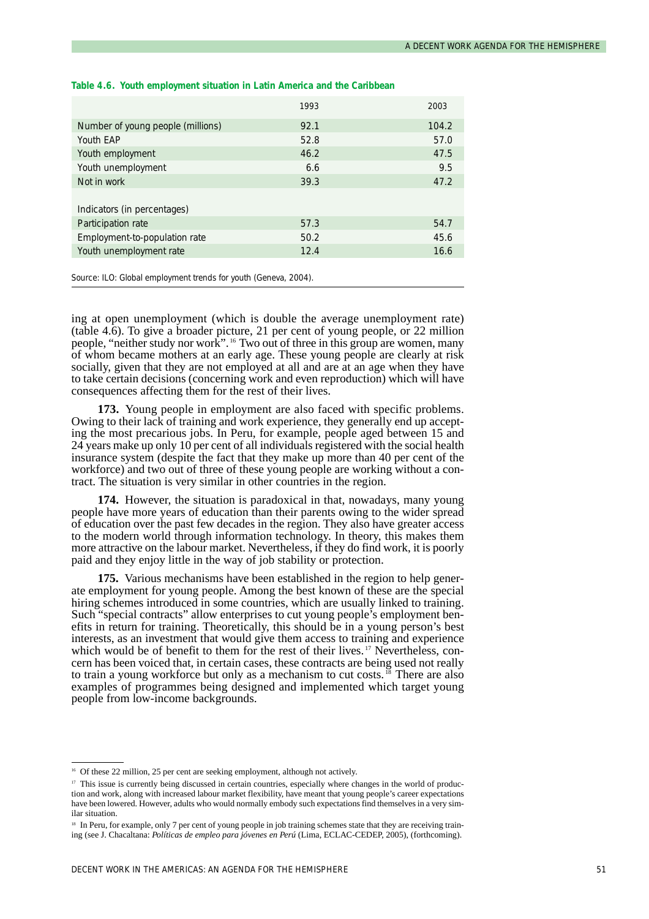**Table 4.6. Youth employment situation in Latin America and the Caribbean**

| | 1993 | 2003 |
|---|---|---|
| Number of young people (millions) | 92.1 | 104.2 |
| Youth EAP | 52.8 | 57.0 |
| Youth employment | 46.2 | 47.5 |
| Youth unemployment | 6.6 | 9.5 |
| Not in work | 39.3 | 47.2 |
| | | |
| Indicators (in percentages) | | |
| Participation rate | 57.3 | 54.7 |
| Employment-to-population rate | 50.2 | 45.6 |
| Youth unemployment rate | 12.4 | 16.6 |

Source: ILO: Global employment trends for youth (Geneva, 2004).

ing at open unemployment (which is double the average unemployment rate) (table 4.6). To give a broader picture, 21 per cent of young people, or 22 million people, "neither study nor work".[16] Two out of three in this group are women, many of whom became mothers at an early age. These young people are clearly at risk socially, given that they are not employed at all and are at an age when they have to take certain decisions (concerning work and even reproduction) which will have consequences affecting them for the rest of their lives.

**173.** Young people in employment are also faced with specific problems. Owing to their lack of training and work experience, they generally end up accepting the most precarious jobs. In Peru, for example, people aged between 15 and 24 years make up only 10 per cent of all individuals registered with the social health insurance system (despite the fact that they make up more than 40 per cent of the workforce) and two out of three of these young people are working without a contract. The situation is very similar in other countries in the region.

**174.** However, the situation is paradoxical in that, nowadays, many young people have more years of education than their parents owing to the wider spread of education over the past few decades in the region. They also have greater access to the modern world through information technology. In theory, this makes them more attractive on the labour market. Nevertheless, if they do find work, it is poorly paid and they enjoy little in the way of job stability or protection.

**175.** Various mechanisms have been established in the region to help generate employment for young people. Among the best known of these are the special hiring schemes introduced in some countries, which are usually linked to training. Such "special contracts" allow enterprises to cut young people's employment benefits in return for training. Theoretically, this should be in a young person's best interests, as an investment that would give them access to training and experience which would be of benefit to them for the rest of their lives.[17] Nevertheless, concern has been voiced that, in certain cases, these contracts are being used not really to train a young workforce but only as a mechanism to cut costs.[18] There are also examples of programmes being designed and implemented which target young people from low-income backgrounds.

---

[16] Of these 22 million, 25 per cent are seeking employment, although not actively.

[17] This issue is currently being discussed in certain countries, especially where changes in the world of production and work, along with increased labour market flexibility, have meant that young people's career expectations have been lowered. However, adults who would normally embody such expectations find themselves in a very similar situation.

[18] In Peru, for example, only 7 per cent of young people in job training schemes state that they are receiving training (see J. Chacaltana: *Políticas de empleo para jóvenes en Perú* (Lima, ECLAC-CEDEP, 2005), (forthcoming).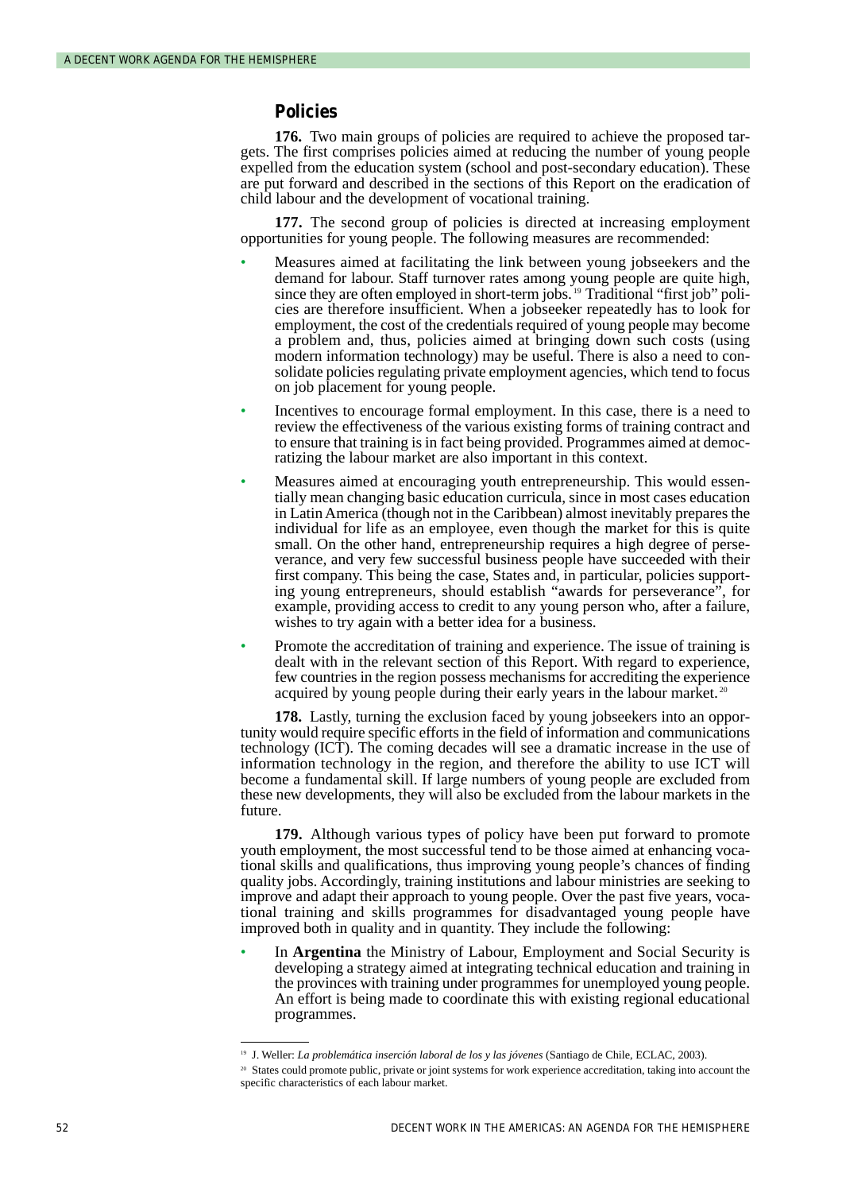## Policies

**176.** Two main groups of policies are required to achieve the proposed targets. The first comprises policies aimed at reducing the number of young people expelled from the education system (school and post-secondary education). These are put forward and described in the sections of this Report on the eradication of child labour and the development of vocational training.

**177.** The second group of policies is directed at increasing employment opportunities for young people. The following measures are recommended:

- Measures aimed at facilitating the link between young jobseekers and the demand for labour. Staff turnover rates among young people are quite high, since they are often employed in short-term jobs.[19] Traditional "first job" policies are therefore insufficient. When a jobseeker repeatedly has to look for employment, the cost of the credentials required of young people may become a problem and, thus, policies aimed at bringing down such costs (using modern information technology) may be useful. There is also a need to consolidate policies regulating private employment agencies, which tend to focus on job placement for young people.
- Incentives to encourage formal employment. In this case, there is a need to review the effectiveness of the various existing forms of training contract and to ensure that training is in fact being provided. Programmes aimed at democratizing the labour market are also important in this context.
- Measures aimed at encouraging youth entrepreneurship. This would essentially mean changing basic education curricula, since in most cases education in Latin America (though not in the Caribbean) almost inevitably prepares the individual for life as an employee, even though the market for this is quite small. On the other hand, entrepreneurship requires a high degree of perseverance, and very few successful business people have succeeded with their first company. This being the case, States and, in particular, policies supporting young entrepreneurs, should establish "awards for perseverance", for example, providing access to credit to any young person who, after a failure, wishes to try again with a better idea for a business.
- Promote the accreditation of training and experience. The issue of training is dealt with in the relevant section of this Report. With regard to experience, few countries in the region possess mechanisms for accrediting the experience acquired by young people during their early years in the labour market.[20]

**178.** Lastly, turning the exclusion faced by young jobseekers into an opportunity would require specific efforts in the field of information and communications technology (ICT). The coming decades will see a dramatic increase in the use of information technology in the region, and therefore the ability to use ICT will become a fundamental skill. If large numbers of young people are excluded from these new developments, they will also be excluded from the labour markets in the future.

**179.** Although various types of policy have been put forward to promote youth employment, the most successful tend to be those aimed at enhancing vocational skills and qualifications, thus improving young people's chances of finding quality jobs. Accordingly, training institutions and labour ministries are seeking to improve and adapt their approach to young people. Over the past five years, vocational training and skills programmes for disadvantaged young people have improved both in quality and in quantity. They include the following:

- In **Argentina** the Ministry of Labour, Employment and Social Security is developing a strategy aimed at integrating technical education and training in the provinces with training under programmes for unemployed young people. An effort is being made to coordinate this with existing regional educational programmes.

---

[19] J. Weller: *La problemática inserción laboral de los y las jóvenes* (Santiago de Chile, ECLAC, 2003).

[20] States could promote public, private or joint systems for work experience accreditation, taking into account the specific characteristics of each labour market.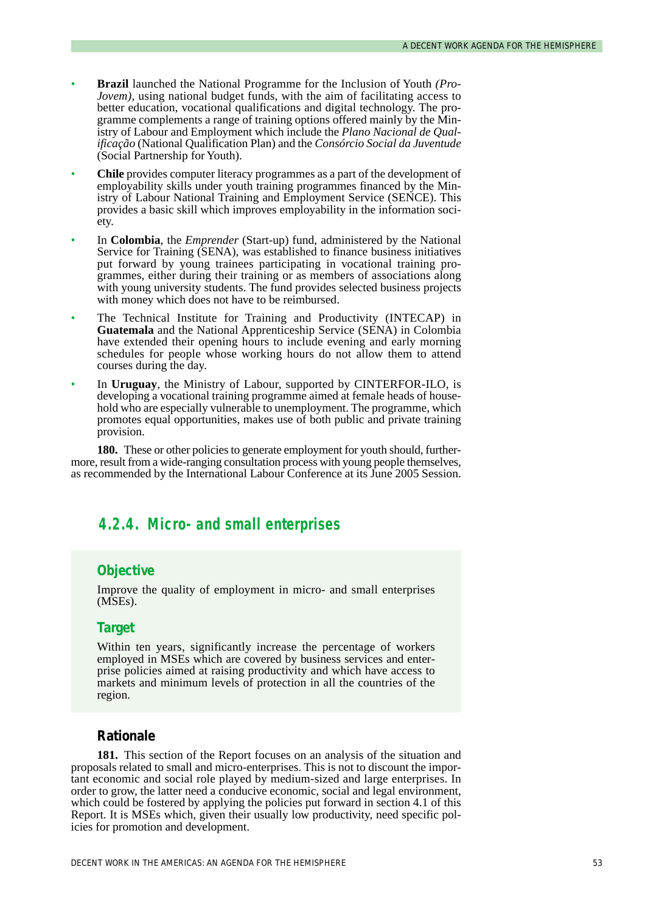- **Brazil** launched the National Programme for the Inclusion of Youth *(Pro-Jovem)*, using national budget funds, with the aim of facilitating access to better education, vocational qualifications and digital technology. The programme complements a range of training options offered mainly by the Ministry of Labour and Employment which include the *Plano Nacional de Qualificação* (National Qualification Plan) and the *Consórcio Social da Juventude* (Social Partnership for Youth).
- **Chile** provides computer literacy programmes as a part of the development of employability skills under youth training programmes financed by the Ministry of Labour National Training and Employment Service (SENCE). This provides a basic skill which improves employability in the information society.
- In **Colombia**, the *Emprender* (Start-up) fund, administered by the National Service for Training (SENA), was established to finance business initiatives put forward by young trainees participating in vocational training programmes, either during their training or as members of associations along with young university students. The fund provides selected business projects with money which does not have to be reimbursed.
- The Technical Institute for Training and Productivity (INTECAP) in **Guatemala** and the National Apprenticeship Service (SENA) in Colombia have extended their opening hours to include evening and early morning schedules for people whose working hours do not allow them to attend courses during the day.
- In **Uruguay**, the Ministry of Labour, supported by CINTERFOR-ILO, is developing a vocational training programme aimed at female heads of household who are especially vulnerable to unemployment. The programme, which promotes equal opportunities, makes use of both public and private training provision.

**180.** These or other policies to generate employment for youth should, furthermore, result from a wide-ranging consultation process with young people themselves, as recommended by the International Labour Conference at its June 2005 Session.

### 4.2.4. Micro- and small enterprises

#### Objective

Improve the quality of employment in micro- and small enterprises (MSEs).

#### Target

Within ten years, significantly increase the percentage of workers employed in MSEs which are covered by business services and enterprise policies aimed at raising productivity and which have access to markets and minimum levels of protection in all the countries of the region.

#### Rationale

**181.** This section of the Report focuses on an analysis of the situation and proposals related to small and micro-enterprises. This is not to discount the important economic and social role played by medium-sized and large enterprises. In order to grow, the latter need a conducive economic, social and legal environment, which could be fostered by applying the policies put forward in section 4.1 of this Report. It is MSEs which, given their usually low productivity, need specific policies for promotion and development.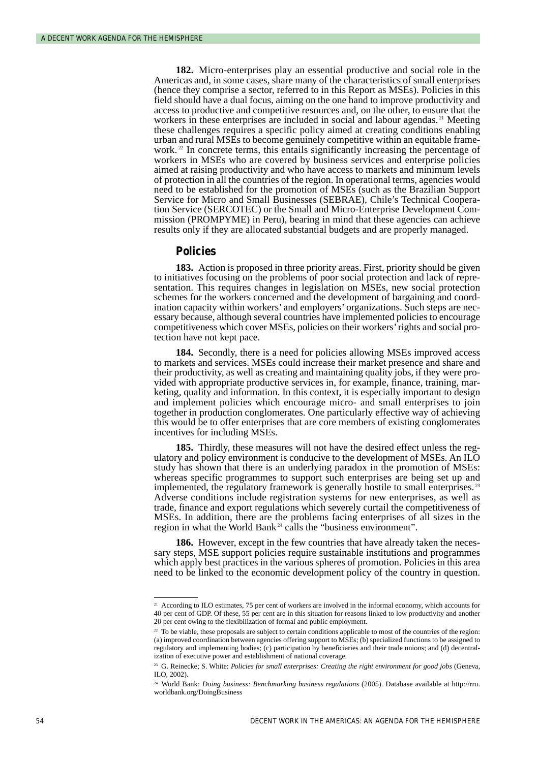**182.** Micro-enterprises play an essential productive and social role in the Americas and, in some cases, share many of the characteristics of small enterprises (hence they comprise a sector, referred to in this Report as MSEs). Policies in this field should have a dual focus, aiming on the one hand to improve productivity and access to productive and competitive resources and, on the other, to ensure that the workers in these enterprises are included in social and labour agendas.[21] Meeting these challenges requires a specific policy aimed at creating conditions enabling urban and rural MSEs to become genuinely competitive within an equitable framework.[22] In concrete terms, this entails significantly increasing the percentage of workers in MSEs who are covered by business services and enterprise policies aimed at raising productivity and who have access to markets and minimum levels of protection in all the countries of the region. In operational terms, agencies would need to be established for the promotion of MSEs (such as the Brazilian Support Service for Micro and Small Businesses (SEBRAE), Chile's Technical Cooperation Service (SERCOTEC) or the Small and Micro-Enterprise Development Commission (PROMPYME) in Peru), bearing in mind that these agencies can achieve results only if they are allocated substantial budgets and are properly managed.

## Policies

**183.** Action is proposed in three priority areas. First, priority should be given to initiatives focusing on the problems of poor social protection and lack of representation. This requires changes in legislation on MSEs, new social protection schemes for the workers concerned and the development of bargaining and coordination capacity within workers' and employers' organizations. Such steps are necessary because, although several countries have implemented policies to encourage competitiveness which cover MSEs, policies on their workers' rights and social protection have not kept pace.

**184.** Secondly, there is a need for policies allowing MSEs improved access to markets and services. MSEs could increase their market presence and share and their productivity, as well as creating and maintaining quality jobs, if they were provided with appropriate productive services in, for example, finance, training, marketing, quality and information. In this context, it is especially important to design and implement policies which encourage micro- and small enterprises to join together in production conglomerates. One particularly effective way of achieving this would be to offer enterprises that are core members of existing conglomerates incentives for including MSEs.

**185.** Thirdly, these measures will not have the desired effect unless the regulatory and policy environment is conducive to the development of MSEs. An ILO study has shown that there is an underlying paradox in the promotion of MSEs: whereas specific programmes to support such enterprises are being set up and implemented, the regulatory framework is generally hostile to small enterprises.[23] Adverse conditions include registration systems for new enterprises, as well as trade, finance and export regulations which severely curtail the competitiveness of MSEs. In addition, there are the problems facing enterprises of all sizes in the region in what the World Bank[24] calls the "business environment".

**186.** However, except in the few countries that have already taken the necessary steps, MSE support policies require sustainable institutions and programmes which apply best practices in the various spheres of promotion. Policies in this area need to be linked to the economic development policy of the country in question.

---

[21] According to ILO estimates, 75 per cent of workers are involved in the informal economy, which accounts for 40 per cent of GDP. Of these, 55 per cent are in this situation for reasons linked to low productivity and another 20 per cent owing to the flexibilization of formal and public employment.

[22] To be viable, these proposals are subject to certain conditions applicable to most of the countries of the region: (a) improved coordination between agencies offering support to MSEs; (b) specialized functions to be assigned to regulatory and implementing bodies; (c) participation by beneficiaries and their trade unions; and (d) decentralization of executive power and establishment of national coverage.

[23] G. Reinecke; S. White: *Policies for small enterprises: Creating the right environment for good jobs* (Geneva, ILO, 2002).

[24] World Bank: *Doing business: Benchmarking business regulations* (2005). Database available at http://rru.worldbank.org/DoingBusiness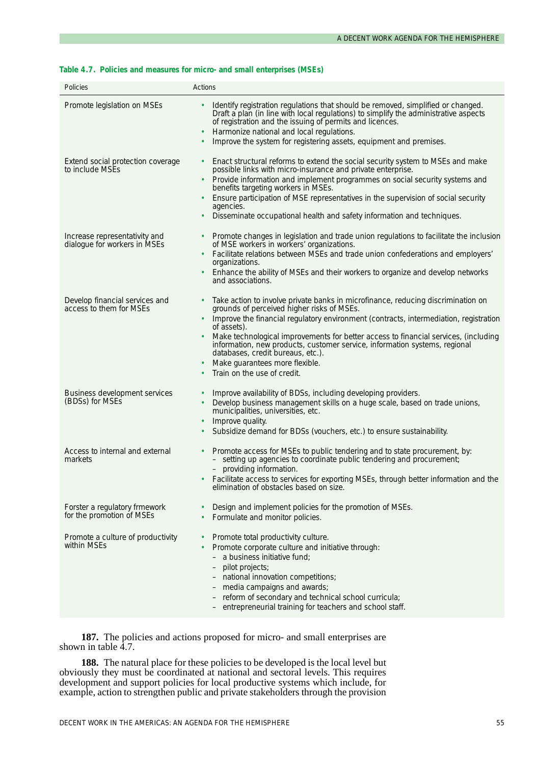**Table 4.7. Policies and measures for micro- and small enterprises (MSEs)**

| Policies | Actions |
|---|---|
| Promote legislation on MSEs | • Identify registration regulations that should be removed, simplified or changed. Draft a plan (in line with local regulations) to simplify the administrative aspects of registration and the issuing of permits and licences.<br>• Harmonize national and local regulations.<br>• Improve the system for registering assets, equipment and premises. |
| Extend social protection coverage to include MSEs | • Enact structural reforms to extend the social security system to MSEs and make possible links with micro-insurance and private enterprise.<br>• Provide information and implement programmes on social security systems and benefits targeting workers in MSEs.<br>• Ensure participation of MSE representatives in the supervision of social security agencies.<br>• Disseminate occupational health and safety information and techniques. |
| Increase representativity and dialogue for workers in MSEs | • Promote changes in legislation and trade union regulations to facilitate the inclusion of MSE workers in workers' organizations.<br>• Facilitate relations between MSEs and trade union confederations and employers' organizations.<br>• Enhance the ability of MSEs and their workers to organize and develop networks and associations. |
| Develop financial services and access to them for MSEs | • Take action to involve private banks in microfinance, reducing discrimination on grounds of perceived higher risks of MSEs.<br>• Improve the financial regulatory environment (contracts, intermediation, registration of assets).<br>• Make technological improvements for better access to financial services, (including information, new products, customer service, information systems, regional databases, credit bureaus, etc.).<br>• Make guarantees more flexible.<br>• Train on the use of credit. |
| Business development services (BDSs) for MSEs | • Improve availability of BDSs, including developing providers.<br>• Develop business management skills on a huge scale, based on trade unions, municipalities, universities, etc.<br>• Improve quality.<br>• Subsidize demand for BDSs (vouchers, etc.) to ensure sustainability. |
| Access to internal and external markets | • Promote access for MSEs to public tendering and to state procurement, by:<br>– setting up agencies to coordinate public tendering and procurement;<br>– providing information.<br>• Facilitate access to services for exporting MSEs, through better information and the elimination of obstacles based on size. |
| Forster a regulatory frmework for the promotion of MSEs | • Design and implement policies for the promotion of MSEs.<br>• Formulate and monitor policies. |
| Promote a culture of productivity within MSEs | • Promote total productivity culture.<br>• Promote corporate culture and initiative through:<br>– a business initiative fund;<br>– pilot projects;<br>– national innovation competitions;<br>– media campaigns and awards;<br>– reform of secondary and technical school curricula;<br>– entrepreneurial training for teachers and school staff. |

**187.** The policies and actions proposed for micro- and small enterprises are shown in table 4.7.

**188.** The natural place for these policies to be developed is the local level but obviously they must be coordinated at national and sectoral levels. This requires development and support policies for local productive systems which include, for example, action to strengthen public and private stakeholders through the provision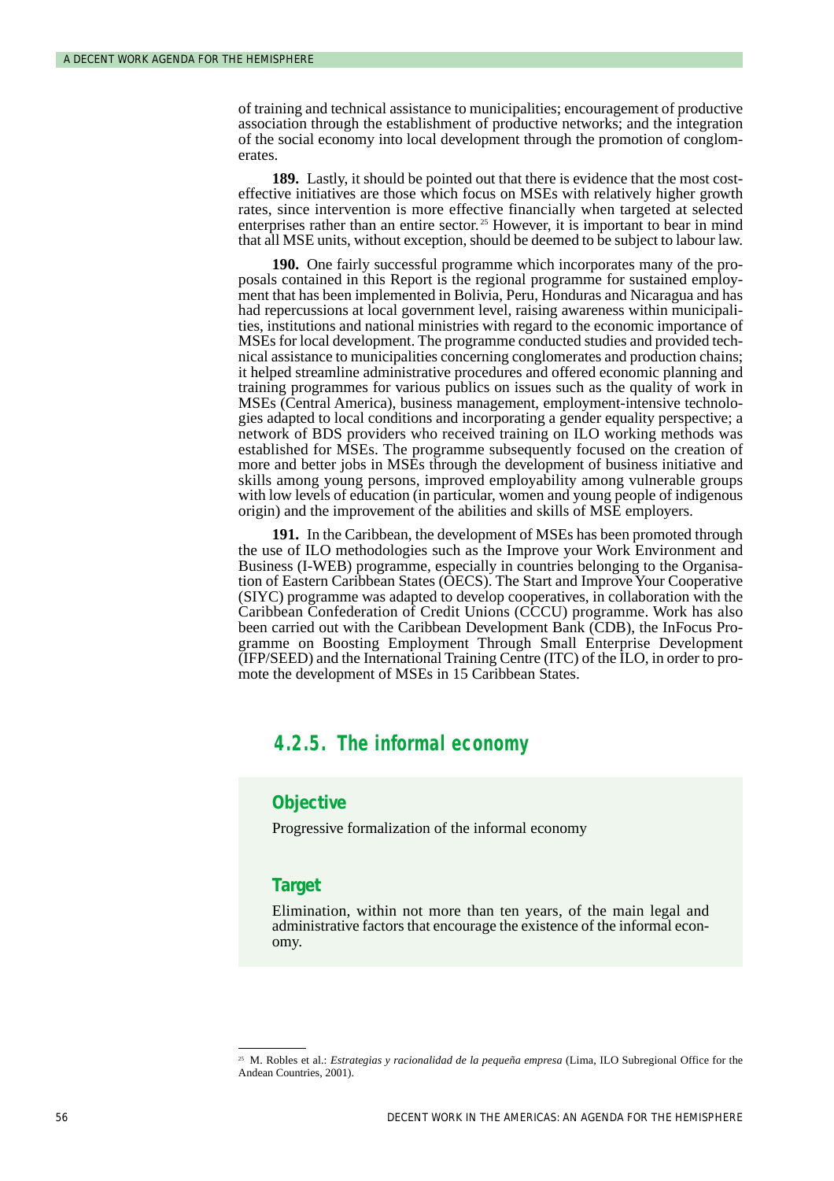of training and technical assistance to municipalities; encouragement of productive association through the establishment of productive networks; and the integration of the social economy into local development through the promotion of conglomerates.

**189.** Lastly, it should be pointed out that there is evidence that the most cost-effective initiatives are those which focus on MSEs with relatively higher growth rates, since intervention is more effective financially when targeted at selected enterprises rather than an entire sector.[25] However, it is important to bear in mind that all MSE units, without exception, should be deemed to be subject to labour law.

**190.** One fairly successful programme which incorporates many of the proposals contained in this Report is the regional programme for sustained employment that has been implemented in Bolivia, Peru, Honduras and Nicaragua and has had repercussions at local government level, raising awareness within municipalities, institutions and national ministries with regard to the economic importance of MSEs for local development. The programme conducted studies and provided technical assistance to municipalities concerning conglomerates and production chains; it helped streamline administrative procedures and offered economic planning and training programmes for various publics on issues such as the quality of work in MSEs (Central America), business management, employment-intensive technologies adapted to local conditions and incorporating a gender equality perspective; a network of BDS providers who received training on ILO working methods was established for MSEs. The programme subsequently focused on the creation of more and better jobs in MSEs through the development of business initiative and skills among young persons, improved employability among vulnerable groups with low levels of education (in particular, women and young people of indigenous origin) and the improvement of the abilities and skills of MSE employers.

**191.** In the Caribbean, the development of MSEs has been promoted through the use of ILO methodologies such as the Improve your Work Environment and Business (I-WEB) programme, especially in countries belonging to the Organisation of Eastern Caribbean States (OECS). The Start and Improve Your Cooperative (SIYC) programme was adapted to develop cooperatives, in collaboration with the Caribbean Confederation of Credit Unions (CCCU) programme. Work has also been carried out with the Caribbean Development Bank (CDB), the InFocus Programme on Boosting Employment Through Small Enterprise Development (IFP/SEED) and the International Training Centre (ITC) of the ILO, in order to promote the development of MSEs in 15 Caribbean States.

### 4.2.5. The informal economy

#### Objective

Progressive formalization of the informal economy

#### Target

Elimination, within not more than ten years, of the main legal and administrative factors that encourage the existence of the informal economy.

---

[25] M. Robles et al.: *Estrategias y racionalidad de la pequeña empresa* (Lima, ILO Subregional Office for the Andean Countries, 2001).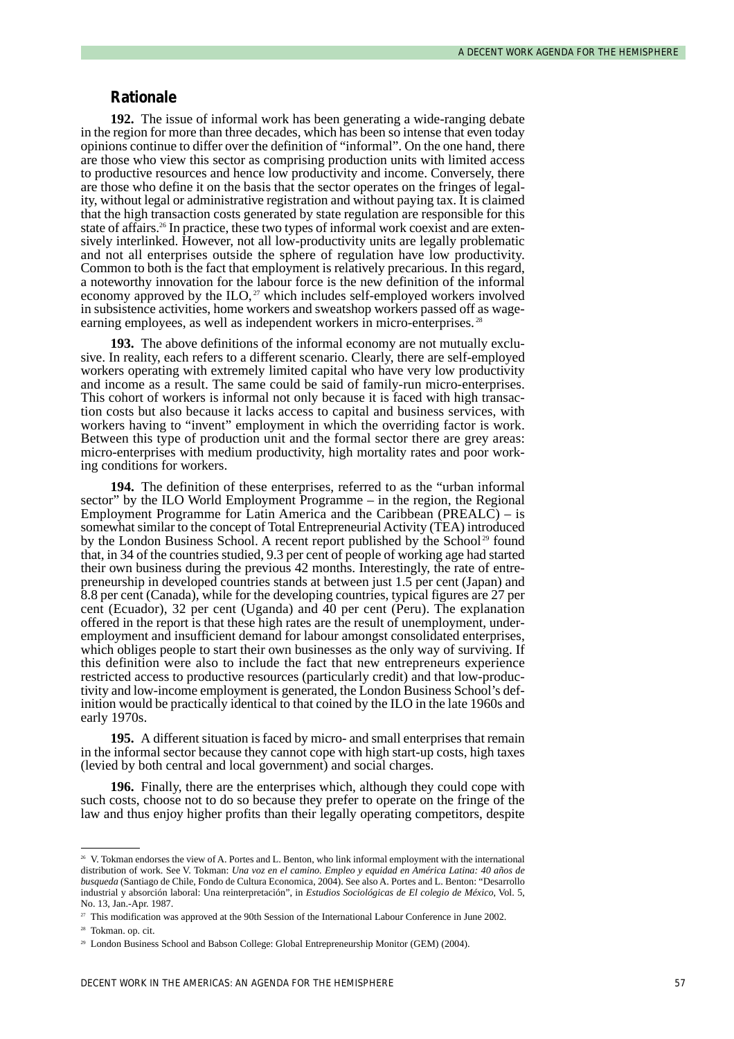## Rationale

**192.** The issue of informal work has been generating a wide-ranging debate in the region for more than three decades, which has been so intense that even today opinions continue to differ over the definition of "informal". On the one hand, there are those who view this sector as comprising production units with limited access to productive resources and hence low productivity and income. Conversely, there are those who define it on the basis that the sector operates on the fringes of legality, without legal or administrative registration and without paying tax. It is claimed that the high transaction costs generated by state regulation are responsible for this state of affairs.[26] In practice, these two types of informal work coexist and are extensively interlinked. However, not all low-productivity units are legally problematic and not all enterprises outside the sphere of regulation have low productivity. Common to both is the fact that employment is relatively precarious. In this regard, a noteworthy innovation for the labour force is the new definition of the informal economy approved by the ILO,[27] which includes self-employed workers involved in subsistence activities, home workers and sweatshop workers passed off as wage-earning employees, as well as independent workers in micro-enterprises.[28]

**193.** The above definitions of the informal economy are not mutually exclusive. In reality, each refers to a different scenario. Clearly, there are self-employed workers operating with extremely limited capital who have very low productivity and income as a result. The same could be said of family-run micro-enterprises. This cohort of workers is informal not only because it is faced with high transaction costs but also because it lacks access to capital and business services, with workers having to "invent" employment in which the overriding factor is work. Between this type of production unit and the formal sector there are grey areas: micro-enterprises with medium productivity, high mortality rates and poor working conditions for workers.

**194.** The definition of these enterprises, referred to as the "urban informal sector" by the ILO World Employment Programme – in the region, the Regional Employment Programme for Latin America and the Caribbean (PREALC) – is somewhat similar to the concept of Total Entrepreneurial Activity (TEA) introduced by the London Business School. A recent report published by the School[29] found that, in 34 of the countries studied, 9.3 per cent of people of working age had started their own business during the previous 42 months. Interestingly, the rate of entrepreneurship in developed countries stands at between just 1.5 per cent (Japan) and 8.8 per cent (Canada), while for the developing countries, typical figures are 27 per cent (Ecuador), 32 per cent (Uganda) and 40 per cent (Peru). The explanation offered in the report is that these high rates are the result of unemployment, underemployment and insufficient demand for labour amongst consolidated enterprises, which obliges people to start their own businesses as the only way of surviving. If this definition were also to include the fact that new entrepreneurs experience restricted access to productive resources (particularly credit) and that low-productivity and low-income employment is generated, the London Business School's definition would be practically identical to that coined by the ILO in the late 1960s and early 1970s.

**195.** A different situation is faced by micro- and small enterprises that remain in the informal sector because they cannot cope with high start-up costs, high taxes (levied by both central and local government) and social charges.

**196.** Finally, there are the enterprises which, although they could cope with such costs, choose not to do so because they prefer to operate on the fringe of the law and thus enjoy higher profits than their legally operating competitors, despite

---

[26] V. Tokman endorses the view of A. Portes and L. Benton, who link informal employment with the international distribution of work. See V. Tokman: *Una voz en el camino. Empleo y equidad en América Latina: 40 años de busqueda* (Santiago de Chile, Fondo de Cultura Economica, 2004). See also A. Portes and L. Benton: "Desarrollo industrial y absorción laboral: Una reinterpretación", in *Estudios Sociológicas de El colegio de México*, Vol. 5, No. 13, Jan.-Apr. 1987.

[27] This modification was approved at the 90th Session of the International Labour Conference in June 2002.

[28] Tokman. op. cit.

[29] London Business School and Babson College: Global Entrepreneurship Monitor (GEM) (2004).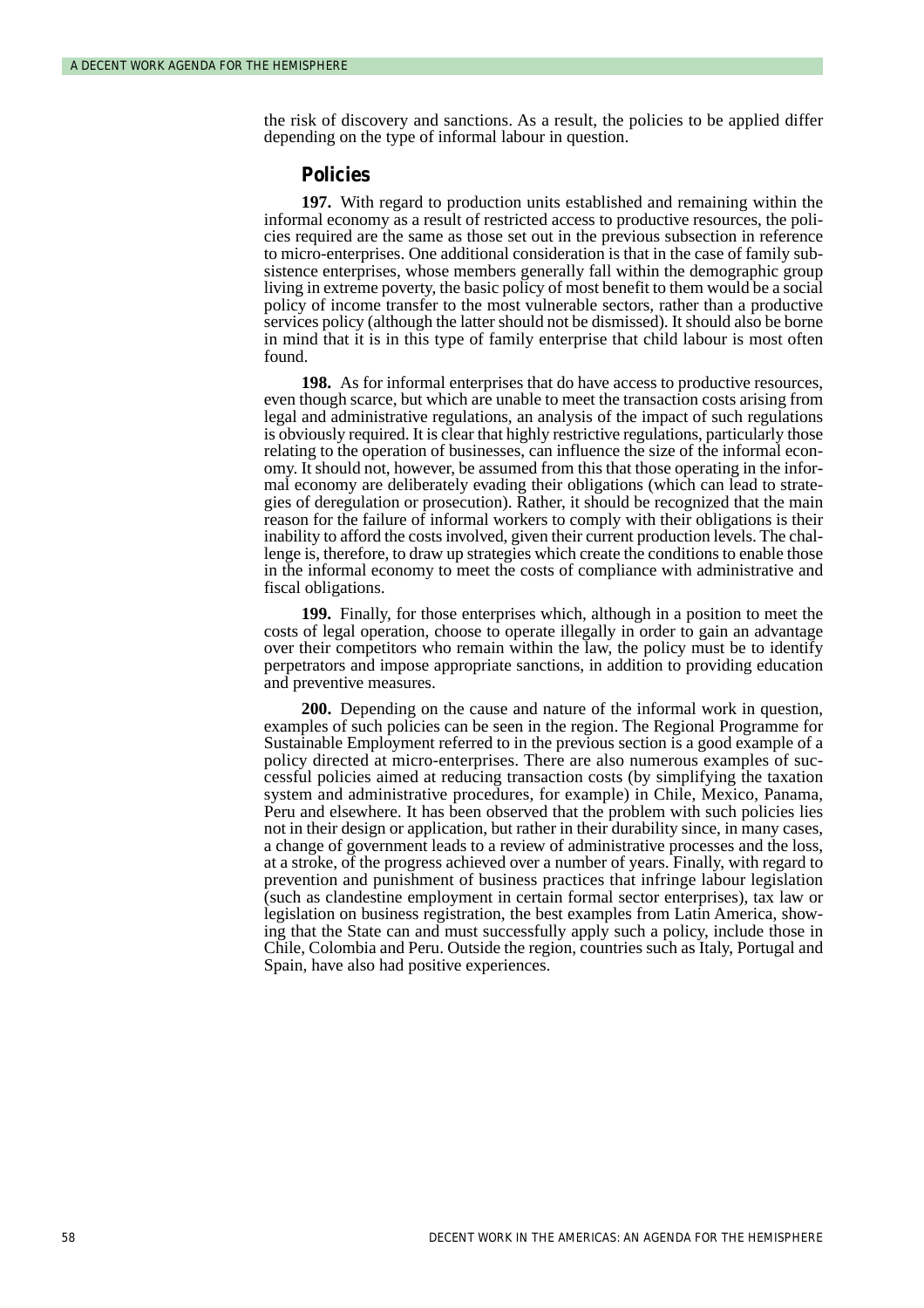the risk of discovery and sanctions. As a result, the policies to be applied differ depending on the type of informal labour in question.

### Policies

**197.** With regard to production units established and remaining within the informal economy as a result of restricted access to productive resources, the policies required are the same as those set out in the previous subsection in reference to micro-enterprises. One additional consideration is that in the case of family subsistence enterprises, whose members generally fall within the demographic group living in extreme poverty, the basic policy of most benefit to them would be a social policy of income transfer to the most vulnerable sectors, rather than a productive services policy (although the latter should not be dismissed). It should also be borne in mind that it is in this type of family enterprise that child labour is most often found.

**198.** As for informal enterprises that do have access to productive resources, even though scarce, but which are unable to meet the transaction costs arising from legal and administrative regulations, an analysis of the impact of such regulations is obviously required. It is clear that highly restrictive regulations, particularly those relating to the operation of businesses, can influence the size of the informal economy. It should not, however, be assumed from this that those operating in the informal economy are deliberately evading their obligations (which can lead to strategies of deregulation or prosecution). Rather, it should be recognized that the main reason for the failure of informal workers to comply with their obligations is their inability to afford the costs involved, given their current production levels. The challenge is, therefore, to draw up strategies which create the conditions to enable those in the informal economy to meet the costs of compliance with administrative and fiscal obligations.

**199.** Finally, for those enterprises which, although in a position to meet the costs of legal operation, choose to operate illegally in order to gain an advantage over their competitors who remain within the law, the policy must be to identify perpetrators and impose appropriate sanctions, in addition to providing education and preventive measures.

**200.** Depending on the cause and nature of the informal work in question, examples of such policies can be seen in the region. The Regional Programme for Sustainable Employment referred to in the previous section is a good example of a policy directed at micro-enterprises. There are also numerous examples of successful policies aimed at reducing transaction costs (by simplifying the taxation system and administrative procedures, for example) in Chile, Mexico, Panama, Peru and elsewhere. It has been observed that the problem with such policies lies not in their design or application, but rather in their durability since, in many cases, a change of government leads to a review of administrative processes and the loss, at a stroke, of the progress achieved over a number of years. Finally, with regard to prevention and punishment of business practices that infringe labour legislation (such as clandestine employment in certain formal sector enterprises), tax law or legislation on business registration, the best examples from Latin America, showing that the State can and must successfully apply such a policy, include those in Chile, Colombia and Peru. Outside the region, countries such as Italy, Portugal and Spain, have also had positive experiences.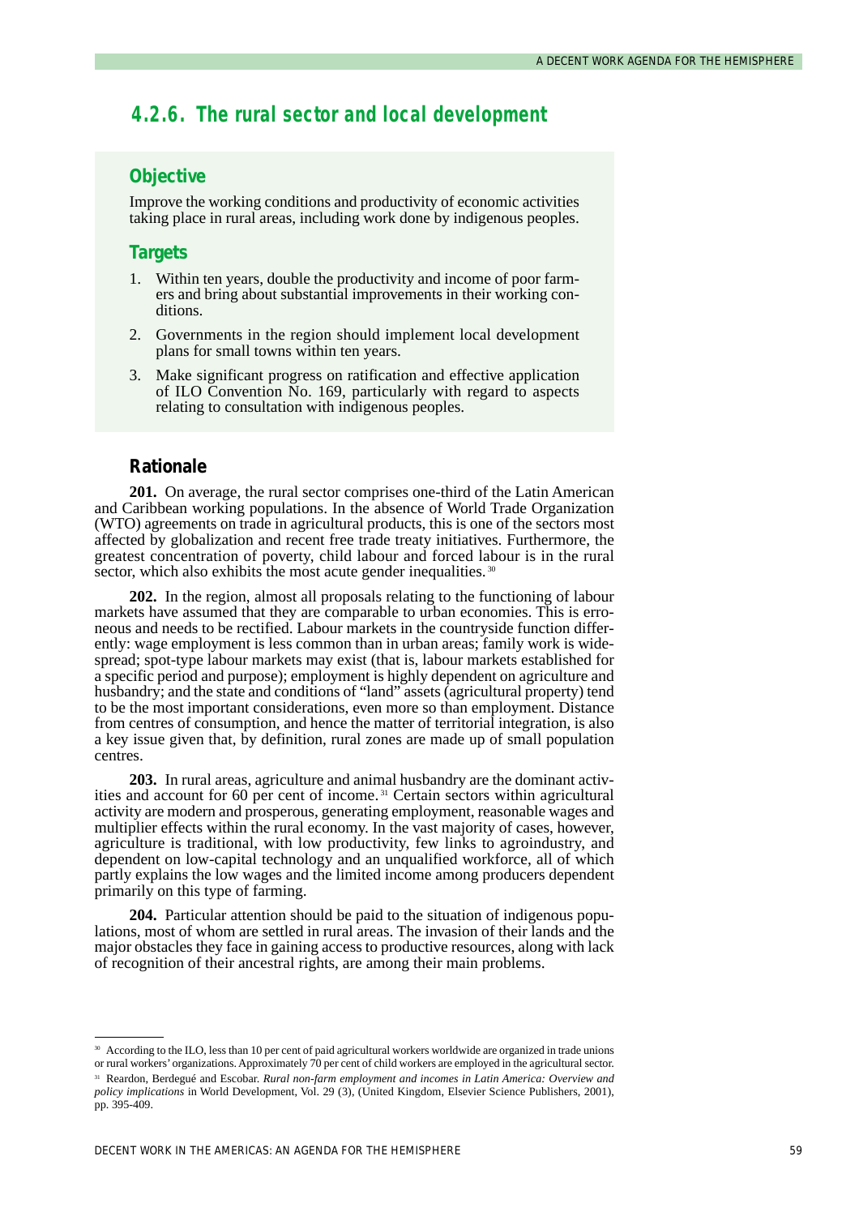### 4.2.6. The rural sector and local development

#### Objective

Improve the working conditions and productivity of economic activities taking place in rural areas, including work done by indigenous peoples.

#### Targets

1. Within ten years, double the productivity and income of poor farmers and bring about substantial improvements in their working conditions.
2. Governments in the region should implement local development plans for small towns within ten years.
3. Make significant progress on ratification and effective application of ILO Convention No. 169, particularly with regard to aspects relating to consultation with indigenous peoples.

#### Rationale

**201.** On average, the rural sector comprises one-third of the Latin American and Caribbean working populations. In the absence of World Trade Organization (WTO) agreements on trade in agricultural products, this is one of the sectors most affected by globalization and recent free trade treaty initiatives. Furthermore, the greatest concentration of poverty, child labour and forced labour is in the rural sector, which also exhibits the most acute gender inequalities.[30]

**202.** In the region, almost all proposals relating to the functioning of labour markets have assumed that they are comparable to urban economies. This is erroneous and needs to be rectified. Labour markets in the countryside function differently: wage employment is less common than in urban areas; family work is widespread; spot-type labour markets may exist (that is, labour markets established for a specific period and purpose); employment is highly dependent on agriculture and husbandry; and the state and conditions of "land" assets (agricultural property) tend to be the most important considerations, even more so than employment. Distance from centres of consumption, and hence the matter of territorial integration, is also a key issue given that, by definition, rural zones are made up of small population centres.

**203.** In rural areas, agriculture and animal husbandry are the dominant activities and account for 60 per cent of income.[31] Certain sectors within agricultural activity are modern and prosperous, generating employment, reasonable wages and multiplier effects within the rural economy. In the vast majority of cases, however, agriculture is traditional, with low productivity, few links to agroindustry, and dependent on low-capital technology and an unqualified workforce, all of which partly explains the low wages and the limited income among producers dependent primarily on this type of farming.

**204.** Particular attention should be paid to the situation of indigenous populations, most of whom are settled in rural areas. The invasion of their lands and the major obstacles they face in gaining access to productive resources, along with lack of recognition of their ancestral rights, are among their main problems.

---

[30] According to the ILO, less than 10 per cent of paid agricultural workers worldwide are organized in trade unions or rural workers' organizations. Approximately 70 per cent of child workers are employed in the agricultural sector.

[31] Reardon, Berdegué and Escobar. *Rural non-farm employment and incomes in Latin America: Overview and policy implications* in World Development, Vol. 29 (3), (United Kingdom, Elsevier Science Publishers, 2001), pp. 395-409.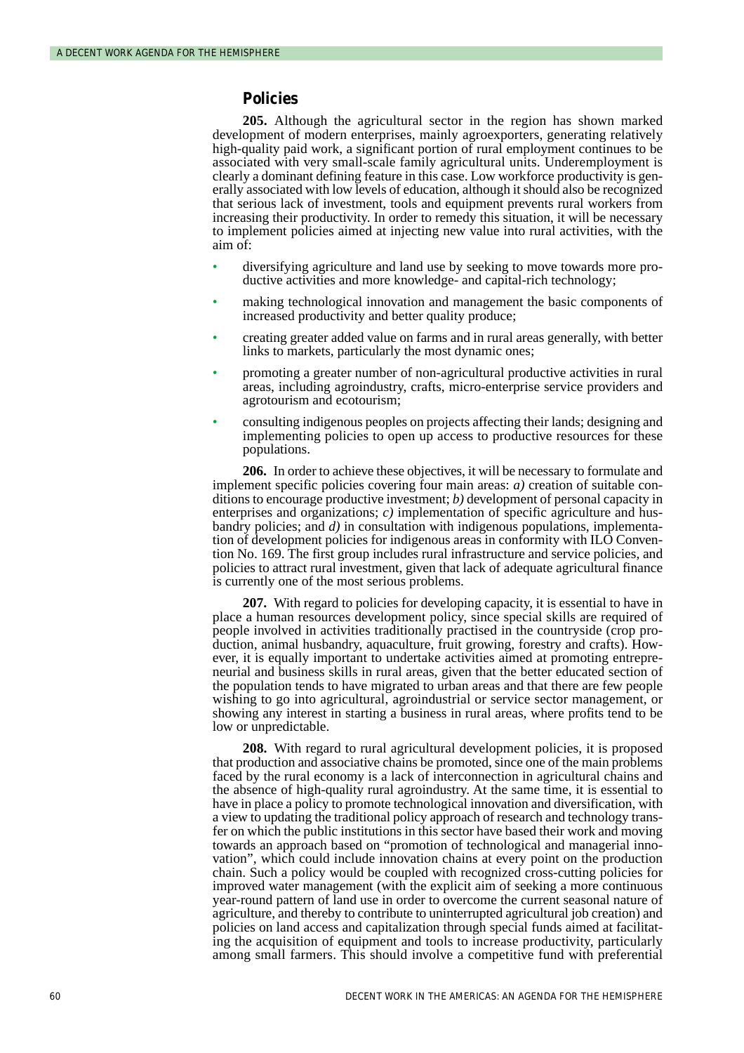## Policies

**205.** Although the agricultural sector in the region has shown marked development of modern enterprises, mainly agroexporters, generating relatively high-quality paid work, a significant portion of rural employment continues to be associated with very small-scale family agricultural units. Underemployment is clearly a dominant defining feature in this case. Low workforce productivity is generally associated with low levels of education, although it should also be recognized that serious lack of investment, tools and equipment prevents rural workers from increasing their productivity. In order to remedy this situation, it will be necessary to implement policies aimed at injecting new value into rural activities, with the aim of:

- diversifying agriculture and land use by seeking to move towards more productive activities and more knowledge- and capital-rich technology;
- making technological innovation and management the basic components of increased productivity and better quality produce;
- creating greater added value on farms and in rural areas generally, with better links to markets, particularly the most dynamic ones;
- promoting a greater number of non-agricultural productive activities in rural areas, including agroindustry, crafts, micro-enterprise service providers and agrotourism and ecotourism;
- consulting indigenous peoples on projects affecting their lands; designing and implementing policies to open up access to productive resources for these populations.

**206.** In order to achieve these objectives, it will be necessary to formulate and implement specific policies covering four main areas: *a)* creation of suitable conditions to encourage productive investment; *b)* development of personal capacity in enterprises and organizations; *c)* implementation of specific agriculture and husbandry policies; and *d)* in consultation with indigenous populations, implementation of development policies for indigenous areas in conformity with ILO Convention No. 169. The first group includes rural infrastructure and service policies, and policies to attract rural investment, given that lack of adequate agricultural finance is currently one of the most serious problems.

**207.** With regard to policies for developing capacity, it is essential to have in place a human resources development policy, since special skills are required of people involved in activities traditionally practised in the countryside (crop production, animal husbandry, aquaculture, fruit growing, forestry and crafts). However, it is equally important to undertake activities aimed at promoting entrepreneurial and business skills in rural areas, given that the better educated section of the population tends to have migrated to urban areas and that there are few people wishing to go into agricultural, agroindustrial or service sector management, or showing any interest in starting a business in rural areas, where profits tend to be low or unpredictable.

**208.** With regard to rural agricultural development policies, it is proposed that production and associative chains be promoted, since one of the main problems faced by the rural economy is a lack of interconnection in agricultural chains and the absence of high-quality rural agroindustry. At the same time, it is essential to have in place a policy to promote technological innovation and diversification, with a view to updating the traditional policy approach of research and technology transfer on which the public institutions in this sector have based their work and moving towards an approach based on "promotion of technological and managerial innovation", which could include innovation chains at every point on the production chain. Such a policy would be coupled with recognized cross-cutting policies for improved water management (with the explicit aim of seeking a more continuous year-round pattern of land use in order to overcome the current seasonal nature of agriculture, and thereby to contribute to uninterrupted agricultural job creation) and policies on land access and capitalization through special funds aimed at facilitating the acquisition of equipment and tools to increase productivity, particularly among small farmers. This should involve a competitive fund with preferential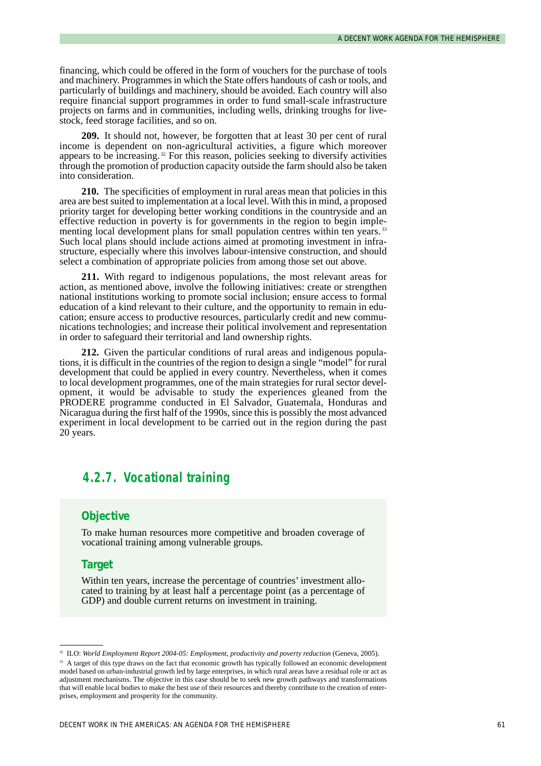financing, which could be offered in the form of vouchers for the purchase of tools and machinery. Programmes in which the State offers handouts of cash or tools, and particularly of buildings and machinery, should be avoided. Each country will also require financial support programmes in order to fund small-scale infrastructure projects on farms and in communities, including wells, drinking troughs for livestock, feed storage facilities, and so on.

**209.** It should not, however, be forgotten that at least 30 per cent of rural income is dependent on non-agricultural activities, a figure which moreover appears to be increasing.[32] For this reason, policies seeking to diversify activities through the promotion of production capacity outside the farm should also be taken into consideration.

**210.** The specificities of employment in rural areas mean that policies in this area are best suited to implementation at a local level. With this in mind, a proposed priority target for developing better working conditions in the countryside and an effective reduction in poverty is for governments in the region to begin implementing local development plans for small population centres within ten years.[33] Such local plans should include actions aimed at promoting investment in infrastructure, especially where this involves labour-intensive construction, and should select a combination of appropriate policies from among those set out above.

**211.** With regard to indigenous populations, the most relevant areas for action, as mentioned above, involve the following initiatives: create or strengthen national institutions working to promote social inclusion; ensure access to formal education of a kind relevant to their culture, and the opportunity to remain in education; ensure access to productive resources, particularly credit and new communications technologies; and increase their political involvement and representation in order to safeguard their territorial and land ownership rights.

**212.** Given the particular conditions of rural areas and indigenous populations, it is difficult in the countries of the region to design a single "model" for rural development that could be applied in every country. Nevertheless, when it comes to local development programmes, one of the main strategies for rural sector development, it would be advisable to study the experiences gleaned from the PRODERE programme conducted in El Salvador, Guatemala, Honduras and Nicaragua during the first half of the 1990s, since this is possibly the most advanced experiment in local development to be carried out in the region during the past 20 years.

### 4.2.7. Vocational training

#### Objective

To make human resources more competitive and broaden coverage of vocational training among vulnerable groups.

#### Target

Within ten years, increase the percentage of countries' investment allocated to training by at least half a percentage point (as a percentage of GDP) and double current returns on investment in training.

---

[32] ILO: *World Employment Report 2004-05: Employment, productivity and poverty reduction* (Geneva, 2005).

[33] A target of this type draws on the fact that economic growth has typically followed an economic development model based on urban-industrial growth led by large enterprises, in which rural areas have a residual role or act as adjustment mechanisms. The objective in this case should be to seek new growth pathways and transformations that will enable local bodies to make the best use of their resources and thereby contribute to the creation of enterprises, employment and prosperity for the community.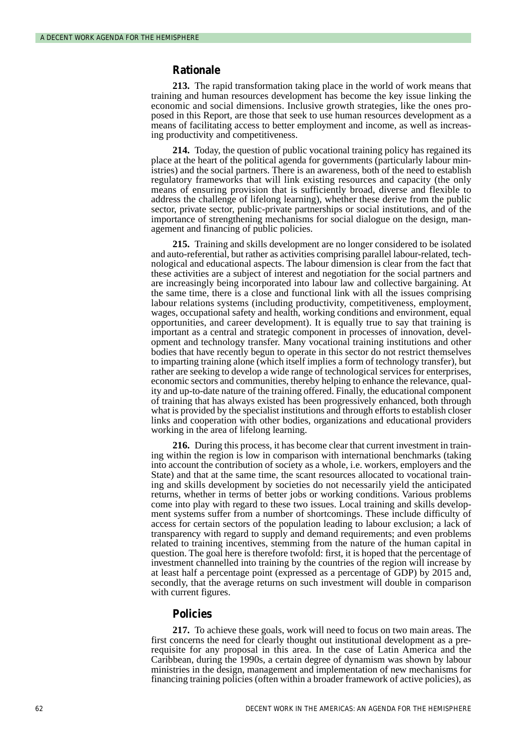## Rationale

**213.** The rapid transformation taking place in the world of work means that training and human resources development has become the key issue linking the economic and social dimensions. Inclusive growth strategies, like the ones proposed in this Report, are those that seek to use human resources development as a means of facilitating access to better employment and income, as well as increasing productivity and competitiveness.

**214.** Today, the question of public vocational training policy has regained its place at the heart of the political agenda for governments (particularly labour ministries) and the social partners. There is an awareness, both of the need to establish regulatory frameworks that will link existing resources and capacity (the only means of ensuring provision that is sufficiently broad, diverse and flexible to address the challenge of lifelong learning), whether these derive from the public sector, private sector, public-private partnerships or social institutions, and of the importance of strengthening mechanisms for social dialogue on the design, management and financing of public policies.

**215.** Training and skills development are no longer considered to be isolated and auto-referential, but rather as activities comprising parallel labour-related, technological and educational aspects. The labour dimension is clear from the fact that these activities are a subject of interest and negotiation for the social partners and are increasingly being incorporated into labour law and collective bargaining. At the same time, there is a close and functional link with all the issues comprising labour relations systems (including productivity, competitiveness, employment, wages, occupational safety and health, working conditions and environment, equal opportunities, and career development). It is equally true to say that training is important as a central and strategic component in processes of innovation, development and technology transfer. Many vocational training institutions and other bodies that have recently begun to operate in this sector do not restrict themselves to imparting training alone (which itself implies a form of technology transfer), but rather are seeking to develop a wide range of technological services for enterprises, economic sectors and communities, thereby helping to enhance the relevance, quality and up-to-date nature of the training offered. Finally, the educational component of training that has always existed has been progressively enhanced, both through what is provided by the specialist institutions and through efforts to establish closer links and cooperation with other bodies, organizations and educational providers working in the area of lifelong learning.

**216.** During this process, it has become clear that current investment in training within the region is low in comparison with international benchmarks (taking into account the contribution of society as a whole, i.e. workers, employers and the State) and that at the same time, the scant resources allocated to vocational training and skills development by societies do not necessarily yield the anticipated returns, whether in terms of better jobs or working conditions. Various problems come into play with regard to these two issues. Local training and skills development systems suffer from a number of shortcomings. These include difficulty of access for certain sectors of the population leading to labour exclusion; a lack of transparency with regard to supply and demand requirements; and even problems related to training incentives, stemming from the nature of the human capital in question. The goal here is therefore twofold: first, it is hoped that the percentage of investment channelled into training by the countries of the region will increase by at least half a percentage point (expressed as a percentage of GDP) by 2015 and, secondly, that the average returns on such investment will double in comparison with current figures.

## Policies

**217.** To achieve these goals, work will need to focus on two main areas. The first concerns the need for clearly thought out institutional development as a prerequisite for any proposal in this area. In the case of Latin America and the Caribbean, during the 1990s, a certain degree of dynamism was shown by labour ministries in the design, management and implementation of new mechanisms for financing training policies (often within a broader framework of active policies), as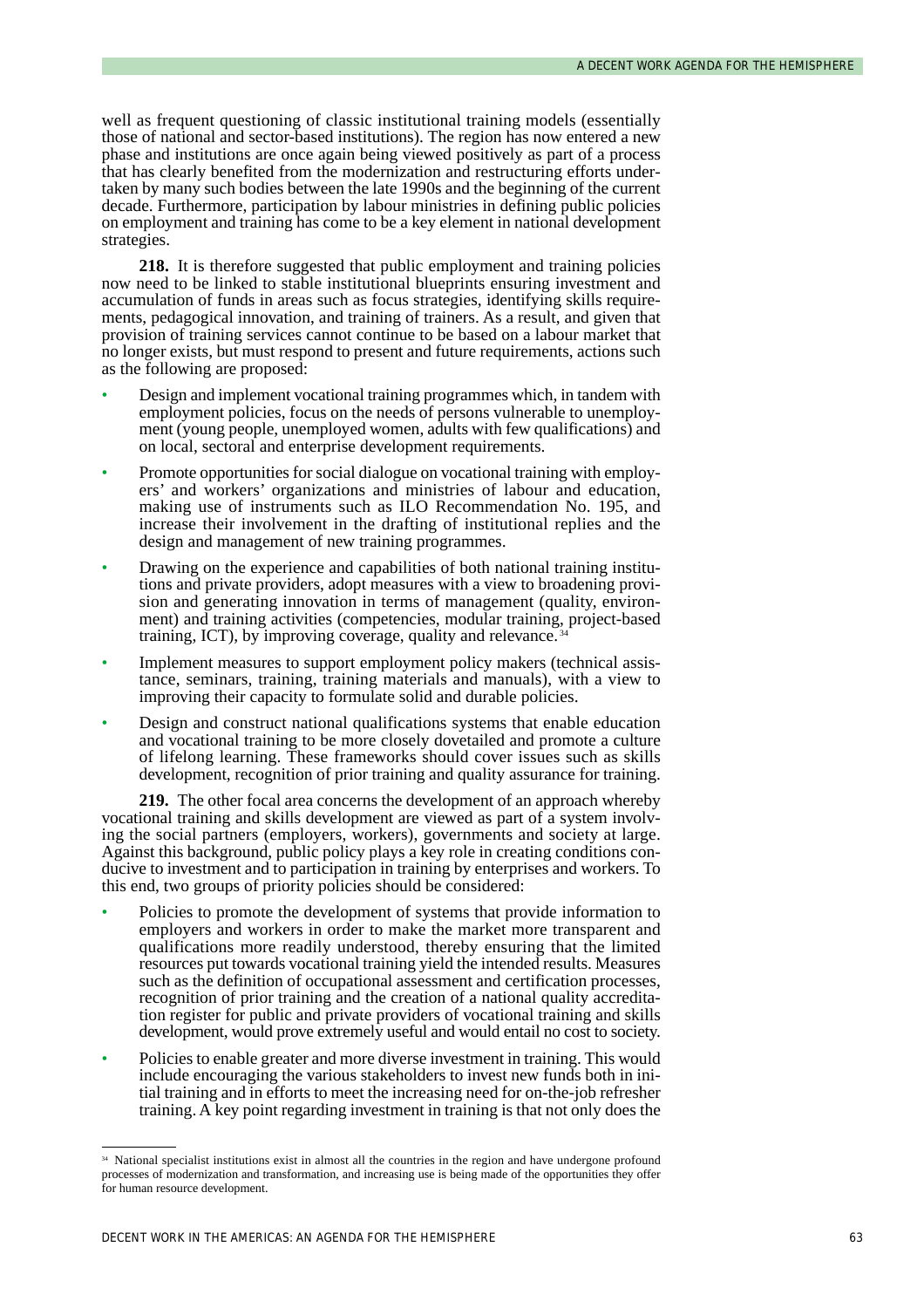well as frequent questioning of classic institutional training models (essentially those of national and sector-based institutions). The region has now entered a new phase and institutions are once again being viewed positively as part of a process that has clearly benefited from the modernization and restructuring efforts undertaken by many such bodies between the late 1990s and the beginning of the current decade. Furthermore, participation by labour ministries in defining public policies on employment and training has come to be a key element in national development strategies.

**218.** It is therefore suggested that public employment and training policies now need to be linked to stable institutional blueprints ensuring investment and accumulation of funds in areas such as focus strategies, identifying skills requirements, pedagogical innovation, and training of trainers. As a result, and given that provision of training services cannot continue to be based on a labour market that no longer exists, but must respond to present and future requirements, actions such as the following are proposed:

- Design and implement vocational training programmes which, in tandem with employment policies, focus on the needs of persons vulnerable to unemployment (young people, unemployed women, adults with few qualifications) and on local, sectoral and enterprise development requirements.
- Promote opportunities for social dialogue on vocational training with employers' and workers' organizations and ministries of labour and education, making use of instruments such as ILO Recommendation No. 195, and increase their involvement in the drafting of institutional replies and the design and management of new training programmes.
- Drawing on the experience and capabilities of both national training institutions and private providers, adopt measures with a view to broadening provision and generating innovation in terms of management (quality, environment) and training activities (competencies, modular training, project-based training, ICT), by improving coverage, quality and relevance.[34]
- Implement measures to support employment policy makers (technical assistance, seminars, training, training materials and manuals), with a view to improving their capacity to formulate solid and durable policies.
- Design and construct national qualifications systems that enable education and vocational training to be more closely dovetailed and promote a culture of lifelong learning. These frameworks should cover issues such as skills development, recognition of prior training and quality assurance for training.

**219.** The other focal area concerns the development of an approach whereby vocational training and skills development are viewed as part of a system involving the social partners (employers, workers), governments and society at large. Against this background, public policy plays a key role in creating conditions conducive to investment and to participation in training by enterprises and workers. To this end, two groups of priority policies should be considered:

- Policies to promote the development of systems that provide information to employers and workers in order to make the market more transparent and qualifications more readily understood, thereby ensuring that the limited resources put towards vocational training yield the intended results. Measures such as the definition of occupational assessment and certification processes, recognition of prior training and the creation of a national quality accreditation register for public and private providers of vocational training and skills development, would prove extremely useful and would entail no cost to society.
- Policies to enable greater and more diverse investment in training. This would include encouraging the various stakeholders to invest new funds both in initial training and in efforts to meet the increasing need for on-the-job refresher training. A key point regarding investment in training is that not only does the

---

[34] National specialist institutions exist in almost all the countries in the region and have undergone profound processes of modernization and transformation, and increasing use is being made of the opportunities they offer for human resource development.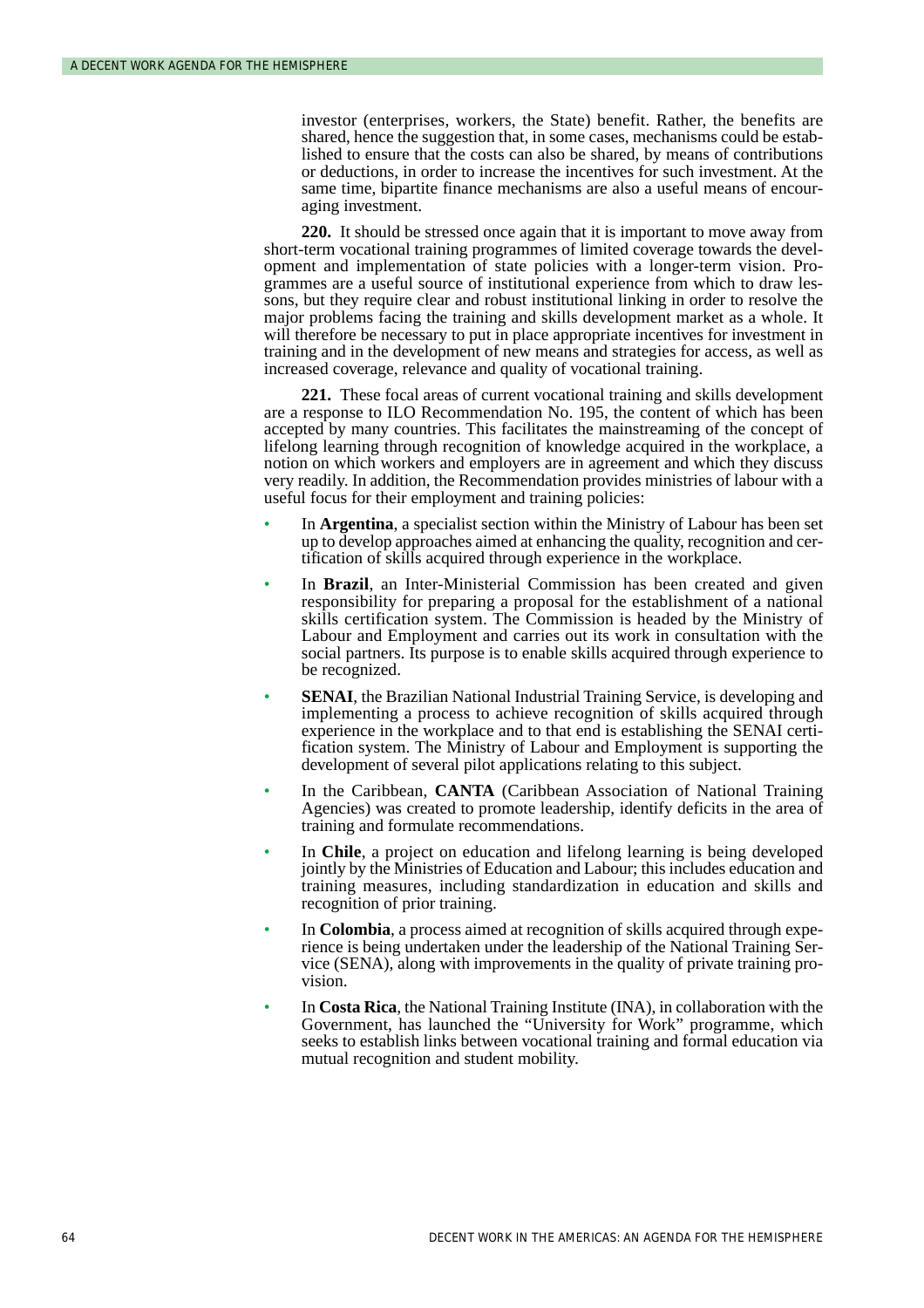investor (enterprises, workers, the State) benefit. Rather, the benefits are shared, hence the suggestion that, in some cases, mechanisms could be established to ensure that the costs can also be shared, by means of contributions or deductions, in order to increase the incentives for such investment. At the same time, bipartite finance mechanisms are also a useful means of encouraging investment.

**220.** It should be stressed once again that it is important to move away from short-term vocational training programmes of limited coverage towards the development and implementation of state policies with a longer-term vision. Programmes are a useful source of institutional experience from which to draw lessons, but they require clear and robust institutional linking in order to resolve the major problems facing the training and skills development market as a whole. It will therefore be necessary to put in place appropriate incentives for investment in training and in the development of new means and strategies for access, as well as increased coverage, relevance and quality of vocational training.

**221.** These focal areas of current vocational training and skills development are a response to ILO Recommendation No. 195, the content of which has been accepted by many countries. This facilitates the mainstreaming of the concept of lifelong learning through recognition of knowledge acquired in the workplace, a notion on which workers and employers are in agreement and which they discuss very readily. In addition, the Recommendation provides ministries of labour with a useful focus for their employment and training policies:

- In **Argentina**, a specialist section within the Ministry of Labour has been set up to develop approaches aimed at enhancing the quality, recognition and certification of skills acquired through experience in the workplace.
- In **Brazil**, an Inter-Ministerial Commission has been created and given responsibility for preparing a proposal for the establishment of a national skills certification system. The Commission is headed by the Ministry of Labour and Employment and carries out its work in consultation with the social partners. Its purpose is to enable skills acquired through experience to be recognized.
- **SENAI**, the Brazilian National Industrial Training Service, is developing and implementing a process to achieve recognition of skills acquired through experience in the workplace and to that end is establishing the SENAI certification system. The Ministry of Labour and Employment is supporting the development of several pilot applications relating to this subject.
- In the Caribbean, **CANTA** (Caribbean Association of National Training Agencies) was created to promote leadership, identify deficits in the area of training and formulate recommendations.
- In **Chile**, a project on education and lifelong learning is being developed jointly by the Ministries of Education and Labour; this includes education and training measures, including standardization in education and skills and recognition of prior training.
- In **Colombia**, a process aimed at recognition of skills acquired through experience is being undertaken under the leadership of the National Training Service (SENA), along with improvements in the quality of private training provision.
- In **Costa Rica**, the National Training Institute (INA), in collaboration with the Government, has launched the "University for Work" programme, which seeks to establish links between vocational training and formal education via mutual recognition and student mobility.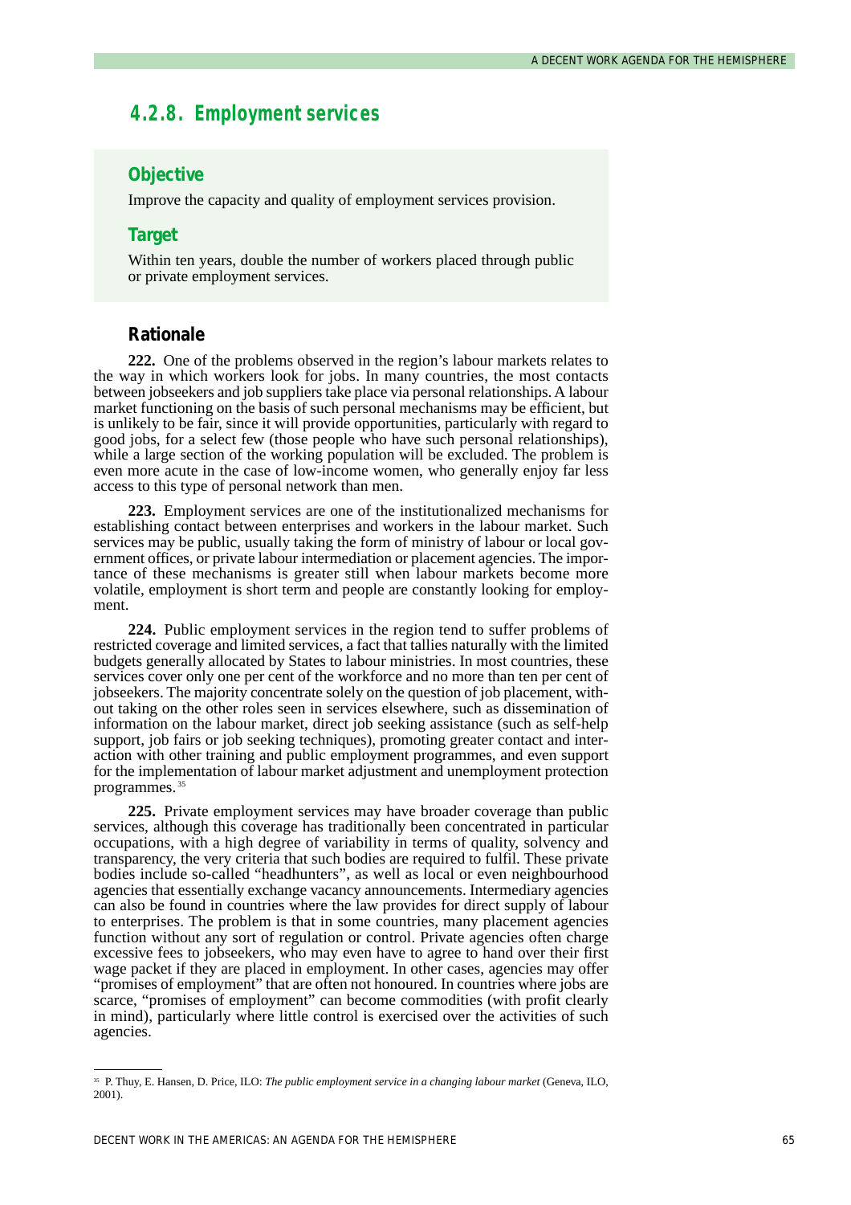### 4.2.8. Employment services

#### Objective

Improve the capacity and quality of employment services provision.

#### Target

Within ten years, double the number of workers placed through public or private employment services.

#### Rationale

**222.** One of the problems observed in the region's labour markets relates to the way in which workers look for jobs. In many countries, the most contacts between jobseekers and job suppliers take place via personal relationships. A labour market functioning on the basis of such personal mechanisms may be efficient, but is unlikely to be fair, since it will provide opportunities, particularly with regard to good jobs, for a select few (those people who have such personal relationships), while a large section of the working population will be excluded. The problem is even more acute in the case of low-income women, who generally enjoy far less access to this type of personal network than men.

**223.** Employment services are one of the institutionalized mechanisms for establishing contact between enterprises and workers in the labour market. Such services may be public, usually taking the form of ministry of labour or local government offices, or private labour intermediation or placement agencies. The importance of these mechanisms is greater still when labour markets become more volatile, employment is short term and people are constantly looking for employment.

**224.** Public employment services in the region tend to suffer problems of restricted coverage and limited services, a fact that tallies naturally with the limited budgets generally allocated by States to labour ministries. In most countries, these services cover only one per cent of the workforce and no more than ten per cent of jobseekers. The majority concentrate solely on the question of job placement, without taking on the other roles seen in services elsewhere, such as dissemination of information on the labour market, direct job seeking assistance (such as self-help support, job fairs or job seeking techniques), promoting greater contact and interaction with other training and public employment programmes, and even support for the implementation of labour market adjustment and unemployment protection programmes.[35]

**225.** Private employment services may have broader coverage than public services, although this coverage has traditionally been concentrated in particular occupations, with a high degree of variability in terms of quality, solvency and transparency, the very criteria that such bodies are required to fulfil. These private bodies include so-called "headhunters", as well as local or even neighbourhood agencies that essentially exchange vacancy announcements. Intermediary agencies can also be found in countries where the law provides for direct supply of labour to enterprises. The problem is that in some countries, many placement agencies function without any sort of regulation or control. Private agencies often charge excessive fees to jobseekers, who may even have to agree to hand over their first wage packet if they are placed in employment. In other cases, agencies may offer "promises of employment" that are often not honoured. In countries where jobs are scarce, "promises of employment" can become commodities (with profit clearly in mind), particularly where little control is exercised over the activities of such agencies.

---

[35] P. Thuy, E. Hansen, D. Price, ILO: *The public employment service in a changing labour market* (Geneva, ILO, 2001).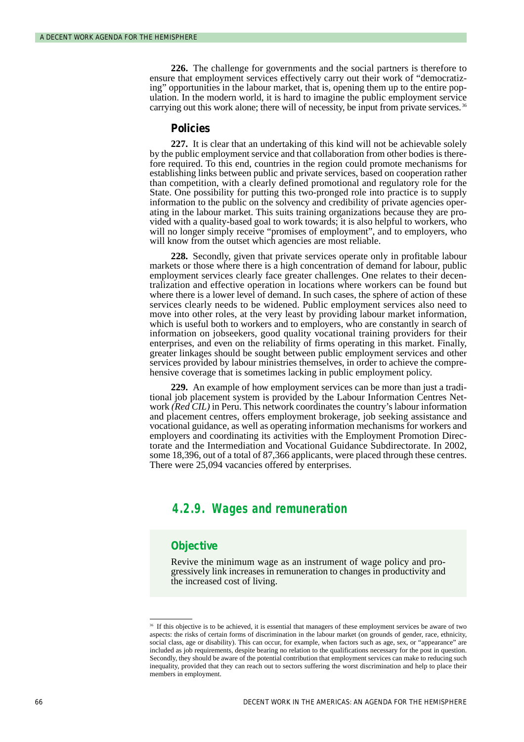**226.** The challenge for governments and the social partners is therefore to ensure that employment services effectively carry out their work of "democratizing" opportunities in the labour market, that is, opening them up to the entire population. In the modern world, it is hard to imagine the public employment service carrying out this work alone; there will of necessity, be input from private services.[36]

### Policies

**227.** It is clear that an undertaking of this kind will not be achievable solely by the public employment service and that collaboration from other bodies is therefore required. To this end, countries in the region could promote mechanisms for establishing links between public and private services, based on cooperation rather than competition, with a clearly defined promotional and regulatory role for the State. One possibility for putting this two-pronged role into practice is to supply information to the public on the solvency and credibility of private agencies operating in the labour market. This suits training organizations because they are provided with a quality-based goal to work towards; it is also helpful to workers, who will no longer simply receive "promises of employment", and to employers, who will know from the outset which agencies are most reliable.

**228.** Secondly, given that private services operate only in profitable labour markets or those where there is a high concentration of demand for labour, public employment services clearly face greater challenges. One relates to their decentralization and effective operation in locations where workers can be found but where there is a lower level of demand. In such cases, the sphere of action of these services clearly needs to be widened. Public employment services also need to move into other roles, at the very least by providing labour market information, which is useful both to workers and to employers, who are constantly in search of information on jobseekers, good quality vocational training providers for their enterprises, and even on the reliability of firms operating in this market. Finally, greater linkages should be sought between public employment services and other services provided by labour ministries themselves, in order to achieve the comprehensive coverage that is sometimes lacking in public employment policy.

**229.** An example of how employment services can be more than just a traditional job placement system is provided by the Labour Information Centres Network *(Red CIL)* in Peru. This network coordinates the country's labour information and placement centres, offers employment brokerage, job seeking assistance and vocational guidance, as well as operating information mechanisms for workers and employers and coordinating its activities with the Employment Promotion Directorate and the Intermediation and Vocational Guidance Subdirectorate. In 2002, some 18,396, out of a total of 87,366 applicants, were placed through these centres. There were 25,094 vacancies offered by enterprises.

## 4.2.9. Wages and remuneration

### Objective

Revive the minimum wage as an instrument of wage policy and progressively link increases in remuneration to changes in productivity and the increased cost of living.

---

[36] If this objective is to be achieved, it is essential that managers of these employment services be aware of two aspects: the risks of certain forms of discrimination in the labour market (on grounds of gender, race, ethnicity, social class, age or disability). This can occur, for example, when factors such as age, sex, or "appearance" are included as job requirements, despite bearing no relation to the qualifications necessary for the post in question. Secondly, they should be aware of the potential contribution that employment services can make to reducing such inequality, provided that they can reach out to sectors suffering the worst discrimination and help to place their members in employment.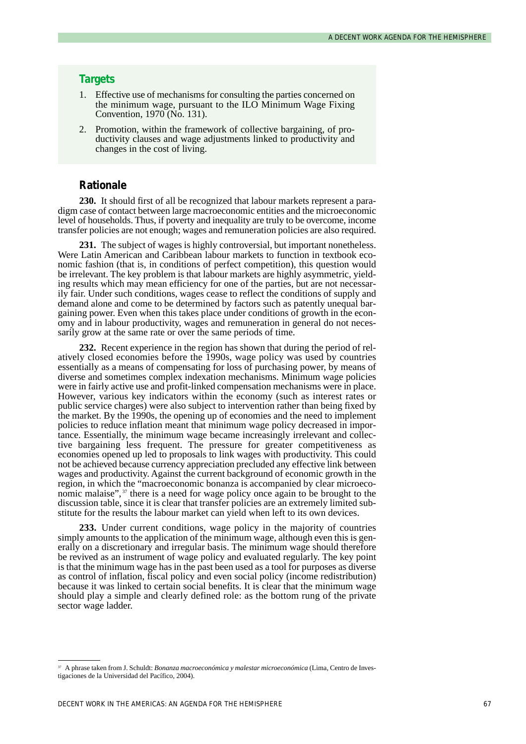### Targets

1. Effective use of mechanisms for consulting the parties concerned on the minimum wage, pursuant to the ILO Minimum Wage Fixing Convention, 1970 (No. 131).
2. Promotion, within the framework of collective bargaining, of productivity clauses and wage adjustments linked to productivity and changes in the cost of living.

### Rationale

**230.** It should first of all be recognized that labour markets represent a paradigm case of contact between large macroeconomic entities and the microeconomic level of households. Thus, if poverty and inequality are truly to be overcome, income transfer policies are not enough; wages and remuneration policies are also required.

**231.** The subject of wages is highly controversial, but important nonetheless. Were Latin American and Caribbean labour markets to function in textbook economic fashion (that is, in conditions of perfect competition), this question would be irrelevant. The key problem is that labour markets are highly asymmetric, yielding results which may mean efficiency for one of the parties, but are not necessarily fair. Under such conditions, wages cease to reflect the conditions of supply and demand alone and come to be determined by factors such as patently unequal bargaining power. Even when this takes place under conditions of growth in the economy and in labour productivity, wages and remuneration in general do not necessarily grow at the same rate or over the same periods of time.

**232.** Recent experience in the region has shown that during the period of relatively closed economies before the 1990s, wage policy was used by countries essentially as a means of compensating for loss of purchasing power, by means of diverse and sometimes complex indexation mechanisms. Minimum wage policies were in fairly active use and profit-linked compensation mechanisms were in place. However, various key indicators within the economy (such as interest rates or public service charges) were also subject to intervention rather than being fixed by the market. By the 1990s, the opening up of economies and the need to implement policies to reduce inflation meant that minimum wage policy decreased in importance. Essentially, the minimum wage became increasingly irrelevant and collective bargaining less frequent. The pressure for greater competitiveness as economies opened up led to proposals to link wages with productivity. This could not be achieved because currency appreciation precluded any effective link between wages and productivity. Against the current background of economic growth in the region, in which the "macroeconomic bonanza is accompanied by clear microeconomic malaise", [37] there is a need for wage policy once again to be brought to the discussion table, since it is clear that transfer policies are an extremely limited substitute for the results the labour market can yield when left to its own devices.

**233.** Under current conditions, wage policy in the majority of countries simply amounts to the application of the minimum wage, although even this is generally on a discretionary and irregular basis. The minimum wage should therefore be revived as an instrument of wage policy and evaluated regularly. The key point is that the minimum wage has in the past been used as a tool for purposes as diverse as control of inflation, fiscal policy and even social policy (income redistribution) because it was linked to certain social benefits. It is clear that the minimum wage should play a simple and clearly defined role: as the bottom rung of the private sector wage ladder.

---

[37] A phrase taken from J. Schuldt: *Bonanza macroeconómica y malestar microeconómica* (Lima, Centro de Investigaciones de la Universidad del Pacífico, 2004).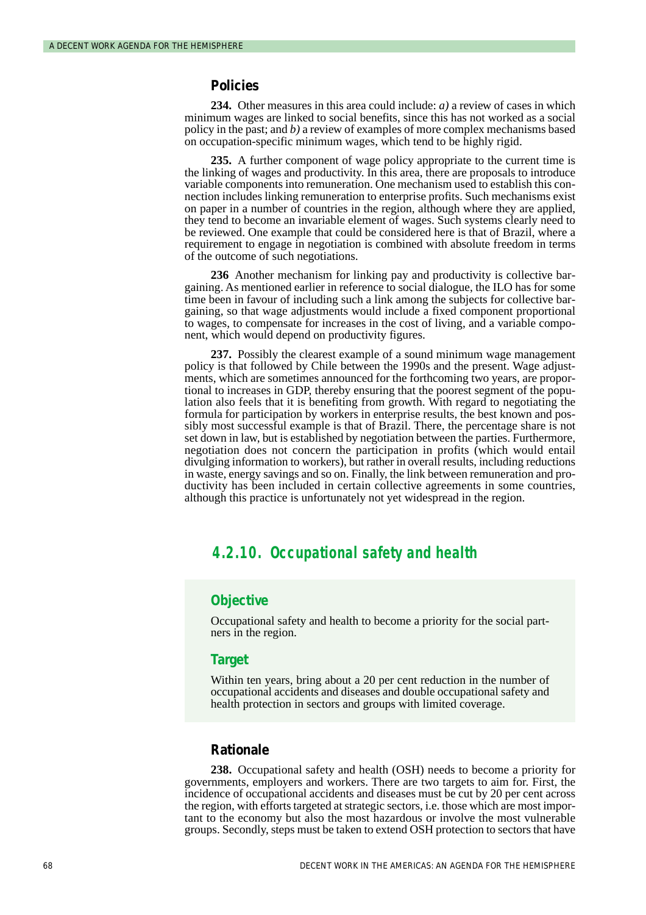### Policies

**234.** Other measures in this area could include: *a)* a review of cases in which minimum wages are linked to social benefits, since this has not worked as a social policy in the past; and *b)* a review of examples of more complex mechanisms based on occupation-specific minimum wages, which tend to be highly rigid.

**235.** A further component of wage policy appropriate to the current time is the linking of wages and productivity. In this area, there are proposals to introduce variable components into remuneration. One mechanism used to establish this connection includes linking remuneration to enterprise profits. Such mechanisms exist on paper in a number of countries in the region, although where they are applied, they tend to become an invariable element of wages. Such systems clearly need to be reviewed. One example that could be considered here is that of Brazil, where a requirement to engage in negotiation is combined with absolute freedom in terms of the outcome of such negotiations.

**236** Another mechanism for linking pay and productivity is collective bargaining. As mentioned earlier in reference to social dialogue, the ILO has for some time been in favour of including such a link among the subjects for collective bargaining, so that wage adjustments would include a fixed component proportional to wages, to compensate for increases in the cost of living, and a variable component, which would depend on productivity figures.

**237.** Possibly the clearest example of a sound minimum wage management policy is that followed by Chile between the 1990s and the present. Wage adjustments, which are sometimes announced for the forthcoming two years, are proportional to increases in GDP, thereby ensuring that the poorest segment of the population also feels that it is benefiting from growth. With regard to negotiating the formula for participation by workers in enterprise results, the best known and possibly most successful example is that of Brazil. There, the percentage share is not set down in law, but is established by negotiation between the parties. Furthermore, negotiation does not concern the participation in profits (which would entail divulging information to workers), but rather in overall results, including reductions in waste, energy savings and so on. Finally, the link between remuneration and productivity has been included in certain collective agreements in some countries, although this practice is unfortunately not yet widespread in the region.

## 4.2.10. Occupational safety and health

### Objective

Occupational safety and health to become a priority for the social partners in the region.

### Target

Within ten years, bring about a 20 per cent reduction in the number of occupational accidents and diseases and double occupational safety and health protection in sectors and groups with limited coverage.

### Rationale

**238.** Occupational safety and health (OSH) needs to become a priority for governments, employers and workers. There are two targets to aim for. First, the incidence of occupational accidents and diseases must be cut by 20 per cent across the region, with efforts targeted at strategic sectors, i.e. those which are most important to the economy but also the most hazardous or involve the most vulnerable groups. Secondly, steps must be taken to extend OSH protection to sectors that have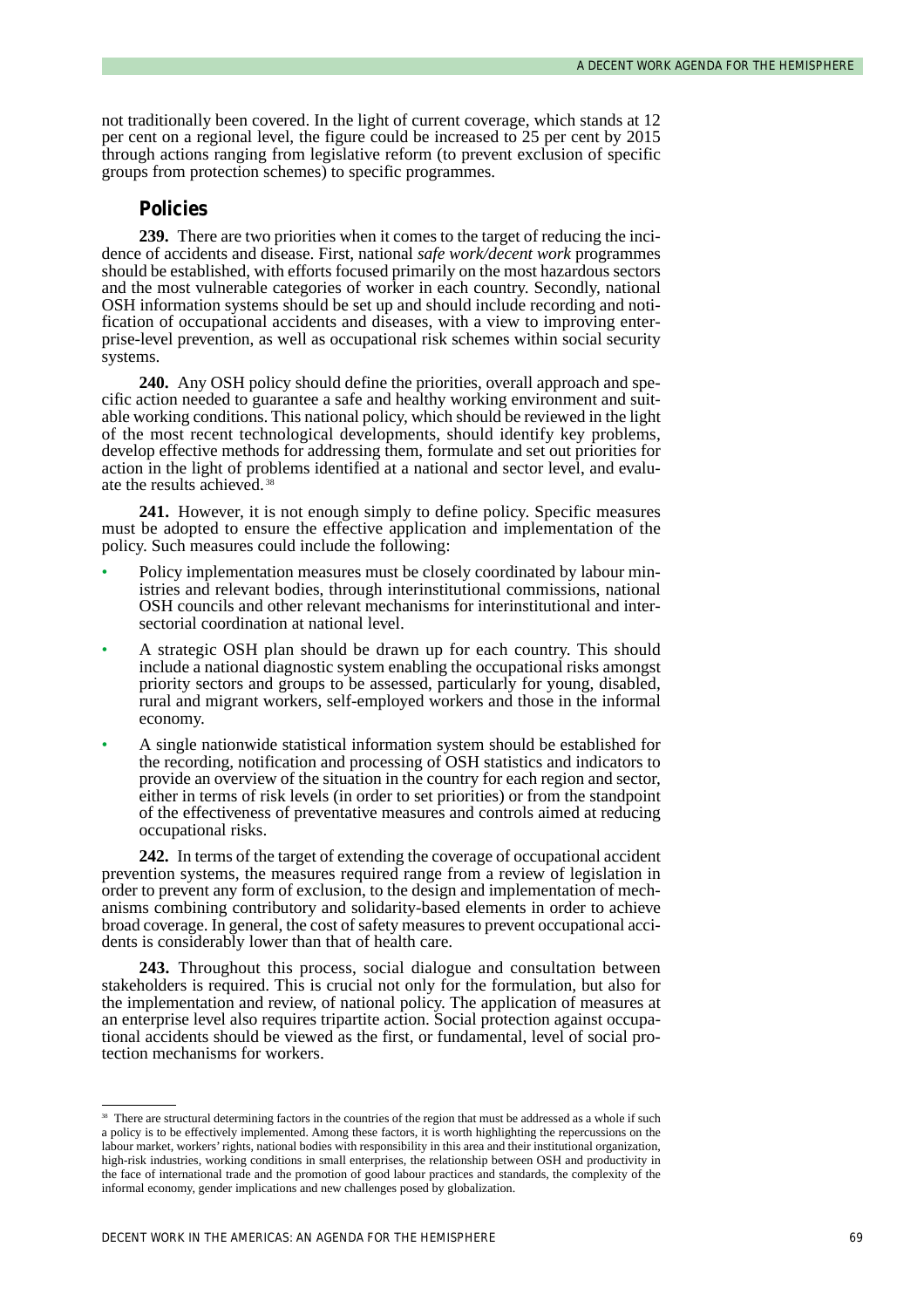not traditionally been covered. In the light of current coverage, which stands at 12 per cent on a regional level, the figure could be increased to 25 per cent by 2015 through actions ranging from legislative reform (to prevent exclusion of specific groups from protection schemes) to specific programmes.

### Policies

**239.** There are two priorities when it comes to the target of reducing the incidence of accidents and disease. First, national *safe work/decent work* programmes should be established, with efforts focused primarily on the most hazardous sectors and the most vulnerable categories of worker in each country. Secondly, national OSH information systems should be set up and should include recording and notification of occupational accidents and diseases, with a view to improving enterprise-level prevention, as well as occupational risk schemes within social security systems.

**240.** Any OSH policy should define the priorities, overall approach and specific action needed to guarantee a safe and healthy working environment and suitable working conditions. This national policy, which should be reviewed in the light of the most recent technological developments, should identify key problems, develop effective methods for addressing them, formulate and set out priorities for action in the light of problems identified at a national and sector level, and evaluate the results achieved.[38]

**241.** However, it is not enough simply to define policy. Specific measures must be adopted to ensure the effective application and implementation of the policy. Such measures could include the following:

- Policy implementation measures must be closely coordinated by labour ministries and relevant bodies, through interinstitutional commissions, national OSH councils and other relevant mechanisms for interinstitutional and intersectorial coordination at national level.
- A strategic OSH plan should be drawn up for each country. This should include a national diagnostic system enabling the occupational risks amongst priority sectors and groups to be assessed, particularly for young, disabled, rural and migrant workers, self-employed workers and those in the informal economy.
- A single nationwide statistical information system should be established for the recording, notification and processing of OSH statistics and indicators to provide an overview of the situation in the country for each region and sector, either in terms of risk levels (in order to set priorities) or from the standpoint of the effectiveness of preventative measures and controls aimed at reducing occupational risks.

**242.** In terms of the target of extending the coverage of occupational accident prevention systems, the measures required range from a review of legislation in order to prevent any form of exclusion, to the design and implementation of mechanisms combining contributory and solidarity-based elements in order to achieve broad coverage. In general, the cost of safety measures to prevent occupational accidents is considerably lower than that of health care.

**243.** Throughout this process, social dialogue and consultation between stakeholders is required. This is crucial not only for the formulation, but also for the implementation and review, of national policy. The application of measures at an enterprise level also requires tripartite action. Social protection against occupational accidents should be viewed as the first, or fundamental, level of social protection mechanisms for workers.

---

[38] There are structural determining factors in the countries of the region that must be addressed as a whole if such a policy is to be effectively implemented. Among these factors, it is worth highlighting the repercussions on the labour market, workers' rights, national bodies with responsibility in this area and their institutional organization, high-risk industries, working conditions in small enterprises, the relationship between OSH and productivity in the face of international trade and the promotion of good labour practices and standards, the complexity of the informal economy, gender implications and new challenges posed by globalization.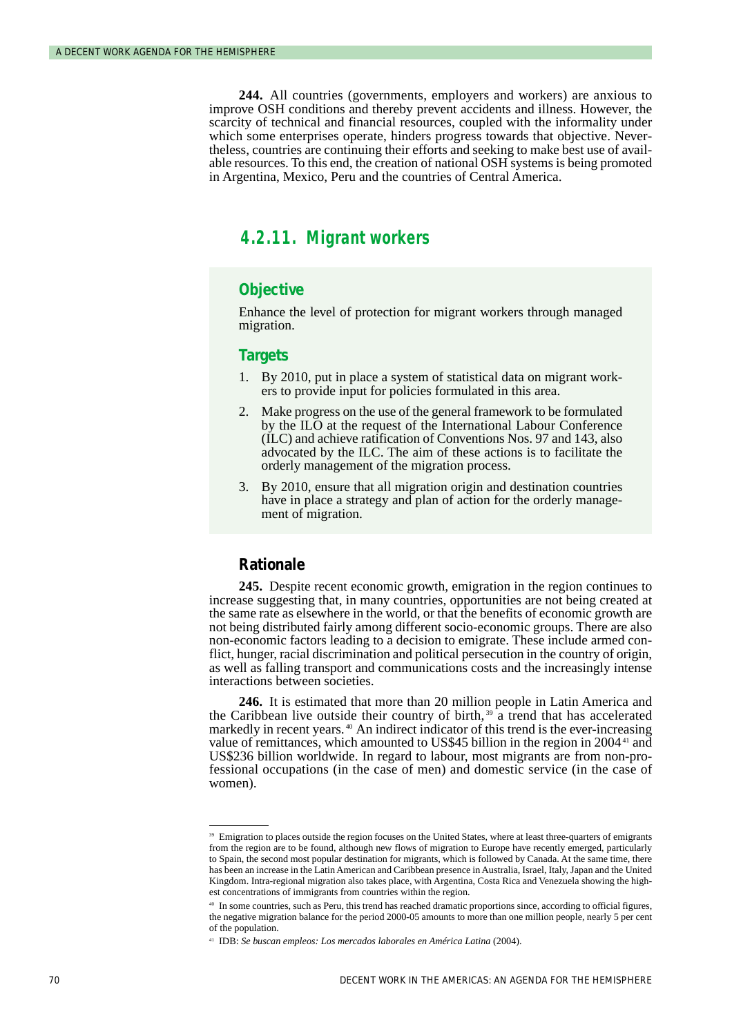**244.** All countries (governments, employers and workers) are anxious to improve OSH conditions and thereby prevent accidents and illness. However, the scarcity of technical and financial resources, coupled with the informality under which some enterprises operate, hinders progress towards that objective. Nevertheless, countries are continuing their efforts and seeking to make best use of available resources. To this end, the creation of national OSH systems is being promoted in Argentina, Mexico, Peru and the countries of Central America.

### 4.2.11. Migrant workers

#### Objective

Enhance the level of protection for migrant workers through managed migration.

#### Targets

1. By 2010, put in place a system of statistical data on migrant workers to provide input for policies formulated in this area.
2. Make progress on the use of the general framework to be formulated by the ILO at the request of the International Labour Conference (ILC) and achieve ratification of Conventions Nos. 97 and 143, also advocated by the ILC. The aim of these actions is to facilitate the orderly management of the migration process.
3. By 2010, ensure that all migration origin and destination countries have in place a strategy and plan of action for the orderly management of migration.

#### Rationale

**245.** Despite recent economic growth, emigration in the region continues to increase suggesting that, in many countries, opportunities are not being created at the same rate as elsewhere in the world, or that the benefits of economic growth are not being distributed fairly among different socio-economic groups. There are also non-economic factors leading to a decision to emigrate. These include armed conflict, hunger, racial discrimination and political persecution in the country of origin, as well as falling transport and communications costs and the increasingly intense interactions between societies.

**246.** It is estimated that more than 20 million people in Latin America and the Caribbean live outside their country of birth,[39] a trend that has accelerated markedly in recent years.[40] An indirect indicator of this trend is the ever-increasing value of remittances, which amounted to US$45 billion in the region in 2004[41] and US$236 billion worldwide. In regard to labour, most migrants are from non-professional occupations (in the case of men) and domestic service (in the case of women).

---

[39] Emigration to places outside the region focuses on the United States, where at least three-quarters of emigrants from the region are to be found, although new flows of migration to Europe have recently emerged, particularly to Spain, the second most popular destination for migrants, which is followed by Canada. At the same time, there has been an increase in the Latin American and Caribbean presence in Australia, Israel, Italy, Japan and the United Kingdom. Intra-regional migration also takes place, with Argentina, Costa Rica and Venezuela showing the highest concentrations of immigrants from countries within the region.

[40] In some countries, such as Peru, this trend has reached dramatic proportions since, according to official figures, the negative migration balance for the period 2000-05 amounts to more than one million people, nearly 5 per cent of the population.

[41] IDB: *Se buscan empleos: Los mercados laborales en América Latina* (2004).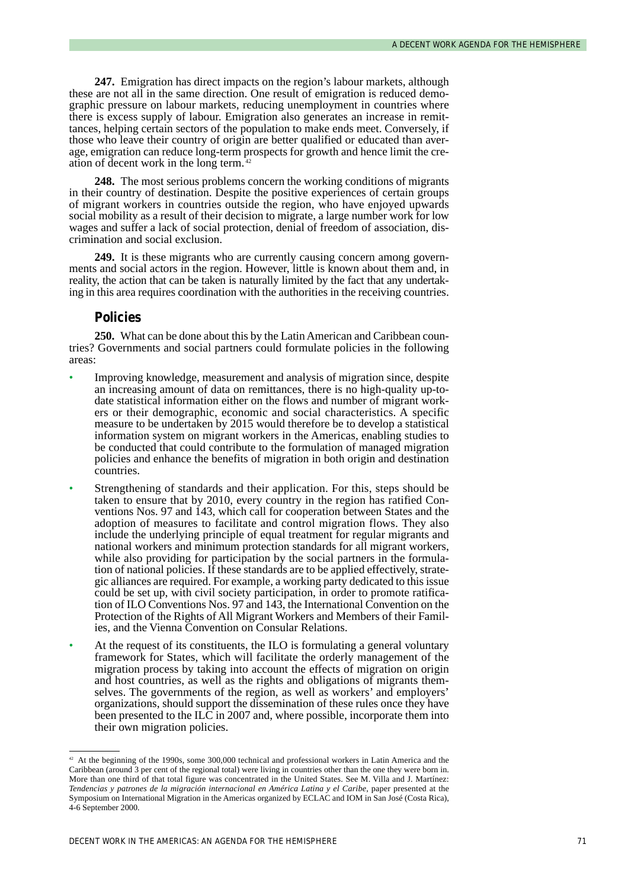**247.** Emigration has direct impacts on the region's labour markets, although these are not all in the same direction. One result of emigration is reduced demographic pressure on labour markets, reducing unemployment in countries where there is excess supply of labour. Emigration also generates an increase in remittances, helping certain sectors of the population to make ends meet. Conversely, if those who leave their country of origin are better qualified or educated than average, emigration can reduce long-term prospects for growth and hence limit the creation of decent work in the long term.[42]

**248.** The most serious problems concern the working conditions of migrants in their country of destination. Despite the positive experiences of certain groups of migrant workers in countries outside the region, who have enjoyed upwards social mobility as a result of their decision to migrate, a large number work for low wages and suffer a lack of social protection, denial of freedom of association, discrimination and social exclusion.

**249.** It is these migrants who are currently causing concern among governments and social actors in the region. However, little is known about them and, in reality, the action that can be taken is naturally limited by the fact that any undertaking in this area requires coordination with the authorities in the receiving countries.

### Policies

**250.** What can be done about this by the Latin American and Caribbean countries? Governments and social partners could formulate policies in the following areas:

- Improving knowledge, measurement and analysis of migration since, despite an increasing amount of data on remittances, there is no high-quality up-to-date statistical information either on the flows and number of migrant workers or their demographic, economic and social characteristics. A specific measure to be undertaken by 2015 would therefore be to develop a statistical information system on migrant workers in the Americas, enabling studies to be conducted that could contribute to the formulation of managed migration policies and enhance the benefits of migration in both origin and destination countries.
- Strengthening of standards and their application. For this, steps should be taken to ensure that by 2010, every country in the region has ratified Conventions Nos. 97 and 143, which call for cooperation between States and the adoption of measures to facilitate and control migration flows. They also include the underlying principle of equal treatment for regular migrants and national workers and minimum protection standards for all migrant workers, while also providing for participation by the social partners in the formulation of national policies. If these standards are to be applied effectively, strategic alliances are required. For example, a working party dedicated to this issue could be set up, with civil society participation, in order to promote ratification of ILO Conventions Nos. 97 and 143, the International Convention on the Protection of the Rights of All Migrant Workers and Members of their Families, and the Vienna Convention on Consular Relations.
- At the request of its constituents, the ILO is formulating a general voluntary framework for States, which will facilitate the orderly management of the migration process by taking into account the effects of migration on origin and host countries, as well as the rights and obligations of migrants themselves. The governments of the region, as well as workers' and employers' organizations, should support the dissemination of these rules once they have been presented to the ILC in 2007 and, where possible, incorporate them into their own migration policies.

---

[42] At the beginning of the 1990s, some 300,000 technical and professional workers in Latin America and the Caribbean (around 3 per cent of the regional total) were living in countries other than the one they were born in. More than one third of that total figure was concentrated in the United States. See M. Villa and J. Martínez: *Tendencias y patrones de la migración internacional en América Latina y el Caribe*, paper presented at the Symposium on International Migration in the Americas organized by ECLAC and IOM in San José (Costa Rica), 4-6 September 2000.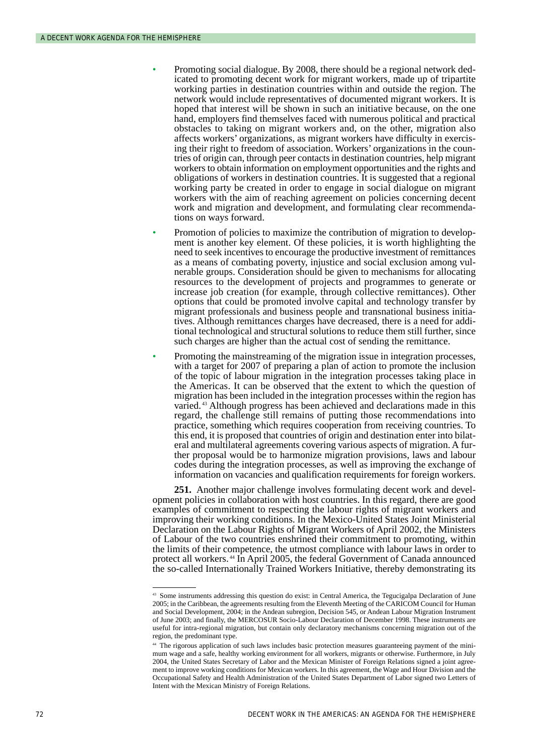- Promoting social dialogue. By 2008, there should be a regional network dedicated to promoting decent work for migrant workers, made up of tripartite working parties in destination countries within and outside the region. The network would include representatives of documented migrant workers. It is hoped that interest will be shown in such an initiative because, on the one hand, employers find themselves faced with numerous political and practical obstacles to taking on migrant workers and, on the other, migration also affects workers' organizations, as migrant workers have difficulty in exercising their right to freedom of association. Workers' organizations in the countries of origin can, through peer contacts in destination countries, help migrant workers to obtain information on employment opportunities and the rights and obligations of workers in destination countries. It is suggested that a regional working party be created in order to engage in social dialogue on migrant workers with the aim of reaching agreement on policies concerning decent work and migration and development, and formulating clear recommendations on ways forward.
- Promotion of policies to maximize the contribution of migration to development is another key element. Of these policies, it is worth highlighting the need to seek incentives to encourage the productive investment of remittances as a means of combating poverty, injustice and social exclusion among vulnerable groups. Consideration should be given to mechanisms for allocating resources to the development of projects and programmes to generate or increase job creation (for example, through collective remittances). Other options that could be promoted involve capital and technology transfer by migrant professionals and business people and transnational business initiatives. Although remittances charges have decreased, there is a need for additional technological and structural solutions to reduce them still further, since such charges are higher than the actual cost of sending the remittance.
- Promoting the mainstreaming of the migration issue in integration processes, with a target for 2007 of preparing a plan of action to promote the inclusion of the topic of labour migration in the integration processes taking place in the Americas. It can be observed that the extent to which the question of migration has been included in the integration processes within the region has varied.[43] Although progress has been achieved and declarations made in this regard, the challenge still remains of putting those recommendations into practice, something which requires cooperation from receiving countries. To this end, it is proposed that countries of origin and destination enter into bilateral and multilateral agreements covering various aspects of migration. A further proposal would be to harmonize migration provisions, laws and labour codes during the integration processes, as well as improving the exchange of information on vacancies and qualification requirements for foreign workers.

**251.** Another major challenge involves formulating decent work and development policies in collaboration with host countries. In this regard, there are good examples of commitment to respecting the labour rights of migrant workers and improving their working conditions. In the Mexico-United States Joint Ministerial Declaration on the Labour Rights of Migrant Workers of April 2002, the Ministers of Labour of the two countries enshrined their commitment to promoting, within the limits of their competence, the utmost compliance with labour laws in order to protect all workers.[44] In April 2005, the federal Government of Canada announced the so-called Internationally Trained Workers Initiative, thereby demonstrating its

---

[43] Some instruments addressing this question do exist: in Central America, the Tegucigalpa Declaration of June 2005; in the Caribbean, the agreements resulting from the Eleventh Meeting of the CARICOM Council for Human and Social Development, 2004; in the Andean subregion, Decision 545, or Andean Labour Migration Instrument of June 2003; and finally, the MERCOSUR Socio-Labour Declaration of December 1998. These instruments are useful for intra-regional migration, but contain only declaratory mechanisms concerning migration out of the region, the predominant type.

[44] The rigorous application of such laws includes basic protection measures guaranteeing payment of the minimum wage and a safe, healthy working environment for all workers, migrants or otherwise. Furthermore, in July 2004, the United States Secretary of Labor and the Mexican Minister of Foreign Relations signed a joint agreement to improve working conditions for Mexican workers. In this agreement, the Wage and Hour Division and the Occupational Safety and Health Administration of the United States Department of Labor signed two Letters of Intent with the Mexican Ministry of Foreign Relations.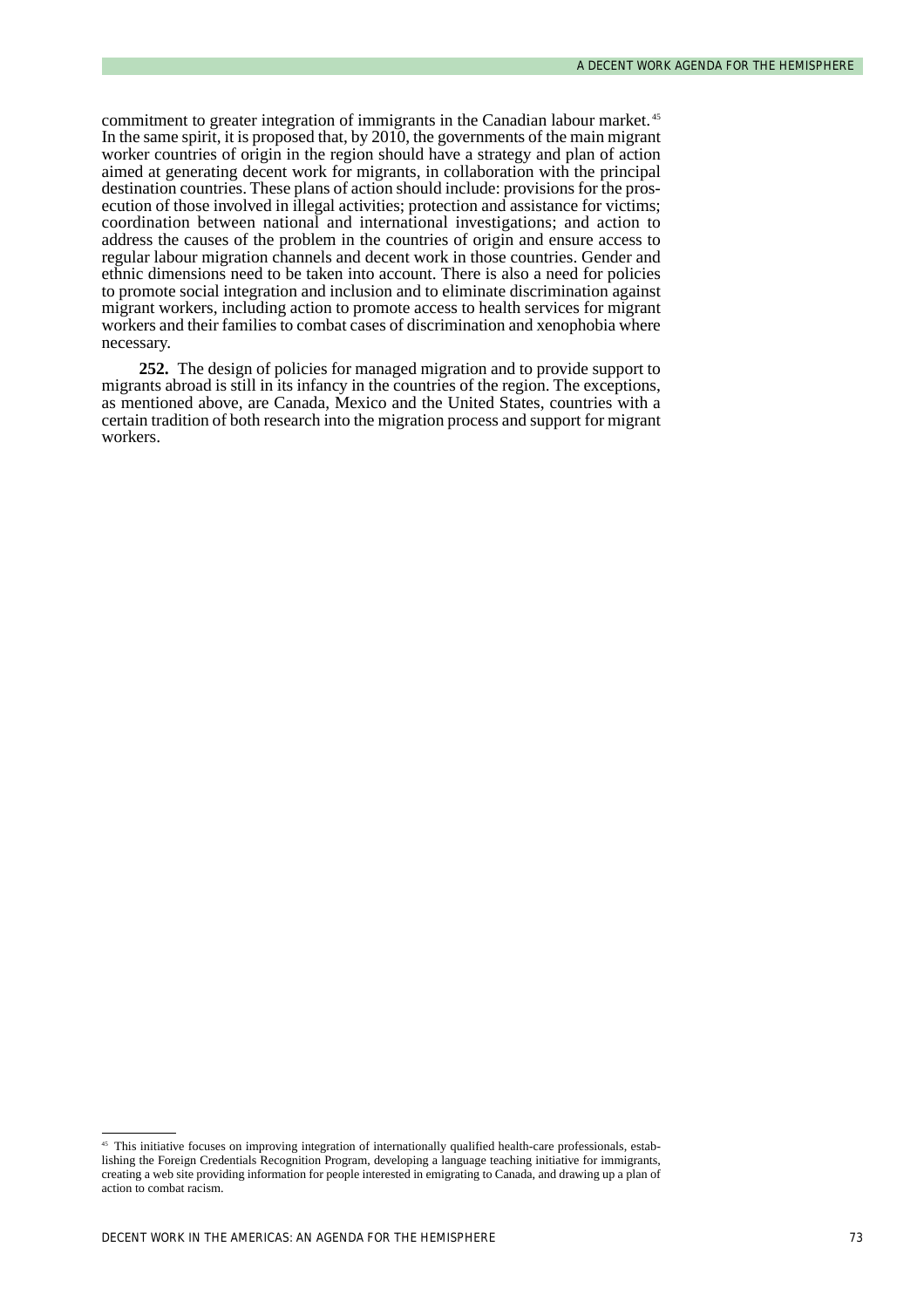commitment to greater integration of immigrants in the Canadian labour market.[45] In the same spirit, it is proposed that, by 2010, the governments of the main migrant worker countries of origin in the region should have a strategy and plan of action aimed at generating decent work for migrants, in collaboration with the principal destination countries. These plans of action should include: provisions for the prosecution of those involved in illegal activities; protection and assistance for victims; coordination between national and international investigations; and action to address the causes of the problem in the countries of origin and ensure access to regular labour migration channels and decent work in those countries. Gender and ethnic dimensions need to be taken into account. There is also a need for policies to promote social integration and inclusion and to eliminate discrimination against migrant workers, including action to promote access to health services for migrant workers and their families to combat cases of discrimination and xenophobia where necessary.

**252.** The design of policies for managed migration and to provide support to migrants abroad is still in its infancy in the countries of the region. The exceptions, as mentioned above, are Canada, Mexico and the United States, countries with a certain tradition of both research into the migration process and support for migrant workers.

---

[45] This initiative focuses on improving integration of internationally qualified health-care professionals, establishing the Foreign Credentials Recognition Program, developing a language teaching initiative for immigrants, creating a web site providing information for people interested in emigrating to Canada, and drawing up a plan of action to combat racism.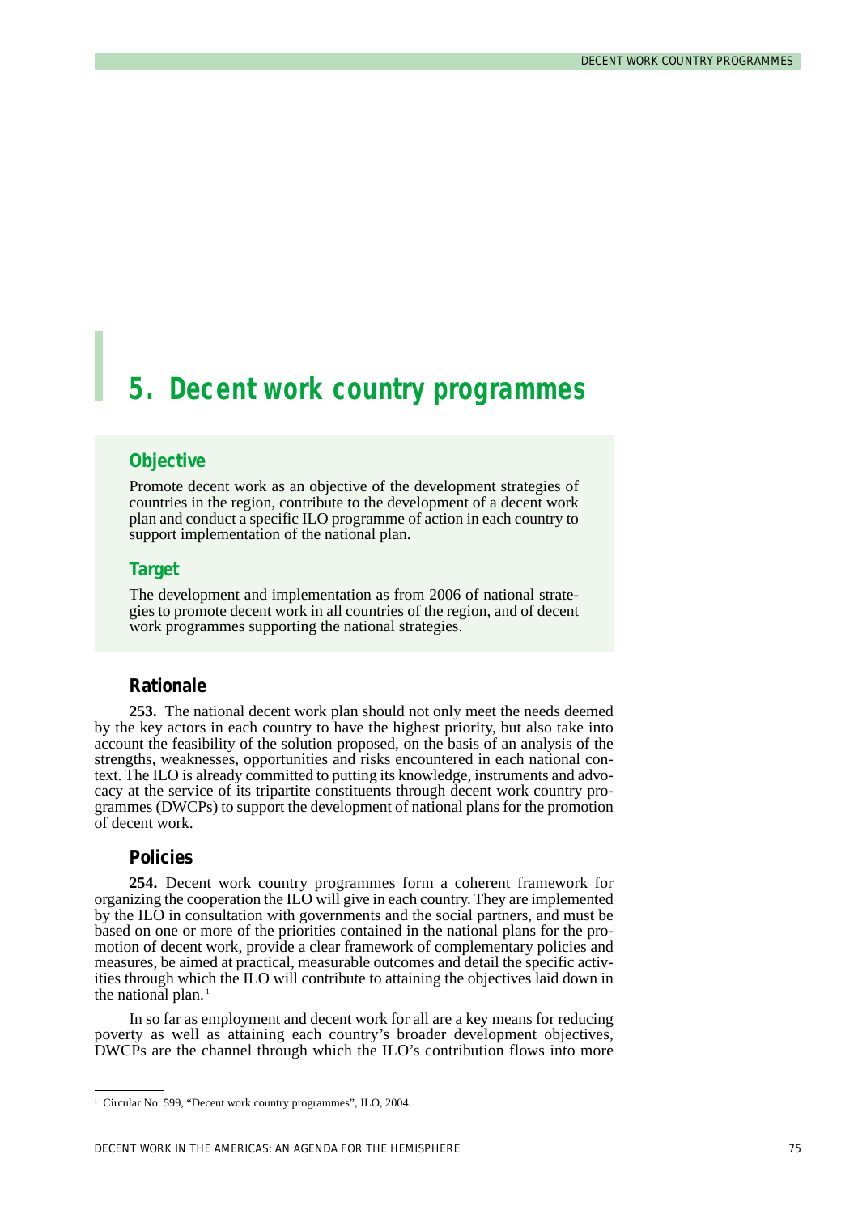# 5. Decent work country programmes

## Objective

Promote decent work as an objective of the development strategies of countries in the region, contribute to the development of a decent work plan and conduct a specific ILO programme of action in each country to support implementation of the national plan.

## Target

The development and implementation as from 2006 of national strategies to promote decent work in all countries of the region, and of decent work programmes supporting the national strategies.

### Rationale

**253.** The national decent work plan should not only meet the needs deemed by the key actors in each country to have the highest priority, but also take into account the feasibility of the solution proposed, on the basis of an analysis of the strengths, weaknesses, opportunities and risks encountered in each national context. The ILO is already committed to putting its knowledge, instruments and advocacy at the service of its tripartite constituents through decent work country programmes (DWCPs) to support the development of national plans for the promotion of decent work.

### Policies

**254.** Decent work country programmes form a coherent framework for organizing the cooperation the ILO will give in each country. They are implemented by the ILO in consultation with governments and the social partners, and must be based on one or more of the priorities contained in the national plans for the promotion of decent work, provide a clear framework of complementary policies and measures, be aimed at practical, measurable outcomes and detail the specific activities through which the ILO will contribute to attaining the objectives laid down in the national plan.[1]

In so far as employment and decent work for all are a key means for reducing poverty as well as attaining each country's broader development objectives, DWCPs are the channel through which the ILO's contribution flows into more

---

[1] Circular No. 599, "Decent work country programmes", ILO, 2004.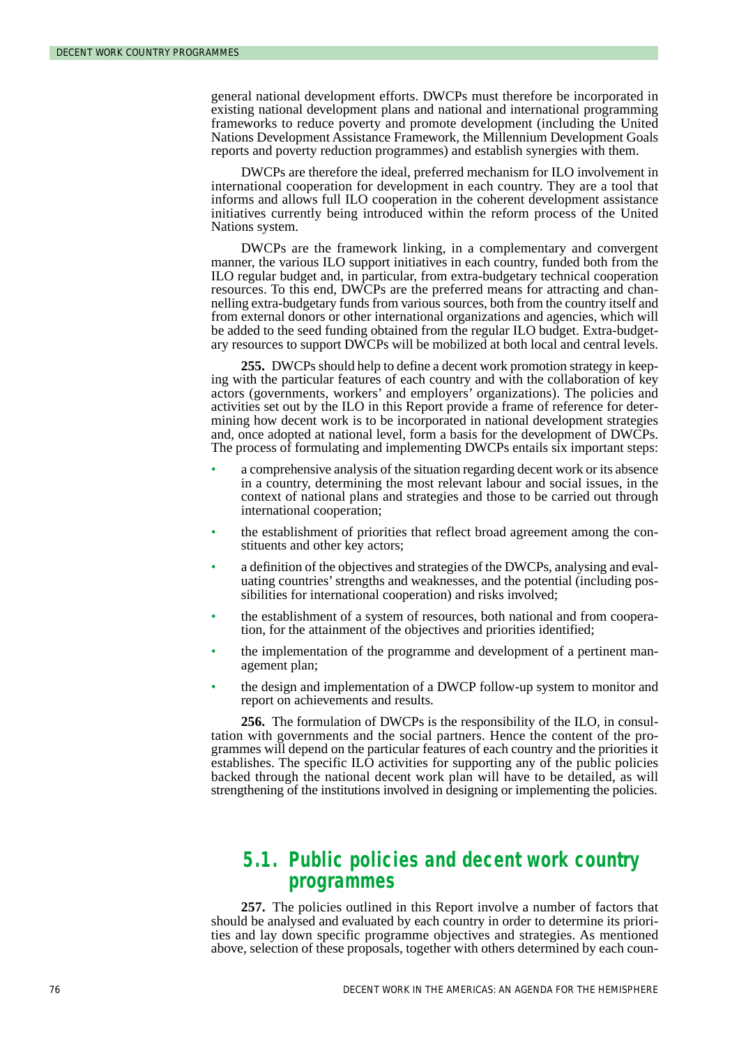general national development efforts. DWCPs must therefore be incorporated in existing national development plans and national and international programming frameworks to reduce poverty and promote development (including the United Nations Development Assistance Framework, the Millennium Development Goals reports and poverty reduction programmes) and establish synergies with them.

DWCPs are therefore the ideal, preferred mechanism for ILO involvement in international cooperation for development in each country. They are a tool that informs and allows full ILO cooperation in the coherent development assistance initiatives currently being introduced within the reform process of the United Nations system.

DWCPs are the framework linking, in a complementary and convergent manner, the various ILO support initiatives in each country, funded both from the ILO regular budget and, in particular, from extra-budgetary technical cooperation resources. To this end, DWCPs are the preferred means for attracting and channelling extra-budgetary funds from various sources, both from the country itself and from external donors or other international organizations and agencies, which will be added to the seed funding obtained from the regular ILO budget. Extra-budgetary resources to support DWCPs will be mobilized at both local and central levels.

**255.** DWCPs should help to define a decent work promotion strategy in keeping with the particular features of each country and with the collaboration of key actors (governments, workers' and employers' organizations). The policies and activities set out by the ILO in this Report provide a frame of reference for determining how decent work is to be incorporated in national development strategies and, once adopted at national level, form a basis for the development of DWCPs. The process of formulating and implementing DWCPs entails six important steps:

- a comprehensive analysis of the situation regarding decent work or its absence in a country, determining the most relevant labour and social issues, in the context of national plans and strategies and those to be carried out through international cooperation;
- the establishment of priorities that reflect broad agreement among the constituents and other key actors;
- a definition of the objectives and strategies of the DWCPs, analysing and evaluating countries' strengths and weaknesses, and the potential (including possibilities for international cooperation) and risks involved;
- the establishment of a system of resources, both national and from cooperation, for the attainment of the objectives and priorities identified;
- the implementation of the programme and development of a pertinent management plan;
- the design and implementation of a DWCP follow-up system to monitor and report on achievements and results.

**256.** The formulation of DWCPs is the responsibility of the ILO, in consultation with governments and the social partners. Hence the content of the programmes will depend on the particular features of each country and the priorities it establishes. The specific ILO activities for supporting any of the public policies backed through the national decent work plan will have to be detailed, as will strengthening of the institutions involved in designing or implementing the policies.

## 5.1. Public policies and decent work country programmes

**257.** The policies outlined in this Report involve a number of factors that should be analysed and evaluated by each country in order to determine its priorities and lay down specific programme objectives and strategies. As mentioned above, selection of these proposals, together with others determined by each coun-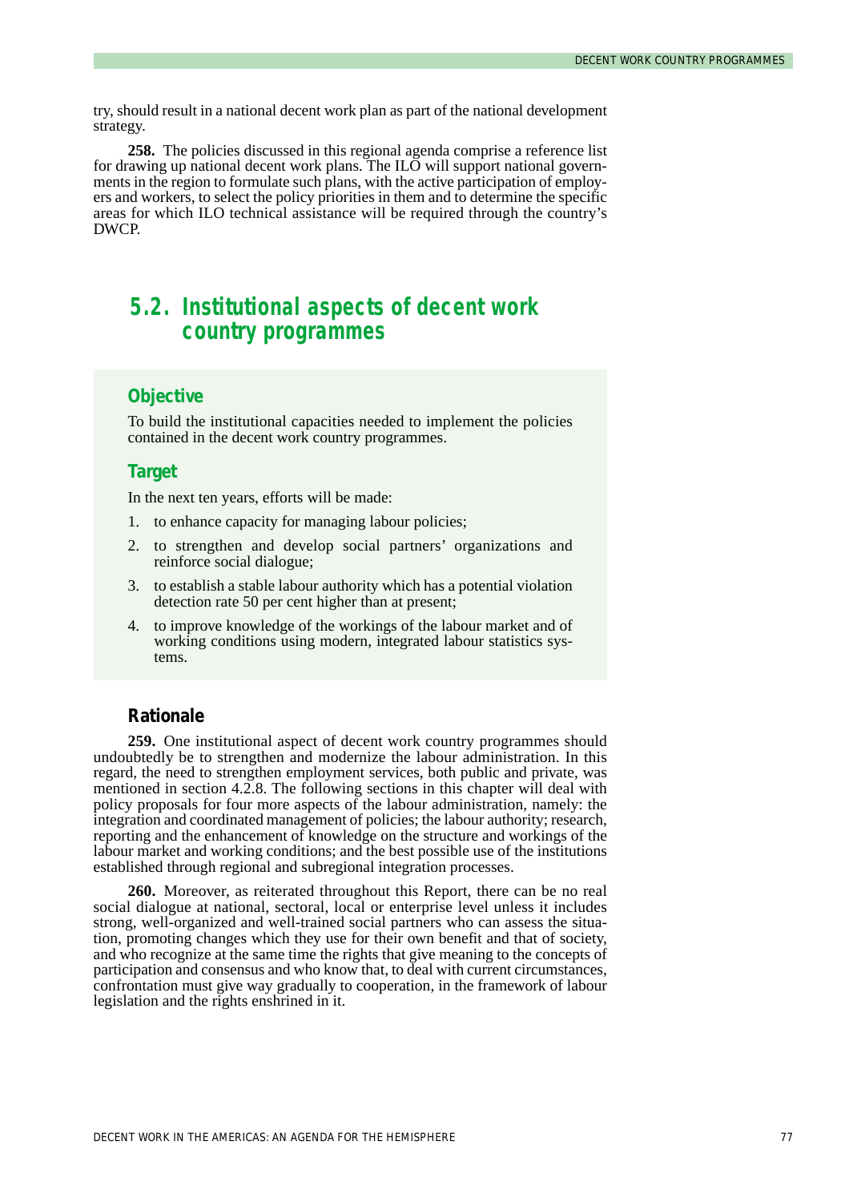try, should result in a national decent work plan as part of the national development strategy.

**258.** The policies discussed in this regional agenda comprise a reference list for drawing up national decent work plans. The ILO will support national governments in the region to formulate such plans, with the active participation of employers and workers, to select the policy priorities in them and to determine the specific areas for which ILO technical assistance will be required through the country's DWCP.

## 5.2. Institutional aspects of decent work country programmes

### Objective

To build the institutional capacities needed to implement the policies contained in the decent work country programmes.

### Target

In the next ten years, efforts will be made:

1. to enhance capacity for managing labour policies;
2. to strengthen and develop social partners' organizations and reinforce social dialogue;
3. to establish a stable labour authority which has a potential violation detection rate 50 per cent higher than at present;
4. to improve knowledge of the workings of the labour market and of working conditions using modern, integrated labour statistics systems.

### Rationale

**259.** One institutional aspect of decent work country programmes should undoubtedly be to strengthen and modernize the labour administration. In this regard, the need to strengthen employment services, both public and private, was mentioned in section 4.2.8. The following sections in this chapter will deal with policy proposals for four more aspects of the labour administration, namely: the integration and coordinated management of policies; the labour authority; research, reporting and the enhancement of knowledge on the structure and workings of the labour market and working conditions; and the best possible use of the institutions established through regional and subregional integration processes.

**260.** Moreover, as reiterated throughout this Report, there can be no real social dialogue at national, sectoral, local or enterprise level unless it includes strong, well-organized and well-trained social partners who can assess the situation, promoting changes which they use for their own benefit and that of society, and who recognize at the same time the rights that give meaning to the concepts of participation and consensus and who know that, to deal with current circumstances, confrontation must give way gradually to cooperation, in the framework of labour legislation and the rights enshrined in it.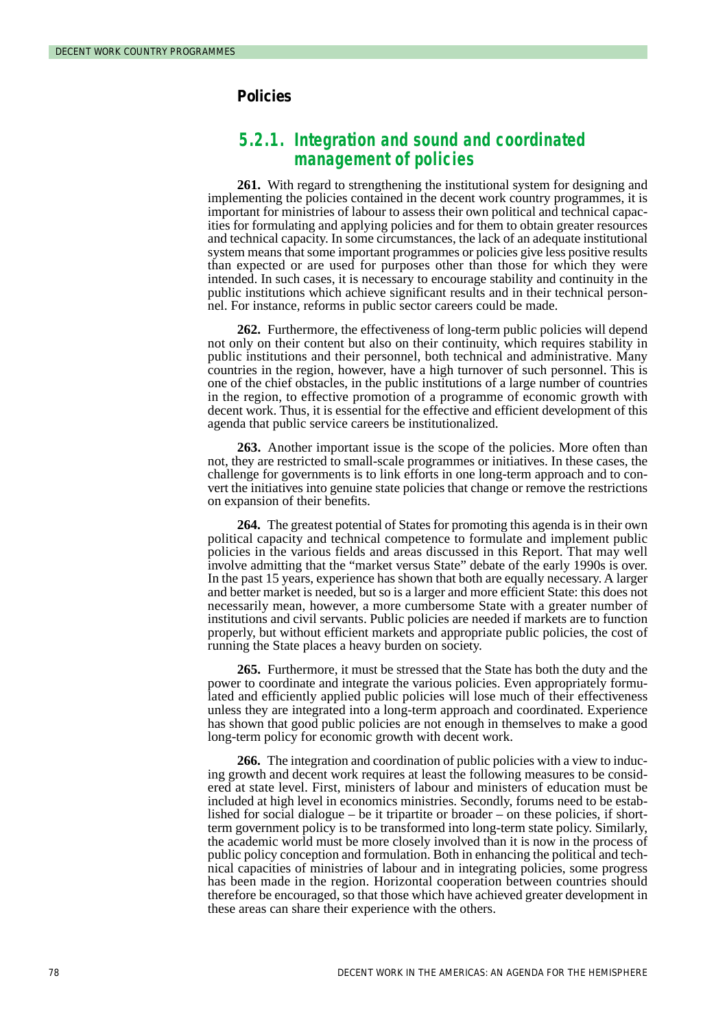## Policies

### 5.2.1. Integration and sound and coordinated management of policies

**261.** With regard to strengthening the institutional system for designing and implementing the policies contained in the decent work country programmes, it is important for ministries of labour to assess their own political and technical capacities for formulating and applying policies and for them to obtain greater resources and technical capacity. In some circumstances, the lack of an adequate institutional system means that some important programmes or policies give less positive results than expected or are used for purposes other than those for which they were intended. In such cases, it is necessary to encourage stability and continuity in the public institutions which achieve significant results and in their technical personnel. For instance, reforms in public sector careers could be made.

**262.** Furthermore, the effectiveness of long-term public policies will depend not only on their content but also on their continuity, which requires stability in public institutions and their personnel, both technical and administrative. Many countries in the region, however, have a high turnover of such personnel. This is one of the chief obstacles, in the public institutions of a large number of countries in the region, to effective promotion of a programme of economic growth with decent work. Thus, it is essential for the effective and efficient development of this agenda that public service careers be institutionalized.

**263.** Another important issue is the scope of the policies. More often than not, they are restricted to small-scale programmes or initiatives. In these cases, the challenge for governments is to link efforts in one long-term approach and to convert the initiatives into genuine state policies that change or remove the restrictions on expansion of their benefits.

**264.** The greatest potential of States for promoting this agenda is in their own political capacity and technical competence to formulate and implement public policies in the various fields and areas discussed in this Report. That may well involve admitting that the "market versus State" debate of the early 1990s is over. In the past 15 years, experience has shown that both are equally necessary. A larger and better market is needed, but so is a larger and more efficient State: this does not necessarily mean, however, a more cumbersome State with a greater number of institutions and civil servants. Public policies are needed if markets are to function properly, but without efficient markets and appropriate public policies, the cost of running the State places a heavy burden on society.

**265.** Furthermore, it must be stressed that the State has both the duty and the power to coordinate and integrate the various policies. Even appropriately formulated and efficiently applied public policies will lose much of their effectiveness unless they are integrated into a long-term approach and coordinated. Experience has shown that good public policies are not enough in themselves to make a good long-term policy for economic growth with decent work.

**266.** The integration and coordination of public policies with a view to inducing growth and decent work requires at least the following measures to be considered at state level. First, ministers of labour and ministers of education must be included at high level in economics ministries. Secondly, forums need to be established for social dialogue – be it tripartite or broader – on these policies, if short-term government policy is to be transformed into long-term state policy. Similarly, the academic world must be more closely involved than it is now in the process of public policy conception and formulation. Both in enhancing the political and technical capacities of ministries of labour and in integrating policies, some progress has been made in the region. Horizontal cooperation between countries should therefore be encouraged, so that those which have achieved greater development in these areas can share their experience with the others.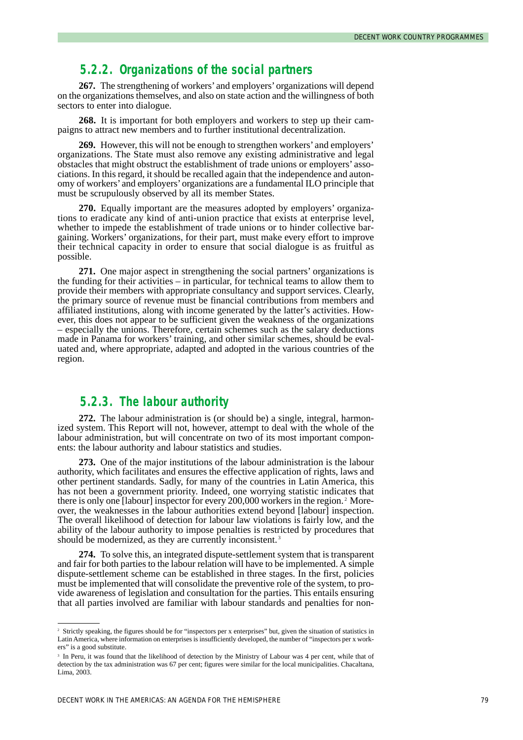### 5.2.2. Organizations of the social partners

**267.** The strengthening of workers' and employers' organizations will depend on the organizations themselves, and also on state action and the willingness of both sectors to enter into dialogue.

**268.** It is important for both employers and workers to step up their campaigns to attract new members and to further institutional decentralization.

**269.** However, this will not be enough to strengthen workers' and employers' organizations. The State must also remove any existing administrative and legal obstacles that might obstruct the establishment of trade unions or employers' associations. In this regard, it should be recalled again that the independence and autonomy of workers' and employers' organizations are a fundamental ILO principle that must be scrupulously observed by all its member States.

**270.** Equally important are the measures adopted by employers' organizations to eradicate any kind of anti-union practice that exists at enterprise level, whether to impede the establishment of trade unions or to hinder collective bargaining. Workers' organizations, for their part, must make every effort to improve their technical capacity in order to ensure that social dialogue is as fruitful as possible.

**271.** One major aspect in strengthening the social partners' organizations is the funding for their activities – in particular, for technical teams to allow them to provide their members with appropriate consultancy and support services. Clearly, the primary source of revenue must be financial contributions from members and affiliated institutions, along with income generated by the latter's activities. However, this does not appear to be sufficient given the weakness of the organizations – especially the unions. Therefore, certain schemes such as the salary deductions made in Panama for workers' training, and other similar schemes, should be evaluated and, where appropriate, adapted and adopted in the various countries of the region.

### 5.2.3. The labour authority

**272.** The labour administration is (or should be) a single, integral, harmonized system. This Report will not, however, attempt to deal with the whole of the labour administration, but will concentrate on two of its most important components: the labour authority and labour statistics and studies.

**273.** One of the major institutions of the labour administration is the labour authority, which facilitates and ensures the effective application of rights, laws and other pertinent standards. Sadly, for many of the countries in Latin America, this has not been a government priority. Indeed, one worrying statistic indicates that there is only one [labour] inspector for every 200,000 workers in the region.[2] Moreover, the weaknesses in the labour authorities extend beyond [labour] inspection. The overall likelihood of detection for labour law violations is fairly low, and the ability of the labour authority to impose penalties is restricted by procedures that should be modernized, as they are currently inconsistent.[3]

**274.** To solve this, an integrated dispute-settlement system that is transparent and fair for both parties to the labour relation will have to be implemented. A simple dispute-settlement scheme can be established in three stages. In the first, policies must be implemented that will consolidate the preventive role of the system, to provide awareness of legislation and consultation for the parties. This entails ensuring that all parties involved are familiar with labour standards and penalties for non-

---

[2] Strictly speaking, the figures should be for "inspectors per x enterprises" but, given the situation of statistics in Latin America, where information on enterprises is insufficiently developed, the number of "inspectors per x workers" is a good substitute.

[3] In Peru, it was found that the likelihood of detection by the Ministry of Labour was 4 per cent, while that of detection by the tax administration was 67 per cent; figures were similar for the local municipalities. Chacaltana, Lima, 2003.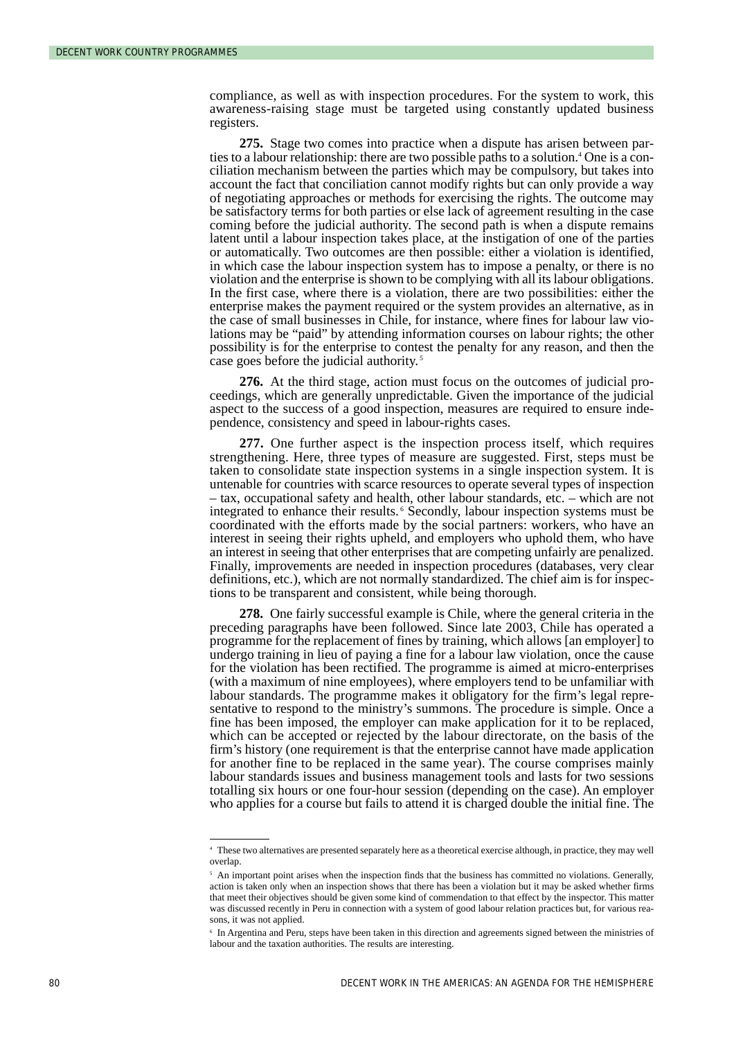compliance, as well as with inspection procedures. For the system to work, this awareness-raising stage must be targeted using constantly updated business registers.

**275.** Stage two comes into practice when a dispute has arisen between parties to a labour relationship: there are two possible paths to a solution.[4] One is a conciliation mechanism between the parties which may be compulsory, but takes into account the fact that conciliation cannot modify rights but can only provide a way of negotiating approaches or methods for exercising the rights. The outcome may be satisfactory terms for both parties or else lack of agreement resulting in the case coming before the judicial authority. The second path is when a dispute remains latent until a labour inspection takes place, at the instigation of one of the parties or automatically. Two outcomes are then possible: either a violation is identified, in which case the labour inspection system has to impose a penalty, or there is no violation and the enterprise is shown to be complying with all its labour obligations. In the first case, where there is a violation, there are two possibilities: either the enterprise makes the payment required or the system provides an alternative, as in the case of small businesses in Chile, for instance, where fines for labour law violations may be "paid" by attending information courses on labour rights; the other possibility is for the enterprise to contest the penalty for any reason, and then the case goes before the judicial authority.[5]

**276.** At the third stage, action must focus on the outcomes of judicial proceedings, which are generally unpredictable. Given the importance of the judicial aspect to the success of a good inspection, measures are required to ensure independence, consistency and speed in labour-rights cases.

**277.** One further aspect is the inspection process itself, which requires strengthening. Here, three types of measure are suggested. First, steps must be taken to consolidate state inspection systems in a single inspection system. It is untenable for countries with scarce resources to operate several types of inspection – tax, occupational safety and health, other labour standards, etc. – which are not integrated to enhance their results.[6] Secondly, labour inspection systems must be coordinated with the efforts made by the social partners: workers, who have an interest in seeing their rights upheld, and employers who uphold them, who have an interest in seeing that other enterprises that are competing unfairly are penalized. Finally, improvements are needed in inspection procedures (databases, very clear definitions, etc.), which are not normally standardized. The chief aim is for inspections to be transparent and consistent, while being thorough.

**278.** One fairly successful example is Chile, where the general criteria in the preceding paragraphs have been followed. Since late 2003, Chile has operated a programme for the replacement of fines by training, which allows [an employer] to undergo training in lieu of paying a fine for a labour law violation, once the cause for the violation has been rectified. The programme is aimed at micro-enterprises (with a maximum of nine employees), where employers tend to be unfamiliar with labour standards. The programme makes it obligatory for the firm's legal representative to respond to the ministry's summons. The procedure is simple. Once a fine has been imposed, the employer can make application for it to be replaced, which can be accepted or rejected by the labour directorate, on the basis of the firm's history (one requirement is that the enterprise cannot have made application for another fine to be replaced in the same year). The course comprises mainly labour standards issues and business management tools and lasts for two sessions totalling six hours or one four-hour session (depending on the case). An employer who applies for a course but fails to attend it is charged double the initial fine. The

---

[4] These two alternatives are presented separately here as a theoretical exercise although, in practice, they may well overlap.

[5] An important point arises when the inspection finds that the business has committed no violations. Generally, action is taken only when an inspection shows that there has been a violation but it may be asked whether firms that meet their objectives should be given some kind of commendation to that effect by the inspector. This matter was discussed recently in Peru in connection with a system of good labour relation practices but, for various reasons, it was not applied.

[6] In Argentina and Peru, steps have been taken in this direction and agreements signed between the ministries of labour and the taxation authorities. The results are interesting.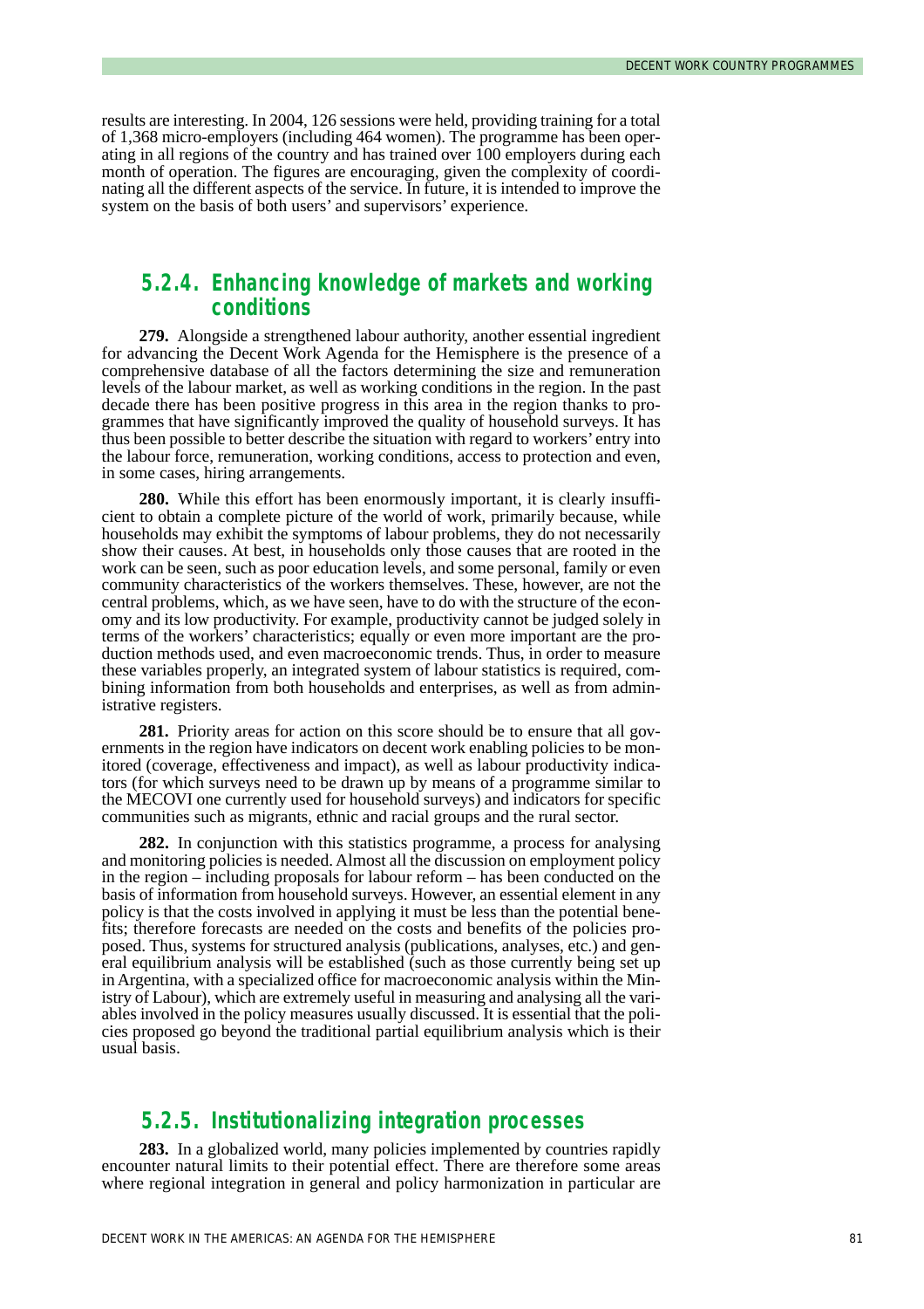results are interesting. In 2004, 126 sessions were held, providing training for a total of 1,368 micro-employers (including 464 women). The programme has been operating in all regions of the country and has trained over 100 employers during each month of operation. The figures are encouraging, given the complexity of coordinating all the different aspects of the service. In future, it is intended to improve the system on the basis of both users' and supervisors' experience.

### 5.2.4. Enhancing knowledge of markets and working conditions

**279.** Alongside a strengthened labour authority, another essential ingredient for advancing the Decent Work Agenda for the Hemisphere is the presence of a comprehensive database of all the factors determining the size and remuneration levels of the labour market, as well as working conditions in the region. In the past decade there has been positive progress in this area in the region thanks to programmes that have significantly improved the quality of household surveys. It has thus been possible to better describe the situation with regard to workers' entry into the labour force, remuneration, working conditions, access to protection and even, in some cases, hiring arrangements.

**280.** While this effort has been enormously important, it is clearly insufficient to obtain a complete picture of the world of work, primarily because, while households may exhibit the symptoms of labour problems, they do not necessarily show their causes. At best, in households only those causes that are rooted in the work can be seen, such as poor education levels, and some personal, family or even community characteristics of the workers themselves. These, however, are not the central problems, which, as we have seen, have to do with the structure of the economy and its low productivity. For example, productivity cannot be judged solely in terms of the workers' characteristics; equally or even more important are the production methods used, and even macroeconomic trends. Thus, in order to measure these variables properly, an integrated system of labour statistics is required, combining information from both households and enterprises, as well as from administrative registers.

**281.** Priority areas for action on this score should be to ensure that all governments in the region have indicators on decent work enabling policies to be monitored (coverage, effectiveness and impact), as well as labour productivity indicators (for which surveys need to be drawn up by means of a programme similar to the MECOVI one currently used for household surveys) and indicators for specific communities such as migrants, ethnic and racial groups and the rural sector.

**282.** In conjunction with this statistics programme, a process for analysing and monitoring policies is needed. Almost all the discussion on employment policy in the region – including proposals for labour reform – has been conducted on the basis of information from household surveys. However, an essential element in any policy is that the costs involved in applying it must be less than the potential benefits; therefore forecasts are needed on the costs and benefits of the policies proposed. Thus, systems for structured analysis (publications, analyses, etc.) and general equilibrium analysis will be established (such as those currently being set up in Argentina, with a specialized office for macroeconomic analysis within the Ministry of Labour), which are extremely useful in measuring and analysing all the variables involved in the policy measures usually discussed. It is essential that the policies proposed go beyond the traditional partial equilibrium analysis which is their usual basis.

### 5.2.5. Institutionalizing integration processes

**283.** In a globalized world, many policies implemented by countries rapidly encounter natural limits to their potential effect. There are therefore some areas where regional integration in general and policy harmonization in particular are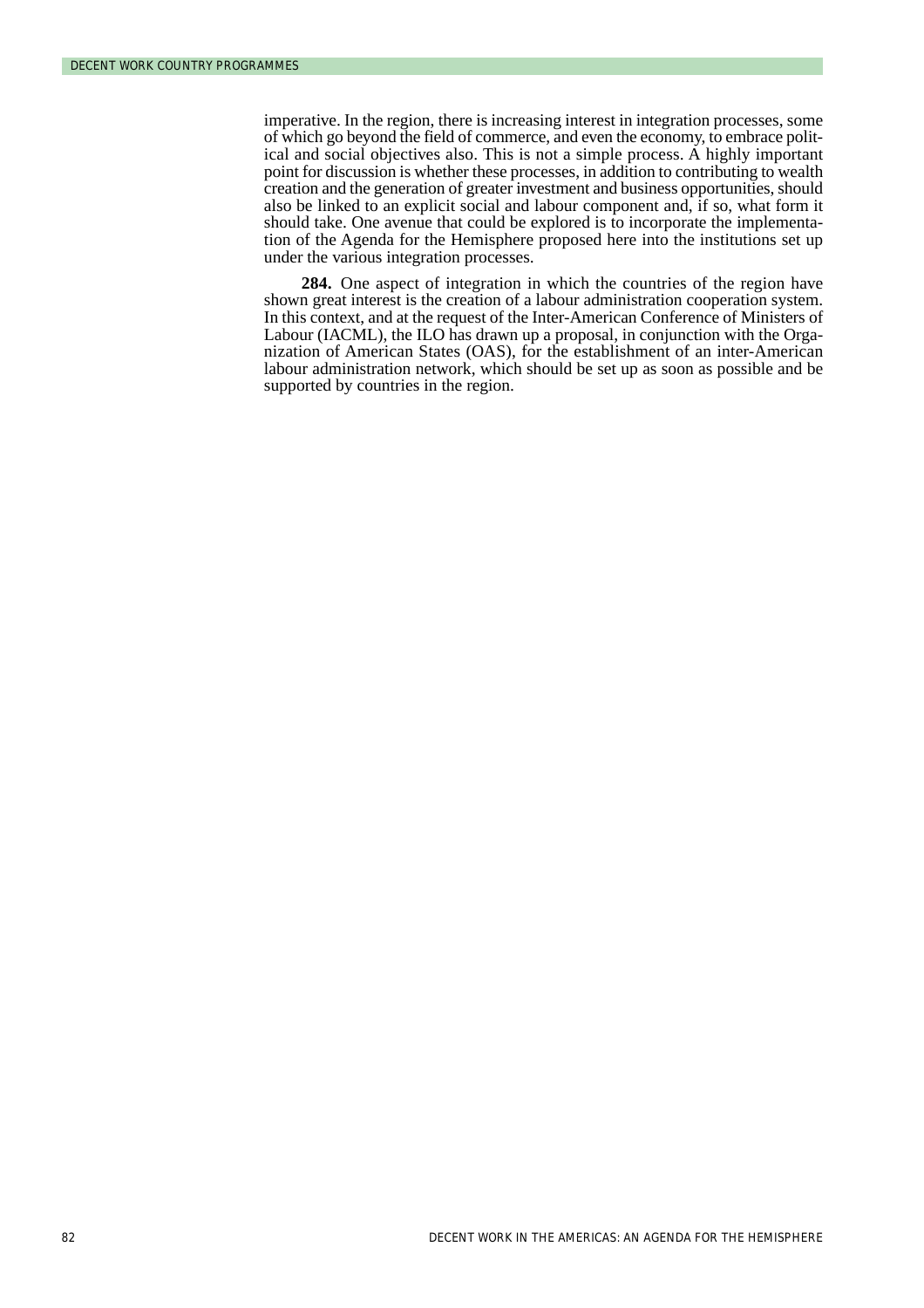imperative. In the region, there is increasing interest in integration processes, some of which go beyond the field of commerce, and even the economy, to embrace political and social objectives also. This is not a simple process. A highly important point for discussion is whether these processes, in addition to contributing to wealth creation and the generation of greater investment and business opportunities, should also be linked to an explicit social and labour component and, if so, what form it should take. One avenue that could be explored is to incorporate the implementation of the Agenda for the Hemisphere proposed here into the institutions set up under the various integration processes.

**284.** One aspect of integration in which the countries of the region have shown great interest is the creation of a labour administration cooperation system. In this context, and at the request of the Inter-American Conference of Ministers of Labour (IACML), the ILO has drawn up a proposal, in conjunction with the Organization of American States (OAS), for the establishment of an inter-American labour administration network, which should be set up as soon as possible and be supported by countries in the region.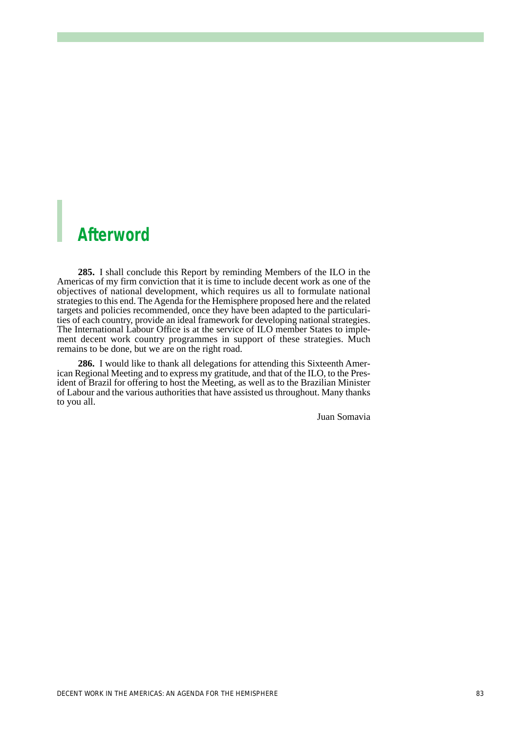# Afterword

**285.** I shall conclude this Report by reminding Members of the ILO in the Americas of my firm conviction that it is time to include decent work as one of the objectives of national development, which requires us all to formulate national strategies to this end. The Agenda for the Hemisphere proposed here and the related targets and policies recommended, once they have been adapted to the particularities of each country, provide an ideal framework for developing national strategies. The International Labour Office is at the service of ILO member States to implement decent work country programmes in support of these strategies. Much remains to be done, but we are on the right road.

**286.** I would like to thank all delegations for attending this Sixteenth American Regional Meeting and to express my gratitude, and that of the ILO, to the President of Brazil for offering to host the Meeting, as well as to the Brazilian Minister of Labour and the various authorities that have assisted us throughout. Many thanks to you all.

Juan Somavia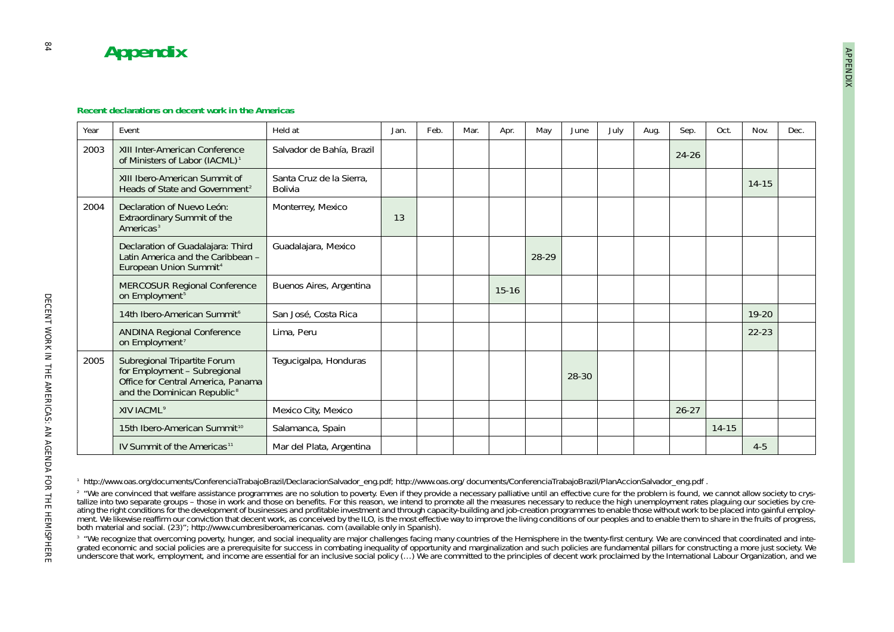# Appendix

**Recent declarations on decent work in the Americas**

| Year | Event | Held at | Jan. | Feb. | Mar. | Apr. | May | June | July | Aug. | Sep. | Oct. | Nov. | Dec. |
|---|---|---|---|---|---|---|---|---|---|---|---|---|---|---|
| 2003 | XIII Inter-American Conference of Ministers of Labor (IACML)[1] | Salvador de Bahía, Brazil | | | | | | | | | 24-26 | | | |
| | XIII Ibero-American Summit of Heads of State and Government[2] | Santa Cruz de la Sierra, Bolivia | | | | | | | | | | | 14-15 | |
| 2004 | Declaration of Nuevo León: Extraordinary Summit of the Americas[3] | Monterrey, Mexico | 13 | | | | | | | | | | | |
| | Declaration of Guadalajara: Third Latin America and the Caribbean – European Union Summit[4] | Guadalajara, Mexico | | | | | 28-29 | | | | | | | |
| | MERCOSUR Regional Conference on Employment[5] | Buenos Aires, Argentina | | | | 15-16 | | | | | | | | |
| | 14th Ibero-American Summit[6] | San José, Costa Rica | | | | | | | | | | | 19-20 | |
| | ANDINA Regional Conference on Employment[7] | Lima, Peru | | | | | | | | | | | 22-23 | |
| 2005 | Subregional Tripartite Forum for Employment – Subregional Office for Central America, Panama and the Dominican Republic[8] | Tegucigalpa, Honduras | | | | | | 28-30 | | | | | | |
| | XIV IACML[9] | Mexico City, Mexico | | | | | | | | | 26-27 | | | |
| | 15th Ibero-American Summit[10] | Salamanca, Spain | | | | | | | | | | 14-15 | | |
| | IV Summit of the Americas[11] | Mar del Plata, Argentina | | | | | | | | | | | 4-5 | |

[1] http://www.oas.org/documents/ConferenciaTrabajoBrazil/DeclaracionSalvador_eng.pdf; http://www.oas.org/ documents/ConferenciaTrabajoBrazil/PlanAccionSalvador_eng.pdf .

[2] "We are convinced that welfare assistance programmes are no solution to poverty. Even if they provide a necessary palliative until an effective cure for the problem is found, we cannot allow society to crystallize into two separate groups – those in work and those on benefits. For this reason, we intend to promote all the measures necessary to reduce the high unemployment rates plaguing our societies by creating the right conditions for the development of businesses and profitable investment and through capacity-building and job-creation programmes to enable those without work to be placed into gainful employment. We likewise reaffirm our conviction that decent work, as conceived by the ILO, is the most effective way to improve the living conditions of our peoples and to enable them to share in the fruits of progress, both material and social. (23)"; http://www.cumbresiberoamericanas. com (available only in Spanish).

[3] "We recognize that overcoming poverty, hunger, and social inequality are major challenges facing many countries of the Hemisphere in the twenty-first century. We are convinced that coordinated and integrated economic and social policies are a prerequisite for success in combating inequality of opportunity and marginalization and such policies are fundamental pillars for constructing a more just society. We underscore that work, employment, and income are essential for an inclusive social policy (…) We are committed to the principles of decent work proclaimed by the International Labour Organization, and we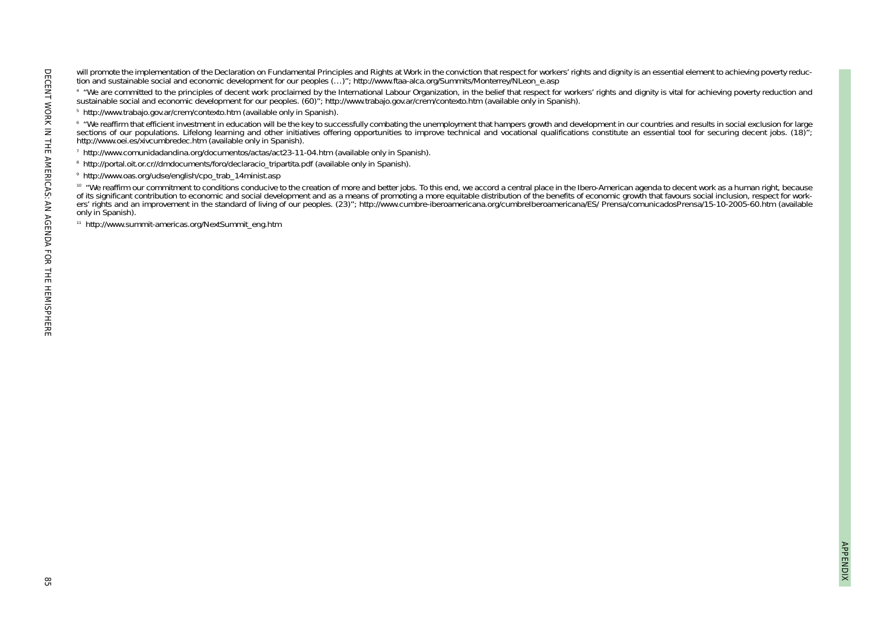will promote the implementation of the Declaration on Fundamental Principles and Rights at Work in the conviction that respect for workers' rights and dignity is an essential element to achieving poverty reduction and sustainable social and economic development for our peoples (…)"; http://www.ftaa-alca.org/Summits/Monterrey/NLeon_e.asp

[4] "We are committed to the principles of decent work proclaimed by the International Labour Organization, in the belief that respect for workers' rights and dignity is vital for achieving poverty reduction and sustainable social and economic development for our peoples. (60)"; http://www.trabajo.gov.ar/crem/contexto.htm (available only in Spanish).

[5] http://www.trabajo.gov.ar/crem/contexto.htm (available only in Spanish).

[6] "We reaffirm that efficient investment in education will be the key to successfully combating the unemployment that hampers growth and development in our countries and results in social exclusion for large sections of our populations. Lifelong learning and other initiatives offering opportunities to improve technical and vocational qualifications constitute an essential tool for securing decent jobs. (18)"; http://www.oei.es/xivcumbredec.htm (available only in Spanish).

[7] http://www.comunidadandina.org/documentos/actas/act23-11-04.htm (available only in Spanish).

[8] http://portal.oit.or.cr//dmdocuments/foro/declaracio_tripartita.pdf (available only in Spanish).

[9] http://www.oas.org/udse/english/cpo_trab_14minist.asp

[10] "We reaffirm our commitment to conditions conducive to the creation of more and better jobs. To this end, we accord a central place in the Ibero-American agenda to decent work as a human right, because of its significant contribution to economic and social development and as a means of promoting a more equitable distribution of the benefits of economic growth that favours social inclusion, respect for workers' rights and an improvement in the standard of living of our peoples. (23)"; http://www.cumbre-iberoamericana.org/cumbreIberoamericana/ES/ Prensa/comunicadosPrensa/15-10-2005-60.htm (available only in Spanish).

[11] http://www.summit-americas.org/NextSummit_eng.htm